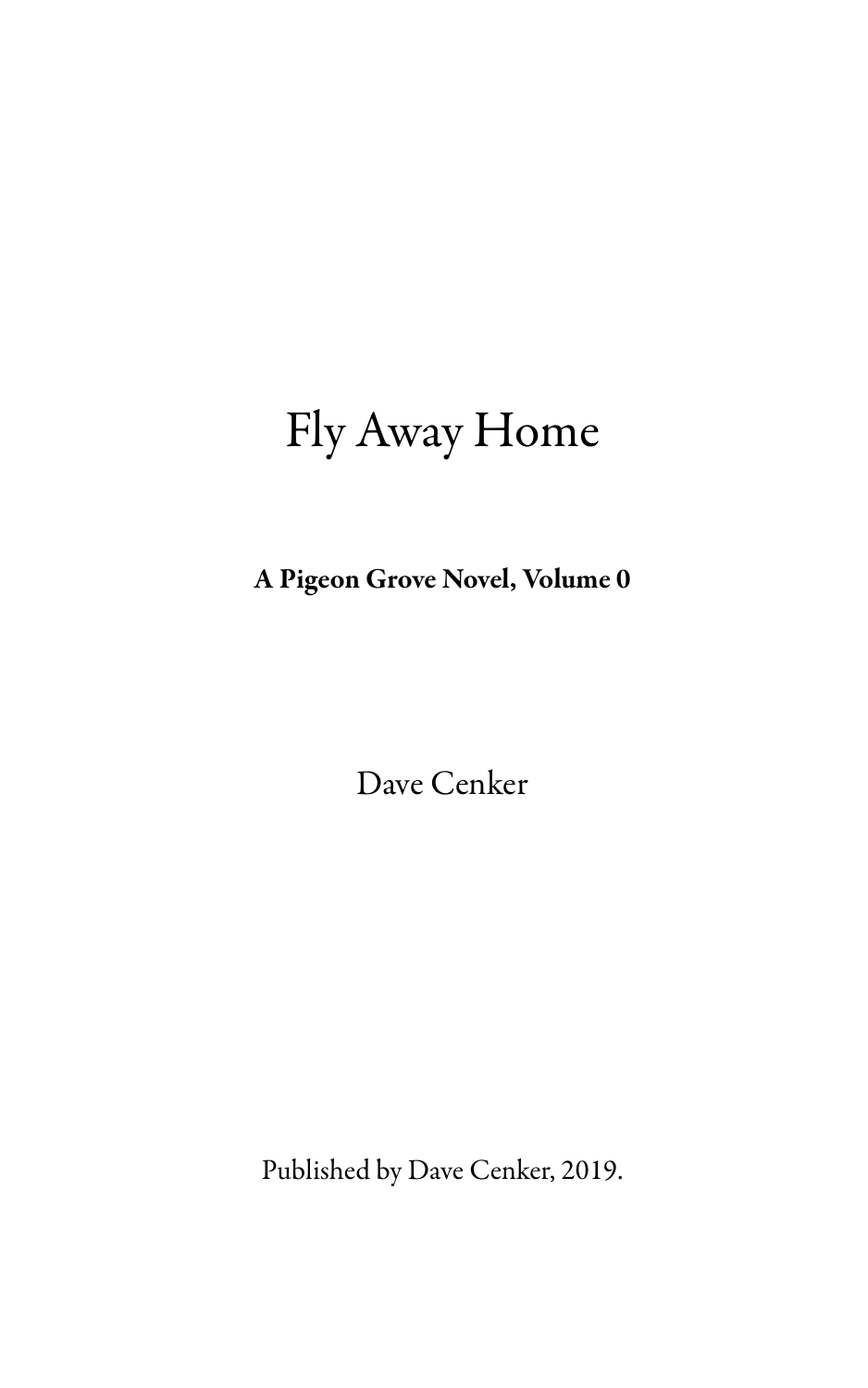# Fly Away Home

**A Pigeon Grove Novel, Volume 0**

Dave Cenker

Published by Dave Cenker, 2019.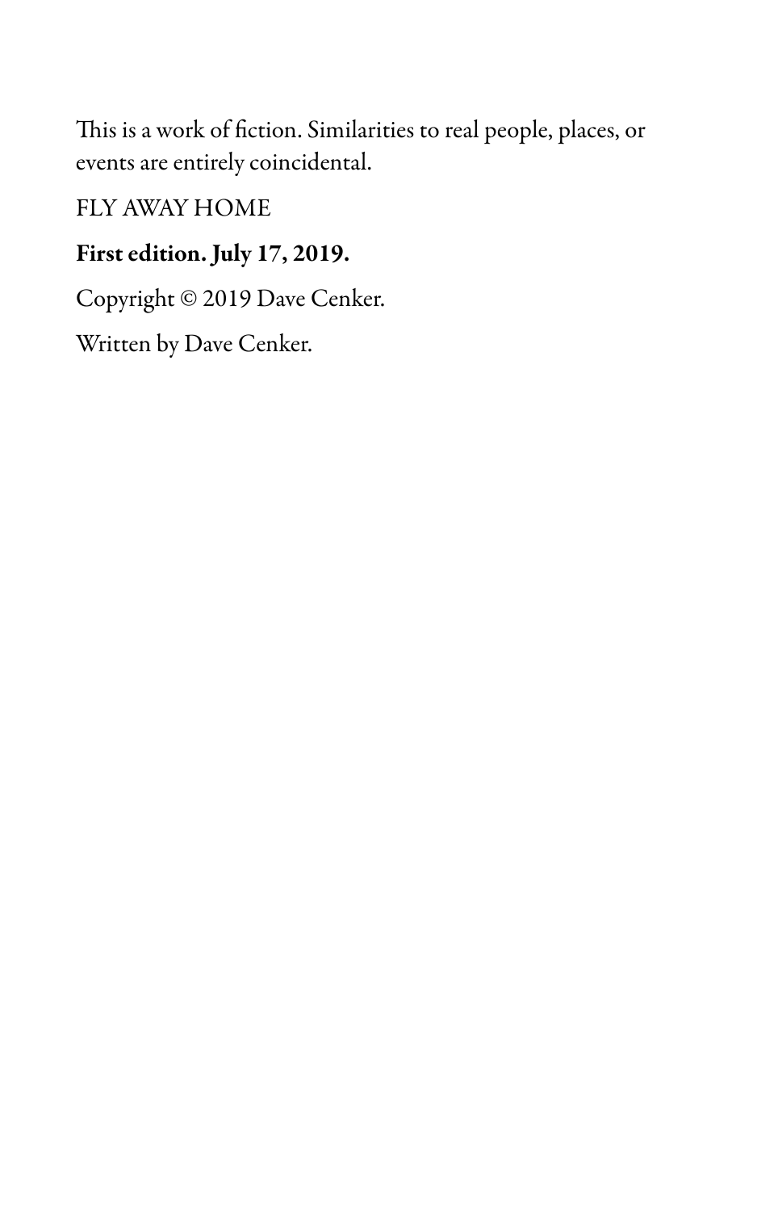This is a work of fiction. Similarities to real people, places, or events are entirely coincidental.

FLY AWAY HOME

**First edition. July 17, 2019.**

Copyright © 2019 Dave Cenker.

Written by Dave Cenker.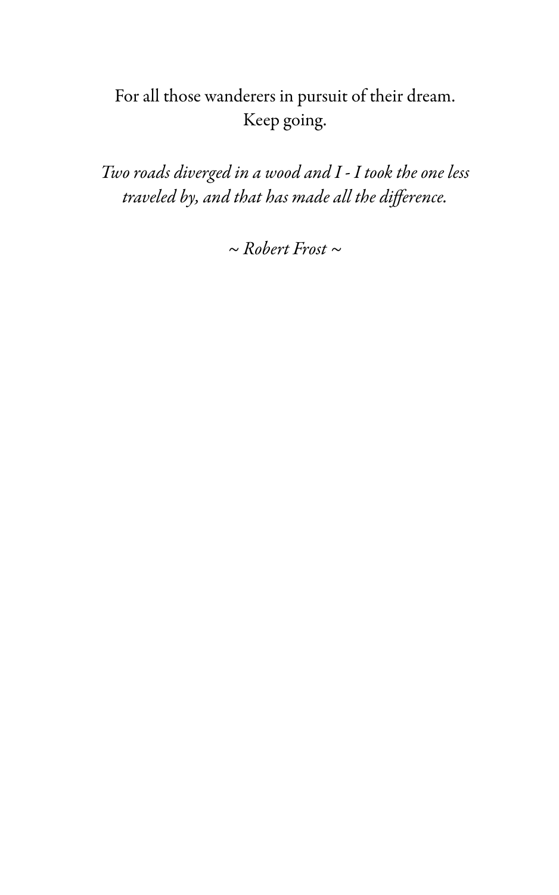For all those wanderers in pursuit of their dream.
Keep going.

*Two roads diverged in a wood and I - I took the one less traveled by, and that has made all the difference.*

*~ Robert Frost ~*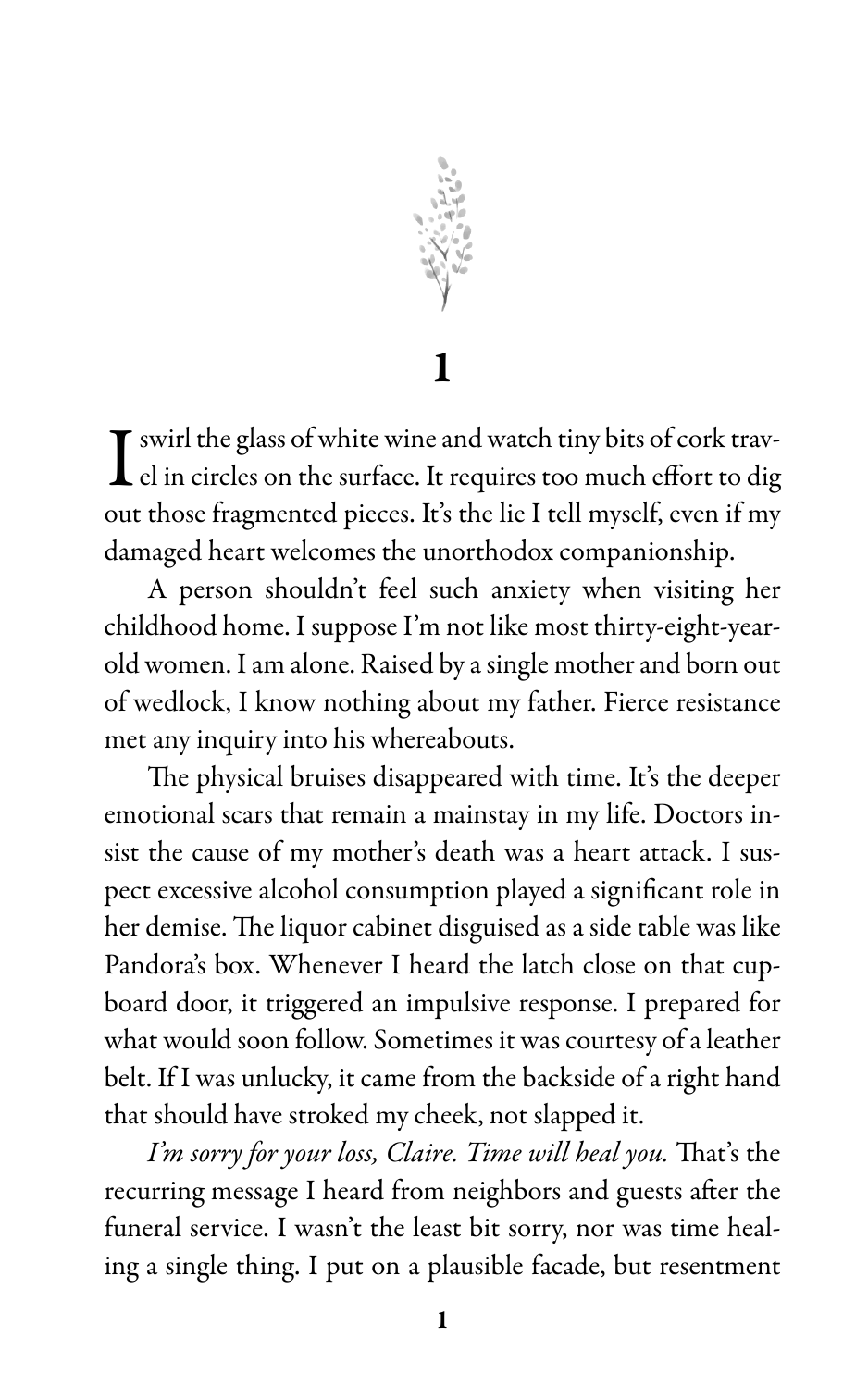# 1

I swirl the glass of white wine and watch tiny bits of cork travel in circles on the surface. It requires too much effort to dig out those fragmented pieces. It's the lie I tell myself, even if my damaged heart welcomes the unorthodox companionship.

A person shouldn't feel such anxiety when visiting her childhood home. I suppose I'm not like most thirty-eight-year-old women. I am alone. Raised by a single mother and born out of wedlock, I know nothing about my father. Fierce resistance met any inquiry into his whereabouts.

The physical bruises disappeared with time. It's the deeper emotional scars that remain a mainstay in my life. Doctors insist the cause of my mother's death was a heart attack. I suspect excessive alcohol consumption played a significant role in her demise. The liquor cabinet disguised as a side table was like Pandora's box. Whenever I heard the latch close on that cupboard door, it triggered an impulsive response. I prepared for what would soon follow. Sometimes it was courtesy of a leather belt. If I was unlucky, it came from the backside of a right hand that should have stroked my cheek, not slapped it.

*I'm sorry for your loss, Claire. Time will heal you.* That's the recurring message I heard from neighbors and guests after the funeral service. I wasn't the least bit sorry, nor was time healing a single thing. I put on a plausible facade, but resentment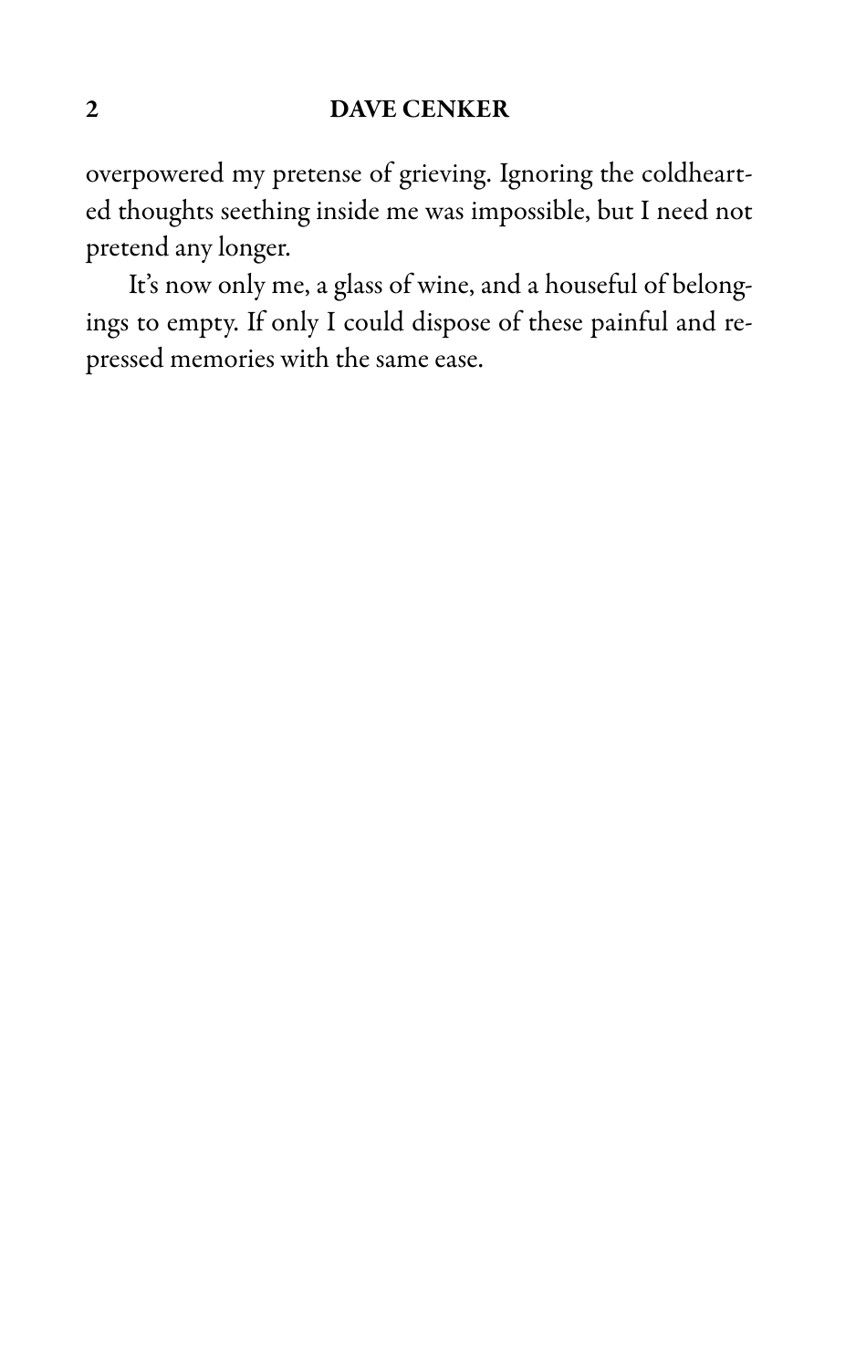overpowered my pretense of grieving. Ignoring the coldhearted thoughts seething inside me was impossible, but I need not pretend any longer.

It's now only me, a glass of wine, and a houseful of belongings to empty. If only I could dispose of these painful and repressed memories with the same ease.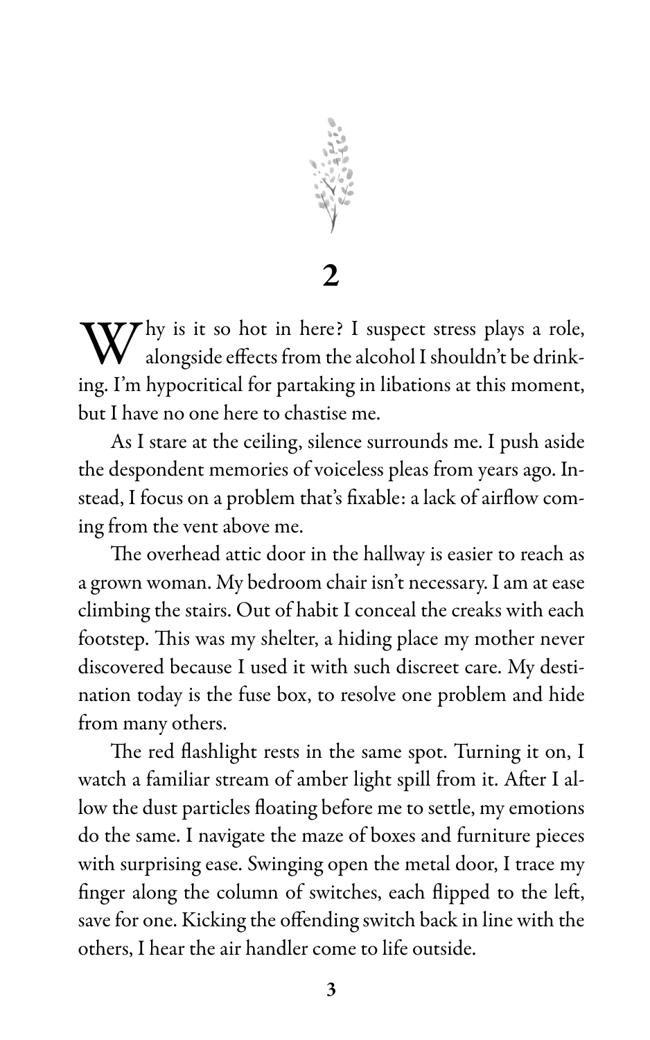## 2

Why is it so hot in here? I suspect stress plays a role, alongside effects from the alcohol I shouldn't be drinking. I'm hypocritical for partaking in libations at this moment, but I have no one here to chastise me.

As I stare at the ceiling, silence surrounds me. I push aside the despondent memories of voiceless pleas from years ago. Instead, I focus on a problem that's fixable: a lack of airflow coming from the vent above me.

The overhead attic door in the hallway is easier to reach as a grown woman. My bedroom chair isn't necessary. I am at ease climbing the stairs. Out of habit I conceal the creaks with each footstep. This was my shelter, a hiding place my mother never discovered because I used it with such discreet care. My destination today is the fuse box, to resolve one problem and hide from many others.

The red flashlight rests in the same spot. Turning it on, I watch a familiar stream of amber light spill from it. After I allow the dust particles floating before me to settle, my emotions do the same. I navigate the maze of boxes and furniture pieces with surprising ease. Swinging open the metal door, I trace my finger along the column of switches, each flipped to the left, save for one. Kicking the offending switch back in line with the others, I hear the air handler come to life outside.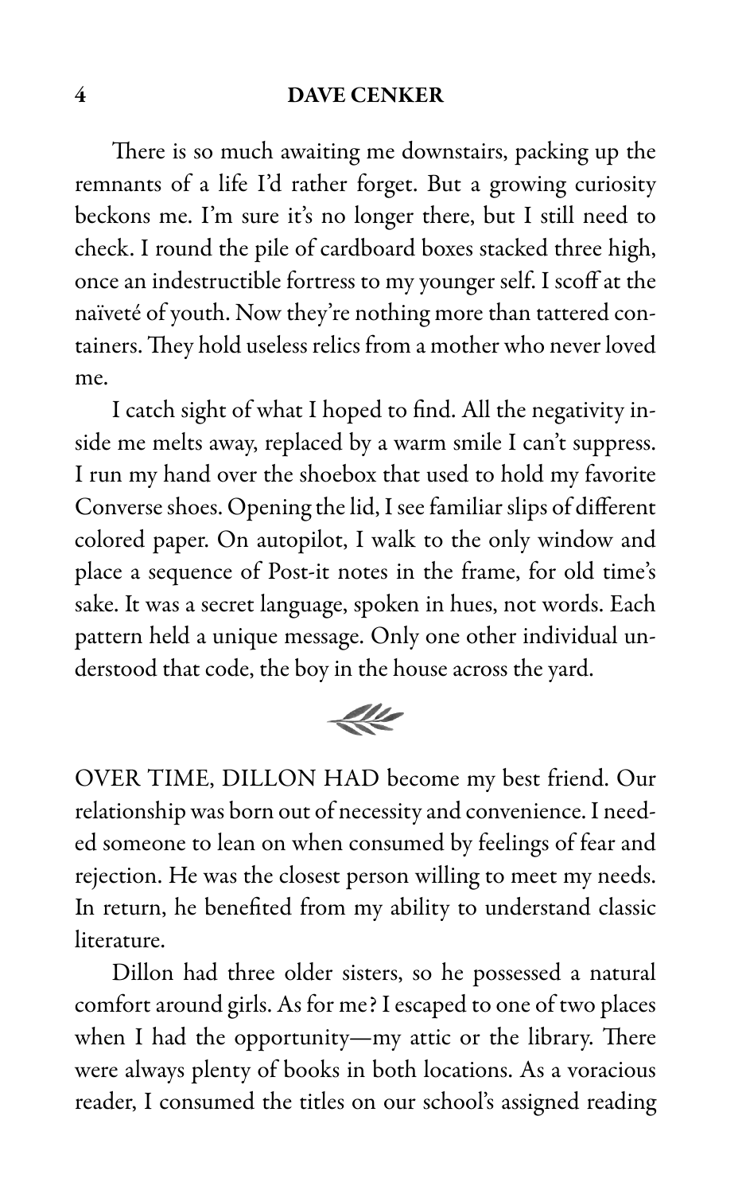There is so much awaiting me downstairs, packing up the remnants of a life I'd rather forget. But a growing curiosity beckons me. I'm sure it's no longer there, but I still need to check. I round the pile of cardboard boxes stacked three high, once an indestructible fortress to my younger self. I scoff at the naïveté of youth. Now they're nothing more than tattered containers. They hold useless relics from a mother who never loved me.

I catch sight of what I hoped to find. All the negativity inside me melts away, replaced by a warm smile I can't suppress. I run my hand over the shoebox that used to hold my favorite Converse shoes. Opening the lid, I see familiar slips of different colored paper. On autopilot, I walk to the only window and place a sequence of Post-it notes in the frame, for old time's sake. It was a secret language, spoken in hues, not words. Each pattern held a unique message. Only one other individual understood that code, the boy in the house across the yard.

OVER TIME, DILLON HAD become my best friend. Our relationship was born out of necessity and convenience. I needed someone to lean on when consumed by feelings of fear and rejection. He was the closest person willing to meet my needs. In return, he benefited from my ability to understand classic literature.

Dillon had three older sisters, so he possessed a natural comfort around girls. As for me? I escaped to one of two places when I had the opportunity—my attic or the library. There were always plenty of books in both locations. As a voracious reader, I consumed the titles on our school's assigned reading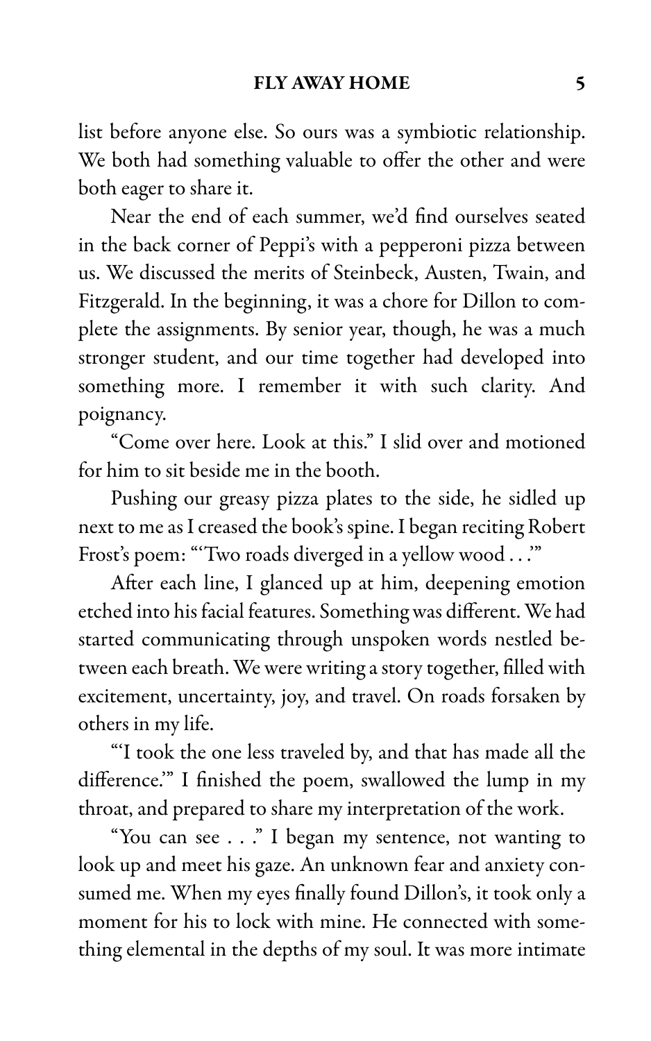list before anyone else. So ours was a symbiotic relationship. We both had something valuable to offer the other and were both eager to share it.

Near the end of each summer, we'd find ourselves seated in the back corner of Peppi's with a pepperoni pizza between us. We discussed the merits of Steinbeck, Austen, Twain, and Fitzgerald. In the beginning, it was a chore for Dillon to complete the assignments. By senior year, though, he was a much stronger student, and our time together had developed into something more. I remember it with such clarity. And poignancy.

"Come over here. Look at this." I slid over and motioned for him to sit beside me in the booth.

Pushing our greasy pizza plates to the side, he sidled up next to me as I creased the book's spine. I began reciting Robert Frost's poem: "'Two roads diverged in a yellow wood . . .'"

After each line, I glanced up at him, deepening emotion etched into his facial features. Something was different. We had started communicating through unspoken words nestled between each breath. We were writing a story together, filled with excitement, uncertainty, joy, and travel. On roads forsaken by others in my life.

"'I took the one less traveled by, and that has made all the difference.'" I finished the poem, swallowed the lump in my throat, and prepared to share my interpretation of the work.

"You can see . . ." I began my sentence, not wanting to look up and meet his gaze. An unknown fear and anxiety consumed me. When my eyes finally found Dillon's, it took only a moment for his to lock with mine. He connected with something elemental in the depths of my soul. It was more intimate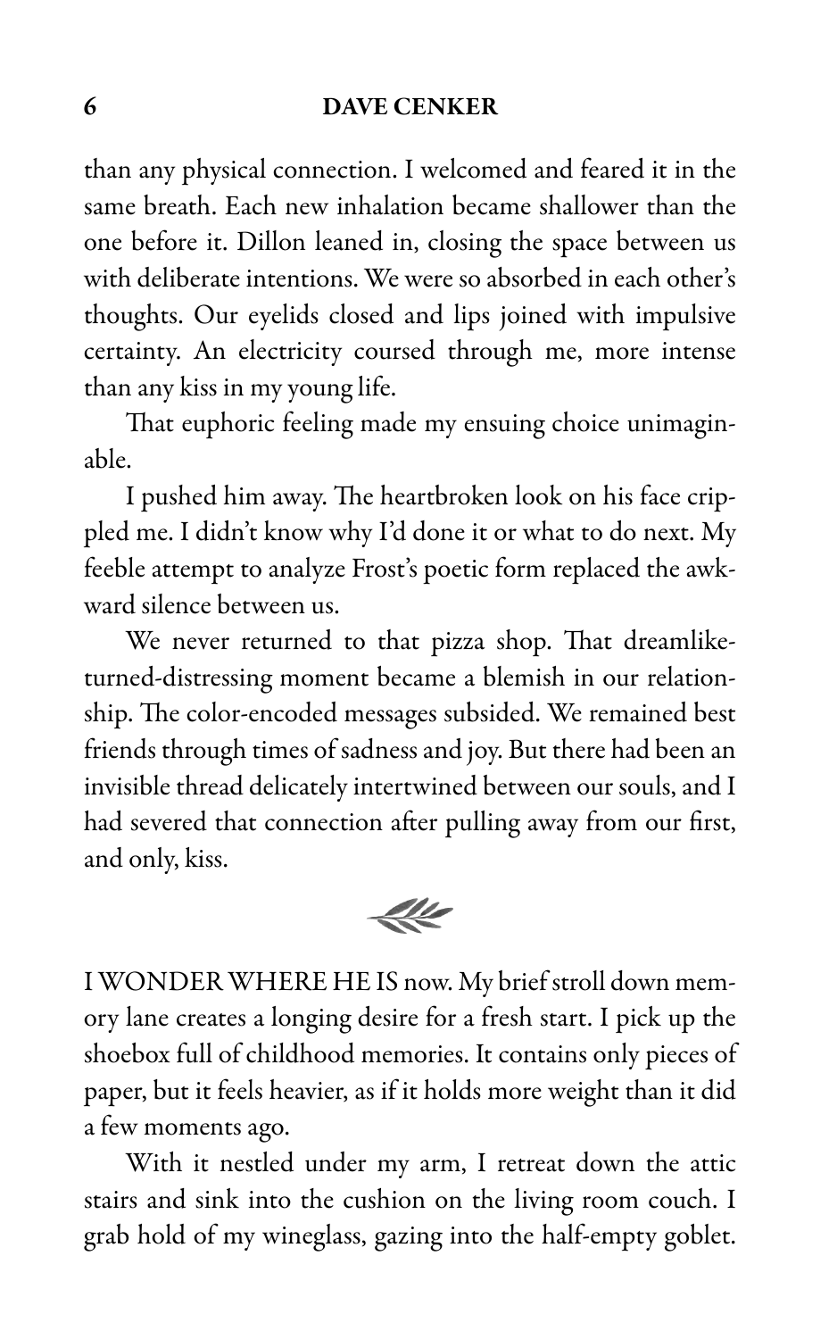than any physical connection. I welcomed and feared it in the same breath. Each new inhalation became shallower than the one before it. Dillon leaned in, closing the space between us with deliberate intentions. We were so absorbed in each other's thoughts. Our eyelids closed and lips joined with impulsive certainty. An electricity coursed through me, more intense than any kiss in my young life.

That euphoric feeling made my ensuing choice unimaginable.

I pushed him away. The heartbroken look on his face crippled me. I didn't know why I'd done it or what to do next. My feeble attempt to analyze Frost's poetic form replaced the awkward silence between us.

We never returned to that pizza shop. That dreamlike-turned-distressing moment became a blemish in our relationship. The color-encoded messages subsided. We remained best friends through times of sadness and joy. But there had been an invisible thread delicately intertwined between our souls, and I had severed that connection after pulling away from our first, and only, kiss.

I WONDER WHERE HE IS now. My brief stroll down memory lane creates a longing desire for a fresh start. I pick up the shoebox full of childhood memories. It contains only pieces of paper, but it feels heavier, as if it holds more weight than it did a few moments ago.

With it nestled under my arm, I retreat down the attic stairs and sink into the cushion on the living room couch. I grab hold of my wineglass, gazing into the half-empty goblet.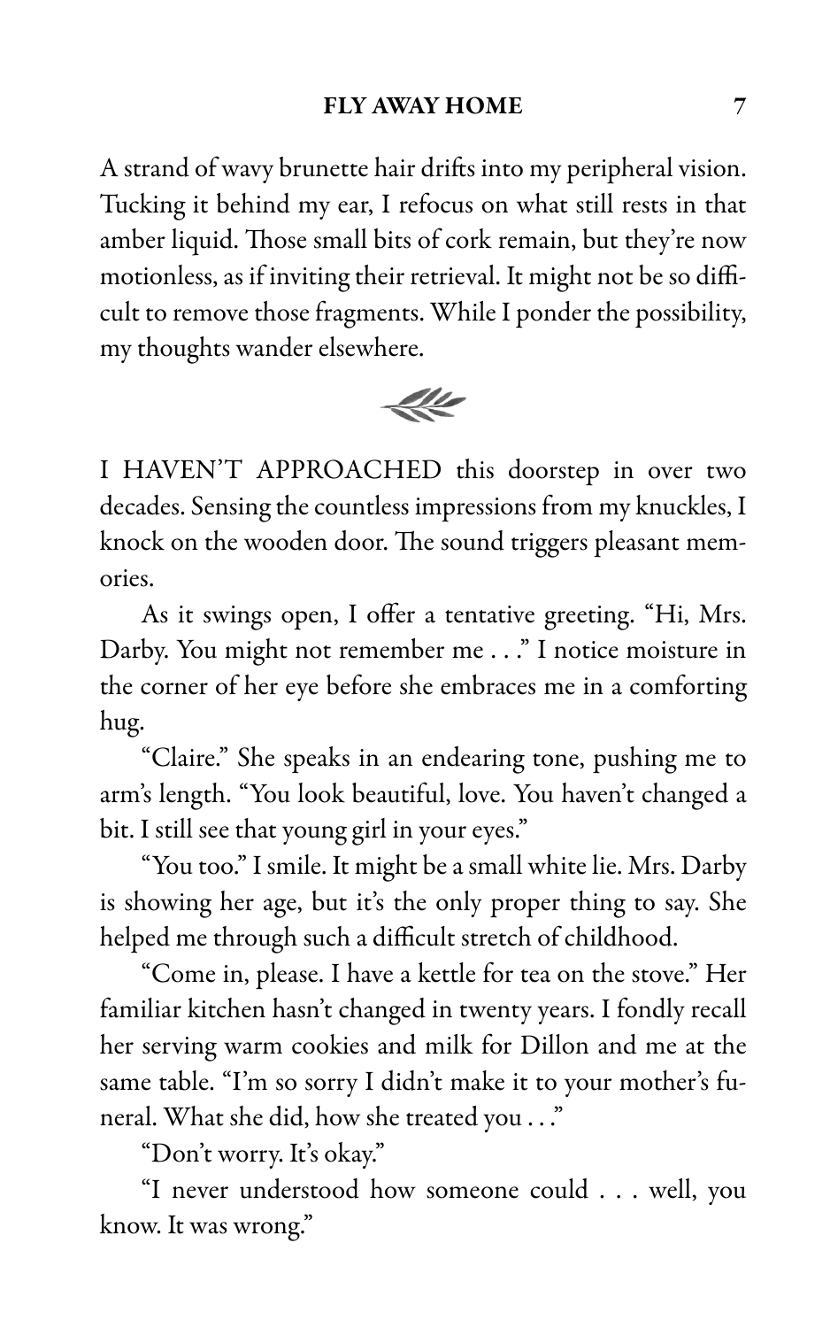A strand of wavy brunette hair drifts into my peripheral vision. Tucking it behind my ear, I refocus on what still rests in that amber liquid. Those small bits of cork remain, but they're now motionless, as if inviting their retrieval. It might not be so difficult to remove those fragments. While I ponder the possibility, my thoughts wander elsewhere.

I HAVEN'T APPROACHED this doorstep in over two decades. Sensing the countless impressions from my knuckles, I knock on the wooden door. The sound triggers pleasant memories.

As it swings open, I offer a tentative greeting. "Hi, Mrs. Darby. You might not remember me . . ." I notice moisture in the corner of her eye before she embraces me in a comforting hug.

"Claire." She speaks in an endearing tone, pushing me to arm's length. "You look beautiful, love. You haven't changed a bit. I still see that young girl in your eyes."

"You too." I smile. It might be a small white lie. Mrs. Darby is showing her age, but it's the only proper thing to say. She helped me through such a difficult stretch of childhood.

"Come in, please. I have a kettle for tea on the stove." Her familiar kitchen hasn't changed in twenty years. I fondly recall her serving warm cookies and milk for Dillon and me at the same table. "I'm so sorry I didn't make it to your mother's funeral. What she did, how she treated you . . ."

"Don't worry. It's okay."

"I never understood how someone could . . . well, you know. It was wrong."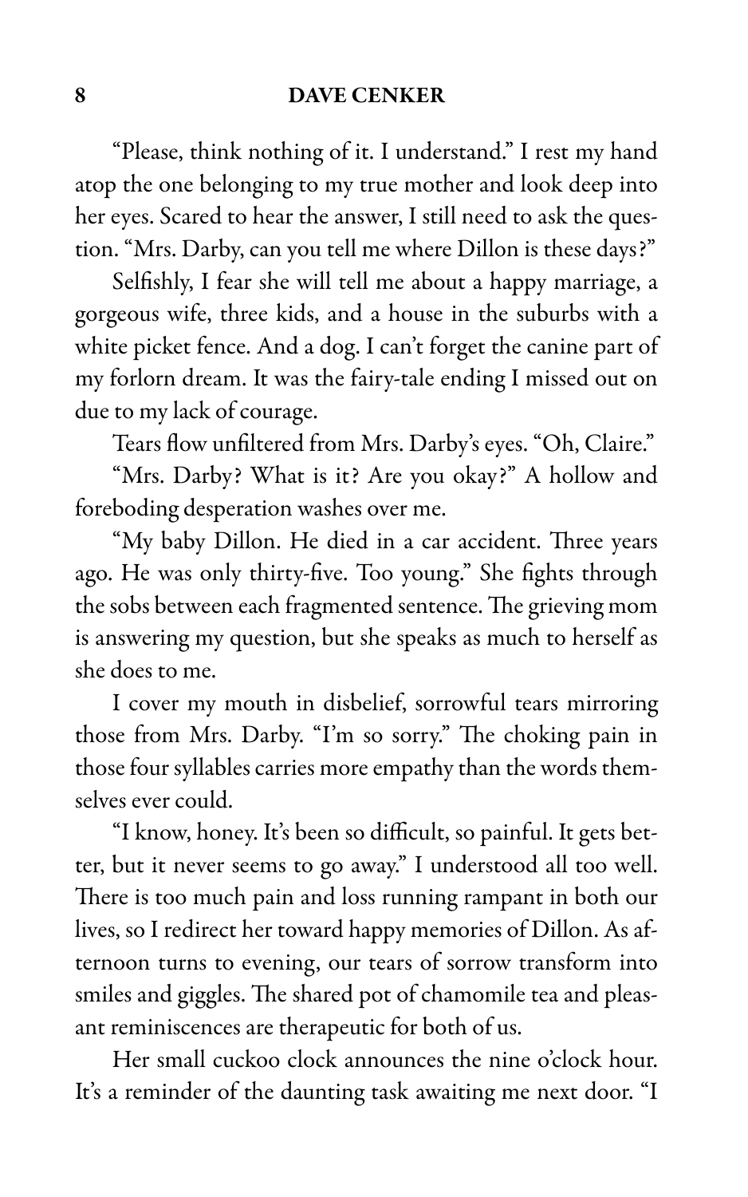"Please, think nothing of it. I understand." I rest my hand atop the one belonging to my true mother and look deep into her eyes. Scared to hear the answer, I still need to ask the question. "Mrs. Darby, can you tell me where Dillon is these days?"

Selfishly, I fear she will tell me about a happy marriage, a gorgeous wife, three kids, and a house in the suburbs with a white picket fence. And a dog. I can't forget the canine part of my forlorn dream. It was the fairy-tale ending I missed out on due to my lack of courage.

Tears flow unfiltered from Mrs. Darby's eyes. "Oh, Claire."

"Mrs. Darby? What is it? Are you okay?" A hollow and foreboding desperation washes over me.

"My baby Dillon. He died in a car accident. Three years ago. He was only thirty-five. Too young." She fights through the sobs between each fragmented sentence. The grieving mom is answering my question, but she speaks as much to herself as she does to me.

I cover my mouth in disbelief, sorrowful tears mirroring those from Mrs. Darby. "I'm so sorry." The choking pain in those four syllables carries more empathy than the words themselves ever could.

"I know, honey. It's been so difficult, so painful. It gets better, but it never seems to go away." I understood all too well. There is too much pain and loss running rampant in both our lives, so I redirect her toward happy memories of Dillon. As afternoon turns to evening, our tears of sorrow transform into smiles and giggles. The shared pot of chamomile tea and pleasant reminiscences are therapeutic for both of us.

Her small cuckoo clock announces the nine o'clock hour. It's a reminder of the daunting task awaiting me next door. "I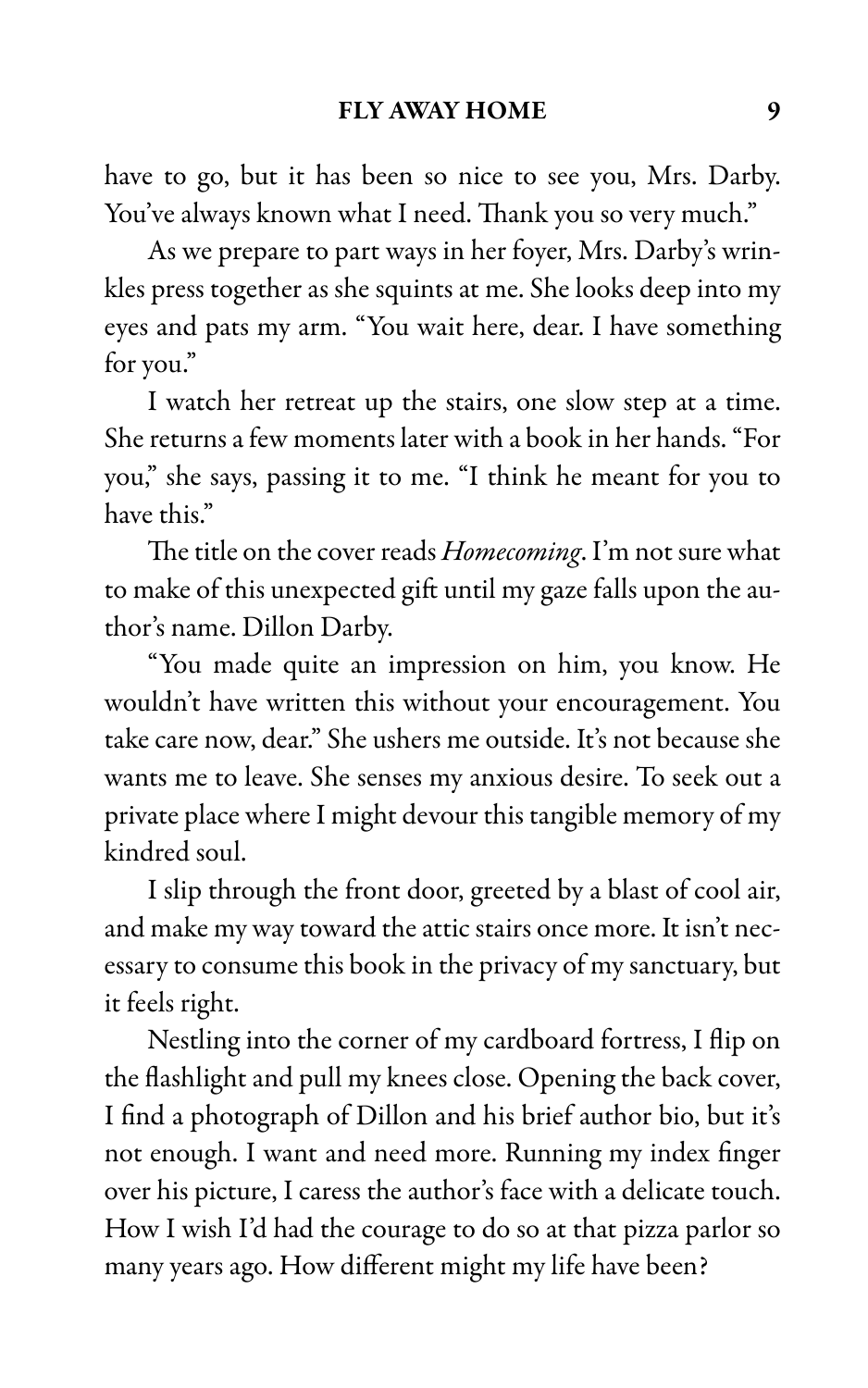have to go, but it has been so nice to see you, Mrs. Darby. You've always known what I need. Thank you so very much."

As we prepare to part ways in her foyer, Mrs. Darby's wrinkles press together as she squints at me. She looks deep into my eyes and pats my arm. "You wait here, dear. I have something for you."

I watch her retreat up the stairs, one slow step at a time. She returns a few moments later with a book in her hands. "For you," she says, passing it to me. "I think he meant for you to have this."

The title on the cover reads *Homecoming*. I'm not sure what to make of this unexpected gift until my gaze falls upon the author's name. Dillon Darby.

"You made quite an impression on him, you know. He wouldn't have written this without your encouragement. You take care now, dear." She ushers me outside. It's not because she wants me to leave. She senses my anxious desire. To seek out a private place where I might devour this tangible memory of my kindred soul.

I slip through the front door, greeted by a blast of cool air, and make my way toward the attic stairs once more. It isn't necessary to consume this book in the privacy of my sanctuary, but it feels right.

Nestling into the corner of my cardboard fortress, I flip on the flashlight and pull my knees close. Opening the back cover, I find a photograph of Dillon and his brief author bio, but it's not enough. I want and need more. Running my index finger over his picture, I caress the author's face with a delicate touch. How I wish I'd had the courage to do so at that pizza parlor so many years ago. How different might my life have been?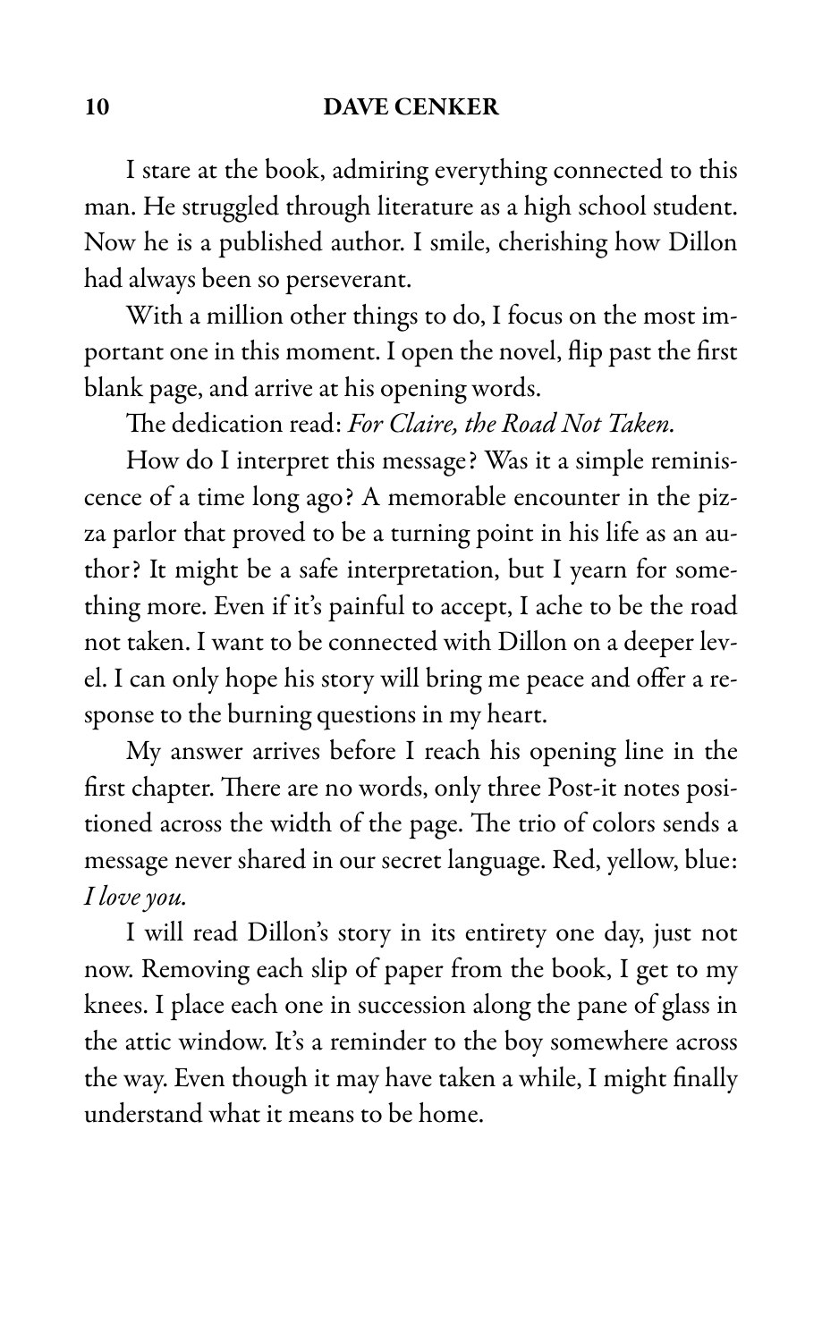I stare at the book, admiring everything connected to this man. He struggled through literature as a high school student. Now he is a published author. I smile, cherishing how Dillon had always been so perseverant.

With a million other things to do, I focus on the most important one in this moment. I open the novel, flip past the first blank page, and arrive at his opening words.

The dedication read: *For Claire, the Road Not Taken.*

How do I interpret this message? Was it a simple reminiscence of a time long ago? A memorable encounter in the pizza parlor that proved to be a turning point in his life as an author? It might be a safe interpretation, but I yearn for something more. Even if it's painful to accept, I ache to be the road not taken. I want to be connected with Dillon on a deeper level. I can only hope his story will bring me peace and offer a response to the burning questions in my heart.

My answer arrives before I reach his opening line in the first chapter. There are no words, only three Post-it notes positioned across the width of the page. The trio of colors sends a message never shared in our secret language. Red, yellow, blue: *I love you.*

I will read Dillon's story in its entirety one day, just not now. Removing each slip of paper from the book, I get to my knees. I place each one in succession along the pane of glass in the attic window. It's a reminder to the boy somewhere across the way. Even though it may have taken a while, I might finally understand what it means to be home.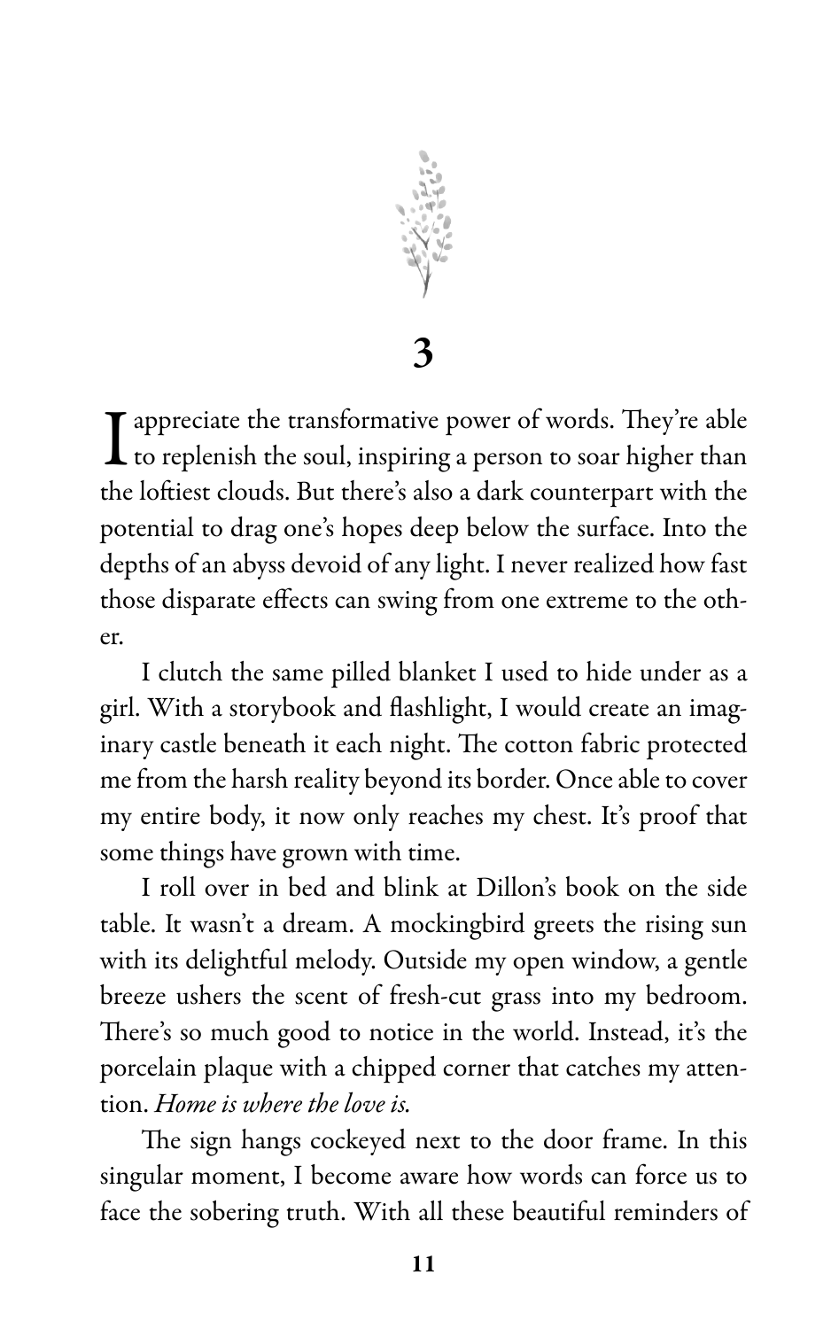# 3

I appreciate the transformative power of words. They're able to replenish the soul, inspiring a person to soar higher than the loftiest clouds. But there's also a dark counterpart with the potential to drag one's hopes deep below the surface. Into the depths of an abyss devoid of any light. I never realized how fast those disparate effects can swing from one extreme to the other.

I clutch the same pilled blanket I used to hide under as a girl. With a storybook and flashlight, I would create an imaginary castle beneath it each night. The cotton fabric protected me from the harsh reality beyond its border. Once able to cover my entire body, it now only reaches my chest. It's proof that some things have grown with time.

I roll over in bed and blink at Dillon's book on the side table. It wasn't a dream. A mockingbird greets the rising sun with its delightful melody. Outside my open window, a gentle breeze ushers the scent of fresh-cut grass into my bedroom. There's so much good to notice in the world. Instead, it's the porcelain plaque with a chipped corner that catches my attention. *Home is where the love is.*

The sign hangs cockeyed next to the door frame. In this singular moment, I become aware how words can force us to face the sobering truth. With all these beautiful reminders of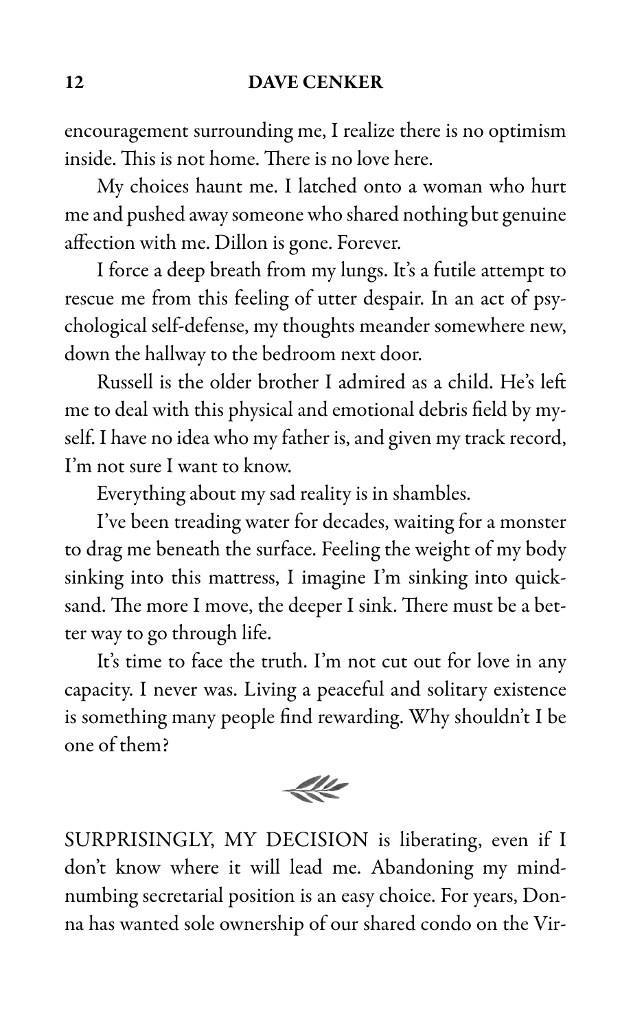encouragement surrounding me, I realize there is no optimism inside. This is not home. There is no love here.

My choices haunt me. I latched onto a woman who hurt me and pushed away someone who shared nothing but genuine affection with me. Dillon is gone. Forever.

I force a deep breath from my lungs. It's a futile attempt to rescue me from this feeling of utter despair. In an act of psychological self-defense, my thoughts meander somewhere new, down the hallway to the bedroom next door.

Russell is the older brother I admired as a child. He's left me to deal with this physical and emotional debris field by myself. I have no idea who my father is, and given my track record, I'm not sure I want to know.

Everything about my sad reality is in shambles.

I've been treading water for decades, waiting for a monster to drag me beneath the surface. Feeling the weight of my body sinking into this mattress, I imagine I'm sinking into quicksand. The more I move, the deeper I sink. There must be a better way to go through life.

It's time to face the truth. I'm not cut out for love in any capacity. I never was. Living a peaceful and solitary existence is something many people find rewarding. Why shouldn't I be one of them?

---

SURPRISINGLY, MY DECISION is liberating, even if I don't know where it will lead me. Abandoning my mind-numbing secretarial position is an easy choice. For years, Donna has wanted sole ownership of our shared condo on the Vir-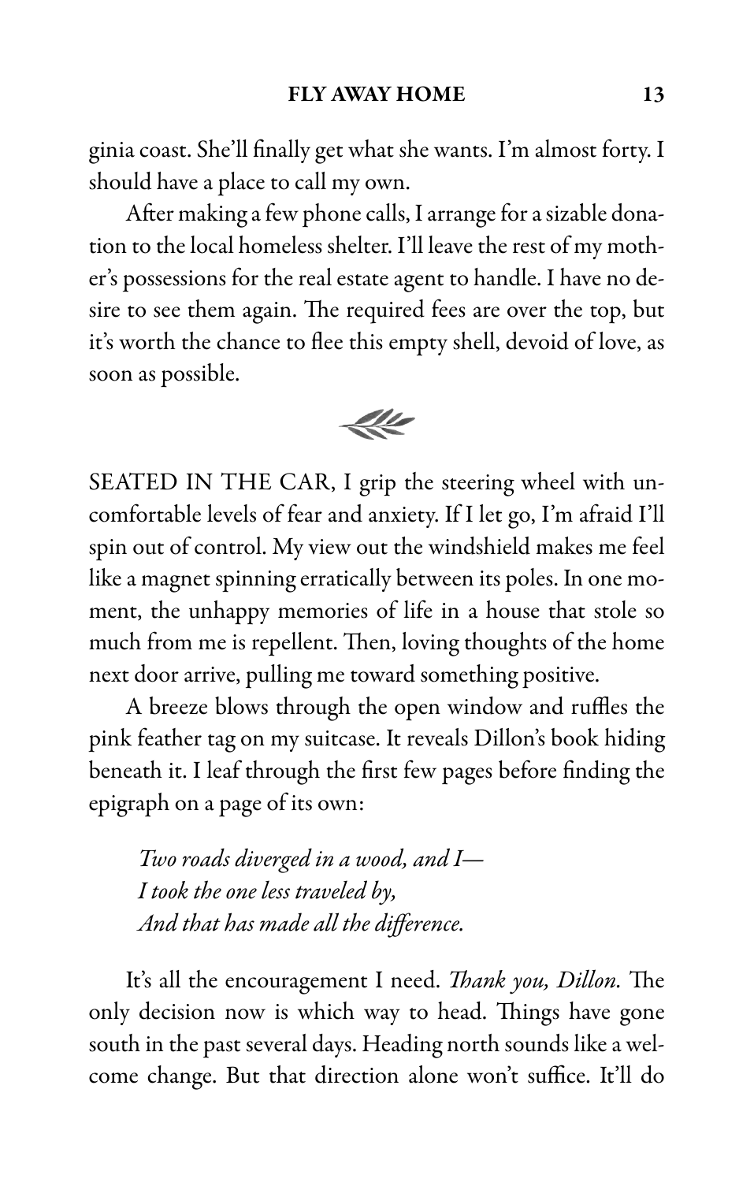ginia coast. She'll finally get what she wants. I'm almost forty. I should have a place to call my own.

After making a few phone calls, I arrange for a sizable donation to the local homeless shelter. I'll leave the rest of my mother's possessions for the real estate agent to handle. I have no desire to see them again. The required fees are over the top, but it's worth the chance to flee this empty shell, devoid of love, as soon as possible.

---

SEATED IN THE CAR, I grip the steering wheel with uncomfortable levels of fear and anxiety. If I let go, I'm afraid I'll spin out of control. My view out the windshield makes me feel like a magnet spinning erratically between its poles. In one moment, the unhappy memories of life in a house that stole so much from me is repellent. Then, loving thoughts of the home next door arrive, pulling me toward something positive.

A breeze blows through the open window and ruffles the pink feather tag on my suitcase. It reveals Dillon's book hiding beneath it. I leaf through the first few pages before finding the epigraph on a page of its own:

> *Two roads diverged in a wood, and I—*
> *I took the one less traveled by,*
> *And that has made all the difference.*

It's all the encouragement I need. *Thank you, Dillon.* The only decision now is which way to head. Things have gone south in the past several days. Heading north sounds like a welcome change. But that direction alone won't suffice. It'll do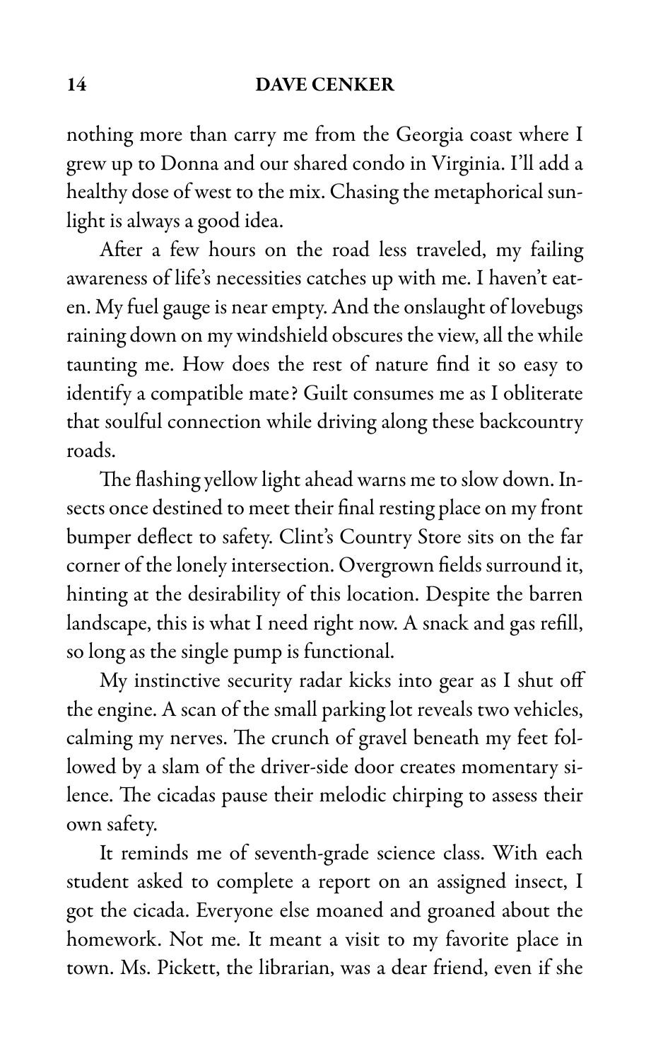nothing more than carry me from the Georgia coast where I grew up to Donna and our shared condo in Virginia. I'll add a healthy dose of west to the mix. Chasing the metaphorical sunlight is always a good idea.

After a few hours on the road less traveled, my failing awareness of life's necessities catches up with me. I haven't eaten. My fuel gauge is near empty. And the onslaught of lovebugs raining down on my windshield obscures the view, all the while taunting me. How does the rest of nature find it so easy to identify a compatible mate? Guilt consumes me as I obliterate that soulful connection while driving along these backcountry roads.

The flashing yellow light ahead warns me to slow down. Insects once destined to meet their final resting place on my front bumper deflect to safety. Clint's Country Store sits on the far corner of the lonely intersection. Overgrown fields surround it, hinting at the desirability of this location. Despite the barren landscape, this is what I need right now. A snack and gas refill, so long as the single pump is functional.

My instinctive security radar kicks into gear as I shut off the engine. A scan of the small parking lot reveals two vehicles, calming my nerves. The crunch of gravel beneath my feet followed by a slam of the driver-side door creates momentary silence. The cicadas pause their melodic chirping to assess their own safety.

It reminds me of seventh-grade science class. With each student asked to complete a report on an assigned insect, I got the cicada. Everyone else moaned and groaned about the homework. Not me. It meant a visit to my favorite place in town. Ms. Pickett, the librarian, was a dear friend, even if she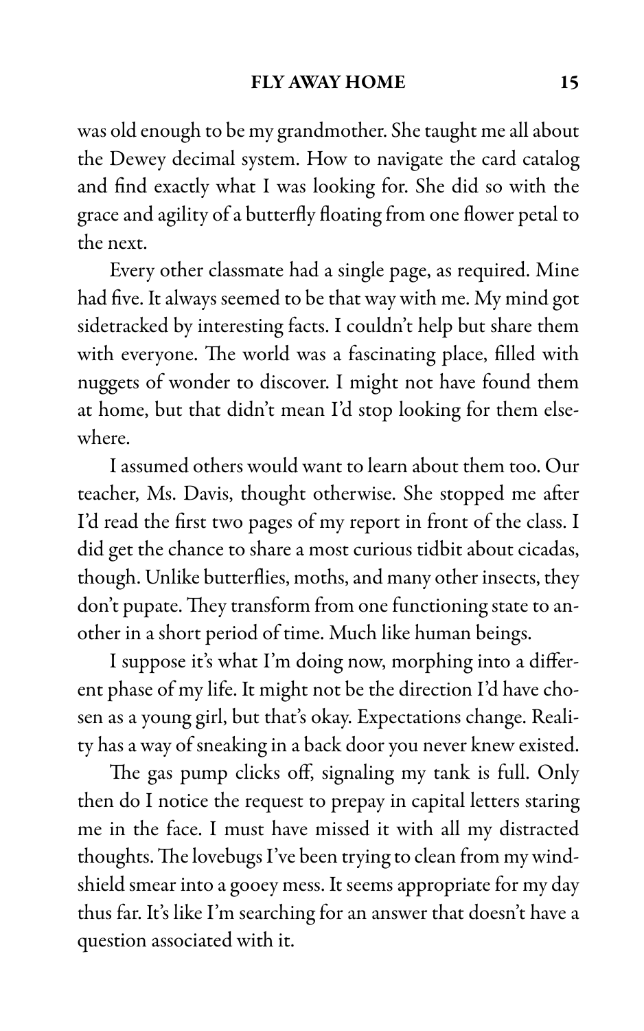was old enough to be my grandmother. She taught me all about the Dewey decimal system. How to navigate the card catalog and find exactly what I was looking for. She did so with the grace and agility of a butterfly floating from one flower petal to the next.

Every other classmate had a single page, as required. Mine had five. It always seemed to be that way with me. My mind got sidetracked by interesting facts. I couldn't help but share them with everyone. The world was a fascinating place, filled with nuggets of wonder to discover. I might not have found them at home, but that didn't mean I'd stop looking for them elsewhere.

I assumed others would want to learn about them too. Our teacher, Ms. Davis, thought otherwise. She stopped me after I'd read the first two pages of my report in front of the class. I did get the chance to share a most curious tidbit about cicadas, though. Unlike butterflies, moths, and many other insects, they don't pupate. They transform from one functioning state to another in a short period of time. Much like human beings.

I suppose it's what I'm doing now, morphing into a different phase of my life. It might not be the direction I'd have chosen as a young girl, but that's okay. Expectations change. Reality has a way of sneaking in a back door you never knew existed.

The gas pump clicks off, signaling my tank is full. Only then do I notice the request to prepay in capital letters staring me in the face. I must have missed it with all my distracted thoughts. The lovebugs I've been trying to clean from my windshield smear into a gooey mess. It seems appropriate for my day thus far. It's like I'm searching for an answer that doesn't have a question associated with it.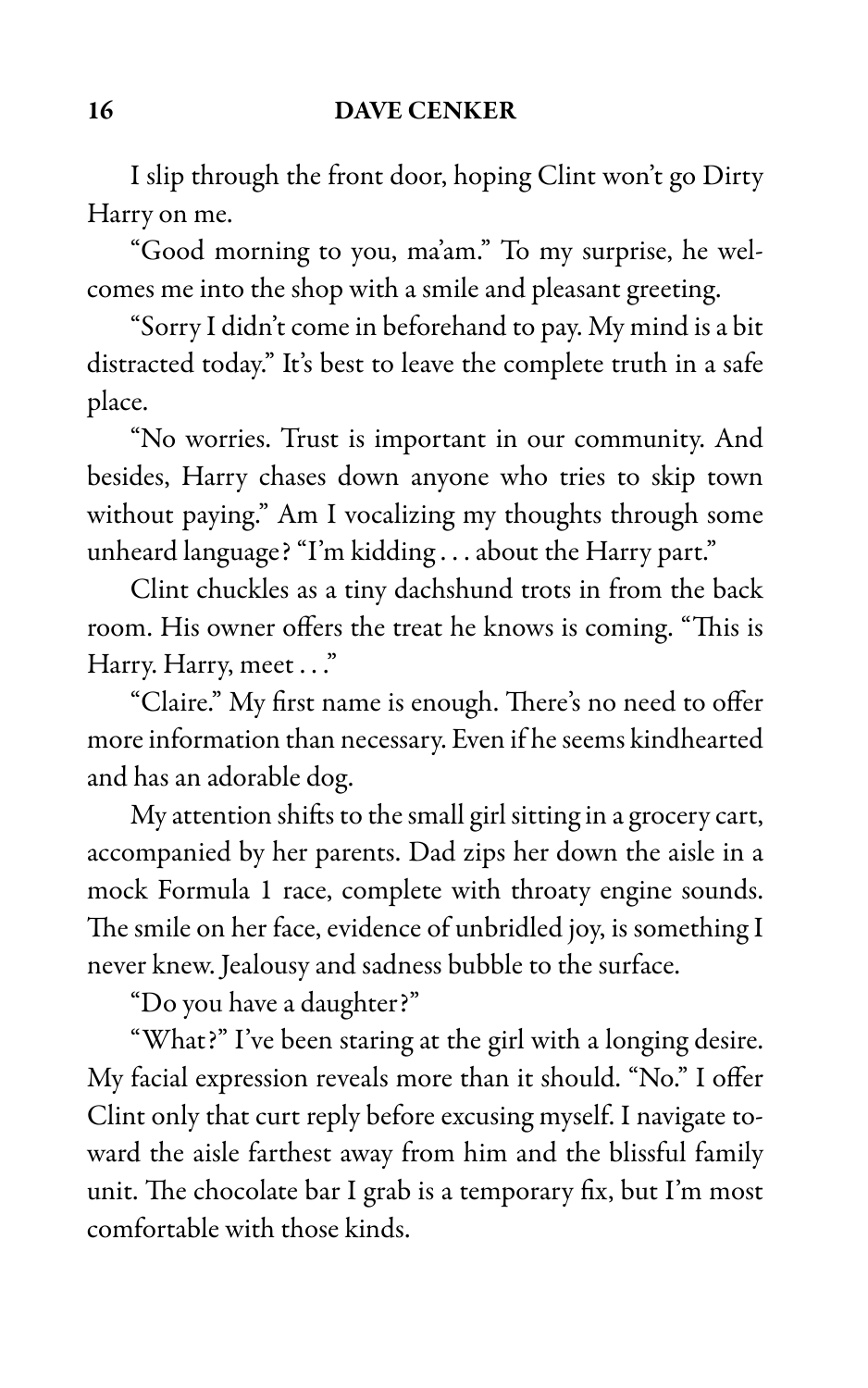I slip through the front door, hoping Clint won't go Dirty Harry on me.

"Good morning to you, ma'am." To my surprise, he welcomes me into the shop with a smile and pleasant greeting.

"Sorry I didn't come in beforehand to pay. My mind is a bit distracted today." It's best to leave the complete truth in a safe place.

"No worries. Trust is important in our community. And besides, Harry chases down anyone who tries to skip town without paying." Am I vocalizing my thoughts through some unheard language? "I'm kidding . . . about the Harry part."

Clint chuckles as a tiny dachshund trots in from the back room. His owner offers the treat he knows is coming. "This is Harry. Harry, meet . . ."

"Claire." My first name is enough. There's no need to offer more information than necessary. Even if he seems kindhearted and has an adorable dog.

My attention shifts to the small girl sitting in a grocery cart, accompanied by her parents. Dad zips her down the aisle in a mock Formula 1 race, complete with throaty engine sounds. The smile on her face, evidence of unbridled joy, is something I never knew. Jealousy and sadness bubble to the surface.

"Do you have a daughter?"

"What?" I've been staring at the girl with a longing desire. My facial expression reveals more than it should. "No." I offer Clint only that curt reply before excusing myself. I navigate toward the aisle farthest away from him and the blissful family unit. The chocolate bar I grab is a temporary fix, but I'm most comfortable with those kinds.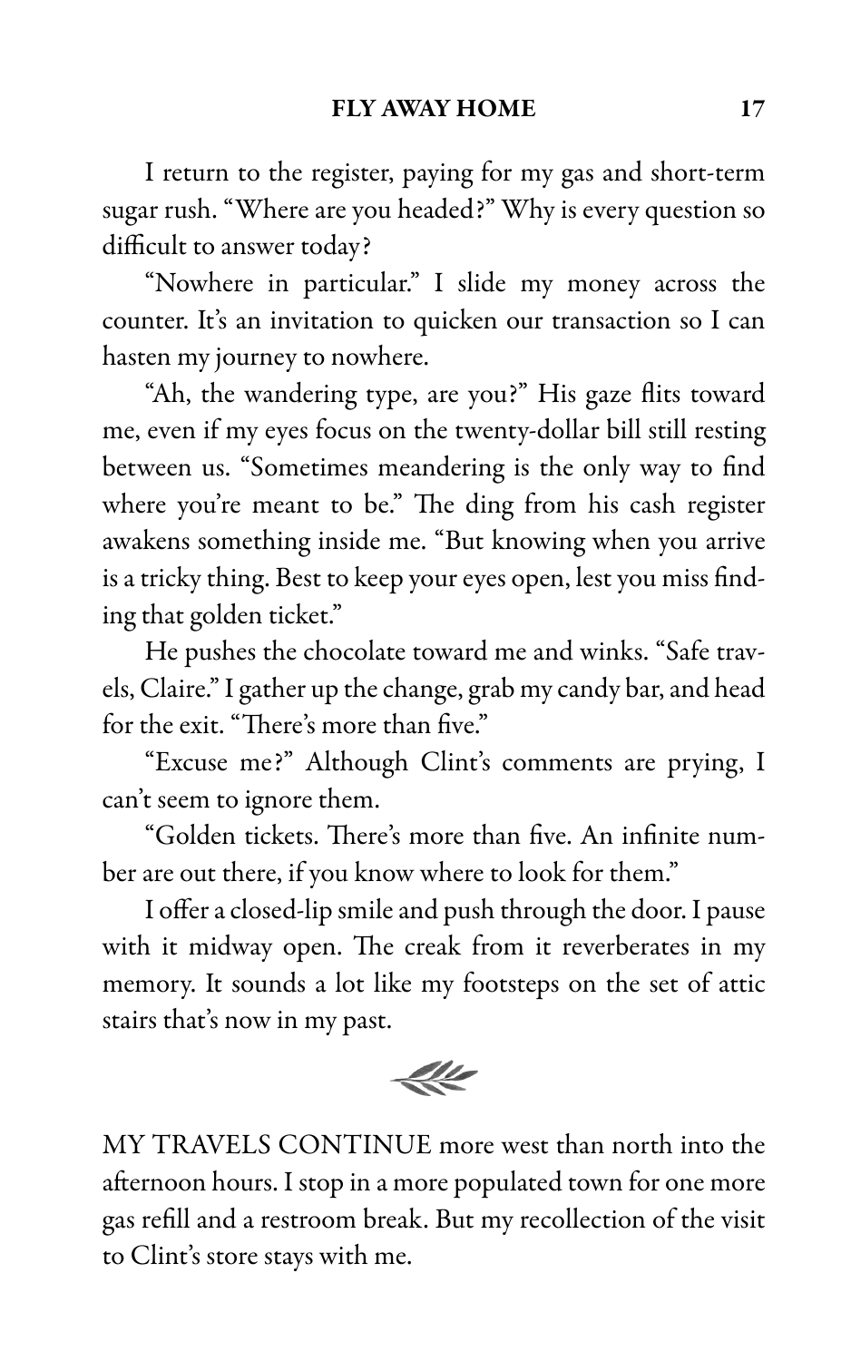I return to the register, paying for my gas and short-term sugar rush. "Where are you headed?" Why is every question so difficult to answer today?

"Nowhere in particular." I slide my money across the counter. It's an invitation to quicken our transaction so I can hasten my journey to nowhere.

"Ah, the wandering type, are you?" His gaze flits toward me, even if my eyes focus on the twenty-dollar bill still resting between us. "Sometimes meandering is the only way to find where you're meant to be." The ding from his cash register awakens something inside me. "But knowing when you arrive is a tricky thing. Best to keep your eyes open, lest you miss finding that golden ticket."

He pushes the chocolate toward me and winks. "Safe travels, Claire." I gather up the change, grab my candy bar, and head for the exit. "There's more than five."

"Excuse me?" Although Clint's comments are prying, I can't seem to ignore them.

"Golden tickets. There's more than five. An infinite number are out there, if you know where to look for them."

I offer a closed-lip smile and push through the door. I pause with it midway open. The creak from it reverberates in my memory. It sounds a lot like my footsteps on the set of attic stairs that's now in my past.

MY TRAVELS CONTINUE more west than north into the afternoon hours. I stop in a more populated town for one more gas refill and a restroom break. But my recollection of the visit to Clint's store stays with me.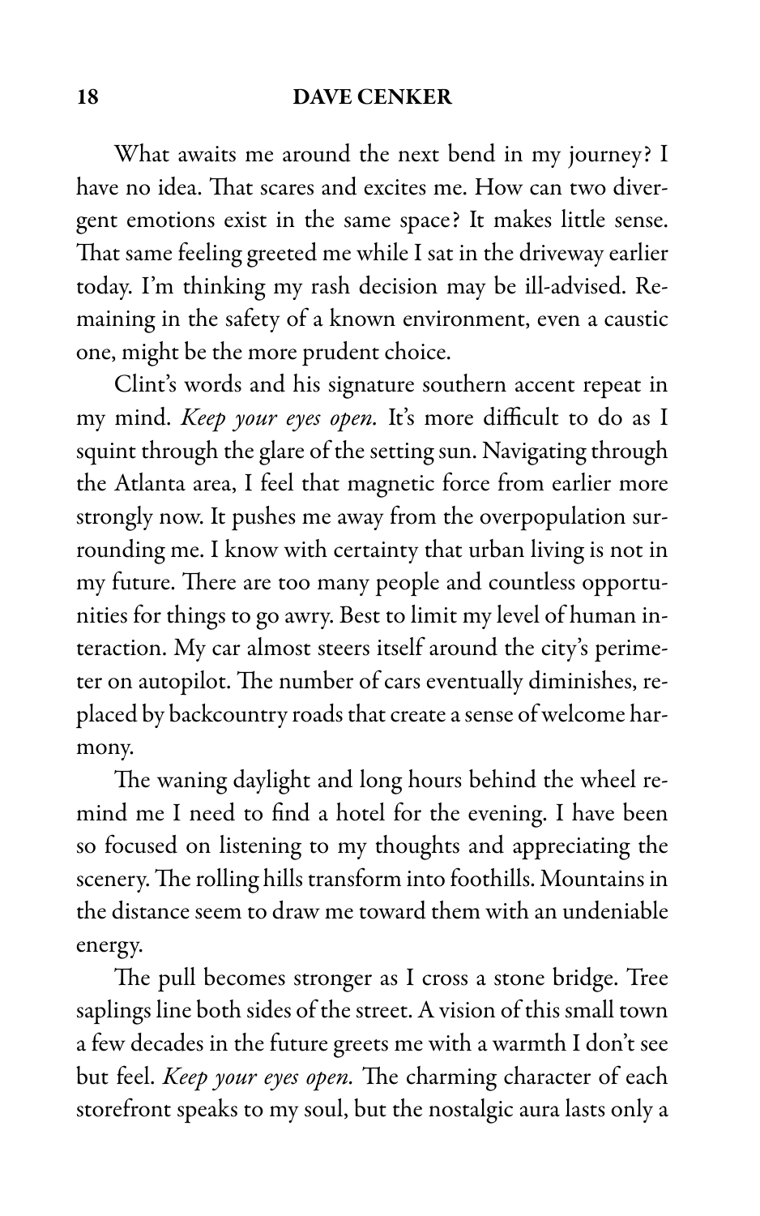What awaits me around the next bend in my journey? I have no idea. That scares and excites me. How can two divergent emotions exist in the same space? It makes little sense. That same feeling greeted me while I sat in the driveway earlier today. I'm thinking my rash decision may be ill-advised. Remaining in the safety of a known environment, even a caustic one, might be the more prudent choice.

Clint's words and his signature southern accent repeat in my mind. *Keep your eyes open.* It's more difficult to do as I squint through the glare of the setting sun. Navigating through the Atlanta area, I feel that magnetic force from earlier more strongly now. It pushes me away from the overpopulation surrounding me. I know with certainty that urban living is not in my future. There are too many people and countless opportunities for things to go awry. Best to limit my level of human interaction. My car almost steers itself around the city's perimeter on autopilot. The number of cars eventually diminishes, replaced by backcountry roads that create a sense of welcome harmony.

The waning daylight and long hours behind the wheel remind me I need to find a hotel for the evening. I have been so focused on listening to my thoughts and appreciating the scenery. The rolling hills transform into foothills. Mountains in the distance seem to draw me toward them with an undeniable energy.

The pull becomes stronger as I cross a stone bridge. Tree saplings line both sides of the street. A vision of this small town a few decades in the future greets me with a warmth I don't see but feel. *Keep your eyes open.* The charming character of each storefront speaks to my soul, but the nostalgic aura lasts only a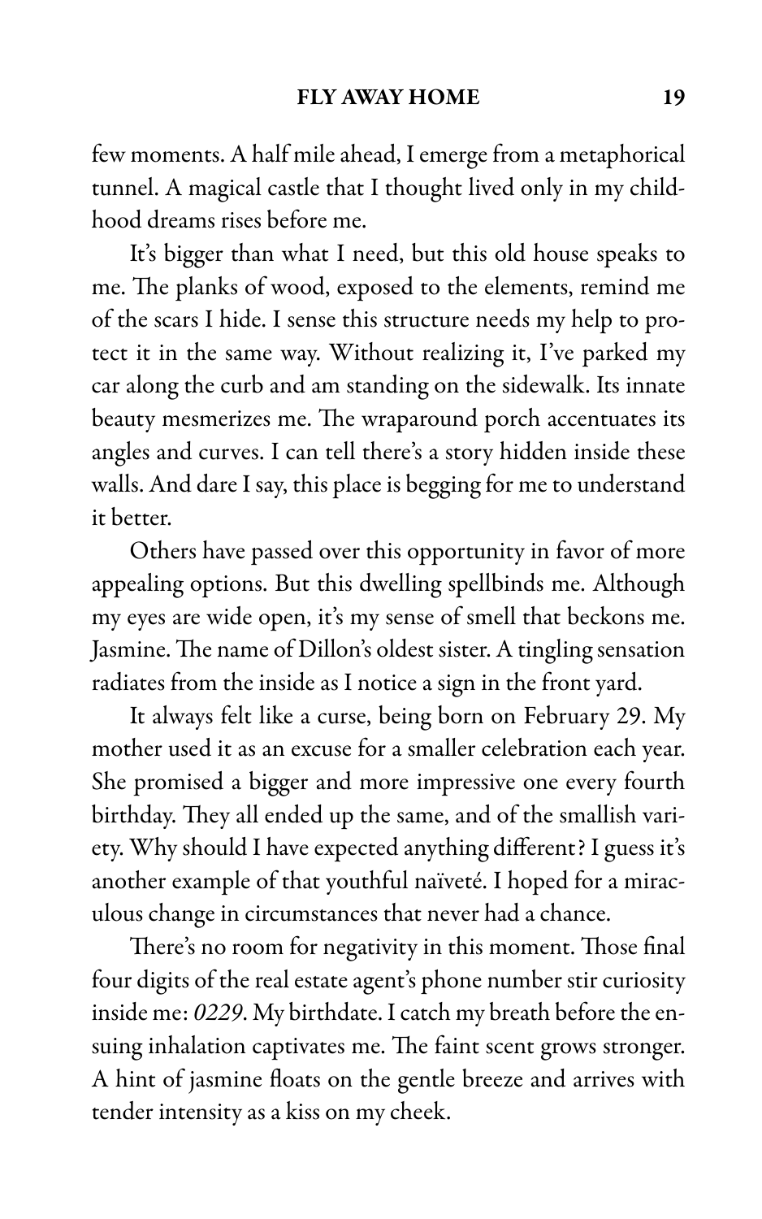few moments. A half mile ahead, I emerge from a metaphorical tunnel. A magical castle that I thought lived only in my childhood dreams rises before me.

It's bigger than what I need, but this old house speaks to me. The planks of wood, exposed to the elements, remind me of the scars I hide. I sense this structure needs my help to protect it in the same way. Without realizing it, I've parked my car along the curb and am standing on the sidewalk. Its innate beauty mesmerizes me. The wraparound porch accentuates its angles and curves. I can tell there's a story hidden inside these walls. And dare I say, this place is begging for me to understand it better.

Others have passed over this opportunity in favor of more appealing options. But this dwelling spellbinds me. Although my eyes are wide open, it's my sense of smell that beckons me. Jasmine. The name of Dillon's oldest sister. A tingling sensation radiates from the inside as I notice a sign in the front yard.

It always felt like a curse, being born on February 29. My mother used it as an excuse for a smaller celebration each year. She promised a bigger and more impressive one every fourth birthday. They all ended up the same, and of the smallish variety. Why should I have expected anything different? I guess it's another example of that youthful naïveté. I hoped for a miraculous change in circumstances that never had a chance.

There's no room for negativity in this moment. Those final four digits of the real estate agent's phone number stir curiosity inside me: *0229*. My birthdate. I catch my breath before the ensuing inhalation captivates me. The faint scent grows stronger. A hint of jasmine floats on the gentle breeze and arrives with tender intensity as a kiss on my cheek.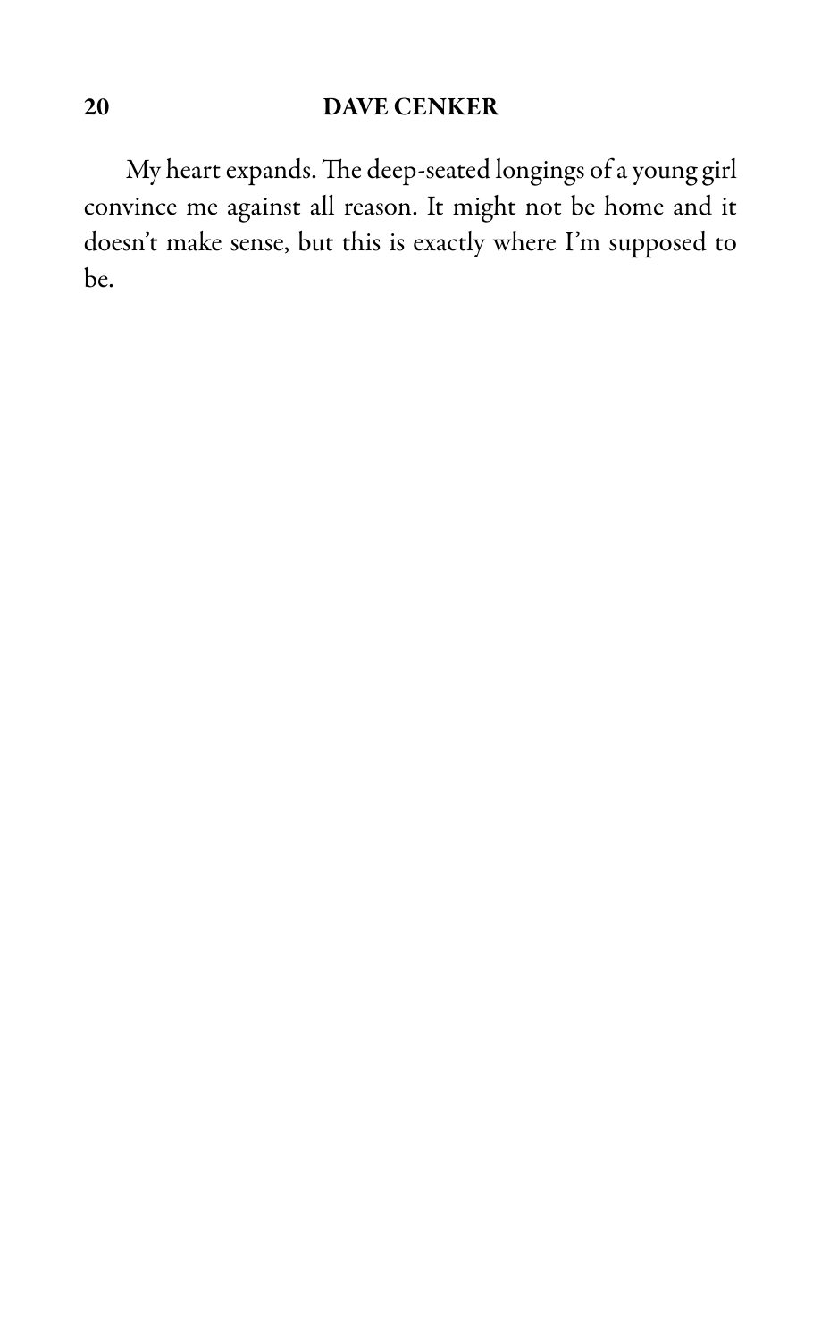My heart expands. The deep-seated longings of a young girl convince me against all reason. It might not be home and it doesn't make sense, but this is exactly where I'm supposed to be.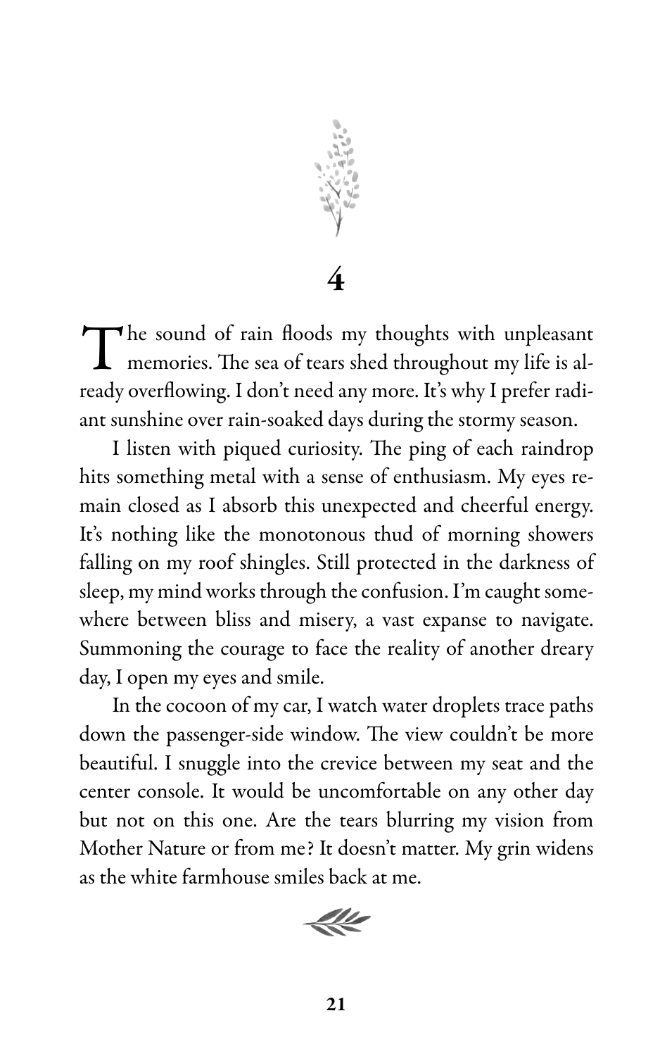# 4

The sound of rain floods my thoughts with unpleasant memories. The sea of tears shed throughout my life is already overflowing. I don't need any more. It's why I prefer radiant sunshine over rain-soaked days during the stormy season.

I listen with piqued curiosity. The ping of each raindrop hits something metal with a sense of enthusiasm. My eyes remain closed as I absorb this unexpected and cheerful energy. It's nothing like the monotonous thud of morning showers falling on my roof shingles. Still protected in the darkness of sleep, my mind works through the confusion. I'm caught somewhere between bliss and misery, a vast expanse to navigate. Summoning the courage to face the reality of another dreary day, I open my eyes and smile.

In the cocoon of my car, I watch water droplets trace paths down the passenger-side window. The view couldn't be more beautiful. I snuggle into the crevice between my seat and the center console. It would be uncomfortable on any other day but not on this one. Are the tears blurring my vision from Mother Nature or from me? It doesn't matter. My grin widens as the white farmhouse smiles back at me.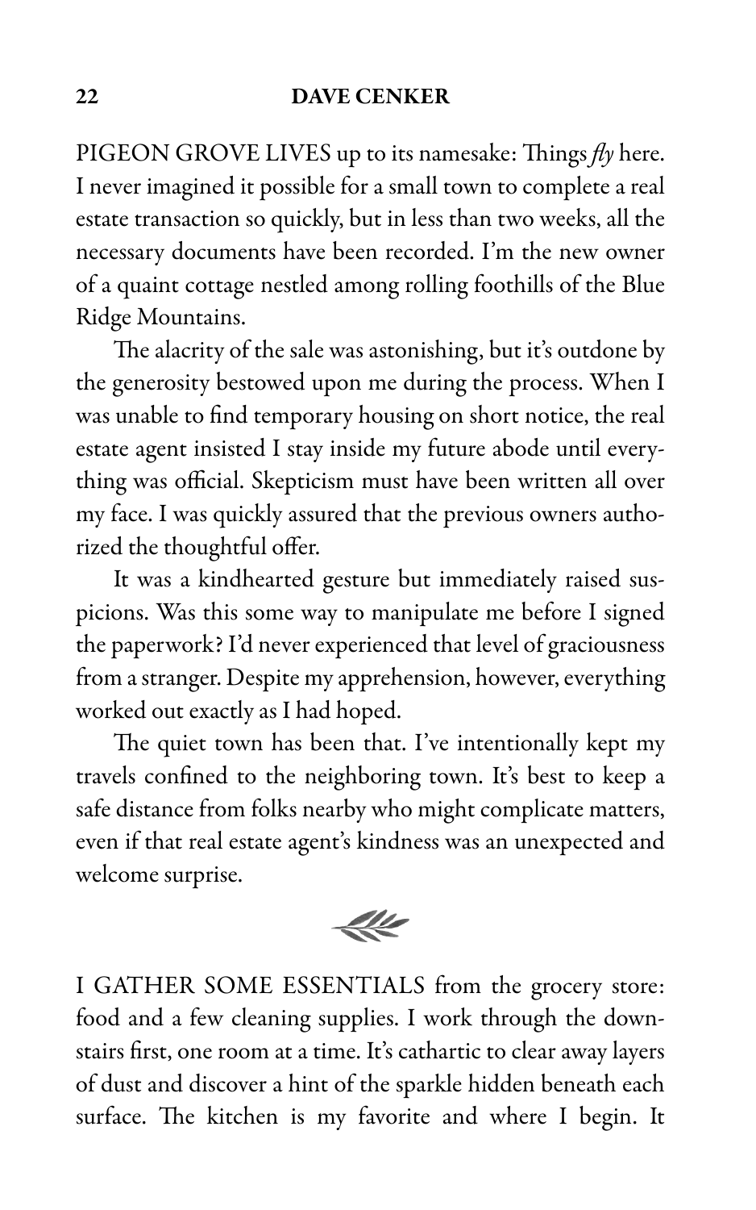PIGEON GROVE LIVES up to its namesake: Things *fly* here. I never imagined it possible for a small town to complete a real estate transaction so quickly, but in less than two weeks, all the necessary documents have been recorded. I'm the new owner of a quaint cottage nestled among rolling foothills of the Blue Ridge Mountains.

The alacrity of the sale was astonishing, but it's outdone by the generosity bestowed upon me during the process. When I was unable to find temporary housing on short notice, the real estate agent insisted I stay inside my future abode until everything was official. Skepticism must have been written all over my face. I was quickly assured that the previous owners authorized the thoughtful offer.

It was a kindhearted gesture but immediately raised suspicions. Was this some way to manipulate me before I signed the paperwork? I'd never experienced that level of graciousness from a stranger. Despite my apprehension, however, everything worked out exactly as I had hoped.

The quiet town has been that. I've intentionally kept my travels confined to the neighboring town. It's best to keep a safe distance from folks nearby who might complicate matters, even if that real estate agent's kindness was an unexpected and welcome surprise.

I GATHER SOME ESSENTIALS from the grocery store: food and a few cleaning supplies. I work through the downstairs first, one room at a time. It's cathartic to clear away layers of dust and discover a hint of the sparkle hidden beneath each surface. The kitchen is my favorite and where I begin. It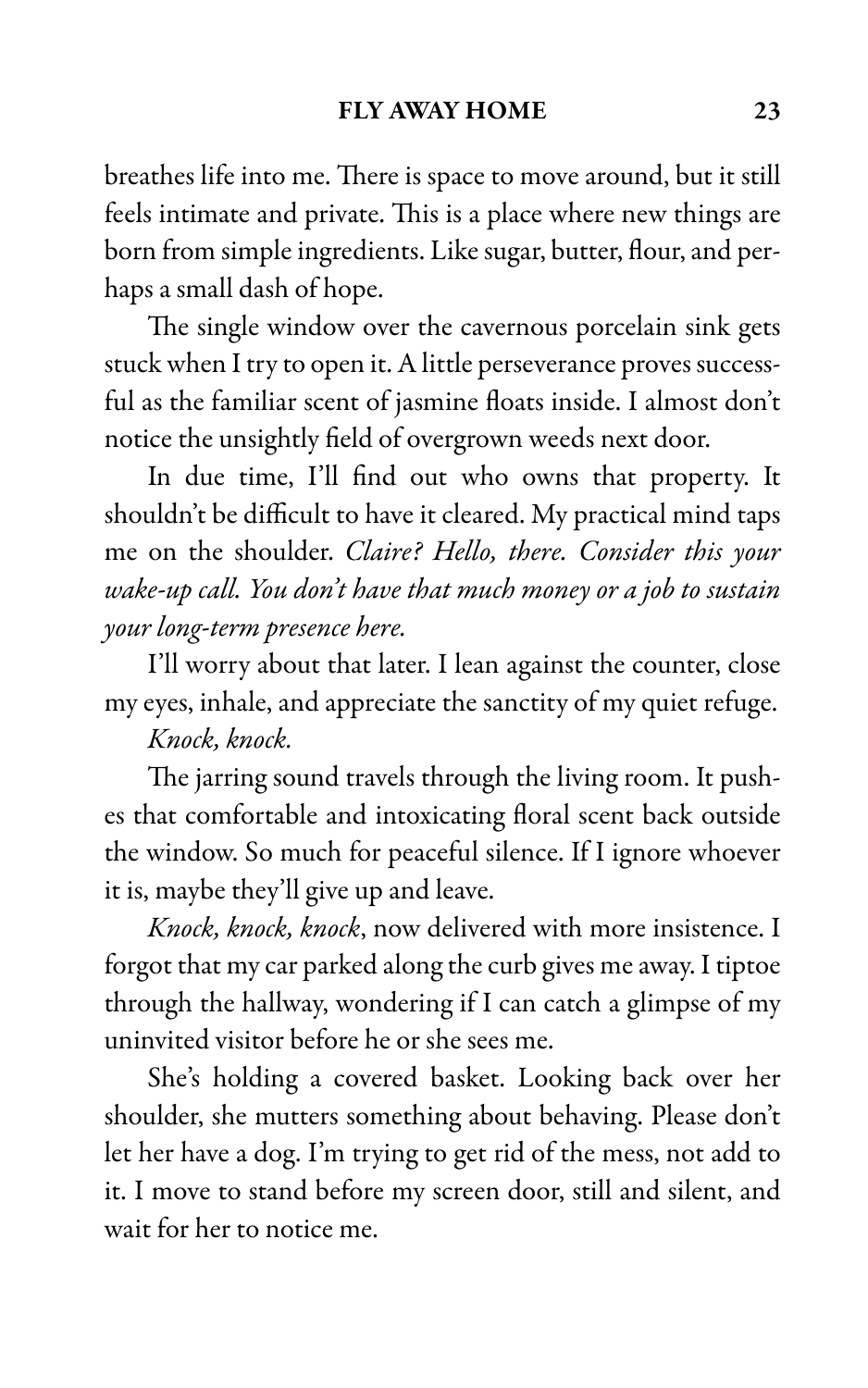breathes life into me. There is space to move around, but it still feels intimate and private. This is a place where new things are born from simple ingredients. Like sugar, butter, flour, and perhaps a small dash of hope.

The single window over the cavernous porcelain sink gets stuck when I try to open it. A little perseverance proves successful as the familiar scent of jasmine floats inside. I almost don't notice the unsightly field of overgrown weeds next door.

In due time, I'll find out who owns that property. It shouldn't be difficult to have it cleared. My practical mind taps me on the shoulder. *Claire? Hello, there. Consider this your wake-up call. You don't have that much money or a job to sustain your long-term presence here.*

I'll worry about that later. I lean against the counter, close my eyes, inhale, and appreciate the sanctity of my quiet refuge.

*Knock, knock.*

The jarring sound travels through the living room. It pushes that comfortable and intoxicating floral scent back outside the window. So much for peaceful silence. If I ignore whoever it is, maybe they'll give up and leave.

*Knock, knock, knock*, now delivered with more insistence. I forgot that my car parked along the curb gives me away. I tiptoe through the hallway, wondering if I can catch a glimpse of my uninvited visitor before he or she sees me.

She's holding a covered basket. Looking back over her shoulder, she mutters something about behaving. Please don't let her have a dog. I'm trying to get rid of the mess, not add to it. I move to stand before my screen door, still and silent, and wait for her to notice me.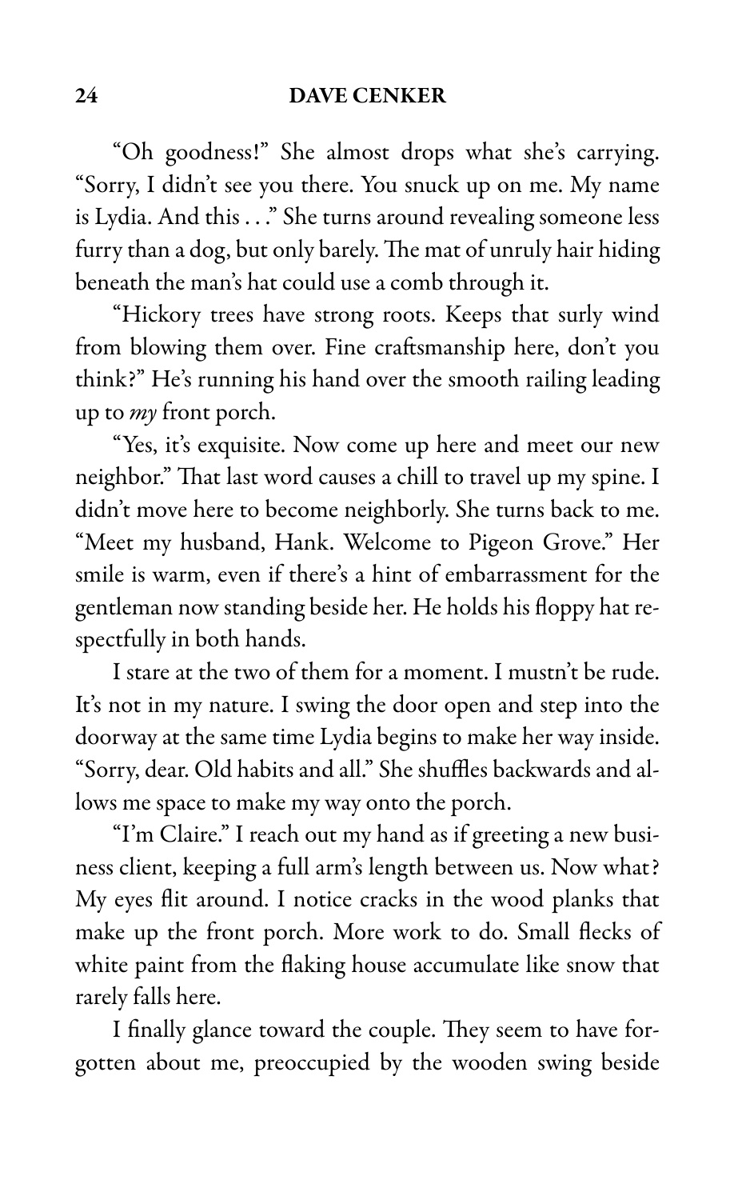"Oh goodness!" She almost drops what she's carrying. "Sorry, I didn't see you there. You snuck up on me. My name is Lydia. And this . . ." She turns around revealing someone less furry than a dog, but only barely. The mat of unruly hair hiding beneath the man's hat could use a comb through it.

"Hickory trees have strong roots. Keeps that surly wind from blowing them over. Fine craftsmanship here, don't you think?" He's running his hand over the smooth railing leading up to *my* front porch.

"Yes, it's exquisite. Now come up here and meet our new neighbor." That last word causes a chill to travel up my spine. I didn't move here to become neighborly. She turns back to me. "Meet my husband, Hank. Welcome to Pigeon Grove." Her smile is warm, even if there's a hint of embarrassment for the gentleman now standing beside her. He holds his floppy hat respectfully in both hands.

I stare at the two of them for a moment. I mustn't be rude. It's not in my nature. I swing the door open and step into the doorway at the same time Lydia begins to make her way inside. "Sorry, dear. Old habits and all." She shuffles backwards and allows me space to make my way onto the porch.

"I'm Claire." I reach out my hand as if greeting a new business client, keeping a full arm's length between us. Now what? My eyes flit around. I notice cracks in the wood planks that make up the front porch. More work to do. Small flecks of white paint from the flaking house accumulate like snow that rarely falls here.

I finally glance toward the couple. They seem to have forgotten about me, preoccupied by the wooden swing beside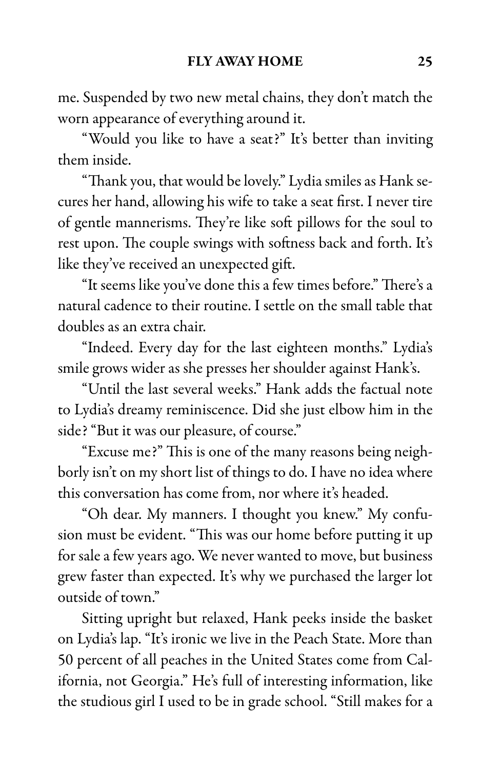me. Suspended by two new metal chains, they don't match the worn appearance of everything around it.

"Would you like to have a seat?" It's better than inviting them inside.

"Thank you, that would be lovely." Lydia smiles as Hank secures her hand, allowing his wife to take a seat first. I never tire of gentle mannerisms. They're like soft pillows for the soul to rest upon. The couple swings with softness back and forth. It's like they've received an unexpected gift.

"It seems like you've done this a few times before." There's a natural cadence to their routine. I settle on the small table that doubles as an extra chair.

"Indeed. Every day for the last eighteen months." Lydia's smile grows wider as she presses her shoulder against Hank's.

"Until the last several weeks." Hank adds the factual note to Lydia's dreamy reminiscence. Did she just elbow him in the side? "But it was our pleasure, of course."

"Excuse me?" This is one of the many reasons being neighborly isn't on my short list of things to do. I have no idea where this conversation has come from, nor where it's headed.

"Oh dear. My manners. I thought you knew." My confusion must be evident. "This was our home before putting it up for sale a few years ago. We never wanted to move, but business grew faster than expected. It's why we purchased the larger lot outside of town."

Sitting upright but relaxed, Hank peeks inside the basket on Lydia's lap. "It's ironic we live in the Peach State. More than 50 percent of all peaches in the United States come from California, not Georgia." He's full of interesting information, like the studious girl I used to be in grade school. "Still makes for a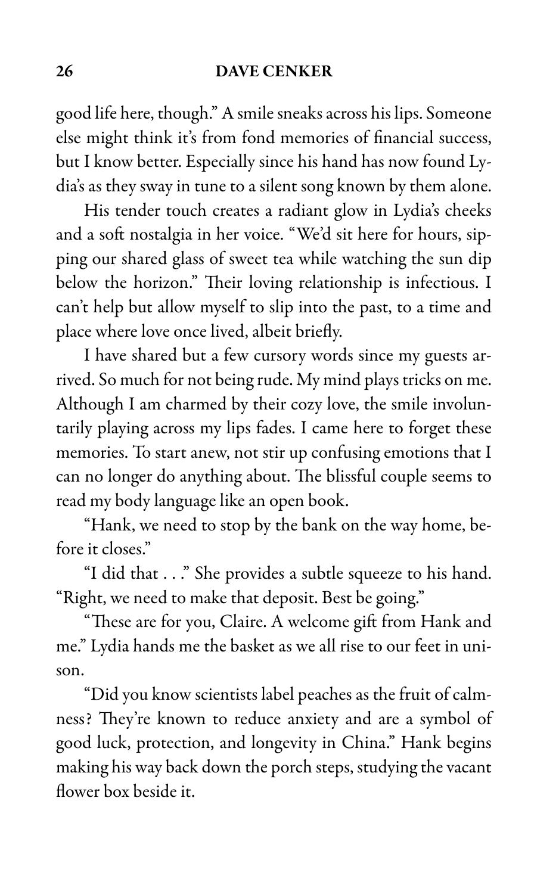good life here, though." A smile sneaks across his lips. Someone else might think it's from fond memories of financial success, but I know better. Especially since his hand has now found Lydia's as they sway in tune to a silent song known by them alone.

His tender touch creates a radiant glow in Lydia's cheeks and a soft nostalgia in her voice. "We'd sit here for hours, sipping our shared glass of sweet tea while watching the sun dip below the horizon." Their loving relationship is infectious. I can't help but allow myself to slip into the past, to a time and place where love once lived, albeit briefly.

I have shared but a few cursory words since my guests arrived. So much for not being rude. My mind plays tricks on me. Although I am charmed by their cozy love, the smile involuntarily playing across my lips fades. I came here to forget these memories. To start anew, not stir up confusing emotions that I can no longer do anything about. The blissful couple seems to read my body language like an open book.

"Hank, we need to stop by the bank on the way home, before it closes."

"I did that . . ." She provides a subtle squeeze to his hand. "Right, we need to make that deposit. Best be going."

"These are for you, Claire. A welcome gift from Hank and me." Lydia hands me the basket as we all rise to our feet in unison.

"Did you know scientists label peaches as the fruit of calmness? They're known to reduce anxiety and are a symbol of good luck, protection, and longevity in China." Hank begins making his way back down the porch steps, studying the vacant flower box beside it.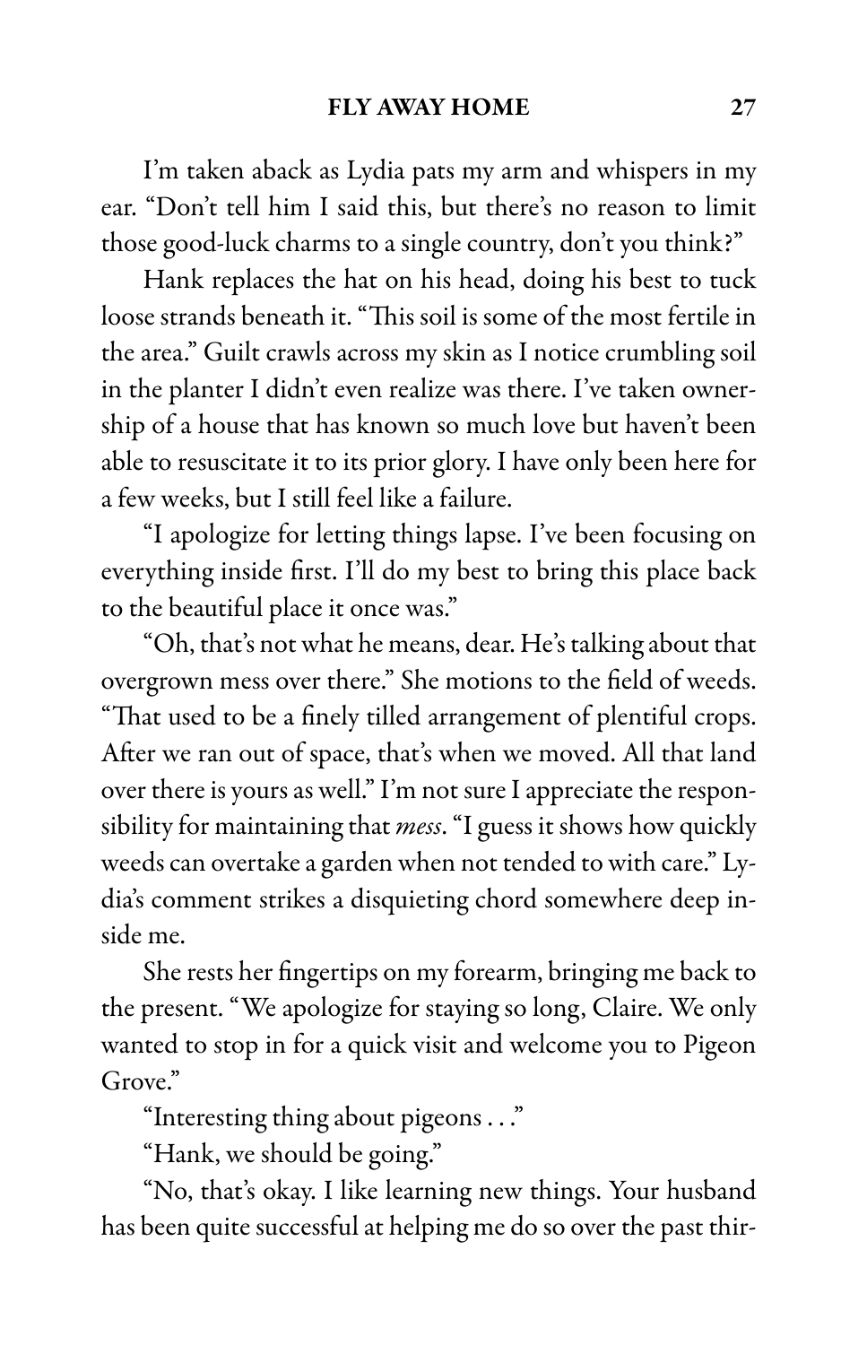I'm taken aback as Lydia pats my arm and whispers in my ear. "Don't tell him I said this, but there's no reason to limit those good-luck charms to a single country, don't you think?"

Hank replaces the hat on his head, doing his best to tuck loose strands beneath it. "This soil is some of the most fertile in the area." Guilt crawls across my skin as I notice crumbling soil in the planter I didn't even realize was there. I've taken ownership of a house that has known so much love but haven't been able to resuscitate it to its prior glory. I have only been here for a few weeks, but I still feel like a failure.

"I apologize for letting things lapse. I've been focusing on everything inside first. I'll do my best to bring this place back to the beautiful place it once was."

"Oh, that's not what he means, dear. He's talking about that overgrown mess over there." She motions to the field of weeds. "That used to be a finely tilled arrangement of plentiful crops. After we ran out of space, that's when we moved. All that land over there is yours as well." I'm not sure I appreciate the responsibility for maintaining that *mess*. "I guess it shows how quickly weeds can overtake a garden when not tended to with care." Lydia's comment strikes a disquieting chord somewhere deep inside me.

She rests her fingertips on my forearm, bringing me back to the present. "We apologize for staying so long, Claire. We only wanted to stop in for a quick visit and welcome you to Pigeon Grove."

"Interesting thing about pigeons . . ."

"Hank, we should be going."

"No, that's okay. I like learning new things. Your husband has been quite successful at helping me do so over the past thir-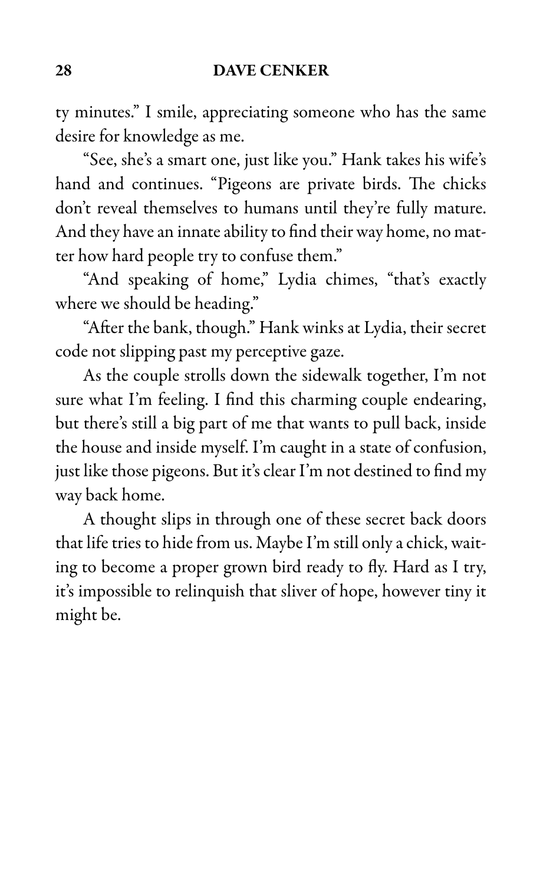ty minutes." I smile, appreciating someone who has the same desire for knowledge as me.

"See, she's a smart one, just like you." Hank takes his wife's hand and continues. "Pigeons are private birds. The chicks don't reveal themselves to humans until they're fully mature. And they have an innate ability to find their way home, no matter how hard people try to confuse them."

"And speaking of home," Lydia chimes, "that's exactly where we should be heading."

"After the bank, though." Hank winks at Lydia, their secret code not slipping past my perceptive gaze.

As the couple strolls down the sidewalk together, I'm not sure what I'm feeling. I find this charming couple endearing, but there's still a big part of me that wants to pull back, inside the house and inside myself. I'm caught in a state of confusion, just like those pigeons. But it's clear I'm not destined to find my way back home.

A thought slips in through one of these secret back doors that life tries to hide from us. Maybe I'm still only a chick, waiting to become a proper grown bird ready to fly. Hard as I try, it's impossible to relinquish that sliver of hope, however tiny it might be.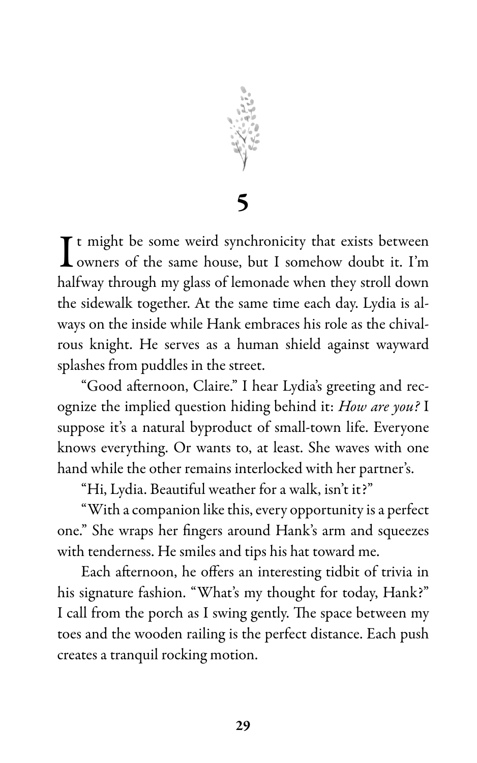# 5

It might be some weird synchronicity that exists between owners of the same house, but I somehow doubt it. I'm halfway through my glass of lemonade when they stroll down the sidewalk together. At the same time each day. Lydia is always on the inside while Hank embraces his role as the chivalrous knight. He serves as a human shield against wayward splashes from puddles in the street.

"Good afternoon, Claire." I hear Lydia's greeting and recognize the implied question hiding behind it: *How are you?* I suppose it's a natural byproduct of small-town life. Everyone knows everything. Or wants to, at least. She waves with one hand while the other remains interlocked with her partner's.

"Hi, Lydia. Beautiful weather for a walk, isn't it?"

"With a companion like this, every opportunity is a perfect one." She wraps her fingers around Hank's arm and squeezes with tenderness. He smiles and tips his hat toward me.

Each afternoon, he offers an interesting tidbit of trivia in his signature fashion. "What's my thought for today, Hank?" I call from the porch as I swing gently. The space between my toes and the wooden railing is the perfect distance. Each push creates a tranquil rocking motion.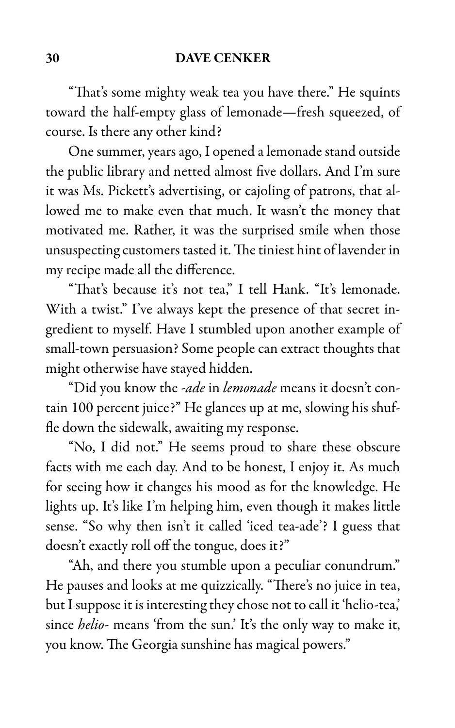"That's some mighty weak tea you have there." He squints toward the half-empty glass of lemonade—fresh squeezed, of course. Is there any other kind?

One summer, years ago, I opened a lemonade stand outside the public library and netted almost five dollars. And I'm sure it was Ms. Pickett's advertising, or cajoling of patrons, that allowed me to make even that much. It wasn't the money that motivated me. Rather, it was the surprised smile when those unsuspecting customers tasted it. The tiniest hint of lavender in my recipe made all the difference.

"That's because it's not tea," I tell Hank. "It's lemonade. With a twist." I've always kept the presence of that secret ingredient to myself. Have I stumbled upon another example of small-town persuasion? Some people can extract thoughts that might otherwise have stayed hidden.

"Did you know the *-ade* in *lemonade* means it doesn't contain 100 percent juice?" He glances up at me, slowing his shuffle down the sidewalk, awaiting my response.

"No, I did not." He seems proud to share these obscure facts with me each day. And to be honest, I enjoy it. As much for seeing how it changes his mood as for the knowledge. He lights up. It's like I'm helping him, even though it makes little sense. "So why then isn't it called 'iced tea-ade'? I guess that doesn't exactly roll off the tongue, does it?"

"Ah, and there you stumble upon a peculiar conundrum." He pauses and looks at me quizzically. "There's no juice in tea, but I suppose it is interesting they chose not to call it 'helio-tea,' since *helio-* means 'from the sun.' It's the only way to make it, you know. The Georgia sunshine has magical powers."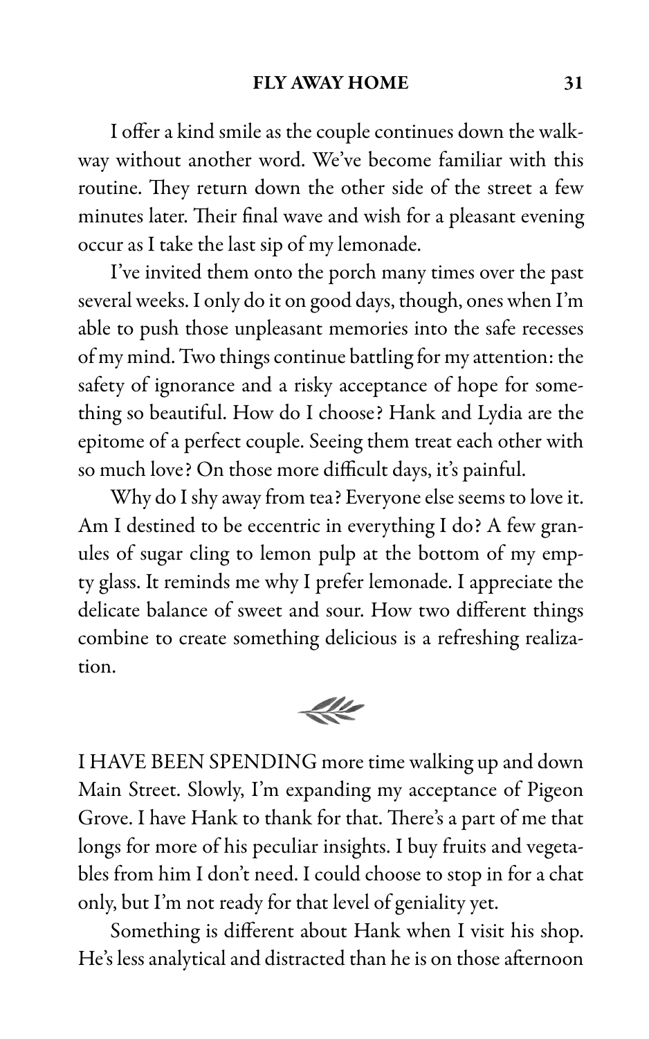I offer a kind smile as the couple continues down the walkway without another word. We've become familiar with this routine. They return down the other side of the street a few minutes later. Their final wave and wish for a pleasant evening occur as I take the last sip of my lemonade.

I've invited them onto the porch many times over the past several weeks. I only do it on good days, though, ones when I'm able to push those unpleasant memories into the safe recesses of my mind. Two things continue battling for my attention: the safety of ignorance and a risky acceptance of hope for something so beautiful. How do I choose? Hank and Lydia are the epitome of a perfect couple. Seeing them treat each other with so much love? On those more difficult days, it's painful.

Why do I shy away from tea? Everyone else seems to love it. Am I destined to be eccentric in everything I do? A few granules of sugar cling to lemon pulp at the bottom of my empty glass. It reminds me why I prefer lemonade. I appreciate the delicate balance of sweet and sour. How two different things combine to create something delicious is a refreshing realization.

I HAVE BEEN SPENDING more time walking up and down Main Street. Slowly, I'm expanding my acceptance of Pigeon Grove. I have Hank to thank for that. There's a part of me that longs for more of his peculiar insights. I buy fruits and vegetables from him I don't need. I could choose to stop in for a chat only, but I'm not ready for that level of geniality yet.

Something is different about Hank when I visit his shop. He's less analytical and distracted than he is on those afternoon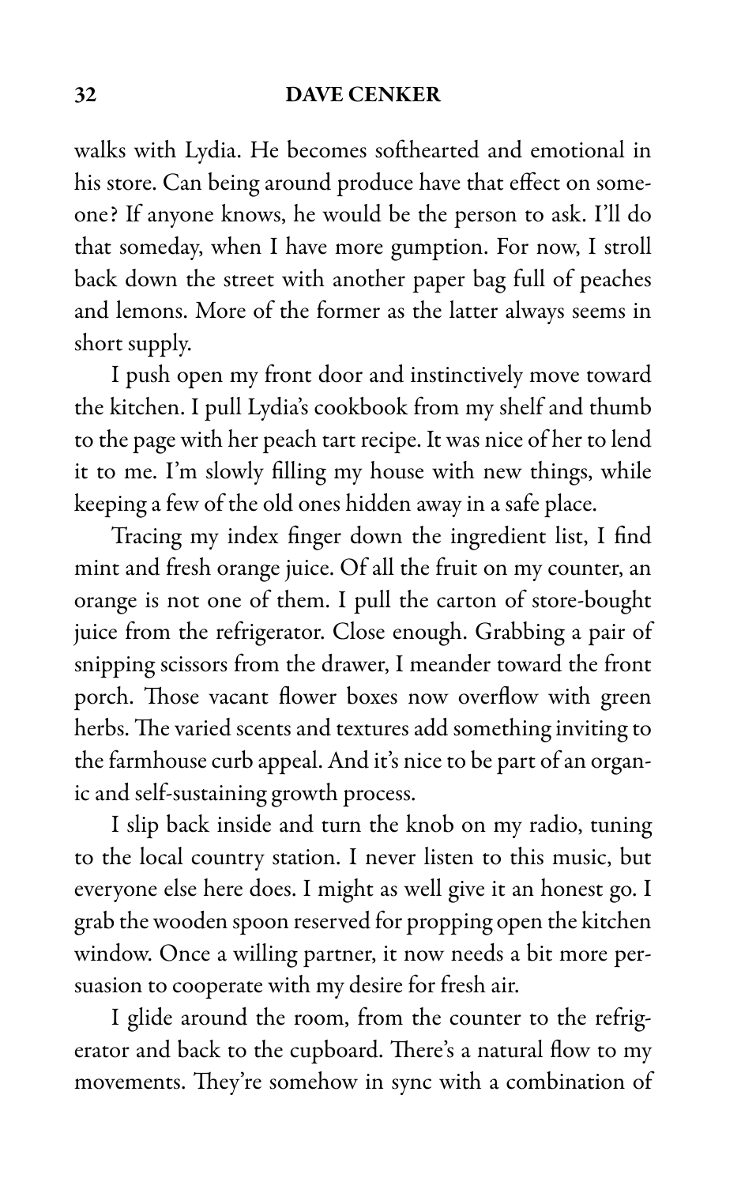walks with Lydia. He becomes softhearted and emotional in his store. Can being around produce have that effect on someone? If anyone knows, he would be the person to ask. I'll do that someday, when I have more gumption. For now, I stroll back down the street with another paper bag full of peaches and lemons. More of the former as the latter always seems in short supply.

I push open my front door and instinctively move toward the kitchen. I pull Lydia's cookbook from my shelf and thumb to the page with her peach tart recipe. It was nice of her to lend it to me. I'm slowly filling my house with new things, while keeping a few of the old ones hidden away in a safe place.

Tracing my index finger down the ingredient list, I find mint and fresh orange juice. Of all the fruit on my counter, an orange is not one of them. I pull the carton of store-bought juice from the refrigerator. Close enough. Grabbing a pair of snipping scissors from the drawer, I meander toward the front porch. Those vacant flower boxes now overflow with green herbs. The varied scents and textures add something inviting to the farmhouse curb appeal. And it's nice to be part of an organic and self-sustaining growth process.

I slip back inside and turn the knob on my radio, tuning to the local country station. I never listen to this music, but everyone else here does. I might as well give it an honest go. I grab the wooden spoon reserved for propping open the kitchen window. Once a willing partner, it now needs a bit more persuasion to cooperate with my desire for fresh air.

I glide around the room, from the counter to the refrigerator and back to the cupboard. There's a natural flow to my movements. They're somehow in sync with a combination of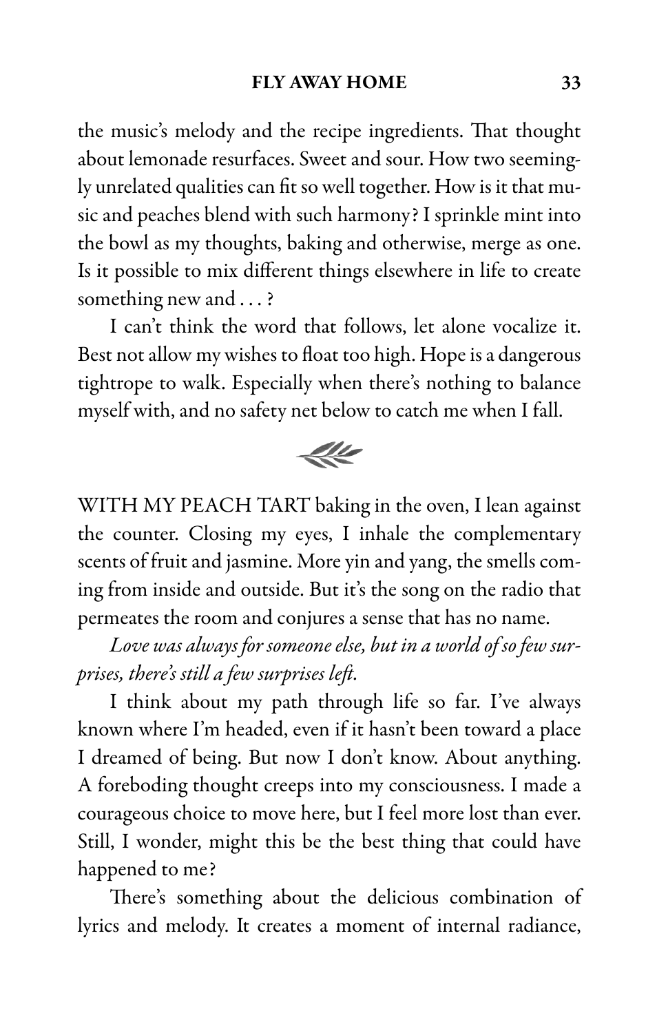the music's melody and the recipe ingredients. That thought about lemonade resurfaces. Sweet and sour. How two seemingly unrelated qualities can fit so well together. How is it that music and peaches blend with such harmony? I sprinkle mint into the bowl as my thoughts, baking and otherwise, merge as one. Is it possible to mix different things elsewhere in life to create something new and . . . ?

I can't think the word that follows, let alone vocalize it. Best not allow my wishes to float too high. Hope is a dangerous tightrope to walk. Especially when there's nothing to balance myself with, and no safety net below to catch me when I fall.

WITH MY PEACH TART baking in the oven, I lean against the counter. Closing my eyes, I inhale the complementary scents of fruit and jasmine. More yin and yang, the smells coming from inside and outside. But it's the song on the radio that permeates the room and conjures a sense that has no name.

*Love was always for someone else, but in a world of so few surprises, there's still a few surprises left.*

I think about my path through life so far. I've always known where I'm headed, even if it hasn't been toward a place I dreamed of being. But now I don't know. About anything. A foreboding thought creeps into my consciousness. I made a courageous choice to move here, but I feel more lost than ever. Still, I wonder, might this be the best thing that could have happened to me?

There's something about the delicious combination of lyrics and melody. It creates a moment of internal radiance,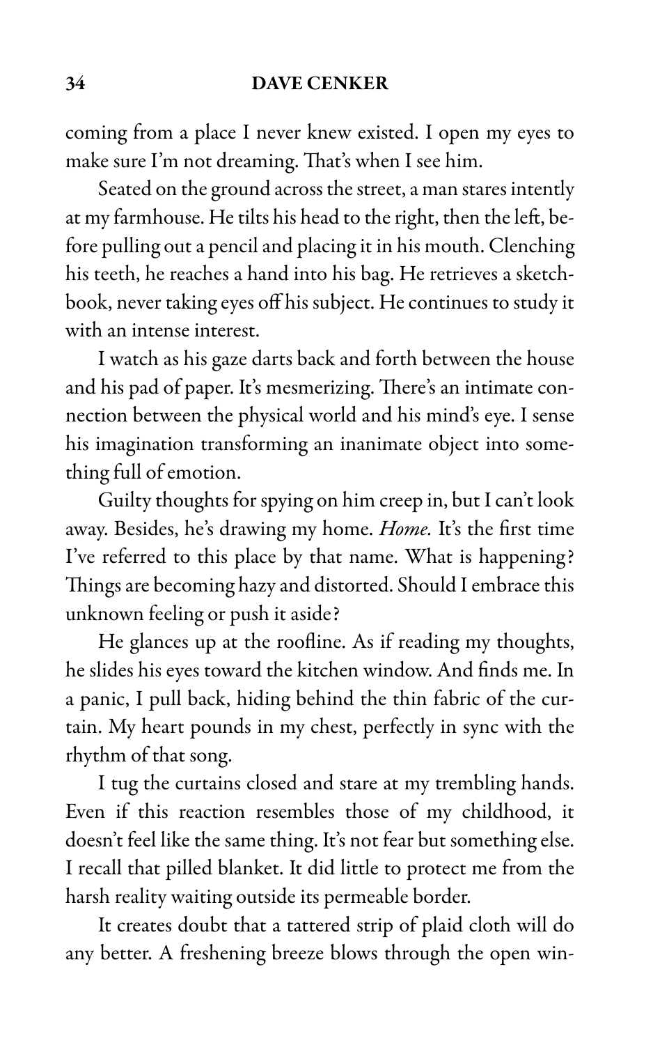coming from a place I never knew existed. I open my eyes to make sure I'm not dreaming. That's when I see him.

Seated on the ground across the street, a man stares intently at my farmhouse. He tilts his head to the right, then the left, before pulling out a pencil and placing it in his mouth. Clenching his teeth, he reaches a hand into his bag. He retrieves a sketchbook, never taking eyes off his subject. He continues to study it with an intense interest.

I watch as his gaze darts back and forth between the house and his pad of paper. It's mesmerizing. There's an intimate connection between the physical world and his mind's eye. I sense his imagination transforming an inanimate object into something full of emotion.

Guilty thoughts for spying on him creep in, but I can't look away. Besides, he's drawing my home. *Home.* It's the first time I've referred to this place by that name. What is happening? Things are becoming hazy and distorted. Should I embrace this unknown feeling or push it aside?

He glances up at the roofline. As if reading my thoughts, he slides his eyes toward the kitchen window. And finds me. In a panic, I pull back, hiding behind the thin fabric of the curtain. My heart pounds in my chest, perfectly in sync with the rhythm of that song.

I tug the curtains closed and stare at my trembling hands. Even if this reaction resembles those of my childhood, it doesn't feel like the same thing. It's not fear but something else. I recall that pilled blanket. It did little to protect me from the harsh reality waiting outside its permeable border.

It creates doubt that a tattered strip of plaid cloth will do any better. A freshening breeze blows through the open win-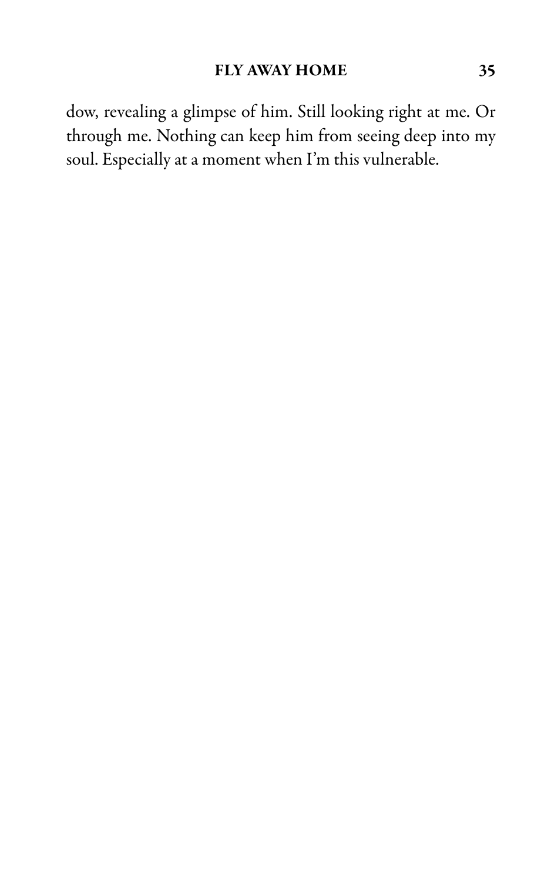dow, revealing a glimpse of him. Still looking right at me. Or through me. Nothing can keep him from seeing deep into my soul. Especially at a moment when I'm this vulnerable.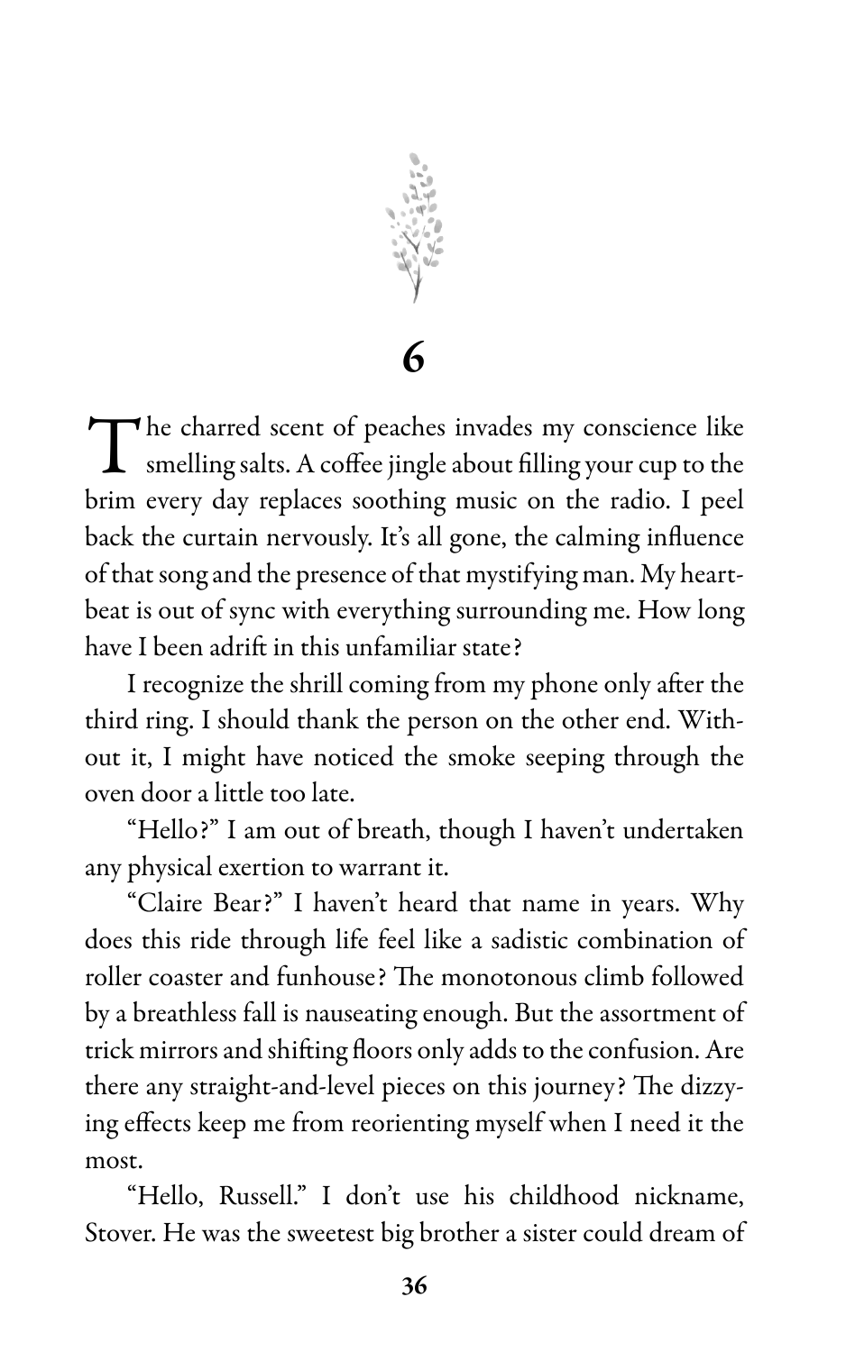# 6

The charred scent of peaches invades my conscience like smelling salts. A coffee jingle about filling your cup to the brim every day replaces soothing music on the radio. I peel back the curtain nervously. It's all gone, the calming influence of that song and the presence of that mystifying man. My heartbeat is out of sync with everything surrounding me. How long have I been adrift in this unfamiliar state?

I recognize the shrill coming from my phone only after the third ring. I should thank the person on the other end. Without it, I might have noticed the smoke seeping through the oven door a little too late.

"Hello?" I am out of breath, though I haven't undertaken any physical exertion to warrant it.

"Claire Bear?" I haven't heard that name in years. Why does this ride through life feel like a sadistic combination of roller coaster and funhouse? The monotonous climb followed by a breathless fall is nauseating enough. But the assortment of trick mirrors and shifting floors only adds to the confusion. Are there any straight-and-level pieces on this journey? The dizzying effects keep me from reorienting myself when I need it the most.

"Hello, Russell." I don't use his childhood nickname, Stover. He was the sweetest big brother a sister could dream of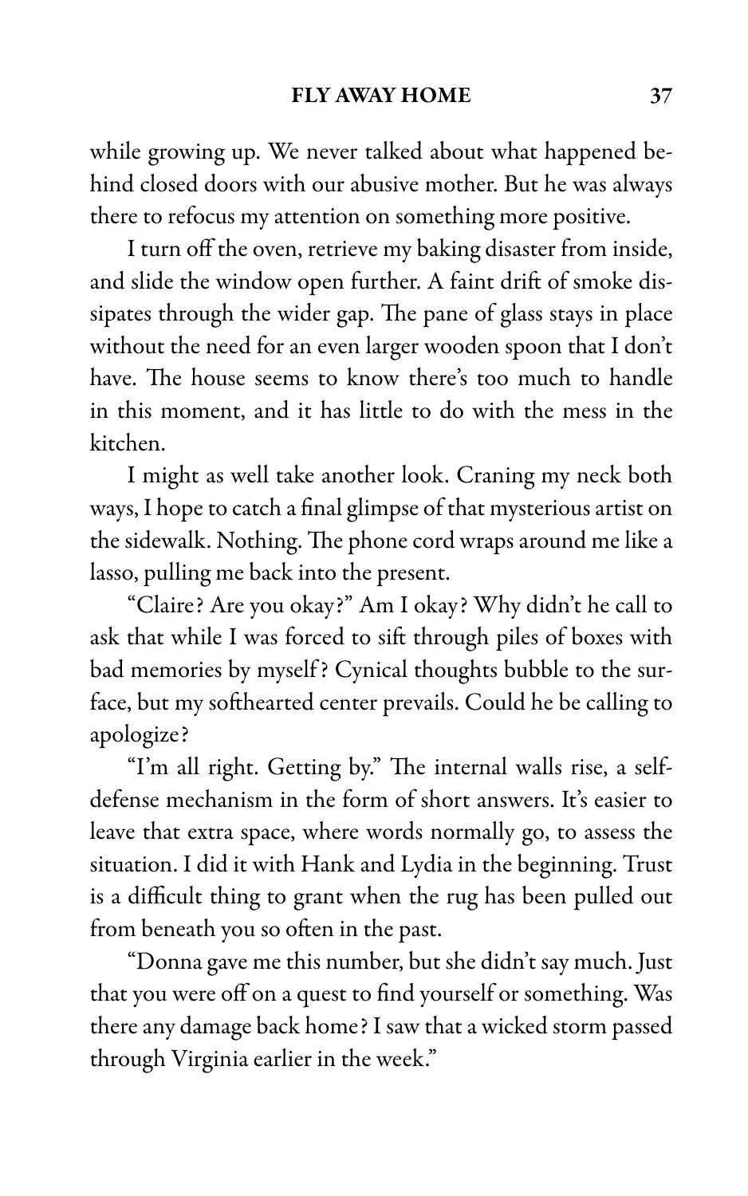while growing up. We never talked about what happened behind closed doors with our abusive mother. But he was always there to refocus my attention on something more positive.

I turn off the oven, retrieve my baking disaster from inside, and slide the window open further. A faint drift of smoke dissipates through the wider gap. The pane of glass stays in place without the need for an even larger wooden spoon that I don't have. The house seems to know there's too much to handle in this moment, and it has little to do with the mess in the kitchen.

I might as well take another look. Craning my neck both ways, I hope to catch a final glimpse of that mysterious artist on the sidewalk. Nothing. The phone cord wraps around me like a lasso, pulling me back into the present.

"Claire? Are you okay?" Am I okay? Why didn't he call to ask that while I was forced to sift through piles of boxes with bad memories by myself? Cynical thoughts bubble to the surface, but my softhearted center prevails. Could he be calling to apologize?

"I'm all right. Getting by." The internal walls rise, a self-defense mechanism in the form of short answers. It's easier to leave that extra space, where words normally go, to assess the situation. I did it with Hank and Lydia in the beginning. Trust is a difficult thing to grant when the rug has been pulled out from beneath you so often in the past.

"Donna gave me this number, but she didn't say much. Just that you were off on a quest to find yourself or something. Was there any damage back home? I saw that a wicked storm passed through Virginia earlier in the week."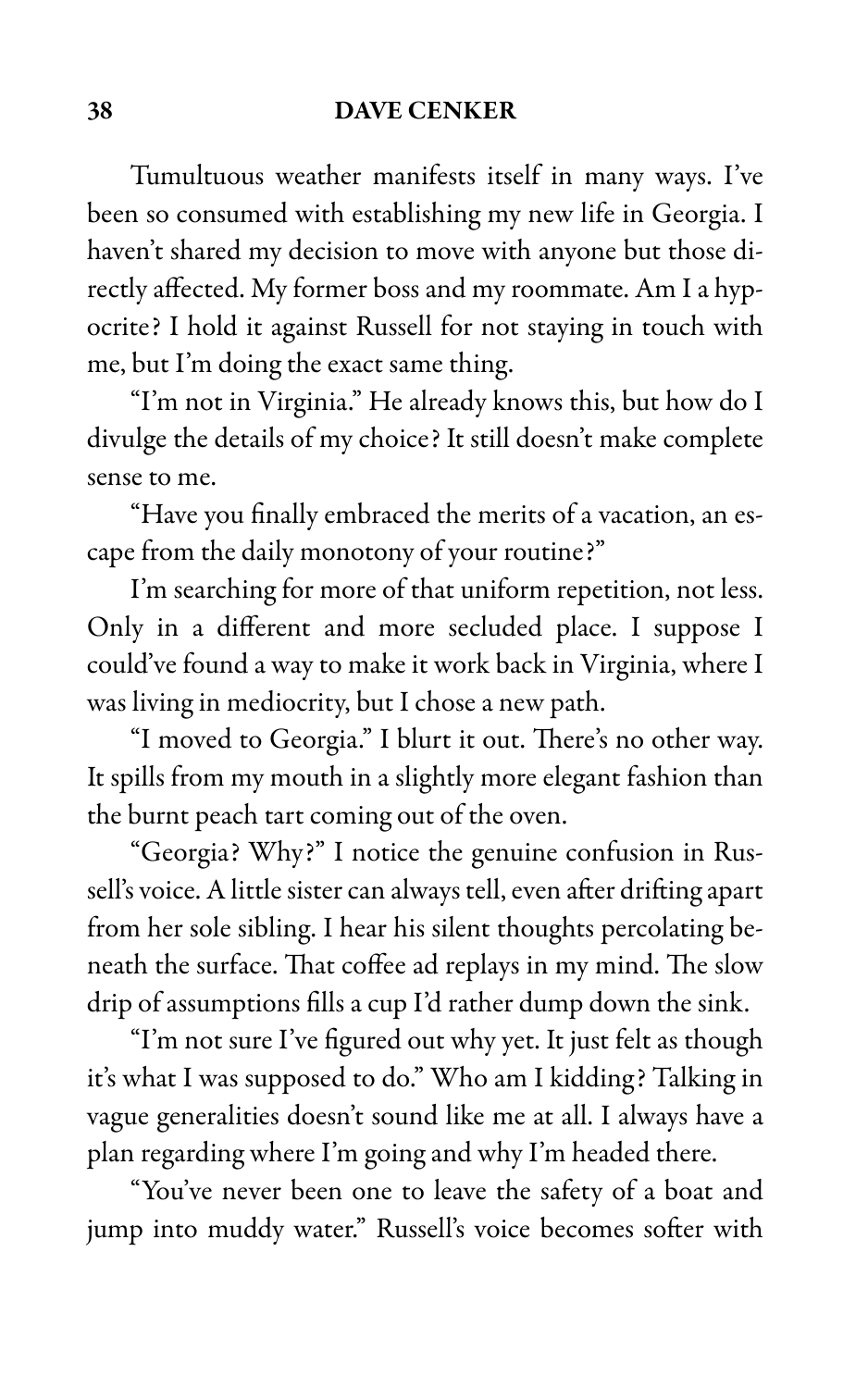Tumultuous weather manifests itself in many ways. I've been so consumed with establishing my new life in Georgia. I haven't shared my decision to move with anyone but those directly affected. My former boss and my roommate. Am I a hypocrite? I hold it against Russell for not staying in touch with me, but I'm doing the exact same thing.

"I'm not in Virginia." He already knows this, but how do I divulge the details of my choice? It still doesn't make complete sense to me.

"Have you finally embraced the merits of a vacation, an escape from the daily monotony of your routine?"

I'm searching for more of that uniform repetition, not less. Only in a different and more secluded place. I suppose I could've found a way to make it work back in Virginia, where I was living in mediocrity, but I chose a new path.

"I moved to Georgia." I blurt it out. There's no other way. It spills from my mouth in a slightly more elegant fashion than the burnt peach tart coming out of the oven.

"Georgia? Why?" I notice the genuine confusion in Russell's voice. A little sister can always tell, even after drifting apart from her sole sibling. I hear his silent thoughts percolating beneath the surface. That coffee ad replays in my mind. The slow drip of assumptions fills a cup I'd rather dump down the sink.

"I'm not sure I've figured out why yet. It just felt as though it's what I was supposed to do." Who am I kidding? Talking in vague generalities doesn't sound like me at all. I always have a plan regarding where I'm going and why I'm headed there.

"You've never been one to leave the safety of a boat and jump into muddy water." Russell's voice becomes softer with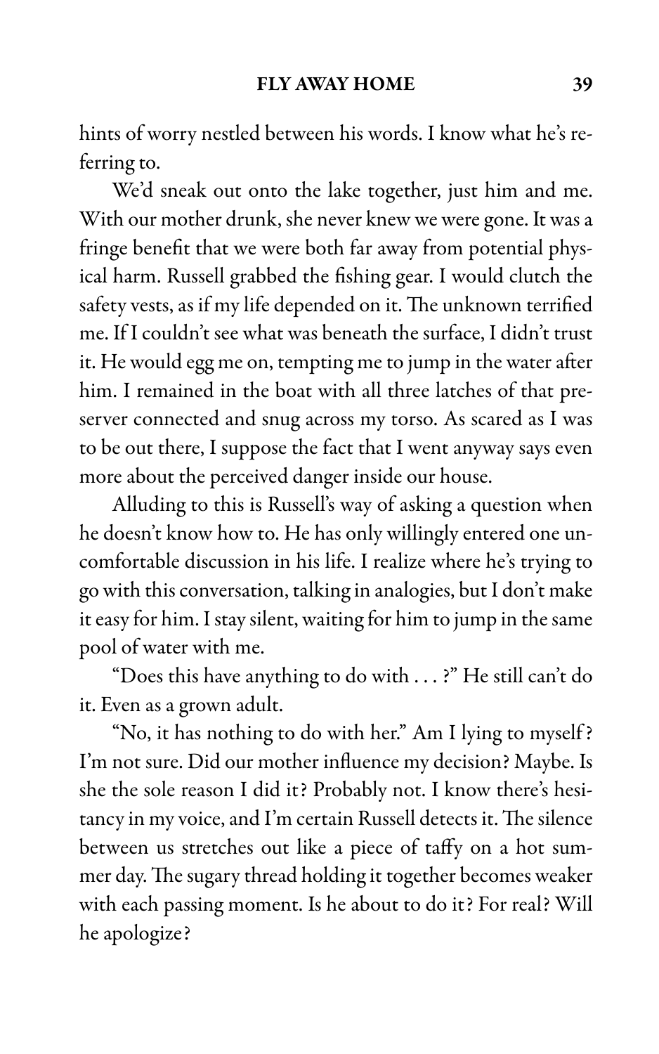hints of worry nestled between his words. I know what he's referring to.

We'd sneak out onto the lake together, just him and me. With our mother drunk, she never knew we were gone. It was a fringe benefit that we were both far away from potential physical harm. Russell grabbed the fishing gear. I would clutch the safety vests, as if my life depended on it. The unknown terrified me. If I couldn't see what was beneath the surface, I didn't trust it. He would egg me on, tempting me to jump in the water after him. I remained in the boat with all three latches of that preserver connected and snug across my torso. As scared as I was to be out there, I suppose the fact that I went anyway says even more about the perceived danger inside our house.

Alluding to this is Russell's way of asking a question when he doesn't know how to. He has only willingly entered one uncomfortable discussion in his life. I realize where he's trying to go with this conversation, talking in analogies, but I don't make it easy for him. I stay silent, waiting for him to jump in the same pool of water with me.

"Does this have anything to do with . . . ?" He still can't do it. Even as a grown adult.

"No, it has nothing to do with her." Am I lying to myself? I'm not sure. Did our mother influence my decision? Maybe. Is she the sole reason I did it? Probably not. I know there's hesitancy in my voice, and I'm certain Russell detects it. The silence between us stretches out like a piece of taffy on a hot summer day. The sugary thread holding it together becomes weaker with each passing moment. Is he about to do it? For real? Will he apologize?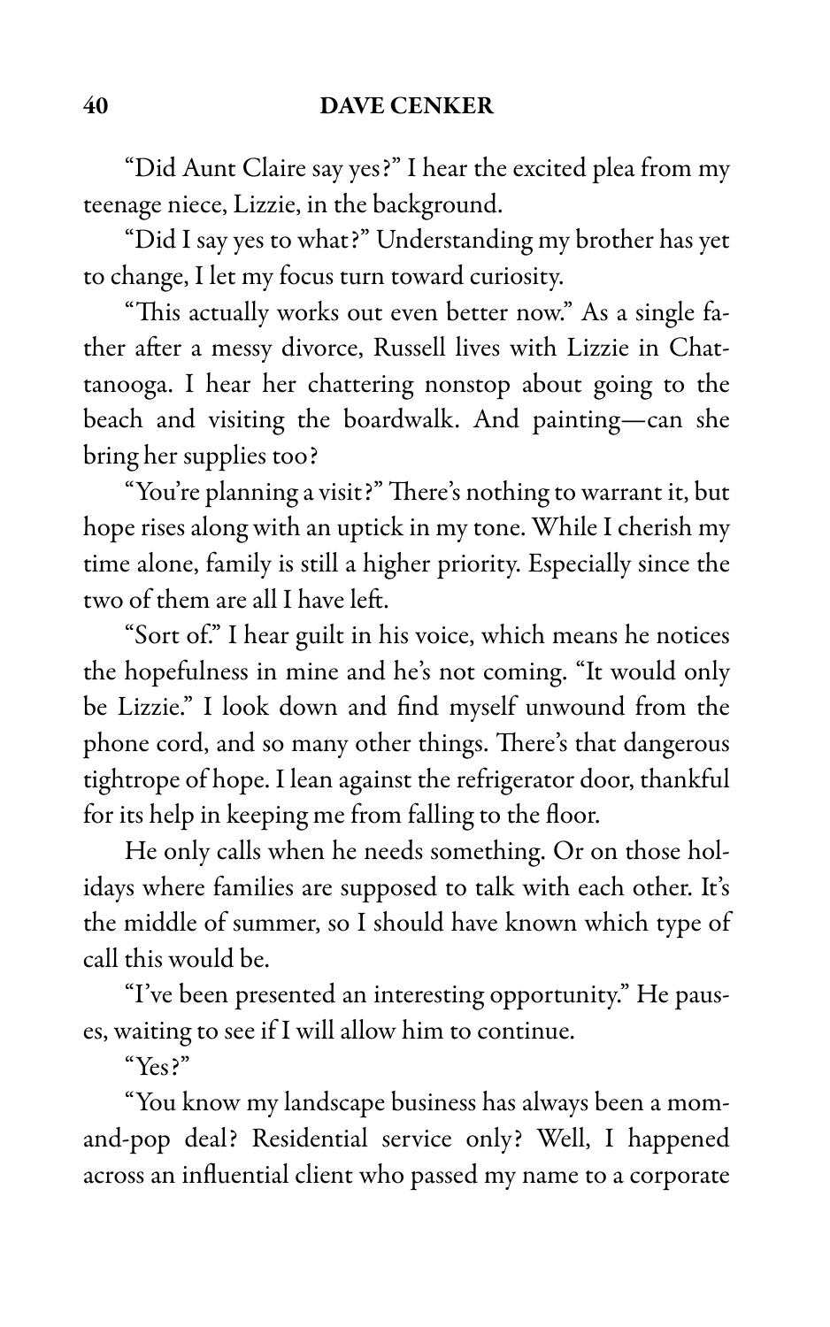"Did Aunt Claire say yes?" I hear the excited plea from my teenage niece, Lizzie, in the background.

"Did I say yes to what?" Understanding my brother has yet to change, I let my focus turn toward curiosity.

"This actually works out even better now." As a single father after a messy divorce, Russell lives with Lizzie in Chattanooga. I hear her chattering nonstop about going to the beach and visiting the boardwalk. And painting—can she bring her supplies too?

"You're planning a visit?" There's nothing to warrant it, but hope rises along with an uptick in my tone. While I cherish my time alone, family is still a higher priority. Especially since the two of them are all I have left.

"Sort of." I hear guilt in his voice, which means he notices the hopefulness in mine and he's not coming. "It would only be Lizzie." I look down and find myself unwound from the phone cord, and so many other things. There's that dangerous tightrope of hope. I lean against the refrigerator door, thankful for its help in keeping me from falling to the floor.

He only calls when he needs something. Or on those holidays where families are supposed to talk with each other. It's the middle of summer, so I should have known which type of call this would be.

"I've been presented an interesting opportunity." He pauses, waiting to see if I will allow him to continue.

"Yes?"

"You know my landscape business has always been a mom-and-pop deal? Residential service only? Well, I happened across an influential client who passed my name to a corporate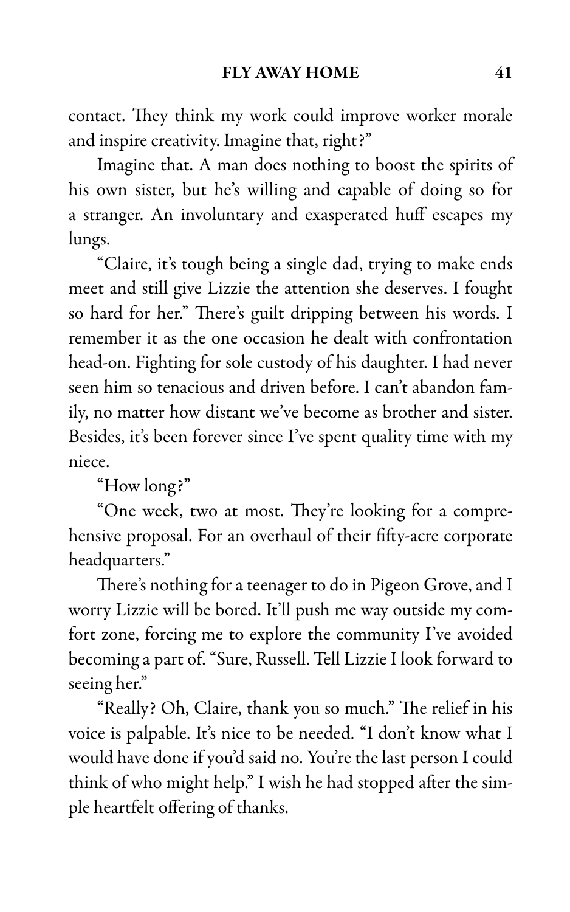contact. They think my work could improve worker morale and inspire creativity. Imagine that, right?"

Imagine that. A man does nothing to boost the spirits of his own sister, but he's willing and capable of doing so for a stranger. An involuntary and exasperated huff escapes my lungs.

"Claire, it's tough being a single dad, trying to make ends meet and still give Lizzie the attention she deserves. I fought so hard for her." There's guilt dripping between his words. I remember it as the one occasion he dealt with confrontation head-on. Fighting for sole custody of his daughter. I had never seen him so tenacious and driven before. I can't abandon family, no matter how distant we've become as brother and sister. Besides, it's been forever since I've spent quality time with my niece.

"How long?"

"One week, two at most. They're looking for a comprehensive proposal. For an overhaul of their fifty-acre corporate headquarters."

There's nothing for a teenager to do in Pigeon Grove, and I worry Lizzie will be bored. It'll push me way outside my comfort zone, forcing me to explore the community I've avoided becoming a part of. "Sure, Russell. Tell Lizzie I look forward to seeing her."

"Really? Oh, Claire, thank you so much." The relief in his voice is palpable. It's nice to be needed. "I don't know what I would have done if you'd said no. You're the last person I could think of who might help." I wish he had stopped after the simple heartfelt offering of thanks.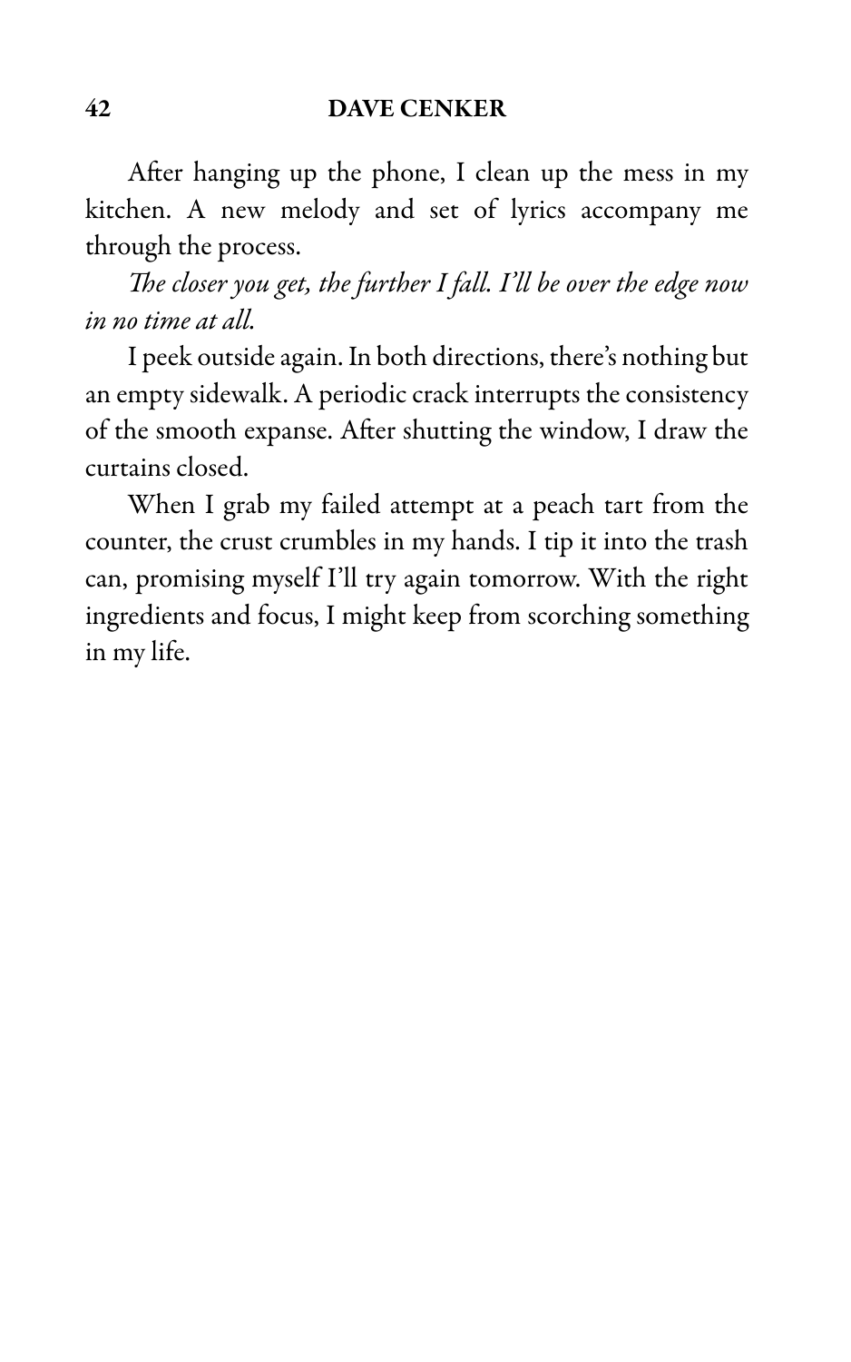After hanging up the phone, I clean up the mess in my kitchen. A new melody and set of lyrics accompany me through the process.

*The closer you get, the further I fall. I'll be over the edge now in no time at all.*

I peek outside again. In both directions, there's nothing but an empty sidewalk. A periodic crack interrupts the consistency of the smooth expanse. After shutting the window, I draw the curtains closed.

When I grab my failed attempt at a peach tart from the counter, the crust crumbles in my hands. I tip it into the trash can, promising myself I'll try again tomorrow. With the right ingredients and focus, I might keep from scorching something in my life.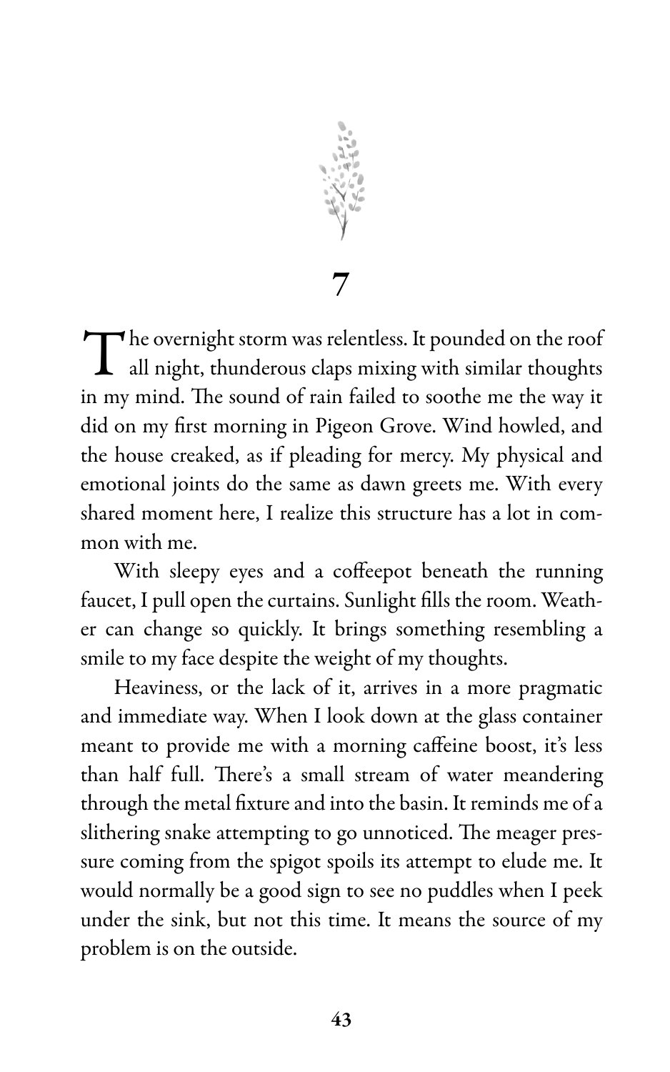# 7

The overnight storm was relentless. It pounded on the roof all night, thunderous claps mixing with similar thoughts in my mind. The sound of rain failed to soothe me the way it did on my first morning in Pigeon Grove. Wind howled, and the house creaked, as if pleading for mercy. My physical and emotional joints do the same as dawn greets me. With every shared moment here, I realize this structure has a lot in common with me.

With sleepy eyes and a coffeepot beneath the running faucet, I pull open the curtains. Sunlight fills the room. Weather can change so quickly. It brings something resembling a smile to my face despite the weight of my thoughts.

Heaviness, or the lack of it, arrives in a more pragmatic and immediate way. When I look down at the glass container meant to provide me with a morning caffeine boost, it's less than half full. There's a small stream of water meandering through the metal fixture and into the basin. It reminds me of a slithering snake attempting to go unnoticed. The meager pressure coming from the spigot spoils its attempt to elude me. It would normally be a good sign to see no puddles when I peek under the sink, but not this time. It means the source of my problem is on the outside.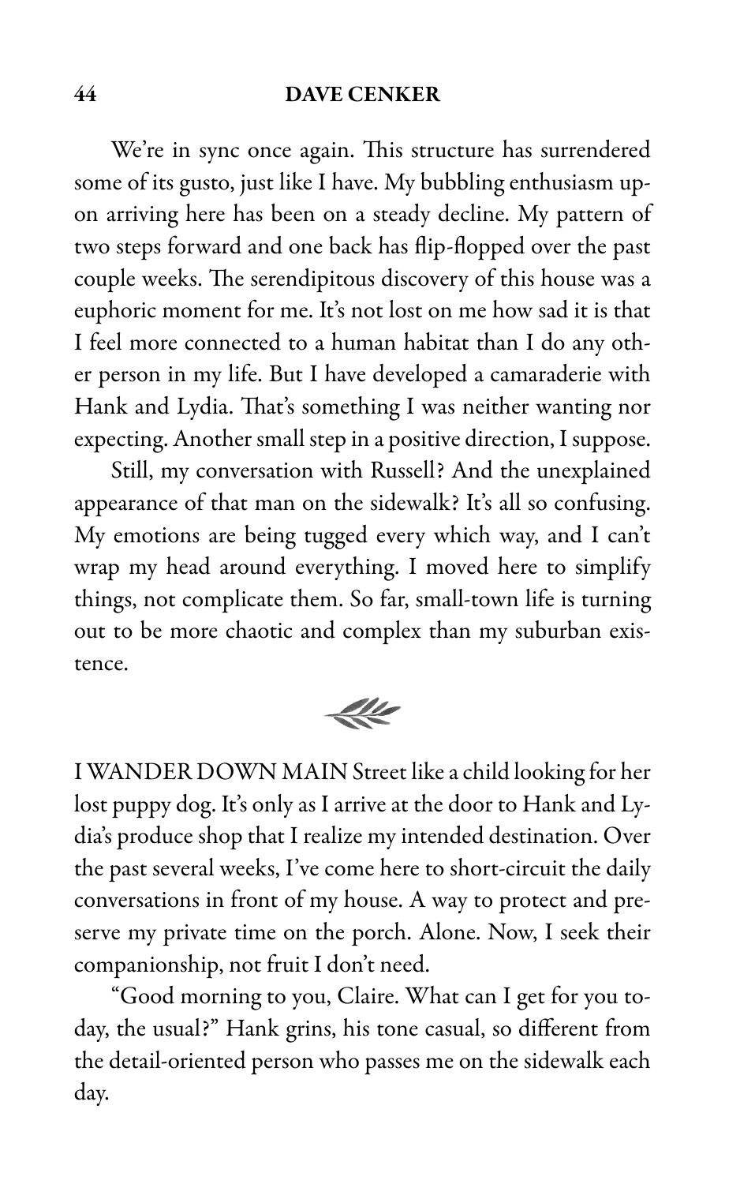We're in sync once again. This structure has surrendered some of its gusto, just like I have. My bubbling enthusiasm upon arriving here has been on a steady decline. My pattern of two steps forward and one back has flip-flopped over the past couple weeks. The serendipitous discovery of this house was a euphoric moment for me. It's not lost on me how sad it is that I feel more connected to a human habitat than I do any other person in my life. But I have developed a camaraderie with Hank and Lydia. That's something I was neither wanting nor expecting. Another small step in a positive direction, I suppose.

Still, my conversation with Russell? And the unexplained appearance of that man on the sidewalk? It's all so confusing. My emotions are being tugged every which way, and I can't wrap my head around everything. I moved here to simplify things, not complicate them. So far, small-town life is turning out to be more chaotic and complex than my suburban existence.

I WANDER DOWN MAIN Street like a child looking for her lost puppy dog. It's only as I arrive at the door to Hank and Lydia's produce shop that I realize my intended destination. Over the past several weeks, I've come here to short-circuit the daily conversations in front of my house. A way to protect and preserve my private time on the porch. Alone. Now, I seek their companionship, not fruit I don't need.

"Good morning to you, Claire. What can I get for you today, the usual?" Hank grins, his tone casual, so different from the detail-oriented person who passes me on the sidewalk each day.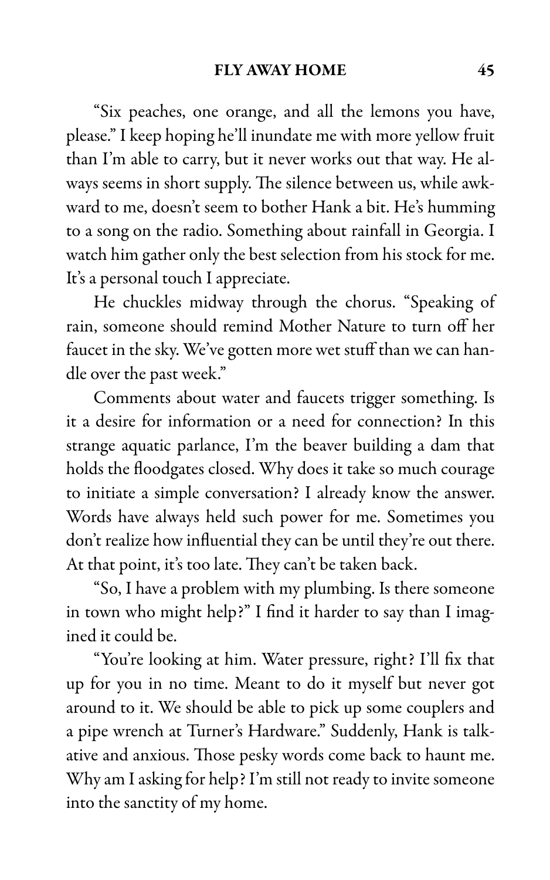"Six peaches, one orange, and all the lemons you have, please." I keep hoping he'll inundate me with more yellow fruit than I'm able to carry, but it never works out that way. He always seems in short supply. The silence between us, while awkward to me, doesn't seem to bother Hank a bit. He's humming to a song on the radio. Something about rainfall in Georgia. I watch him gather only the best selection from his stock for me. It's a personal touch I appreciate.

He chuckles midway through the chorus. "Speaking of rain, someone should remind Mother Nature to turn off her faucet in the sky. We've gotten more wet stuff than we can handle over the past week."

Comments about water and faucets trigger something. Is it a desire for information or a need for connection? In this strange aquatic parlance, I'm the beaver building a dam that holds the floodgates closed. Why does it take so much courage to initiate a simple conversation? I already know the answer. Words have always held such power for me. Sometimes you don't realize how influential they can be until they're out there. At that point, it's too late. They can't be taken back.

"So, I have a problem with my plumbing. Is there someone in town who might help?" I find it harder to say than I imagined it could be.

"You're looking at him. Water pressure, right? I'll fix that up for you in no time. Meant to do it myself but never got around to it. We should be able to pick up some couplers and a pipe wrench at Turner's Hardware." Suddenly, Hank is talkative and anxious. Those pesky words come back to haunt me. Why am I asking for help? I'm still not ready to invite someone into the sanctity of my home.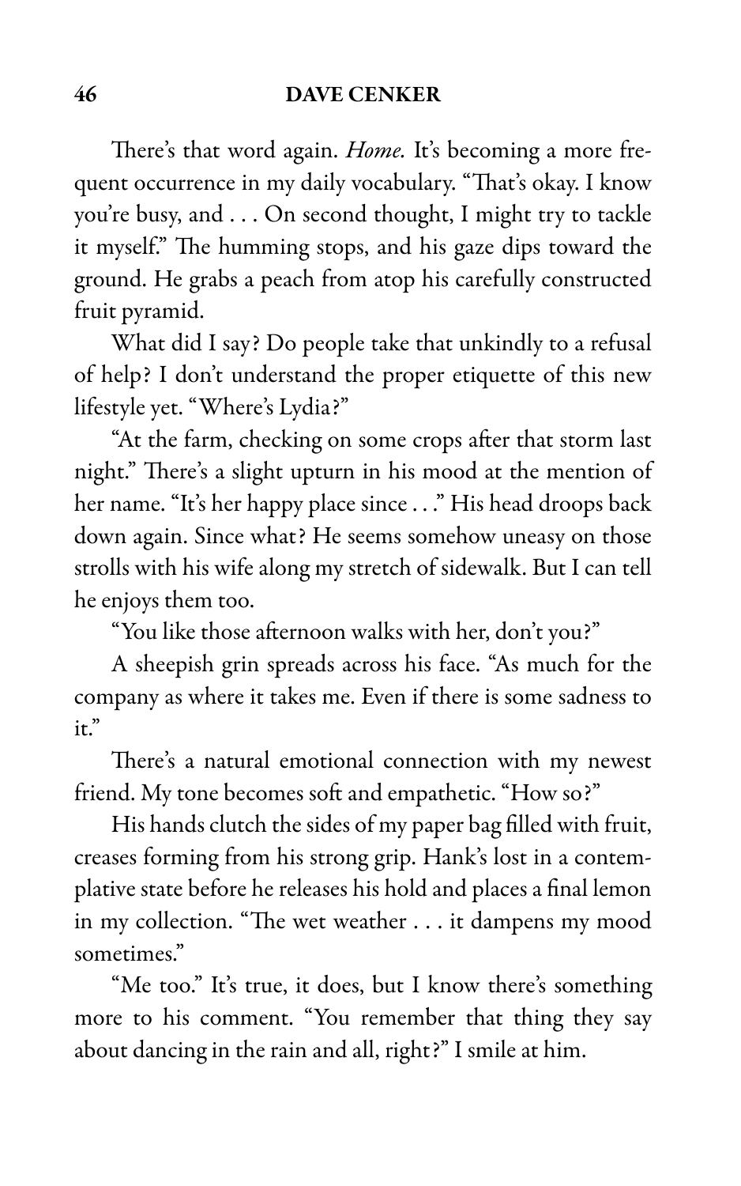There's that word again. *Home.* It's becoming a more frequent occurrence in my daily vocabulary. "That's okay. I know you're busy, and . . . On second thought, I might try to tackle it myself." The humming stops, and his gaze dips toward the ground. He grabs a peach from atop his carefully constructed fruit pyramid.

What did I say? Do people take that unkindly to a refusal of help? I don't understand the proper etiquette of this new lifestyle yet. "Where's Lydia?"

"At the farm, checking on some crops after that storm last night." There's a slight upturn in his mood at the mention of her name. "It's her happy place since . . ." His head droops back down again. Since what? He seems somehow uneasy on those strolls with his wife along my stretch of sidewalk. But I can tell he enjoys them too.

"You like those afternoon walks with her, don't you?"

A sheepish grin spreads across his face. "As much for the company as where it takes me. Even if there is some sadness to it."

There's a natural emotional connection with my newest friend. My tone becomes soft and empathetic. "How so?"

His hands clutch the sides of my paper bag filled with fruit, creases forming from his strong grip. Hank's lost in a contemplative state before he releases his hold and places a final lemon in my collection. "The wet weather . . . it dampens my mood sometimes."

"Me too." It's true, it does, but I know there's something more to his comment. "You remember that thing they say about dancing in the rain and all, right?" I smile at him.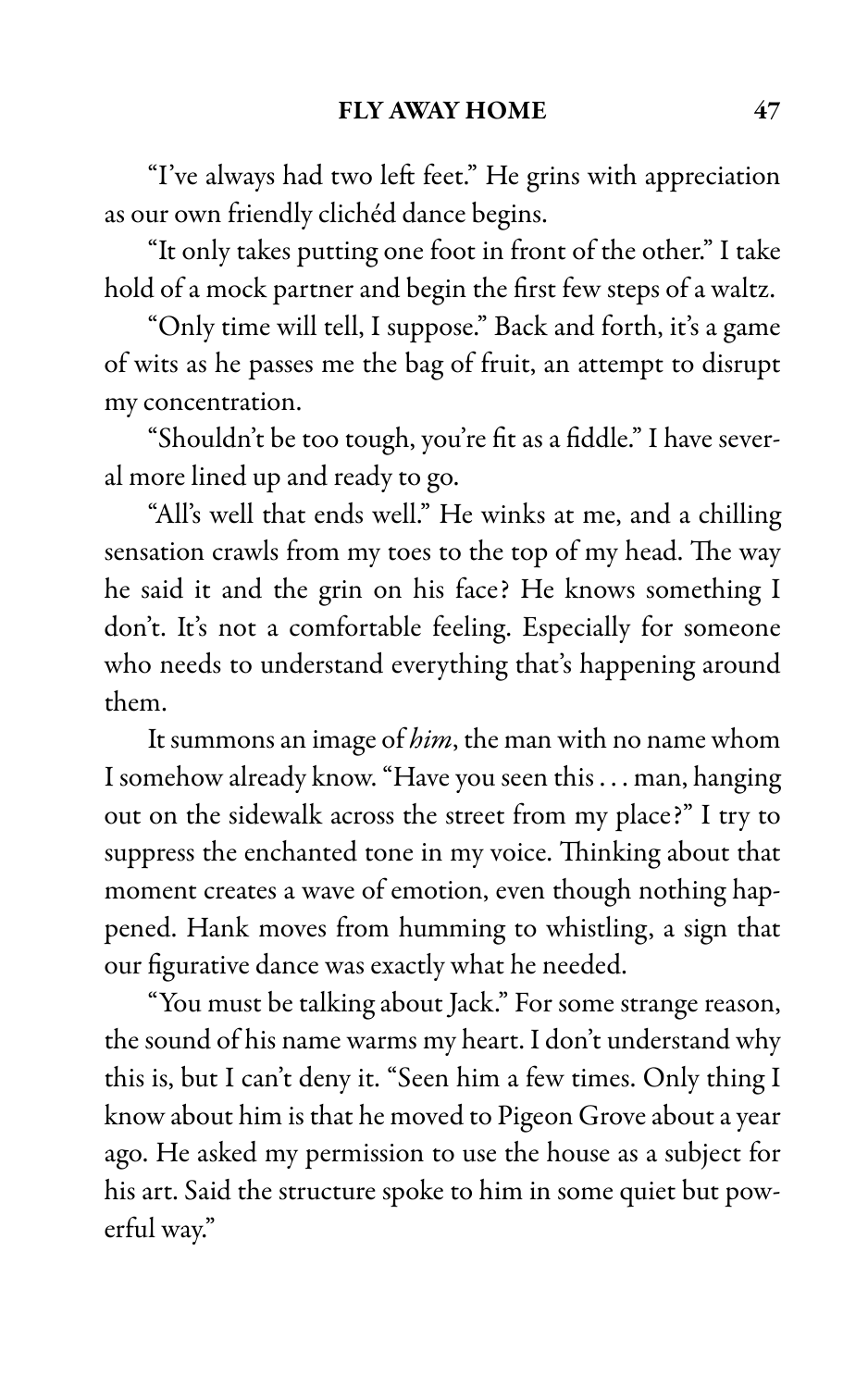"I've always had two left feet." He grins with appreciation as our own friendly clichéd dance begins.

"It only takes putting one foot in front of the other." I take hold of a mock partner and begin the first few steps of a waltz.

"Only time will tell, I suppose." Back and forth, it's a game of wits as he passes me the bag of fruit, an attempt to disrupt my concentration.

"Shouldn't be too tough, you're fit as a fiddle." I have several more lined up and ready to go.

"All's well that ends well." He winks at me, and a chilling sensation crawls from my toes to the top of my head. The way he said it and the grin on his face? He knows something I don't. It's not a comfortable feeling. Especially for someone who needs to understand everything that's happening around them.

It summons an image of *him*, the man with no name whom I somehow already know. "Have you seen this . . . man, hanging out on the sidewalk across the street from my place?" I try to suppress the enchanted tone in my voice. Thinking about that moment creates a wave of emotion, even though nothing happened. Hank moves from humming to whistling, a sign that our figurative dance was exactly what he needed.

"You must be talking about Jack." For some strange reason, the sound of his name warms my heart. I don't understand why this is, but I can't deny it. "Seen him a few times. Only thing I know about him is that he moved to Pigeon Grove about a year ago. He asked my permission to use the house as a subject for his art. Said the structure spoke to him in some quiet but powerful way."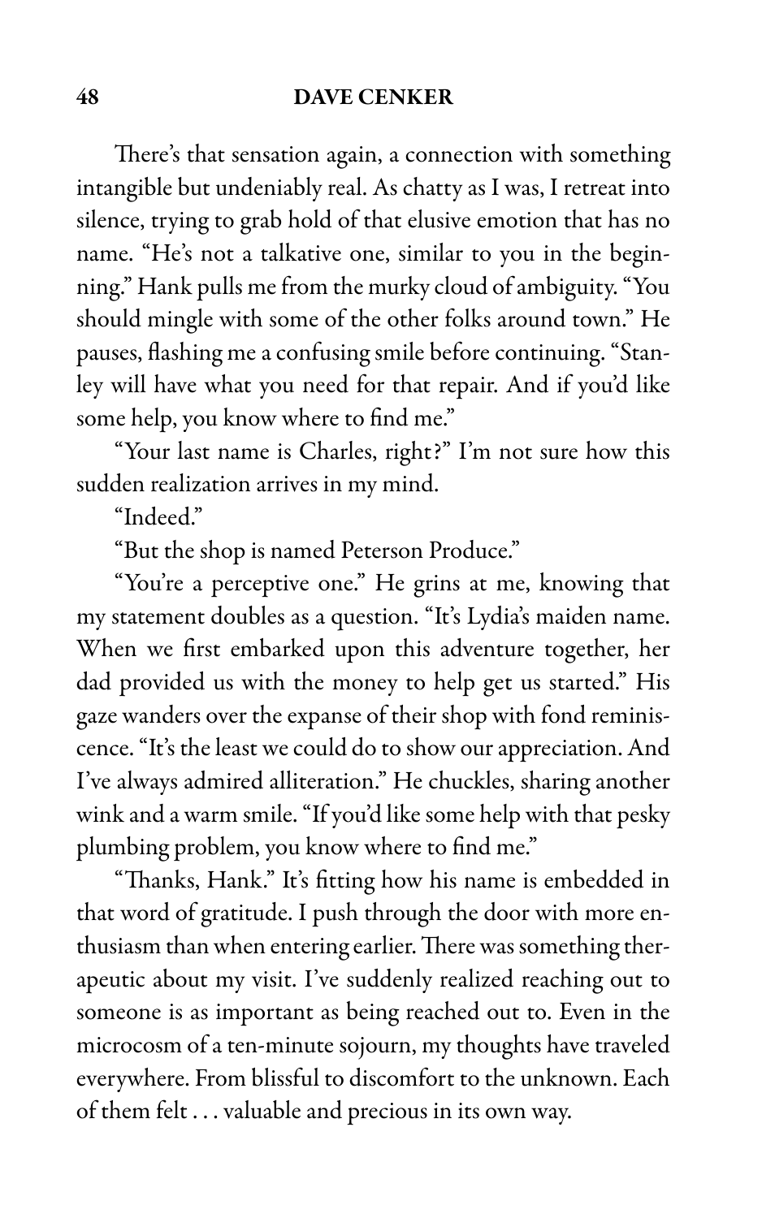There's that sensation again, a connection with something intangible but undeniably real. As chatty as I was, I retreat into silence, trying to grab hold of that elusive emotion that has no name. "He's not a talkative one, similar to you in the beginning." Hank pulls me from the murky cloud of ambiguity. "You should mingle with some of the other folks around town." He pauses, flashing me a confusing smile before continuing. "Stanley will have what you need for that repair. And if you'd like some help, you know where to find me."

"Your last name is Charles, right?" I'm not sure how this sudden realization arrives in my mind.

"Indeed."

"But the shop is named Peterson Produce."

"You're a perceptive one." He grins at me, knowing that my statement doubles as a question. "It's Lydia's maiden name. When we first embarked upon this adventure together, her dad provided us with the money to help get us started." His gaze wanders over the expanse of their shop with fond reminiscence. "It's the least we could do to show our appreciation. And I've always admired alliteration." He chuckles, sharing another wink and a warm smile. "If you'd like some help with that pesky plumbing problem, you know where to find me."

"Thanks, Hank." It's fitting how his name is embedded in that word of gratitude. I push through the door with more enthusiasm than when entering earlier. There was something therapeutic about my visit. I've suddenly realized reaching out to someone is as important as being reached out to. Even in the microcosm of a ten-minute sojourn, my thoughts have traveled everywhere. From blissful to discomfort to the unknown. Each of them felt . . . valuable and precious in its own way.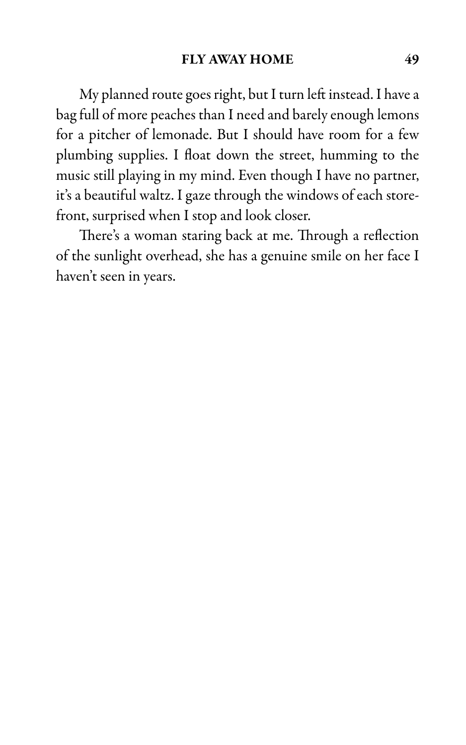My planned route goes right, but I turn left instead. I have a bag full of more peaches than I need and barely enough lemons for a pitcher of lemonade. But I should have room for a few plumbing supplies. I float down the street, humming to the music still playing in my mind. Even though I have no partner, it's a beautiful waltz. I gaze through the windows of each storefront, surprised when I stop and look closer.

There's a woman staring back at me. Through a reflection of the sunlight overhead, she has a genuine smile on her face I haven't seen in years.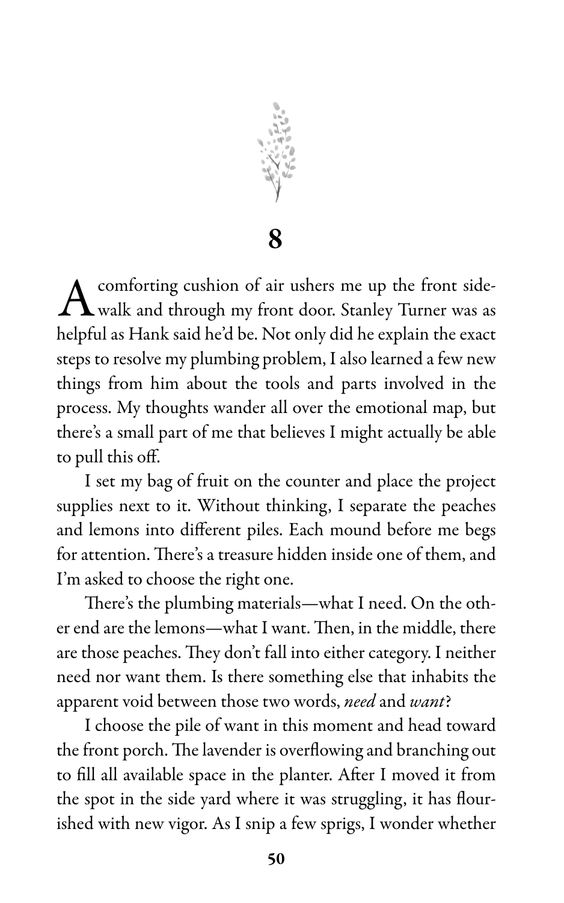# 8

A comforting cushion of air ushers me up the front sidewalk and through my front door. Stanley Turner was as helpful as Hank said he'd be. Not only did he explain the exact steps to resolve my plumbing problem, I also learned a few new things from him about the tools and parts involved in the process. My thoughts wander all over the emotional map, but there's a small part of me that believes I might actually be able to pull this off.

I set my bag of fruit on the counter and place the project supplies next to it. Without thinking, I separate the peaches and lemons into different piles. Each mound before me begs for attention. There's a treasure hidden inside one of them, and I'm asked to choose the right one.

There's the plumbing materials—what I need. On the other end are the lemons—what I want. Then, in the middle, there are those peaches. They don't fall into either category. I neither need nor want them. Is there something else that inhabits the apparent void between those two words, *need* and *want*?

I choose the pile of want in this moment and head toward the front porch. The lavender is overflowing and branching out to fill all available space in the planter. After I moved it from the spot in the side yard where it was struggling, it has flourished with new vigor. As I snip a few sprigs, I wonder whether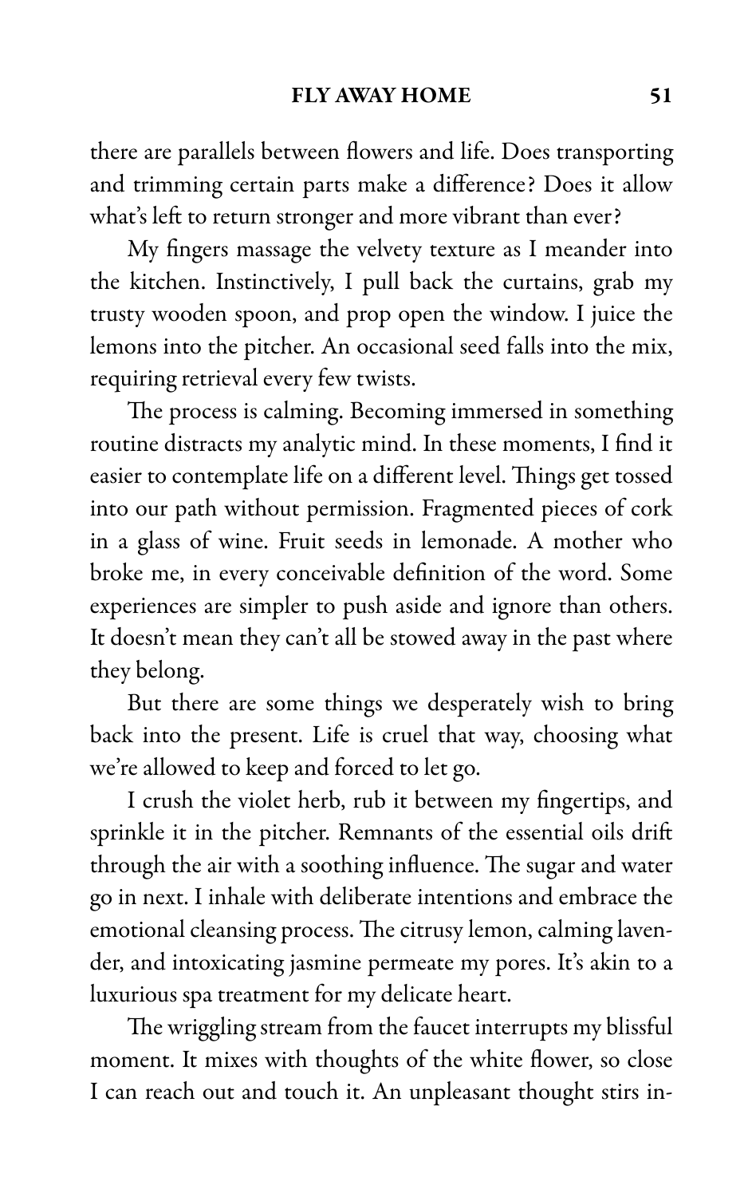there are parallels between flowers and life. Does transporting and trimming certain parts make a difference? Does it allow what's left to return stronger and more vibrant than ever?

My fingers massage the velvety texture as I meander into the kitchen. Instinctively, I pull back the curtains, grab my trusty wooden spoon, and prop open the window. I juice the lemons into the pitcher. An occasional seed falls into the mix, requiring retrieval every few twists.

The process is calming. Becoming immersed in something routine distracts my analytic mind. In these moments, I find it easier to contemplate life on a different level. Things get tossed into our path without permission. Fragmented pieces of cork in a glass of wine. Fruit seeds in lemonade. A mother who broke me, in every conceivable definition of the word. Some experiences are simpler to push aside and ignore than others. It doesn't mean they can't all be stowed away in the past where they belong.

But there are some things we desperately wish to bring back into the present. Life is cruel that way, choosing what we're allowed to keep and forced to let go.

I crush the violet herb, rub it between my fingertips, and sprinkle it in the pitcher. Remnants of the essential oils drift through the air with a soothing influence. The sugar and water go in next. I inhale with deliberate intentions and embrace the emotional cleansing process. The citrusy lemon, calming lavender, and intoxicating jasmine permeate my pores. It's akin to a luxurious spa treatment for my delicate heart.

The wriggling stream from the faucet interrupts my blissful moment. It mixes with thoughts of the white flower, so close I can reach out and touch it. An unpleasant thought stirs in-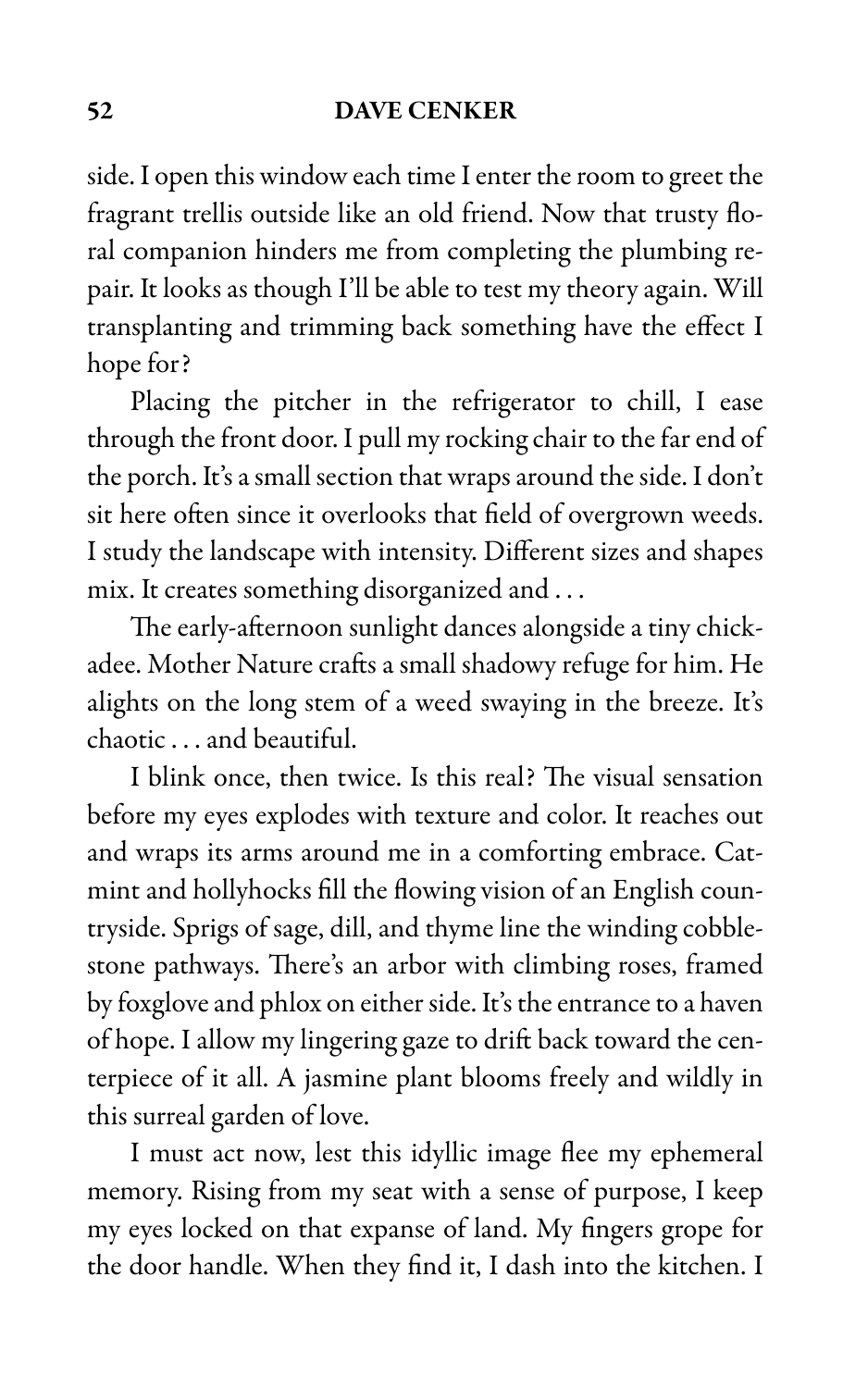side. I open this window each time I enter the room to greet the fragrant trellis outside like an old friend. Now that trusty floral companion hinders me from completing the plumbing repair. It looks as though I'll be able to test my theory again. Will transplanting and trimming back something have the effect I hope for?

Placing the pitcher in the refrigerator to chill, I ease through the front door. I pull my rocking chair to the far end of the porch. It's a small section that wraps around the side. I don't sit here often since it overlooks that field of overgrown weeds. I study the landscape with intensity. Different sizes and shapes mix. It creates something disorganized and . . .

The early-afternoon sunlight dances alongside a tiny chickadee. Mother Nature crafts a small shadowy refuge for him. He alights on the long stem of a weed swaying in the breeze. It's chaotic . . . and beautiful.

I blink once, then twice. Is this real? The visual sensation before my eyes explodes with texture and color. It reaches out and wraps its arms around me in a comforting embrace. Catmint and hollyhocks fill the flowing vision of an English countryside. Sprigs of sage, dill, and thyme line the winding cobblestone pathways. There's an arbor with climbing roses, framed by foxglove and phlox on either side. It's the entrance to a haven of hope. I allow my lingering gaze to drift back toward the centerpiece of it all. A jasmine plant blooms freely and wildly in this surreal garden of love.

I must act now, lest this idyllic image flee my ephemeral memory. Rising from my seat with a sense of purpose, I keep my eyes locked on that expanse of land. My fingers grope for the door handle. When they find it, I dash into the kitchen. I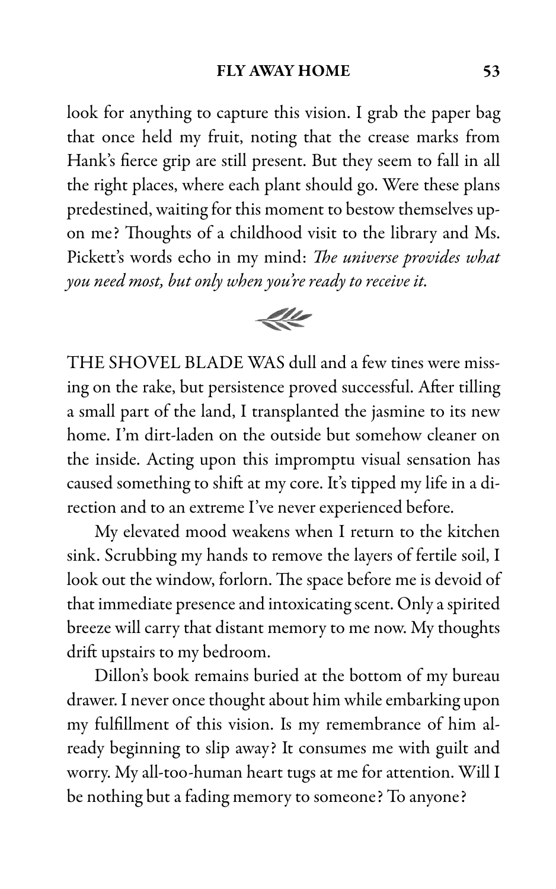look for anything to capture this vision. I grab the paper bag that once held my fruit, noting that the crease marks from Hank's fierce grip are still present. But they seem to fall in all the right places, where each plant should go. Were these plans predestined, waiting for this moment to bestow themselves upon me? Thoughts of a childhood visit to the library and Ms. Pickett's words echo in my mind: *The universe provides what you need most, but only when you're ready to receive it.*

THE SHOVEL BLADE WAS dull and a few tines were missing on the rake, but persistence proved successful. After tilling a small part of the land, I transplanted the jasmine to its new home. I'm dirt-laden on the outside but somehow cleaner on the inside. Acting upon this impromptu visual sensation has caused something to shift at my core. It's tipped my life in a direction and to an extreme I've never experienced before.

My elevated mood weakens when I return to the kitchen sink. Scrubbing my hands to remove the layers of fertile soil, I look out the window, forlorn. The space before me is devoid of that immediate presence and intoxicating scent. Only a spirited breeze will carry that distant memory to me now. My thoughts drift upstairs to my bedroom.

Dillon's book remains buried at the bottom of my bureau drawer. I never once thought about him while embarking upon my fulfillment of this vision. Is my remembrance of him already beginning to slip away? It consumes me with guilt and worry. My all-too-human heart tugs at me for attention. Will I be nothing but a fading memory to someone? To anyone?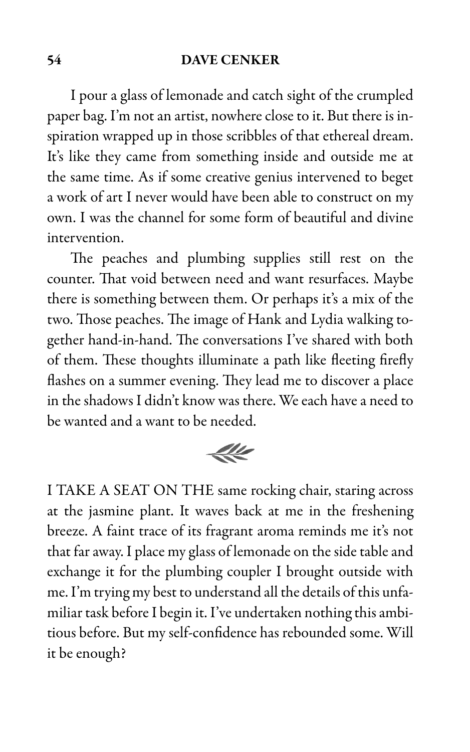I pour a glass of lemonade and catch sight of the crumpled paper bag. I'm not an artist, nowhere close to it. But there is inspiration wrapped up in those scribbles of that ethereal dream. It's like they came from something inside and outside me at the same time. As if some creative genius intervened to beget a work of art I never would have been able to construct on my own. I was the channel for some form of beautiful and divine intervention.

The peaches and plumbing supplies still rest on the counter. That void between need and want resurfaces. Maybe there is something between them. Or perhaps it's a mix of the two. Those peaches. The image of Hank and Lydia walking together hand-in-hand. The conversations I've shared with both of them. These thoughts illuminate a path like fleeting firefly flashes on a summer evening. They lead me to discover a place in the shadows I didn't know was there. We each have a need to be wanted and a want to be needed.

I TAKE A SEAT ON THE same rocking chair, staring across at the jasmine plant. It waves back at me in the freshening breeze. A faint trace of its fragrant aroma reminds me it's not that far away. I place my glass of lemonade on the side table and exchange it for the plumbing coupler I brought outside with me. I'm trying my best to understand all the details of this unfamiliar task before I begin it. I've undertaken nothing this ambitious before. But my self-confidence has rebounded some. Will it be enough?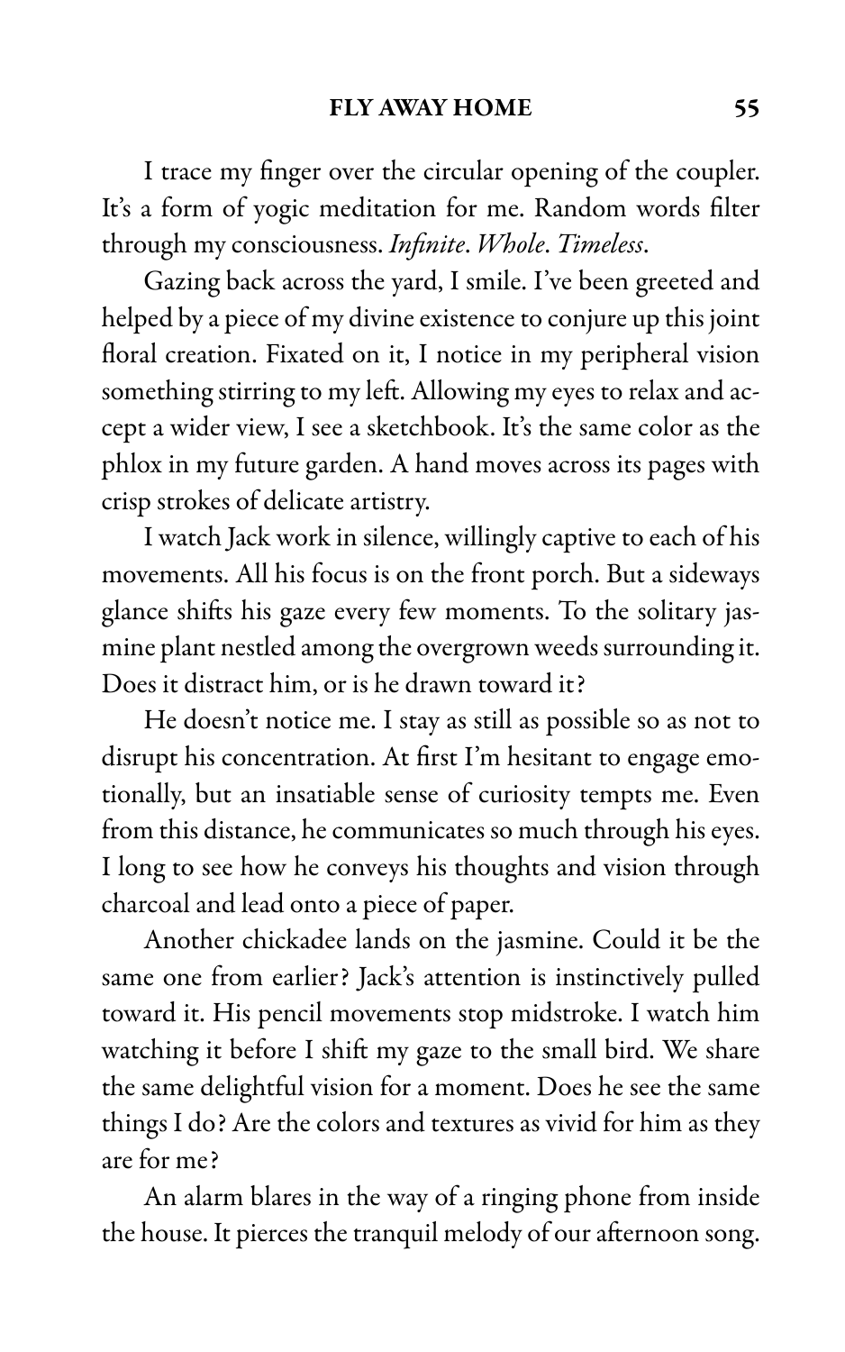I trace my finger over the circular opening of the coupler. It's a form of yogic meditation for me. Random words filter through my consciousness. *Infinite*. *Whole*. *Timeless*.

Gazing back across the yard, I smile. I've been greeted and helped by a piece of my divine existence to conjure up this joint floral creation. Fixated on it, I notice in my peripheral vision something stirring to my left. Allowing my eyes to relax and accept a wider view, I see a sketchbook. It's the same color as the phlox in my future garden. A hand moves across its pages with crisp strokes of delicate artistry.

I watch Jack work in silence, willingly captive to each of his movements. All his focus is on the front porch. But a sideways glance shifts his gaze every few moments. To the solitary jasmine plant nestled among the overgrown weeds surrounding it. Does it distract him, or is he drawn toward it?

He doesn't notice me. I stay as still as possible so as not to disrupt his concentration. At first I'm hesitant to engage emotionally, but an insatiable sense of curiosity tempts me. Even from this distance, he communicates so much through his eyes. I long to see how he conveys his thoughts and vision through charcoal and lead onto a piece of paper.

Another chickadee lands on the jasmine. Could it be the same one from earlier? Jack's attention is instinctively pulled toward it. His pencil movements stop midstroke. I watch him watching it before I shift my gaze to the small bird. We share the same delightful vision for a moment. Does he see the same things I do? Are the colors and textures as vivid for him as they are for me?

An alarm blares in the way of a ringing phone from inside the house. It pierces the tranquil melody of our afternoon song.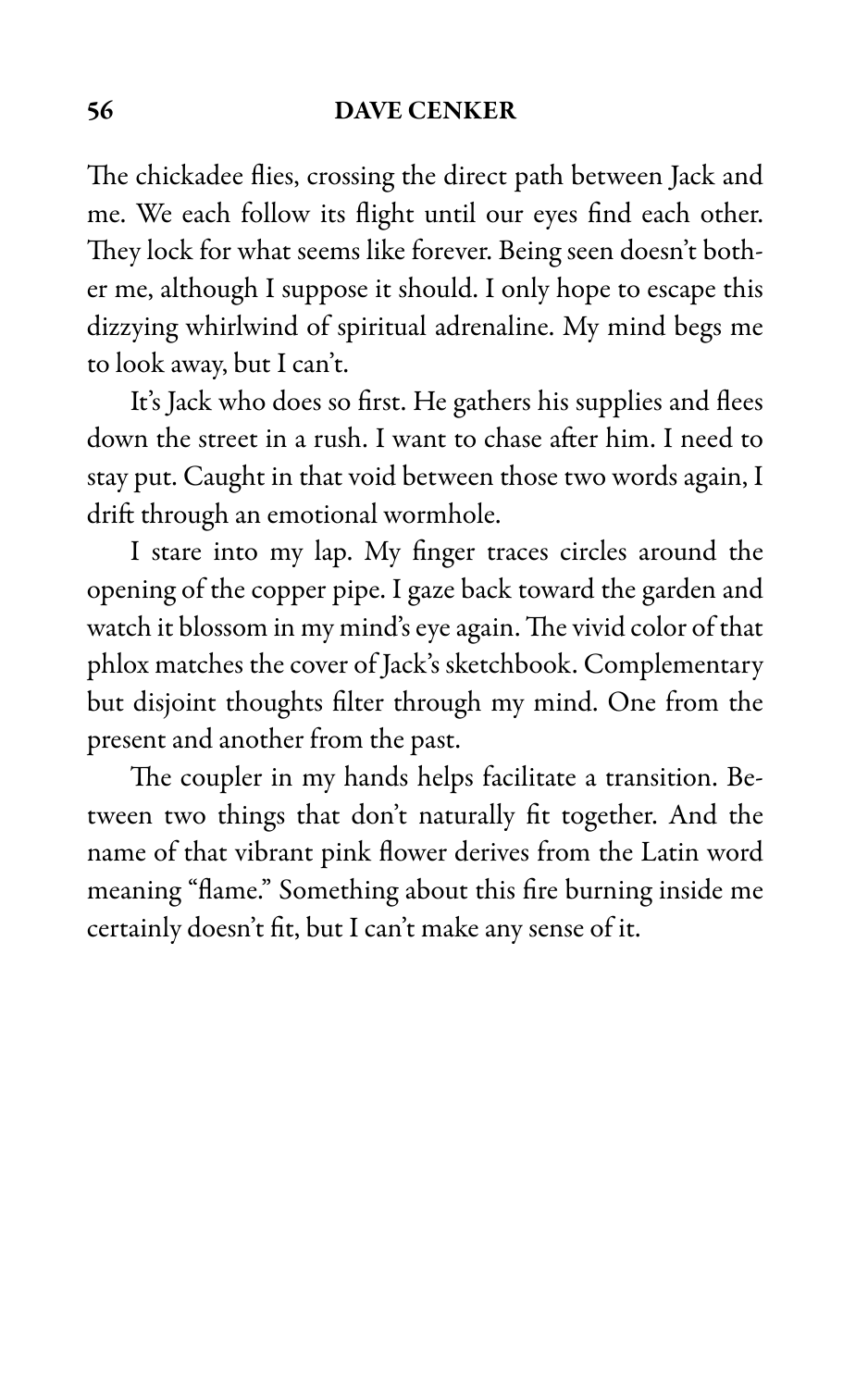The chickadee flies, crossing the direct path between Jack and me. We each follow its flight until our eyes find each other. They lock for what seems like forever. Being seen doesn't bother me, although I suppose it should. I only hope to escape this dizzying whirlwind of spiritual adrenaline. My mind begs me to look away, but I can't.

It's Jack who does so first. He gathers his supplies and flees down the street in a rush. I want to chase after him. I need to stay put. Caught in that void between those two words again, I drift through an emotional wormhole.

I stare into my lap. My finger traces circles around the opening of the copper pipe. I gaze back toward the garden and watch it blossom in my mind's eye again. The vivid color of that phlox matches the cover of Jack's sketchbook. Complementary but disjoint thoughts filter through my mind. One from the present and another from the past.

The coupler in my hands helps facilitate a transition. Between two things that don't naturally fit together. And the name of that vibrant pink flower derives from the Latin word meaning "flame." Something about this fire burning inside me certainly doesn't fit, but I can't make any sense of it.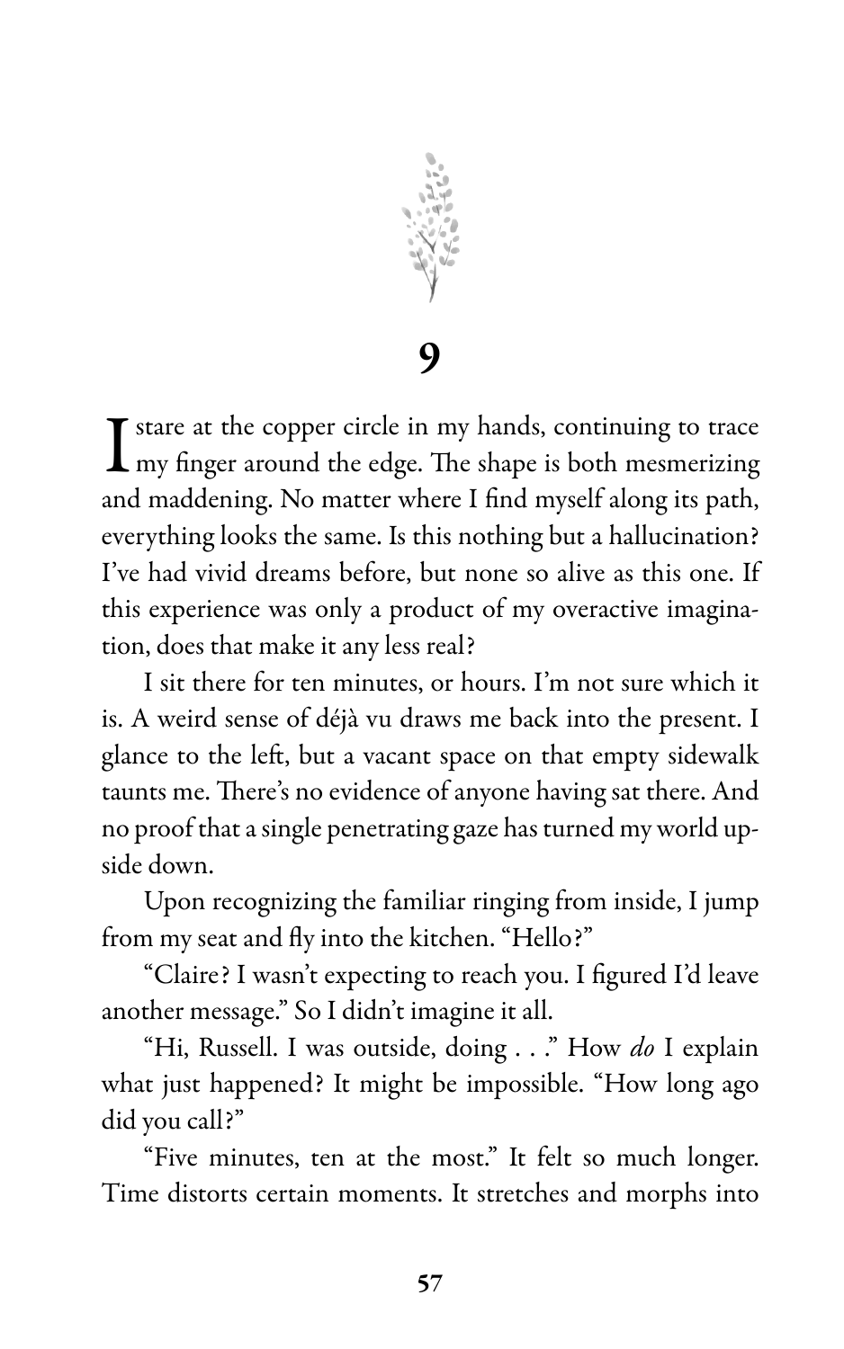# 9

I stare at the copper circle in my hands, continuing to trace my finger around the edge. The shape is both mesmerizing and maddening. No matter where I find myself along its path, everything looks the same. Is this nothing but a hallucination? I've had vivid dreams before, but none so alive as this one. If this experience was only a product of my overactive imagination, does that make it any less real?

I sit there for ten minutes, or hours. I'm not sure which it is. A weird sense of déjà vu draws me back into the present. I glance to the left, but a vacant space on that empty sidewalk taunts me. There's no evidence of anyone having sat there. And no proof that a single penetrating gaze has turned my world upside down.

Upon recognizing the familiar ringing from inside, I jump from my seat and fly into the kitchen. "Hello?"

"Claire? I wasn't expecting to reach you. I figured I'd leave another message." So I didn't imagine it all.

"Hi, Russell. I was outside, doing . . ." How *do* I explain what just happened? It might be impossible. "How long ago did you call?"

"Five minutes, ten at the most." It felt so much longer. Time distorts certain moments. It stretches and morphs into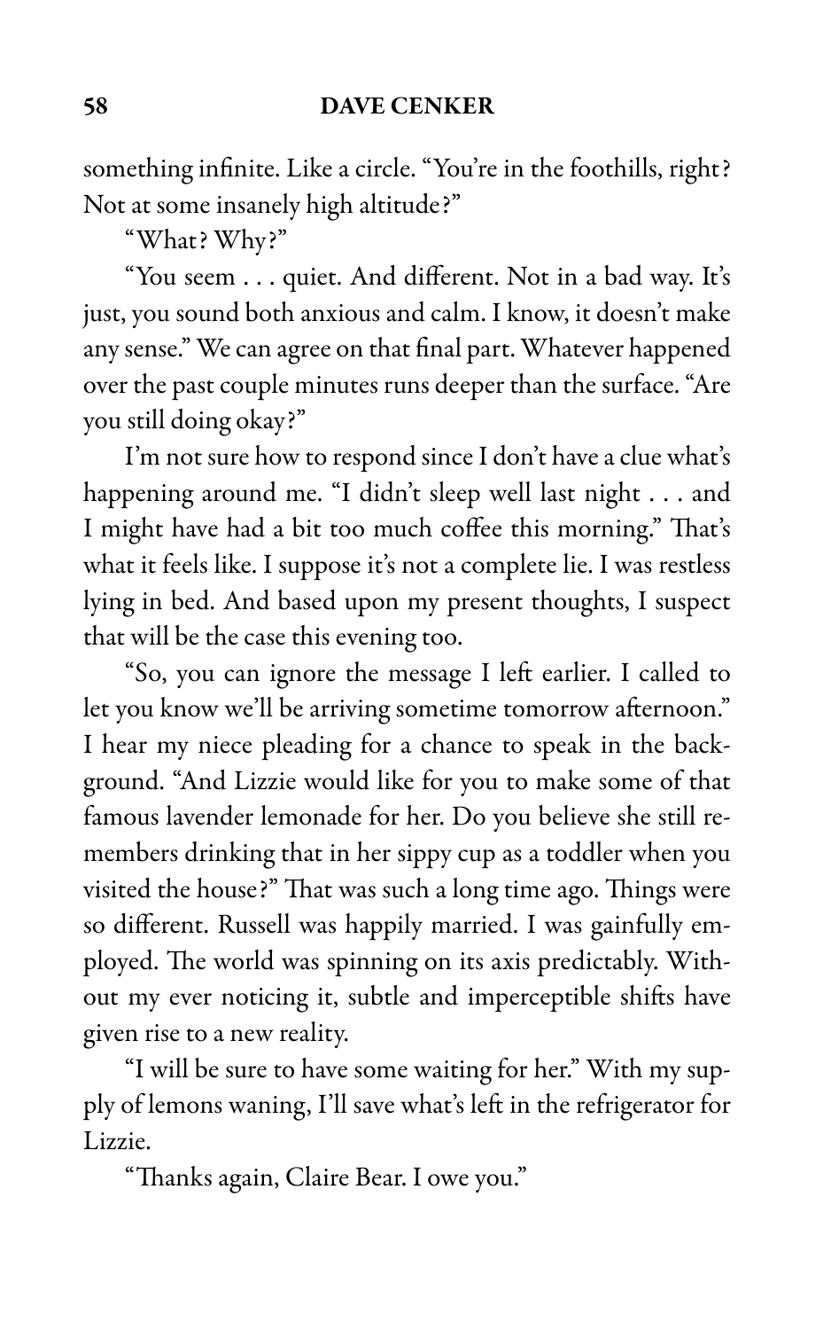something infinite. Like a circle. "You're in the foothills, right? Not at some insanely high altitude?"

"What? Why?"

"You seem . . . quiet. And different. Not in a bad way. It's just, you sound both anxious and calm. I know, it doesn't make any sense." We can agree on that final part. Whatever happened over the past couple minutes runs deeper than the surface. "Are you still doing okay?"

I'm not sure how to respond since I don't have a clue what's happening around me. "I didn't sleep well last night . . . and I might have had a bit too much coffee this morning." That's what it feels like. I suppose it's not a complete lie. I was restless lying in bed. And based upon my present thoughts, I suspect that will be the case this evening too.

"So, you can ignore the message I left earlier. I called to let you know we'll be arriving sometime tomorrow afternoon." I hear my niece pleading for a chance to speak in the background. "And Lizzie would like for you to make some of that famous lavender lemonade for her. Do you believe she still remembers drinking that in her sippy cup as a toddler when you visited the house?" That was such a long time ago. Things were so different. Russell was happily married. I was gainfully employed. The world was spinning on its axis predictably. Without my ever noticing it, subtle and imperceptible shifts have given rise to a new reality.

"I will be sure to have some waiting for her." With my supply of lemons waning, I'll save what's left in the refrigerator for Lizzie.

"Thanks again, Claire Bear. I owe you."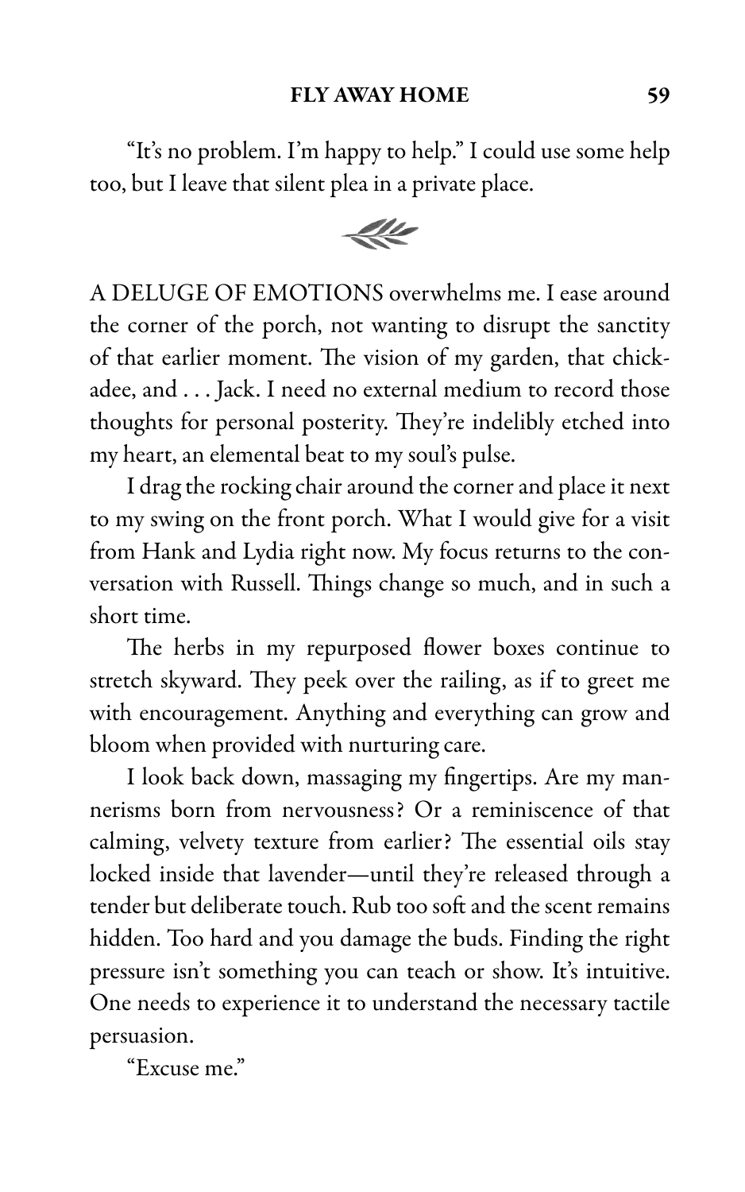"It's no problem. I'm happy to help." I could use some help too, but I leave that silent plea in a private place.

A DELUGE OF EMOTIONS overwhelms me. I ease around the corner of the porch, not wanting to disrupt the sanctity of that earlier moment. The vision of my garden, that chickadee, and . . . Jack. I need no external medium to record those thoughts for personal posterity. They're indelibly etched into my heart, an elemental beat to my soul's pulse.

I drag the rocking chair around the corner and place it next to my swing on the front porch. What I would give for a visit from Hank and Lydia right now. My focus returns to the conversation with Russell. Things change so much, and in such a short time.

The herbs in my repurposed flower boxes continue to stretch skyward. They peek over the railing, as if to greet me with encouragement. Anything and everything can grow and bloom when provided with nurturing care.

I look back down, massaging my fingertips. Are my mannerisms born from nervousness? Or a reminiscence of that calming, velvety texture from earlier? The essential oils stay locked inside that lavender—until they're released through a tender but deliberate touch. Rub too soft and the scent remains hidden. Too hard and you damage the buds. Finding the right pressure isn't something you can teach or show. It's intuitive. One needs to experience it to understand the necessary tactile persuasion.

"Excuse me."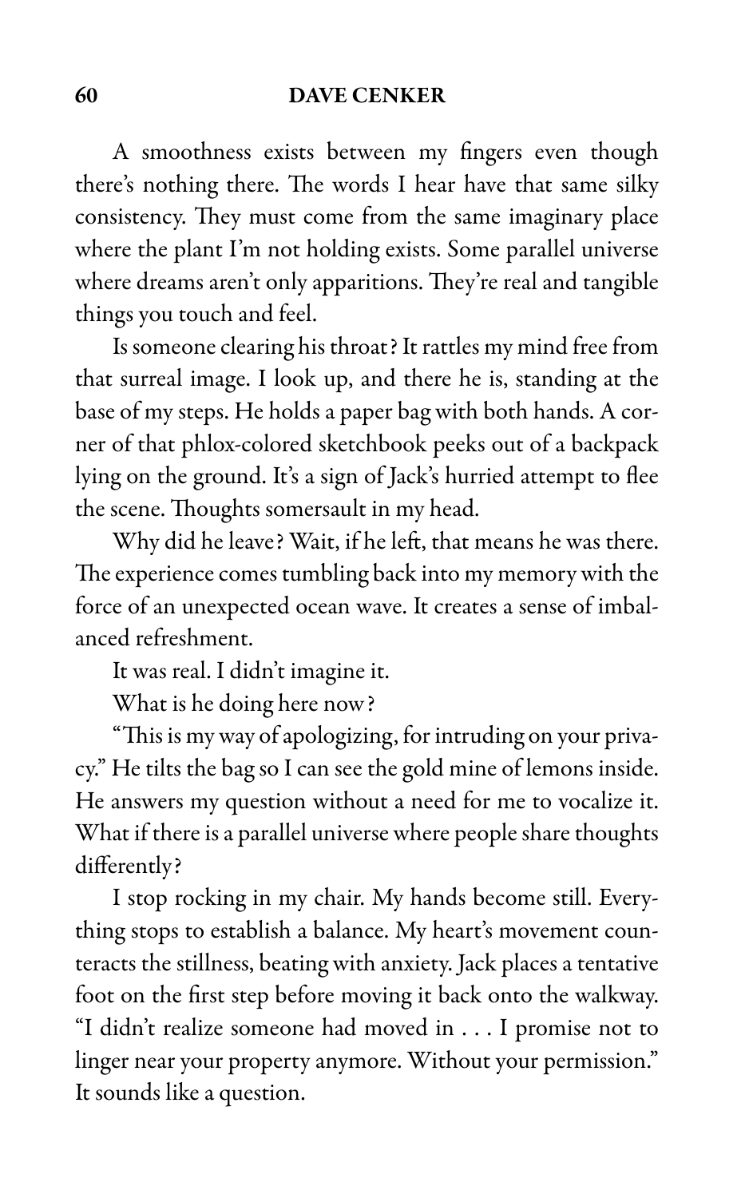A smoothness exists between my fingers even though there's nothing there. The words I hear have that same silky consistency. They must come from the same imaginary place where the plant I'm not holding exists. Some parallel universe where dreams aren't only apparitions. They're real and tangible things you touch and feel.

Is someone clearing his throat? It rattles my mind free from that surreal image. I look up, and there he is, standing at the base of my steps. He holds a paper bag with both hands. A corner of that phlox-colored sketchbook peeks out of a backpack lying on the ground. It's a sign of Jack's hurried attempt to flee the scene. Thoughts somersault in my head.

Why did he leave? Wait, if he left, that means he was there. The experience comes tumbling back into my memory with the force of an unexpected ocean wave. It creates a sense of imbalanced refreshment.

It was real. I didn't imagine it.

What is he doing here now?

"This is my way of apologizing, for intruding on your privacy." He tilts the bag so I can see the gold mine of lemons inside. He answers my question without a need for me to vocalize it. What if there is a parallel universe where people share thoughts differently?

I stop rocking in my chair. My hands become still. Everything stops to establish a balance. My heart's movement counteracts the stillness, beating with anxiety. Jack places a tentative foot on the first step before moving it back onto the walkway. "I didn't realize someone had moved in . . . I promise not to linger near your property anymore. Without your permission." It sounds like a question.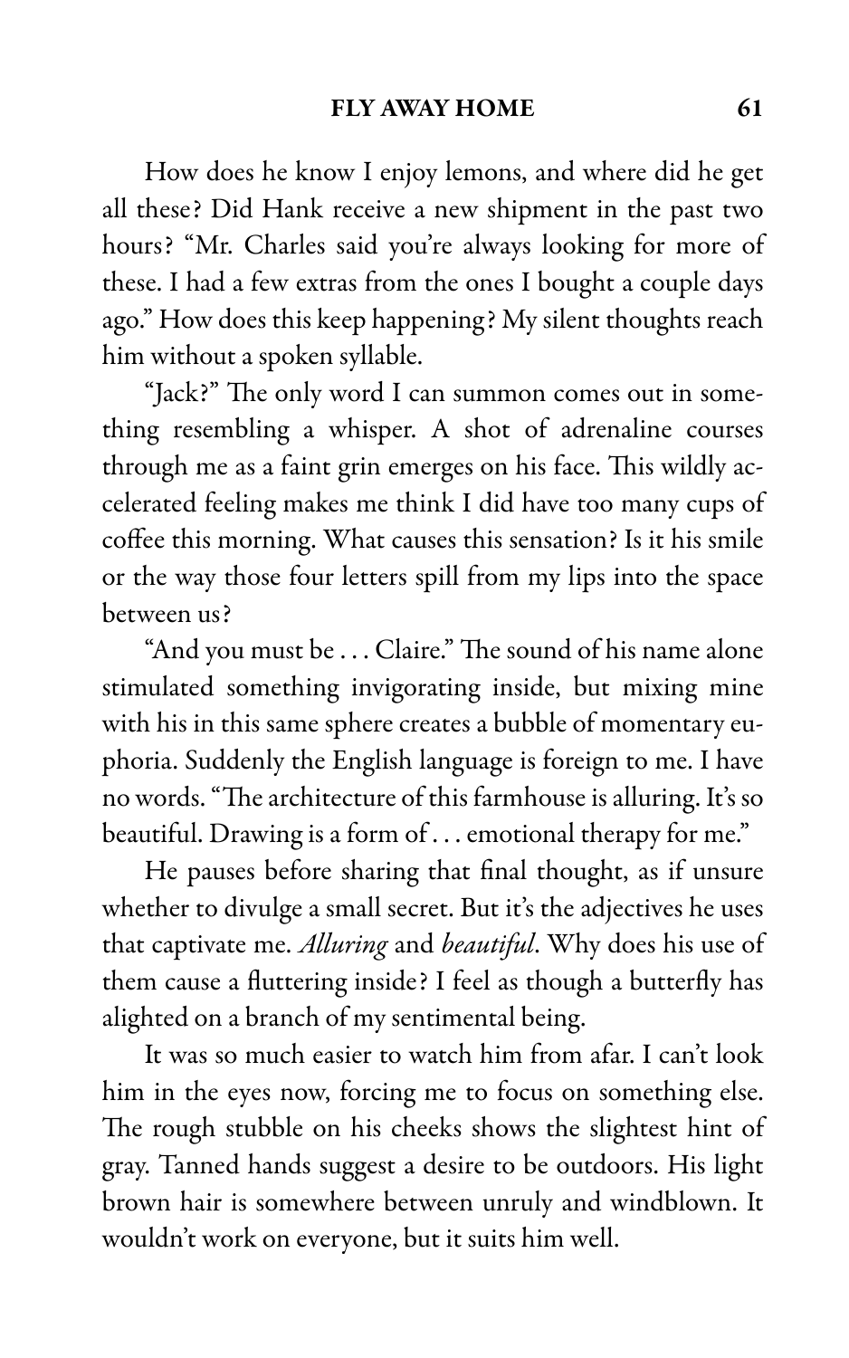How does he know I enjoy lemons, and where did he get all these? Did Hank receive a new shipment in the past two hours? "Mr. Charles said you're always looking for more of these. I had a few extras from the ones I bought a couple days ago." How does this keep happening? My silent thoughts reach him without a spoken syllable.

"Jack?" The only word I can summon comes out in something resembling a whisper. A shot of adrenaline courses through me as a faint grin emerges on his face. This wildly accelerated feeling makes me think I did have too many cups of coffee this morning. What causes this sensation? Is it his smile or the way those four letters spill from my lips into the space between us?

"And you must be . . . Claire." The sound of his name alone stimulated something invigorating inside, but mixing mine with his in this same sphere creates a bubble of momentary euphoria. Suddenly the English language is foreign to me. I have no words. "The architecture of this farmhouse is alluring. It's so beautiful. Drawing is a form of . . . emotional therapy for me."

He pauses before sharing that final thought, as if unsure whether to divulge a small secret. But it's the adjectives he uses that captivate me. *Alluring* and *beautiful*. Why does his use of them cause a fluttering inside? I feel as though a butterfly has alighted on a branch of my sentimental being.

It was so much easier to watch him from afar. I can't look him in the eyes now, forcing me to focus on something else. The rough stubble on his cheeks shows the slightest hint of gray. Tanned hands suggest a desire to be outdoors. His light brown hair is somewhere between unruly and windblown. It wouldn't work on everyone, but it suits him well.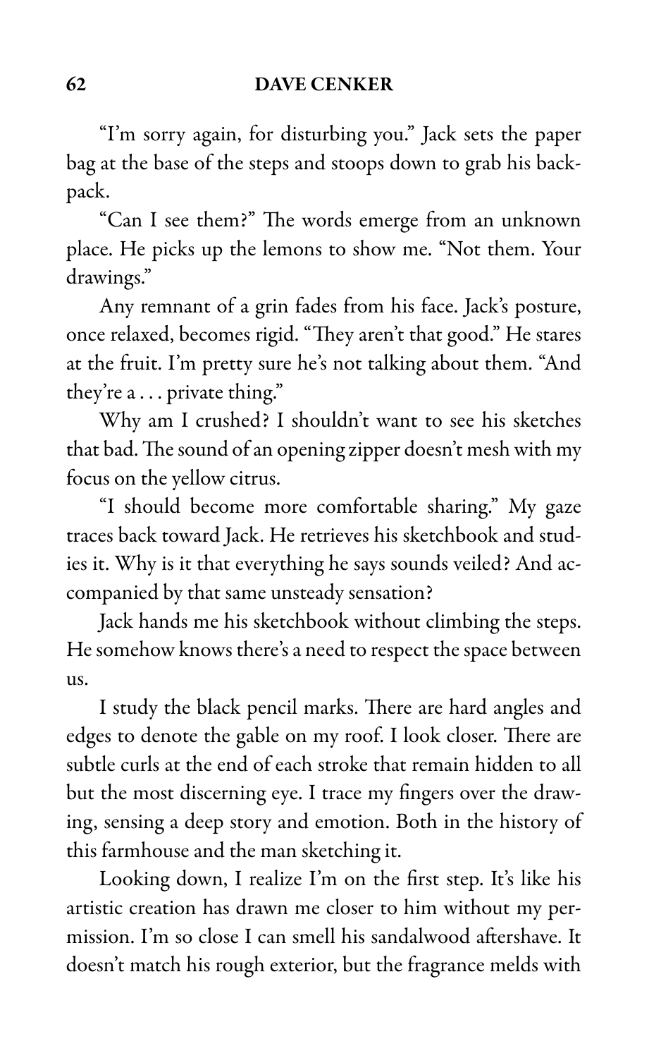"I'm sorry again, for disturbing you." Jack sets the paper bag at the base of the steps and stoops down to grab his backpack.

"Can I see them?" The words emerge from an unknown place. He picks up the lemons to show me. "Not them. Your drawings."

Any remnant of a grin fades from his face. Jack's posture, once relaxed, becomes rigid. "They aren't that good." He stares at the fruit. I'm pretty sure he's not talking about them. "And they're a . . . private thing."

Why am I crushed? I shouldn't want to see his sketches that bad. The sound of an opening zipper doesn't mesh with my focus on the yellow citrus.

"I should become more comfortable sharing." My gaze traces back toward Jack. He retrieves his sketchbook and studies it. Why is it that everything he says sounds veiled? And accompanied by that same unsteady sensation?

Jack hands me his sketchbook without climbing the steps. He somehow knows there's a need to respect the space between us.

I study the black pencil marks. There are hard angles and edges to denote the gable on my roof. I look closer. There are subtle curls at the end of each stroke that remain hidden to all but the most discerning eye. I trace my fingers over the drawing, sensing a deep story and emotion. Both in the history of this farmhouse and the man sketching it.

Looking down, I realize I'm on the first step. It's like his artistic creation has drawn me closer to him without my permission. I'm so close I can smell his sandalwood aftershave. It doesn't match his rough exterior, but the fragrance melds with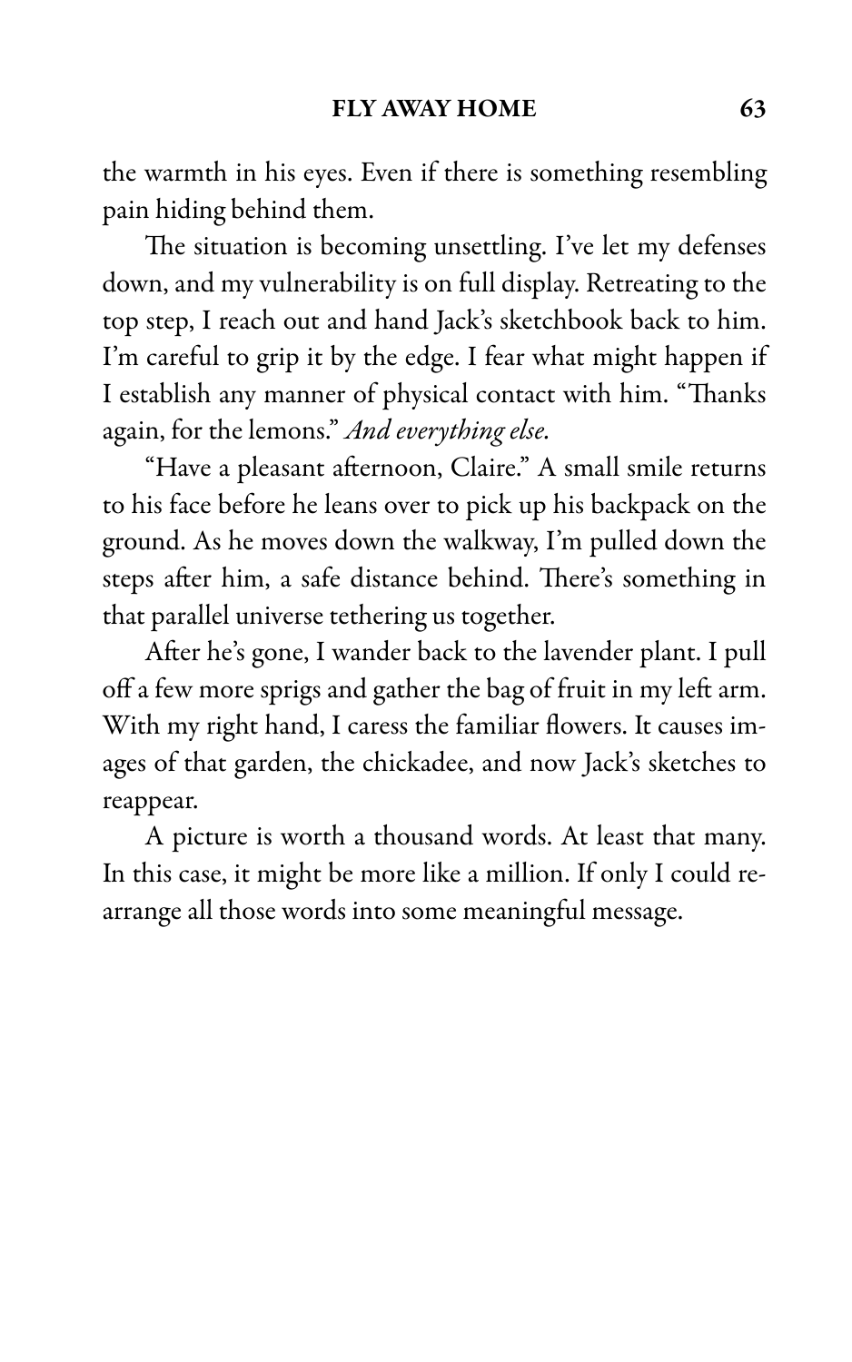the warmth in his eyes. Even if there is something resembling pain hiding behind them.

The situation is becoming unsettling. I've let my defenses down, and my vulnerability is on full display. Retreating to the top step, I reach out and hand Jack's sketchbook back to him. I'm careful to grip it by the edge. I fear what might happen if I establish any manner of physical contact with him. "Thanks again, for the lemons." *And everything else.*

"Have a pleasant afternoon, Claire." A small smile returns to his face before he leans over to pick up his backpack on the ground. As he moves down the walkway, I'm pulled down the steps after him, a safe distance behind. There's something in that parallel universe tethering us together.

After he's gone, I wander back to the lavender plant. I pull off a few more sprigs and gather the bag of fruit in my left arm. With my right hand, I caress the familiar flowers. It causes images of that garden, the chickadee, and now Jack's sketches to reappear.

A picture is worth a thousand words. At least that many. In this case, it might be more like a million. If only I could rearrange all those words into some meaningful message.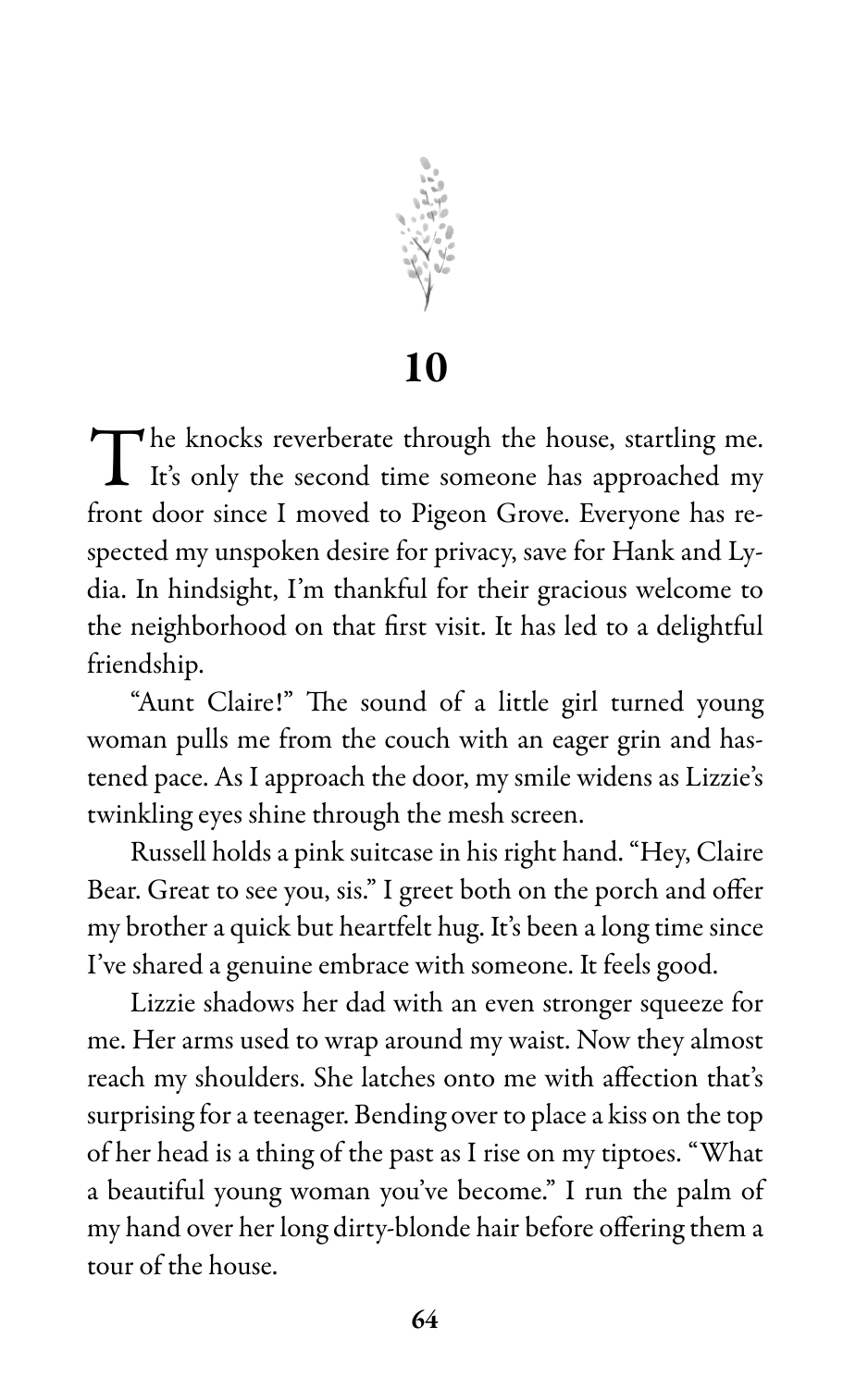# 10

The knocks reverberate through the house, startling me. It's only the second time someone has approached my front door since I moved to Pigeon Grove. Everyone has respected my unspoken desire for privacy, save for Hank and Lydia. In hindsight, I'm thankful for their gracious welcome to the neighborhood on that first visit. It has led to a delightful friendship.

"Aunt Claire!" The sound of a little girl turned young woman pulls me from the couch with an eager grin and hastened pace. As I approach the door, my smile widens as Lizzie's twinkling eyes shine through the mesh screen.

Russell holds a pink suitcase in his right hand. "Hey, Claire Bear. Great to see you, sis." I greet both on the porch and offer my brother a quick but heartfelt hug. It's been a long time since I've shared a genuine embrace with someone. It feels good.

Lizzie shadows her dad with an even stronger squeeze for me. Her arms used to wrap around my waist. Now they almost reach my shoulders. She latches onto me with affection that's surprising for a teenager. Bending over to place a kiss on the top of her head is a thing of the past as I rise on my tiptoes. "What a beautiful young woman you've become." I run the palm of my hand over her long dirty-blonde hair before offering them a tour of the house.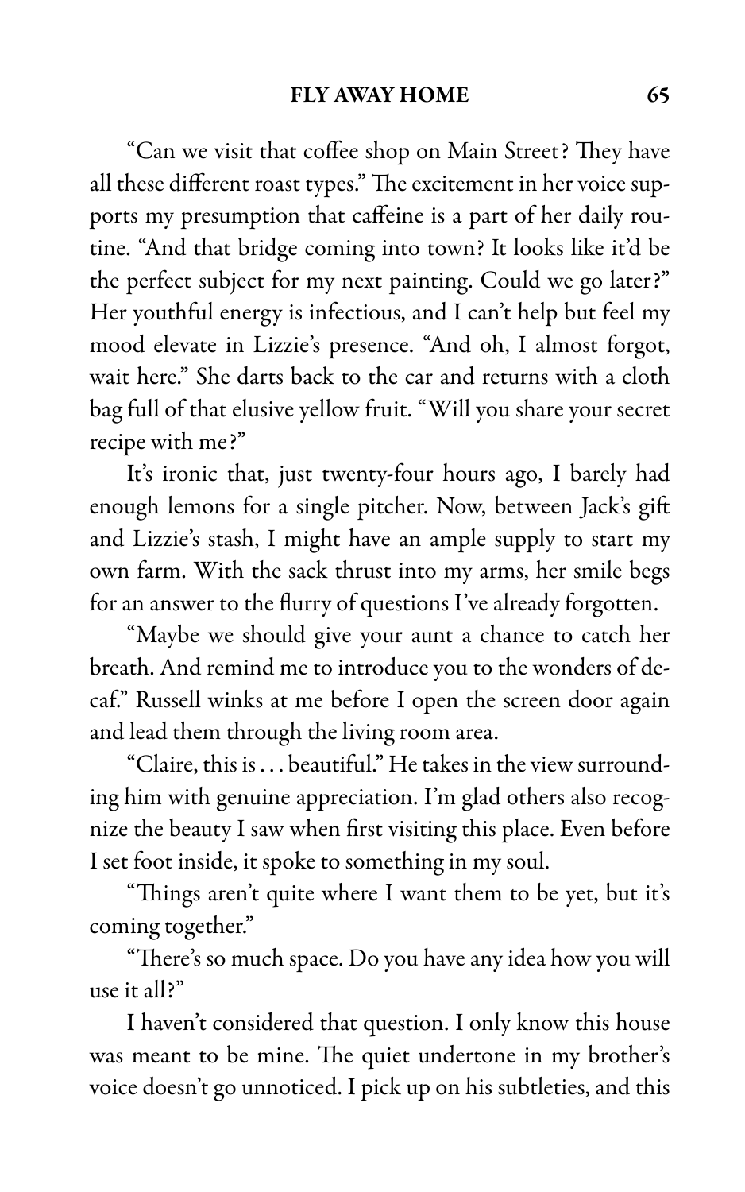"Can we visit that coffee shop on Main Street? They have all these different roast types." The excitement in her voice supports my presumption that caffeine is a part of her daily routine. "And that bridge coming into town? It looks like it'd be the perfect subject for my next painting. Could we go later?" Her youthful energy is infectious, and I can't help but feel my mood elevate in Lizzie's presence. "And oh, I almost forgot, wait here." She darts back to the car and returns with a cloth bag full of that elusive yellow fruit. "Will you share your secret recipe with me?"

It's ironic that, just twenty-four hours ago, I barely had enough lemons for a single pitcher. Now, between Jack's gift and Lizzie's stash, I might have an ample supply to start my own farm. With the sack thrust into my arms, her smile begs for an answer to the flurry of questions I've already forgotten.

"Maybe we should give your aunt a chance to catch her breath. And remind me to introduce you to the wonders of decaf." Russell winks at me before I open the screen door again and lead them through the living room area.

"Claire, this is . . . beautiful." He takes in the view surrounding him with genuine appreciation. I'm glad others also recognize the beauty I saw when first visiting this place. Even before I set foot inside, it spoke to something in my soul.

"Things aren't quite where I want them to be yet, but it's coming together."

"There's so much space. Do you have any idea how you will use it all?"

I haven't considered that question. I only know this house was meant to be mine. The quiet undertone in my brother's voice doesn't go unnoticed. I pick up on his subtleties, and this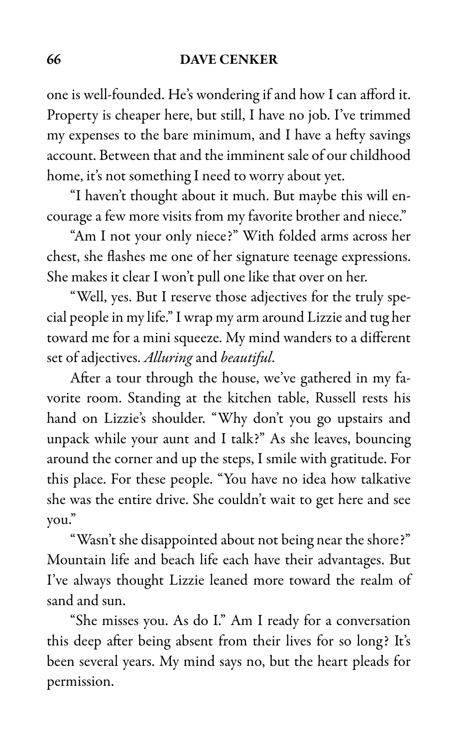one is well-founded. He's wondering if and how I can afford it. Property is cheaper here, but still, I have no job. I've trimmed my expenses to the bare minimum, and I have a hefty savings account. Between that and the imminent sale of our childhood home, it's not something I need to worry about yet.

"I haven't thought about it much. But maybe this will encourage a few more visits from my favorite brother and niece."

"Am I not your only niece?" With folded arms across her chest, she flashes me one of her signature teenage expressions. She makes it clear I won't pull one like that over on her.

"Well, yes. But I reserve those adjectives for the truly special people in my life." I wrap my arm around Lizzie and tug her toward me for a mini squeeze. My mind wanders to a different set of adjectives. *Alluring* and *beautiful*.

After a tour through the house, we've gathered in my favorite room. Standing at the kitchen table, Russell rests his hand on Lizzie's shoulder. "Why don't you go upstairs and unpack while your aunt and I talk?" As she leaves, bouncing around the corner and up the steps, I smile with gratitude. For this place. For these people. "You have no idea how talkative she was the entire drive. She couldn't wait to get here and see you."

"Wasn't she disappointed about not being near the shore?" Mountain life and beach life each have their advantages. But I've always thought Lizzie leaned more toward the realm of sand and sun.

"She misses you. As do I." Am I ready for a conversation this deep after being absent from their lives for so long? It's been several years. My mind says no, but the heart pleads for permission.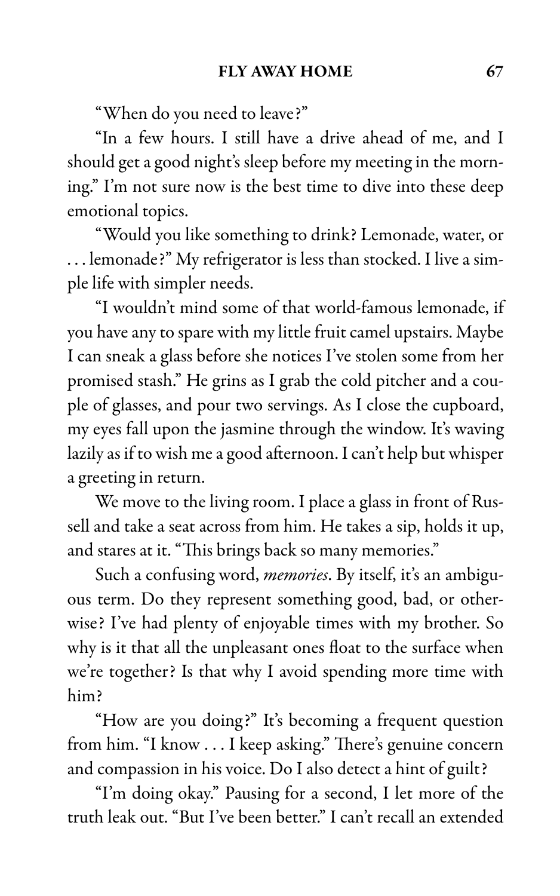"When do you need to leave?"

"In a few hours. I still have a drive ahead of me, and I should get a good night's sleep before my meeting in the morning." I'm not sure now is the best time to dive into these deep emotional topics.

"Would you like something to drink? Lemonade, water, or . . . lemonade?" My refrigerator is less than stocked. I live a simple life with simpler needs.

"I wouldn't mind some of that world-famous lemonade, if you have any to spare with my little fruit camel upstairs. Maybe I can sneak a glass before she notices I've stolen some from her promised stash." He grins as I grab the cold pitcher and a couple of glasses, and pour two servings. As I close the cupboard, my eyes fall upon the jasmine through the window. It's waving lazily as if to wish me a good afternoon. I can't help but whisper a greeting in return.

We move to the living room. I place a glass in front of Russell and take a seat across from him. He takes a sip, holds it up, and stares at it. "This brings back so many memories."

Such a confusing word, *memories*. By itself, it's an ambiguous term. Do they represent something good, bad, or otherwise? I've had plenty of enjoyable times with my brother. So why is it that all the unpleasant ones float to the surface when we're together? Is that why I avoid spending more time with him?

"How are you doing?" It's becoming a frequent question from him. "I know . . . I keep asking." There's genuine concern and compassion in his voice. Do I also detect a hint of guilt?

"I'm doing okay." Pausing for a second, I let more of the truth leak out. "But I've been better." I can't recall an extended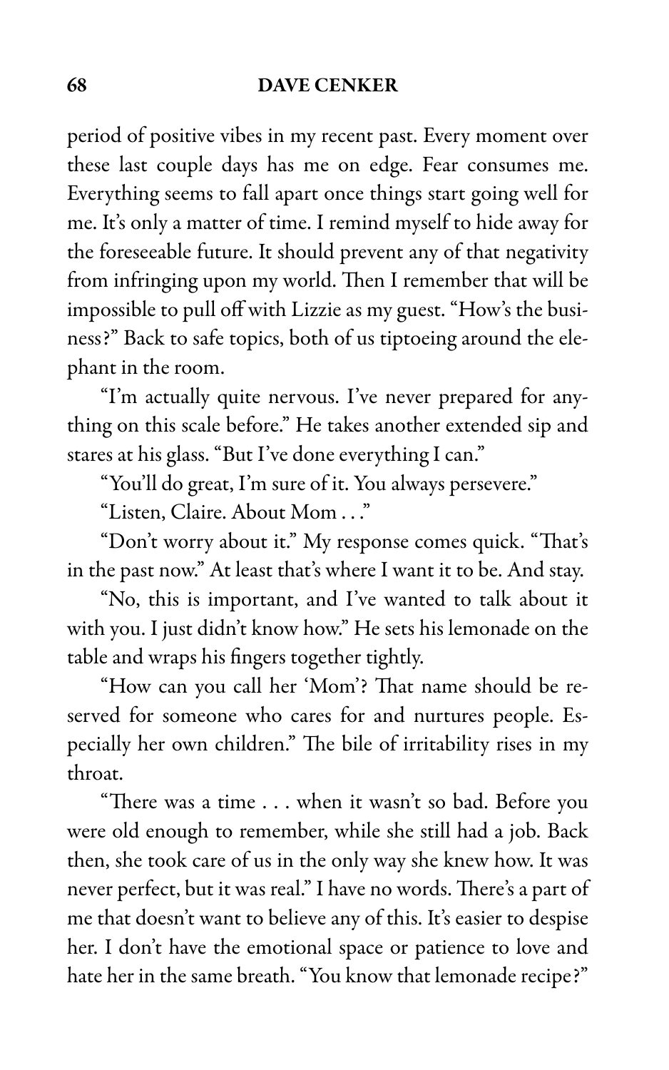period of positive vibes in my recent past. Every moment over these last couple days has me on edge. Fear consumes me. Everything seems to fall apart once things start going well for me. It's only a matter of time. I remind myself to hide away for the foreseeable future. It should prevent any of that negativity from infringing upon my world. Then I remember that will be impossible to pull off with Lizzie as my guest. "How's the business?" Back to safe topics, both of us tiptoeing around the elephant in the room.

"I'm actually quite nervous. I've never prepared for anything on this scale before." He takes another extended sip and stares at his glass. "But I've done everything I can."

"You'll do great, I'm sure of it. You always persevere."

"Listen, Claire. About Mom . . ."

"Don't worry about it." My response comes quick. "That's in the past now." At least that's where I want it to be. And stay.

"No, this is important, and I've wanted to talk about it with you. I just didn't know how." He sets his lemonade on the table and wraps his fingers together tightly.

"How can you call her 'Mom'? That name should be reserved for someone who cares for and nurtures people. Especially her own children." The bile of irritability rises in my throat.

"There was a time . . . when it wasn't so bad. Before you were old enough to remember, while she still had a job. Back then, she took care of us in the only way she knew how. It was never perfect, but it was real." I have no words. There's a part of me that doesn't want to believe any of this. It's easier to despise her. I don't have the emotional space or patience to love and hate her in the same breath. "You know that lemonade recipe?"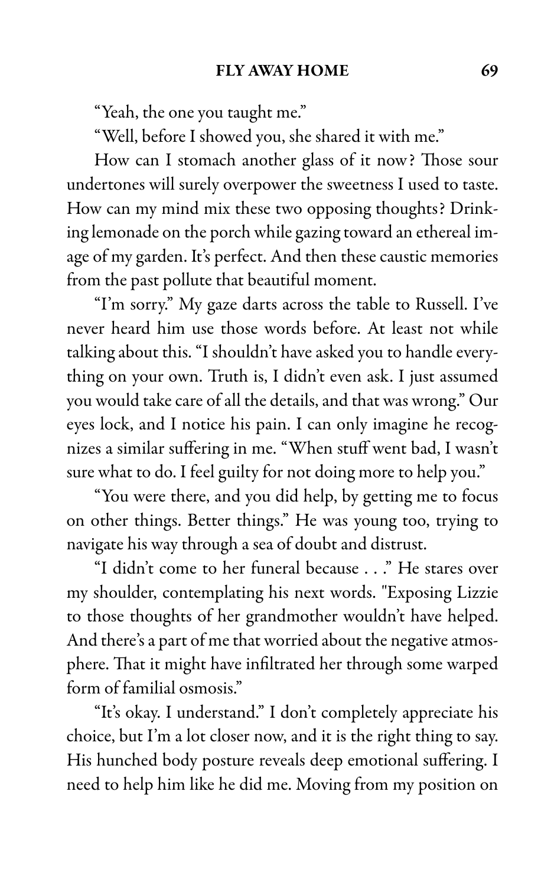"Yeah, the one you taught me."

"Well, before I showed you, she shared it with me."

How can I stomach another glass of it now? Those sour undertones will surely overpower the sweetness I used to taste. How can my mind mix these two opposing thoughts? Drinking lemonade on the porch while gazing toward an ethereal image of my garden. It's perfect. And then these caustic memories from the past pollute that beautiful moment.

"I'm sorry." My gaze darts across the table to Russell. I've never heard him use those words before. At least not while talking about this. "I shouldn't have asked you to handle everything on your own. Truth is, I didn't even ask. I just assumed you would take care of all the details, and that was wrong." Our eyes lock, and I notice his pain. I can only imagine he recognizes a similar suffering in me. "When stuff went bad, I wasn't sure what to do. I feel guilty for not doing more to help you."

"You were there, and you did help, by getting me to focus on other things. Better things." He was young too, trying to navigate his way through a sea of doubt and distrust.

"I didn't come to her funeral because . . ." He stares over my shoulder, contemplating his next words. "Exposing Lizzie to those thoughts of her grandmother wouldn't have helped. And there's a part of me that worried about the negative atmosphere. That it might have infiltrated her through some warped form of familial osmosis."

"It's okay. I understand." I don't completely appreciate his choice, but I'm a lot closer now, and it is the right thing to say. His hunched body posture reveals deep emotional suffering. I need to help him like he did me. Moving from my position on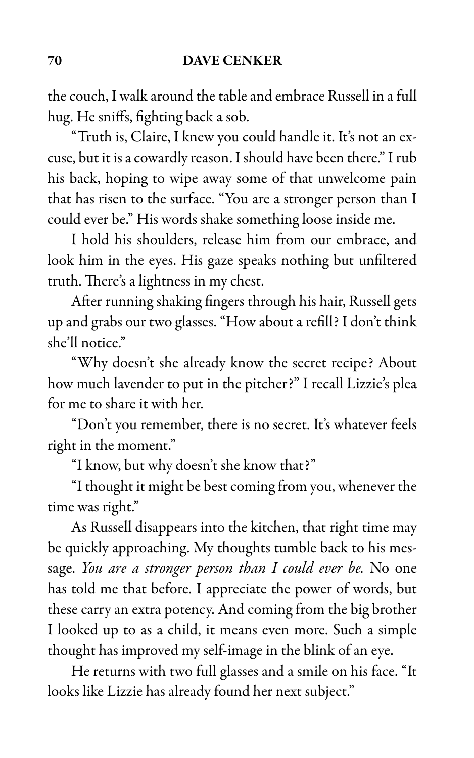the couch, I walk around the table and embrace Russell in a full hug. He sniffs, fighting back a sob.

"Truth is, Claire, I knew you could handle it. It's not an excuse, but it is a cowardly reason. I should have been there." I rub his back, hoping to wipe away some of that unwelcome pain that has risen to the surface. "You are a stronger person than I could ever be." His words shake something loose inside me.

I hold his shoulders, release him from our embrace, and look him in the eyes. His gaze speaks nothing but unfiltered truth. There's a lightness in my chest.

After running shaking fingers through his hair, Russell gets up and grabs our two glasses. "How about a refill? I don't think she'll notice."

"Why doesn't she already know the secret recipe? About how much lavender to put in the pitcher?" I recall Lizzie's plea for me to share it with her.

"Don't you remember, there is no secret. It's whatever feels right in the moment."

"I know, but why doesn't she know that?"

"I thought it might be best coming from you, whenever the time was right."

As Russell disappears into the kitchen, that right time may be quickly approaching. My thoughts tumble back to his message. *You are a stronger person than I could ever be.* No one has told me that before. I appreciate the power of words, but these carry an extra potency. And coming from the big brother I looked up to as a child, it means even more. Such a simple thought has improved my self-image in the blink of an eye.

He returns with two full glasses and a smile on his face. "It looks like Lizzie has already found her next subject."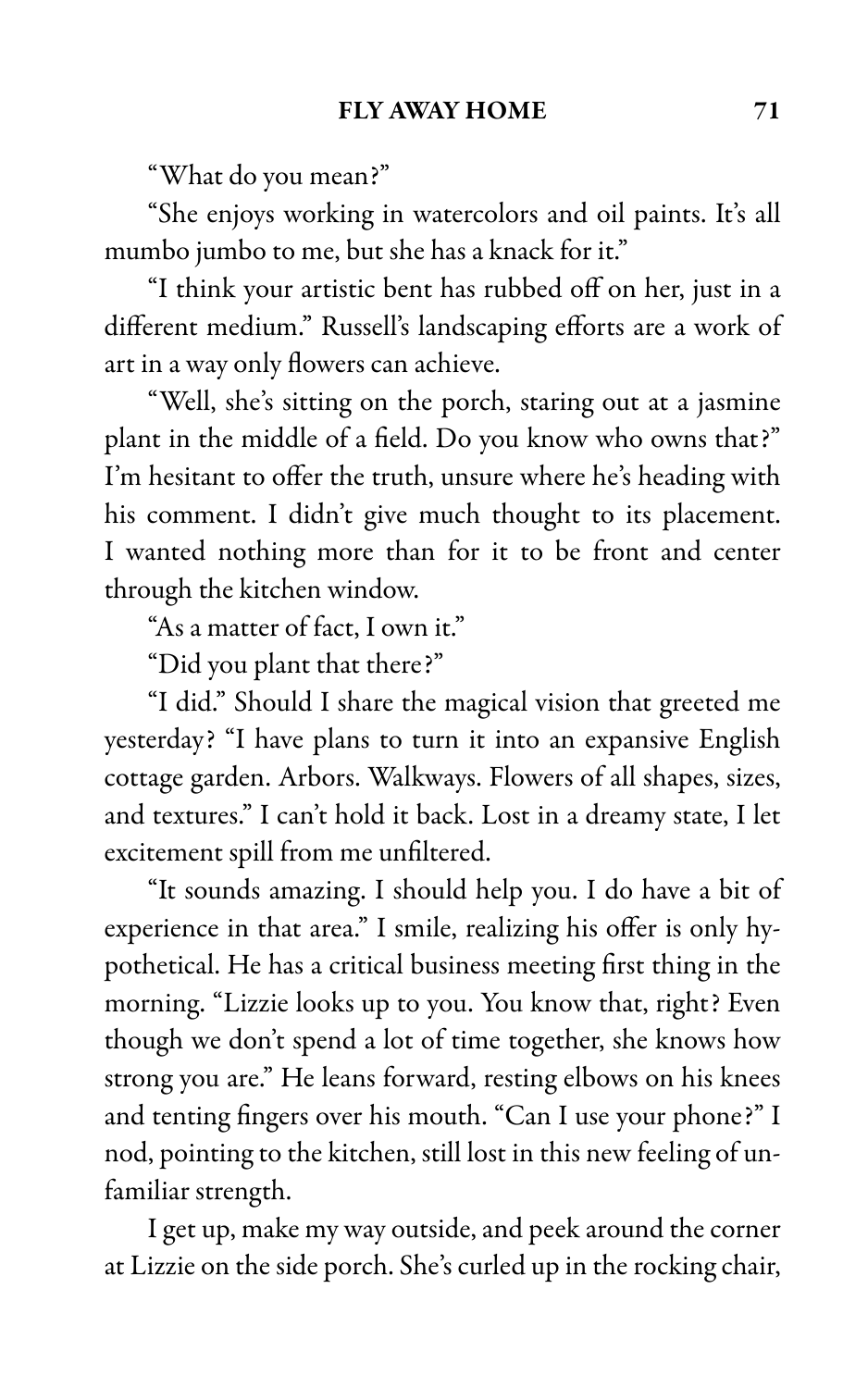"What do you mean?"

"She enjoys working in watercolors and oil paints. It's all mumbo jumbo to me, but she has a knack for it."

"I think your artistic bent has rubbed off on her, just in a different medium." Russell's landscaping efforts are a work of art in a way only flowers can achieve.

"Well, she's sitting on the porch, staring out at a jasmine plant in the middle of a field. Do you know who owns that?" I'm hesitant to offer the truth, unsure where he's heading with his comment. I didn't give much thought to its placement. I wanted nothing more than for it to be front and center through the kitchen window.

"As a matter of fact, I own it."

"Did you plant that there?"

"I did." Should I share the magical vision that greeted me yesterday? "I have plans to turn it into an expansive English cottage garden. Arbors. Walkways. Flowers of all shapes, sizes, and textures." I can't hold it back. Lost in a dreamy state, I let excitement spill from me unfiltered.

"It sounds amazing. I should help you. I do have a bit of experience in that area." I smile, realizing his offer is only hypothetical. He has a critical business meeting first thing in the morning. "Lizzie looks up to you. You know that, right? Even though we don't spend a lot of time together, she knows how strong you are." He leans forward, resting elbows on his knees and tenting fingers over his mouth. "Can I use your phone?" I nod, pointing to the kitchen, still lost in this new feeling of unfamiliar strength.

I get up, make my way outside, and peek around the corner at Lizzie on the side porch. She's curled up in the rocking chair,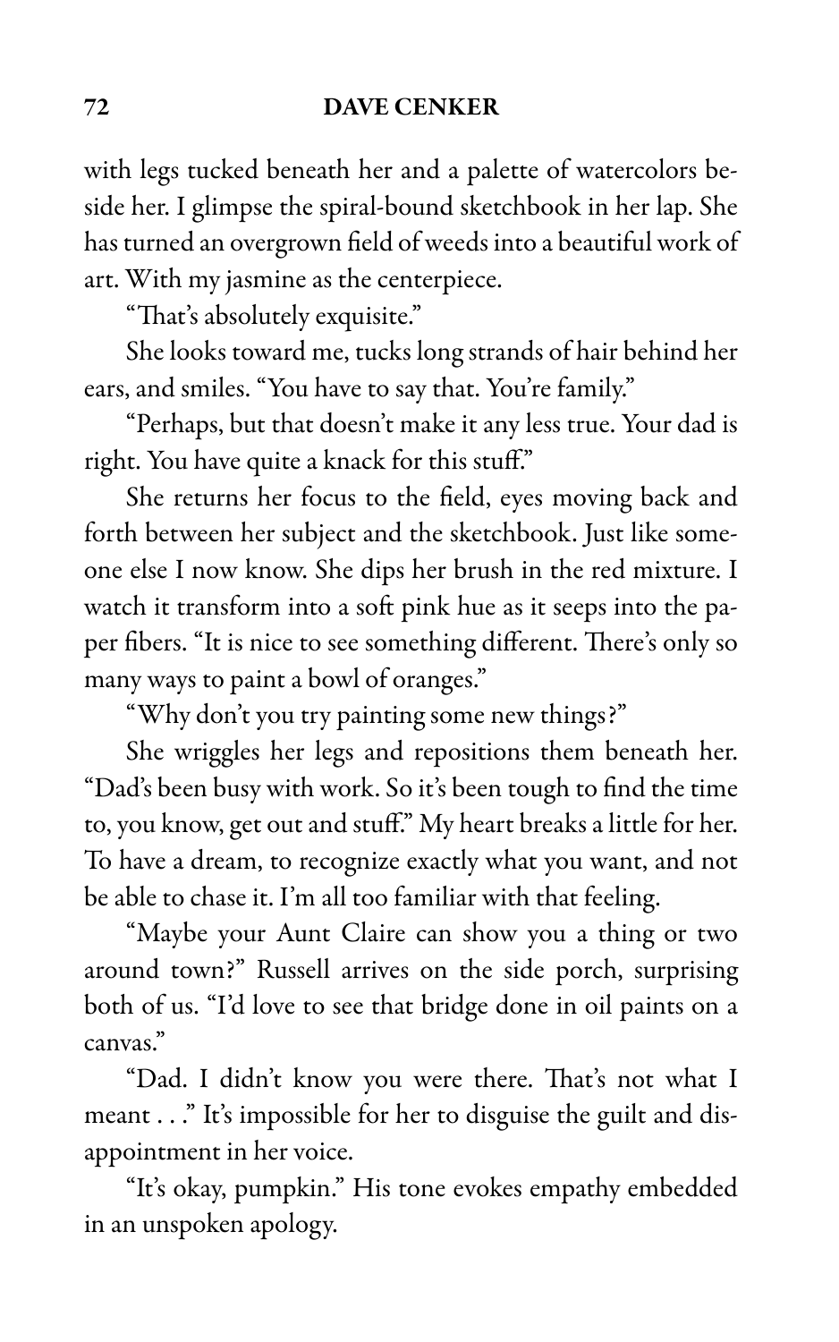with legs tucked beneath her and a palette of watercolors beside her. I glimpse the spiral-bound sketchbook in her lap. She has turned an overgrown field of weeds into a beautiful work of art. With my jasmine as the centerpiece.

"That's absolutely exquisite."

She looks toward me, tucks long strands of hair behind her ears, and smiles. "You have to say that. You're family."

"Perhaps, but that doesn't make it any less true. Your dad is right. You have quite a knack for this stuff."

She returns her focus to the field, eyes moving back and forth between her subject and the sketchbook. Just like someone else I now know. She dips her brush in the red mixture. I watch it transform into a soft pink hue as it seeps into the paper fibers. "It is nice to see something different. There's only so many ways to paint a bowl of oranges."

"Why don't you try painting some new things?"

She wriggles her legs and repositions them beneath her. "Dad's been busy with work. So it's been tough to find the time to, you know, get out and stuff." My heart breaks a little for her. To have a dream, to recognize exactly what you want, and not be able to chase it. I'm all too familiar with that feeling.

"Maybe your Aunt Claire can show you a thing or two around town?" Russell arrives on the side porch, surprising both of us. "I'd love to see that bridge done in oil paints on a canvas."

"Dad. I didn't know you were there. That's not what I meant . . ." It's impossible for her to disguise the guilt and disappointment in her voice.

"It's okay, pumpkin." His tone evokes empathy embedded in an unspoken apology.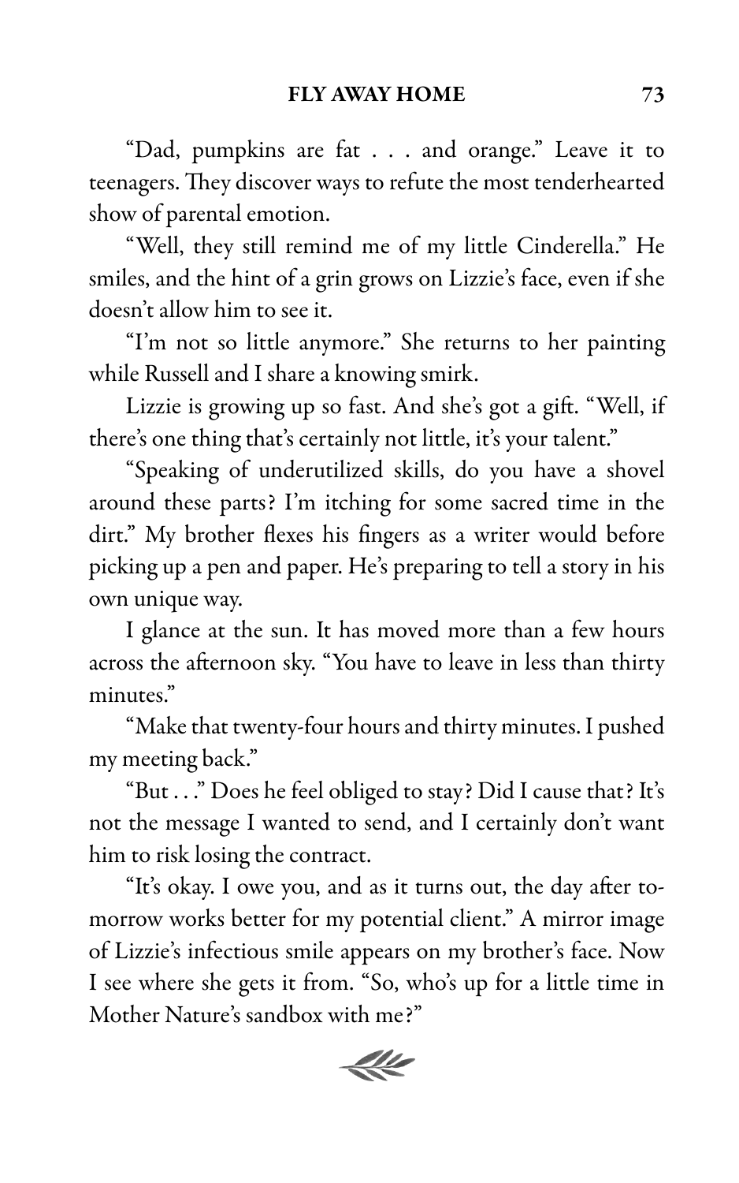"Dad, pumpkins are fat . . . and orange." Leave it to teenagers. They discover ways to refute the most tenderhearted show of parental emotion.

"Well, they still remind me of my little Cinderella." He smiles, and the hint of a grin grows on Lizzie's face, even if she doesn't allow him to see it.

"I'm not so little anymore." She returns to her painting while Russell and I share a knowing smirk.

Lizzie is growing up so fast. And she's got a gift. "Well, if there's one thing that's certainly not little, it's your talent."

"Speaking of underutilized skills, do you have a shovel around these parts? I'm itching for some sacred time in the dirt." My brother flexes his fingers as a writer would before picking up a pen and paper. He's preparing to tell a story in his own unique way.

I glance at the sun. It has moved more than a few hours across the afternoon sky. "You have to leave in less than thirty minutes."

"Make that twenty-four hours and thirty minutes. I pushed my meeting back."

"But . . ." Does he feel obliged to stay? Did I cause that? It's not the message I wanted to send, and I certainly don't want him to risk losing the contract.

"It's okay. I owe you, and as it turns out, the day after tomorrow works better for my potential client." A mirror image of Lizzie's infectious smile appears on my brother's face. Now I see where she gets it from. "So, who's up for a little time in Mother Nature's sandbox with me?"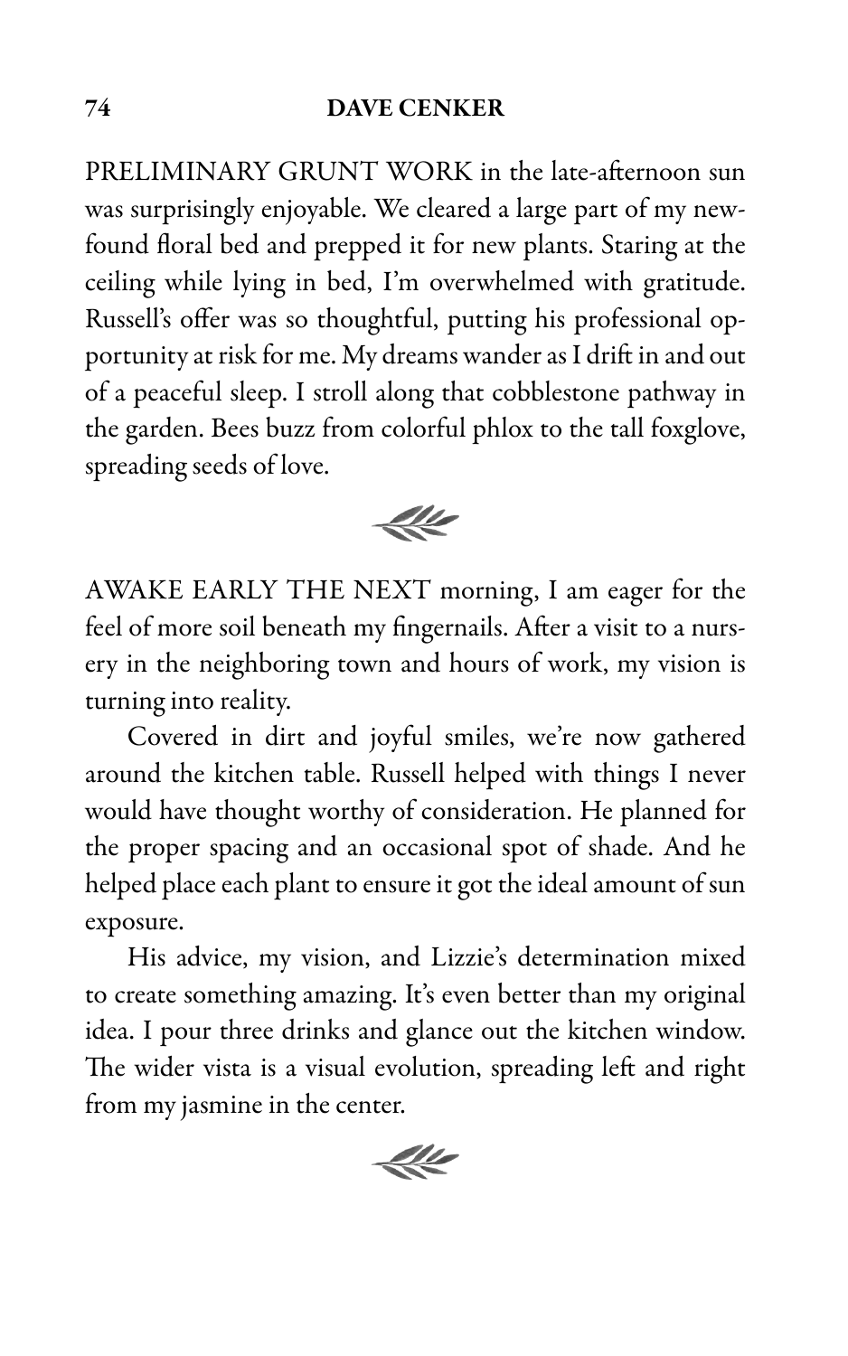PRELIMINARY GRUNT WORK in the late-afternoon sun was surprisingly enjoyable. We cleared a large part of my newfound floral bed and prepped it for new plants. Staring at the ceiling while lying in bed, I'm overwhelmed with gratitude. Russell's offer was so thoughtful, putting his professional opportunity at risk for me. My dreams wander as I drift in and out of a peaceful sleep. I stroll along that cobblestone pathway in the garden. Bees buzz from colorful phlox to the tall foxglove, spreading seeds of love.

AWAKE EARLY THE NEXT morning, I am eager for the feel of more soil beneath my fingernails. After a visit to a nursery in the neighboring town and hours of work, my vision is turning into reality.

Covered in dirt and joyful smiles, we're now gathered around the kitchen table. Russell helped with things I never would have thought worthy of consideration. He planned for the proper spacing and an occasional spot of shade. And he helped place each plant to ensure it got the ideal amount of sun exposure.

His advice, my vision, and Lizzie's determination mixed to create something amazing. It's even better than my original idea. I pour three drinks and glance out the kitchen window. The wider vista is a visual evolution, spreading left and right from my jasmine in the center.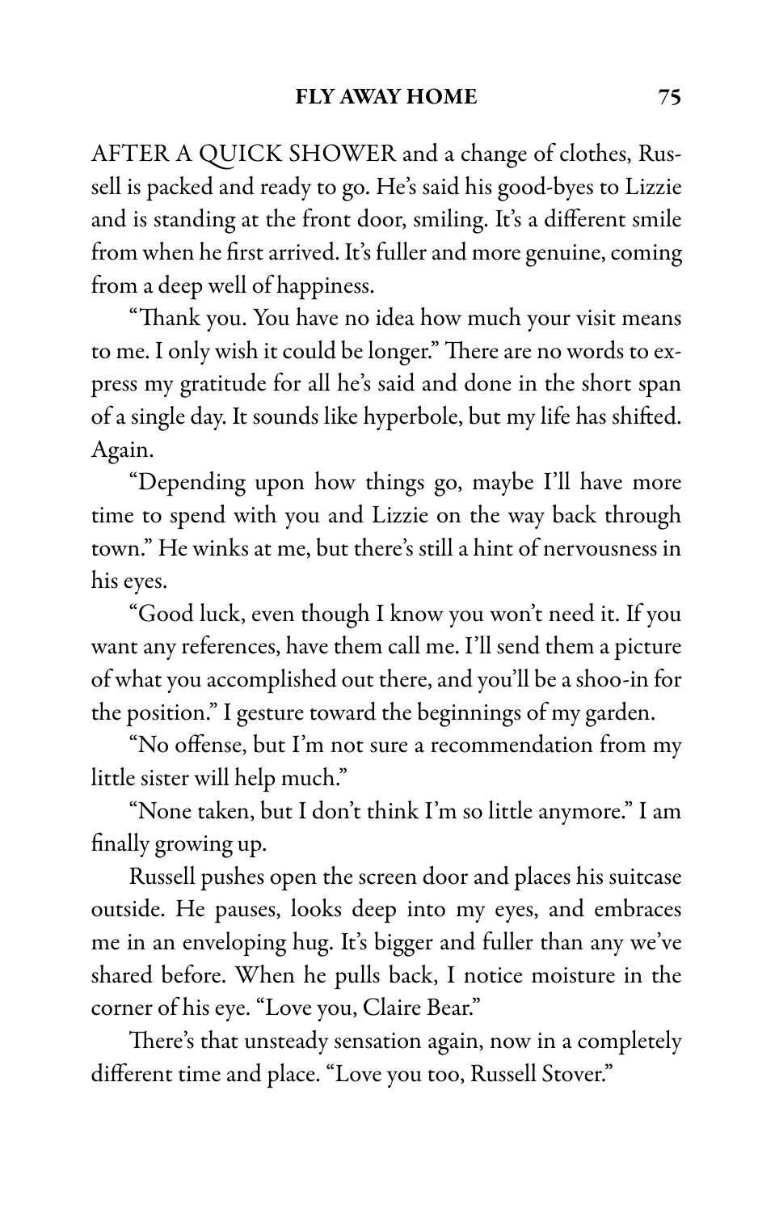AFTER A QUICK SHOWER and a change of clothes, Russell is packed and ready to go. He's said his good-byes to Lizzie and is standing at the front door, smiling. It's a different smile from when he first arrived. It's fuller and more genuine, coming from a deep well of happiness.

"Thank you. You have no idea how much your visit means to me. I only wish it could be longer." There are no words to express my gratitude for all he's said and done in the short span of a single day. It sounds like hyperbole, but my life has shifted. Again.

"Depending upon how things go, maybe I'll have more time to spend with you and Lizzie on the way back through town." He winks at me, but there's still a hint of nervousness in his eyes.

"Good luck, even though I know you won't need it. If you want any references, have them call me. I'll send them a picture of what you accomplished out there, and you'll be a shoo-in for the position." I gesture toward the beginnings of my garden.

"No offense, but I'm not sure a recommendation from my little sister will help much."

"None taken, but I don't think I'm so little anymore." I am finally growing up.

Russell pushes open the screen door and places his suitcase outside. He pauses, looks deep into my eyes, and embraces me in an enveloping hug. It's bigger and fuller than any we've shared before. When he pulls back, I notice moisture in the corner of his eye. "Love you, Claire Bear."

There's that unsteady sensation again, now in a completely different time and place. "Love you too, Russell Stover."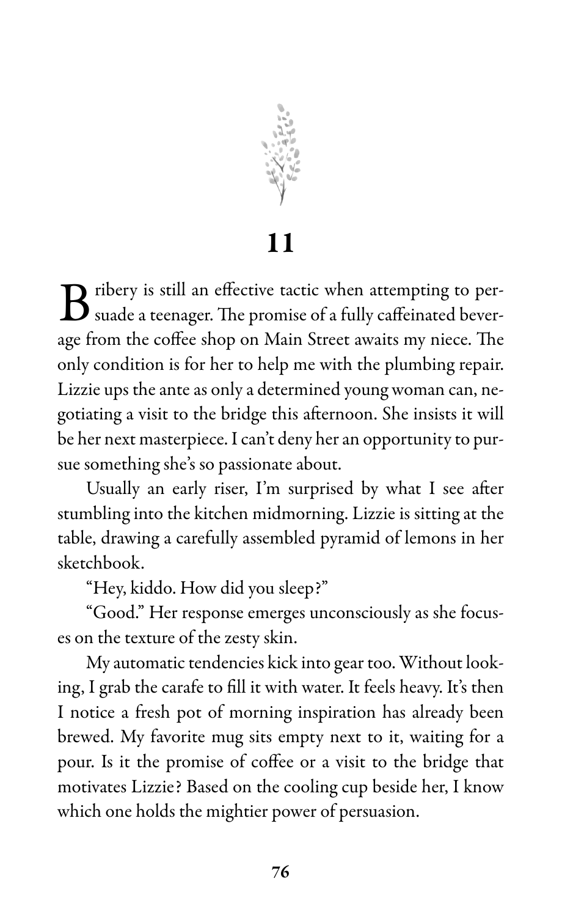# 11

Bribery is still an effective tactic when attempting to persuade a teenager. The promise of a fully caffeinated beverage from the coffee shop on Main Street awaits my niece. The only condition is for her to help me with the plumbing repair. Lizzie ups the ante as only a determined young woman can, negotiating a visit to the bridge this afternoon. She insists it will be her next masterpiece. I can't deny her an opportunity to pursue something she's so passionate about.

Usually an early riser, I'm surprised by what I see after stumbling into the kitchen midmorning. Lizzie is sitting at the table, drawing a carefully assembled pyramid of lemons in her sketchbook.

"Hey, kiddo. How did you sleep?"

"Good." Her response emerges unconsciously as she focuses on the texture of the zesty skin.

My automatic tendencies kick into gear too. Without looking, I grab the carafe to fill it with water. It feels heavy. It's then I notice a fresh pot of morning inspiration has already been brewed. My favorite mug sits empty next to it, waiting for a pour. Is it the promise of coffee or a visit to the bridge that motivates Lizzie? Based on the cooling cup beside her, I know which one holds the mightier power of persuasion.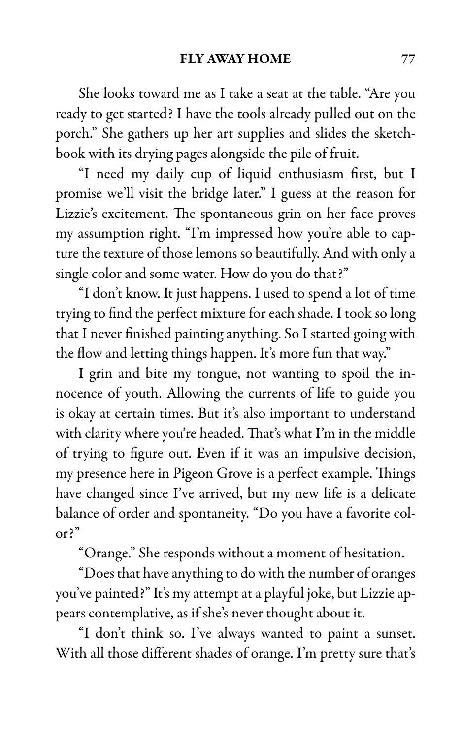She looks toward me as I take a seat at the table. "Are you ready to get started? I have the tools already pulled out on the porch." She gathers up her art supplies and slides the sketchbook with its drying pages alongside the pile of fruit.

"I need my daily cup of liquid enthusiasm first, but I promise we'll visit the bridge later." I guess at the reason for Lizzie's excitement. The spontaneous grin on her face proves my assumption right. "I'm impressed how you're able to capture the texture of those lemons so beautifully. And with only a single color and some water. How do you do that?"

"I don't know. It just happens. I used to spend a lot of time trying to find the perfect mixture for each shade. I took so long that I never finished painting anything. So I started going with the flow and letting things happen. It's more fun that way."

I grin and bite my tongue, not wanting to spoil the innocence of youth. Allowing the currents of life to guide you is okay at certain times. But it's also important to understand with clarity where you're headed. That's what I'm in the middle of trying to figure out. Even if it was an impulsive decision, my presence here in Pigeon Grove is a perfect example. Things have changed since I've arrived, but my new life is a delicate balance of order and spontaneity. "Do you have a favorite color?"

"Orange." She responds without a moment of hesitation.

"Does that have anything to do with the number of oranges you've painted?" It's my attempt at a playful joke, but Lizzie appears contemplative, as if she's never thought about it.

"I don't think so. I've always wanted to paint a sunset. With all those different shades of orange. I'm pretty sure that's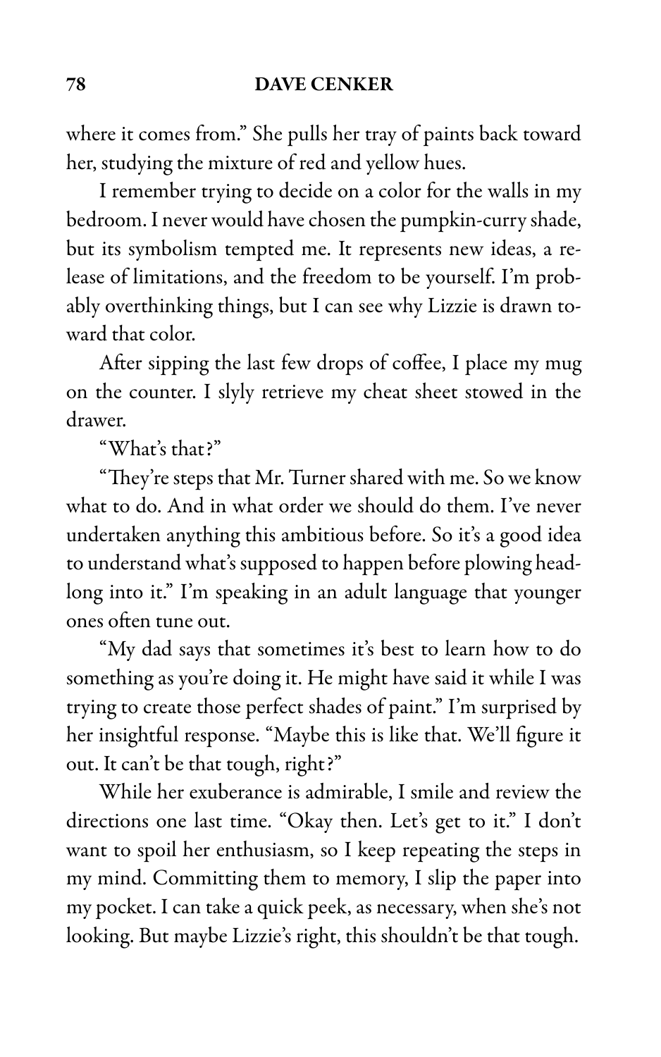where it comes from." She pulls her tray of paints back toward her, studying the mixture of red and yellow hues.

I remember trying to decide on a color for the walls in my bedroom. I never would have chosen the pumpkin-curry shade, but its symbolism tempted me. It represents new ideas, a release of limitations, and the freedom to be yourself. I'm probably overthinking things, but I can see why Lizzie is drawn toward that color.

After sipping the last few drops of coffee, I place my mug on the counter. I slyly retrieve my cheat sheet stowed in the drawer.

"What's that?"

"They're steps that Mr. Turner shared with me. So we know what to do. And in what order we should do them. I've never undertaken anything this ambitious before. So it's a good idea to understand what's supposed to happen before plowing headlong into it." I'm speaking in an adult language that younger ones often tune out.

"My dad says that sometimes it's best to learn how to do something as you're doing it. He might have said it while I was trying to create those perfect shades of paint." I'm surprised by her insightful response. "Maybe this is like that. We'll figure it out. It can't be that tough, right?"

While her exuberance is admirable, I smile and review the directions one last time. "Okay then. Let's get to it." I don't want to spoil her enthusiasm, so I keep repeating the steps in my mind. Committing them to memory, I slip the paper into my pocket. I can take a quick peek, as necessary, when she's not looking. But maybe Lizzie's right, this shouldn't be that tough.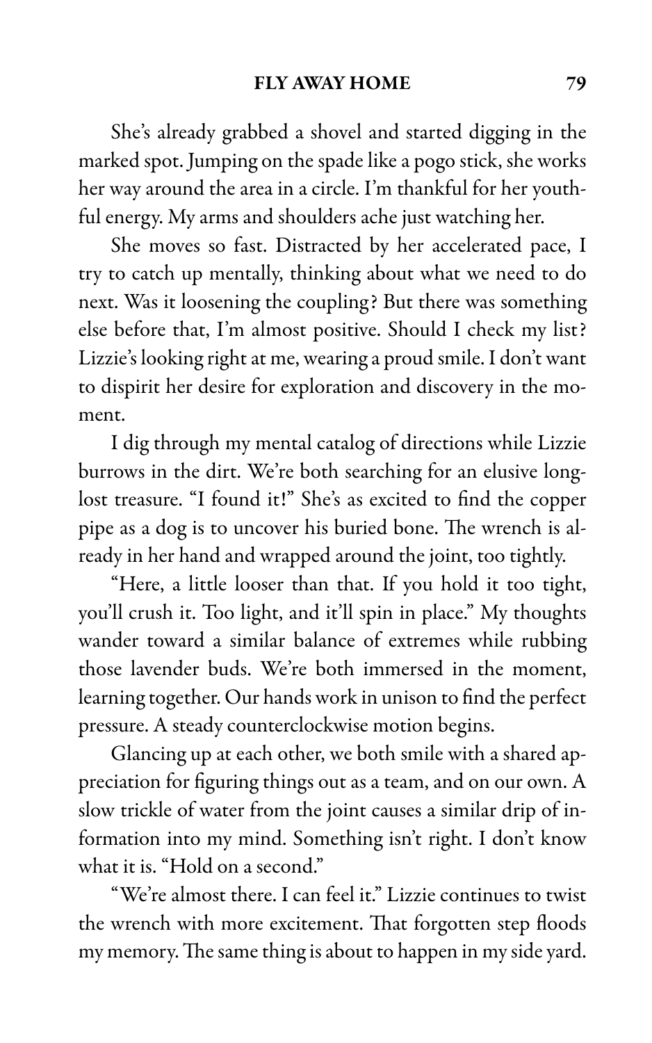She's already grabbed a shovel and started digging in the marked spot. Jumping on the spade like a pogo stick, she works her way around the area in a circle. I'm thankful for her youthful energy. My arms and shoulders ache just watching her.

She moves so fast. Distracted by her accelerated pace, I try to catch up mentally, thinking about what we need to do next. Was it loosening the coupling? But there was something else before that, I'm almost positive. Should I check my list? Lizzie's looking right at me, wearing a proud smile. I don't want to dispirit her desire for exploration and discovery in the moment.

I dig through my mental catalog of directions while Lizzie burrows in the dirt. We're both searching for an elusive long-lost treasure. "I found it!" She's as excited to find the copper pipe as a dog is to uncover his buried bone. The wrench is already in her hand and wrapped around the joint, too tightly.

"Here, a little looser than that. If you hold it too tight, you'll crush it. Too light, and it'll spin in place." My thoughts wander toward a similar balance of extremes while rubbing those lavender buds. We're both immersed in the moment, learning together. Our hands work in unison to find the perfect pressure. A steady counterclockwise motion begins.

Glancing up at each other, we both smile with a shared appreciation for figuring things out as a team, and on our own. A slow trickle of water from the joint causes a similar drip of information into my mind. Something isn't right. I don't know what it is. "Hold on a second."

"We're almost there. I can feel it." Lizzie continues to twist the wrench with more excitement. That forgotten step floods my memory. The same thing is about to happen in my side yard.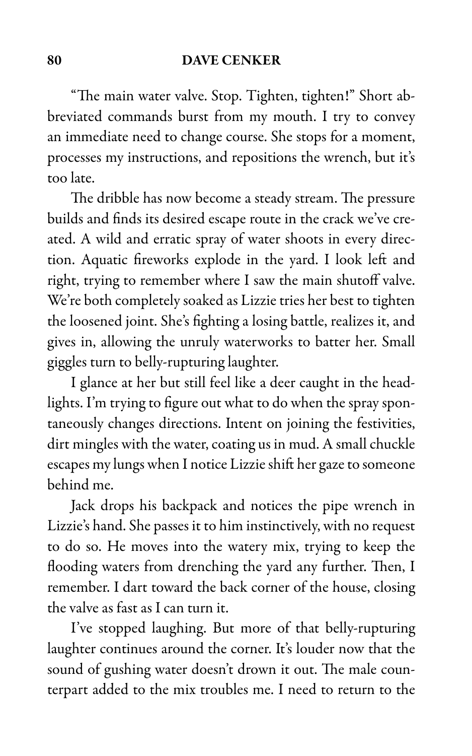"The main water valve. Stop. Tighten, tighten!" Short abbreviated commands burst from my mouth. I try to convey an immediate need to change course. She stops for a moment, processes my instructions, and repositions the wrench, but it's too late.

The dribble has now become a steady stream. The pressure builds and finds its desired escape route in the crack we've created. A wild and erratic spray of water shoots in every direction. Aquatic fireworks explode in the yard. I look left and right, trying to remember where I saw the main shutoff valve. We're both completely soaked as Lizzie tries her best to tighten the loosened joint. She's fighting a losing battle, realizes it, and gives in, allowing the unruly waterworks to batter her. Small giggles turn to belly-rupturing laughter.

I glance at her but still feel like a deer caught in the headlights. I'm trying to figure out what to do when the spray spontaneously changes directions. Intent on joining the festivities, dirt mingles with the water, coating us in mud. A small chuckle escapes my lungs when I notice Lizzie shift her gaze to someone behind me.

Jack drops his backpack and notices the pipe wrench in Lizzie's hand. She passes it to him instinctively, with no request to do so. He moves into the watery mix, trying to keep the flooding waters from drenching the yard any further. Then, I remember. I dart toward the back corner of the house, closing the valve as fast as I can turn it.

I've stopped laughing. But more of that belly-rupturing laughter continues around the corner. It's louder now that the sound of gushing water doesn't drown it out. The male counterpart added to the mix troubles me. I need to return to the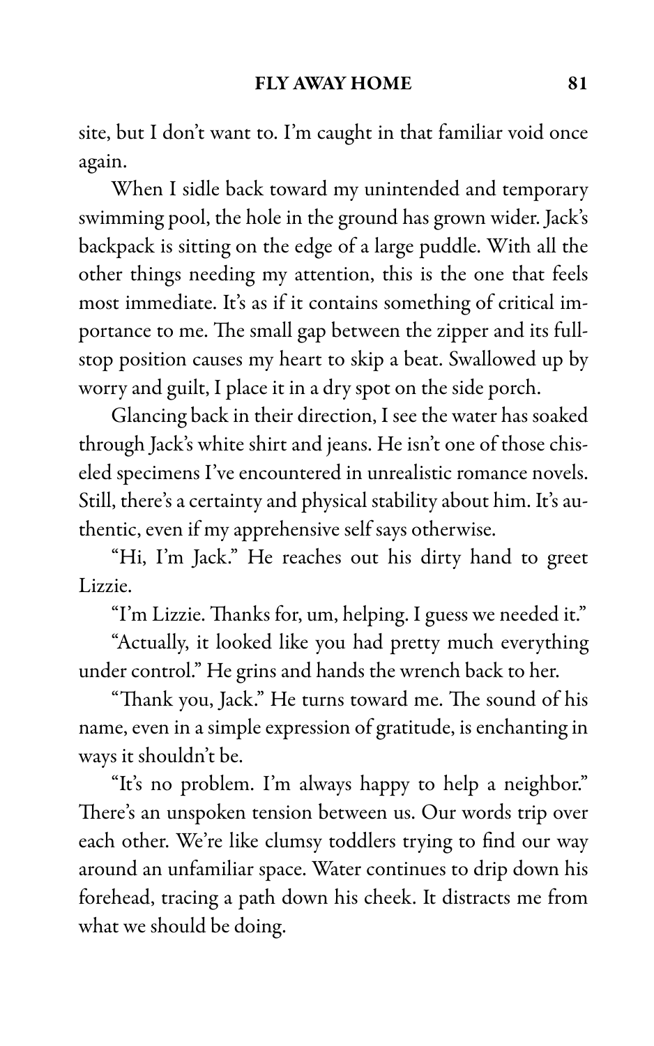site, but I don't want to. I'm caught in that familiar void once again.

When I sidle back toward my unintended and temporary swimming pool, the hole in the ground has grown wider. Jack's backpack is sitting on the edge of a large puddle. With all the other things needing my attention, this is the one that feels most immediate. It's as if it contains something of critical importance to me. The small gap between the zipper and its full-stop position causes my heart to skip a beat. Swallowed up by worry and guilt, I place it in a dry spot on the side porch.

Glancing back in their direction, I see the water has soaked through Jack's white shirt and jeans. He isn't one of those chiseled specimens I've encountered in unrealistic romance novels. Still, there's a certainty and physical stability about him. It's authentic, even if my apprehensive self says otherwise.

"Hi, I'm Jack." He reaches out his dirty hand to greet Lizzie.

"I'm Lizzie. Thanks for, um, helping. I guess we needed it."

"Actually, it looked like you had pretty much everything under control." He grins and hands the wrench back to her.

"Thank you, Jack." He turns toward me. The sound of his name, even in a simple expression of gratitude, is enchanting in ways it shouldn't be.

"It's no problem. I'm always happy to help a neighbor." There's an unspoken tension between us. Our words trip over each other. We're like clumsy toddlers trying to find our way around an unfamiliar space. Water continues to drip down his forehead, tracing a path down his cheek. It distracts me from what we should be doing.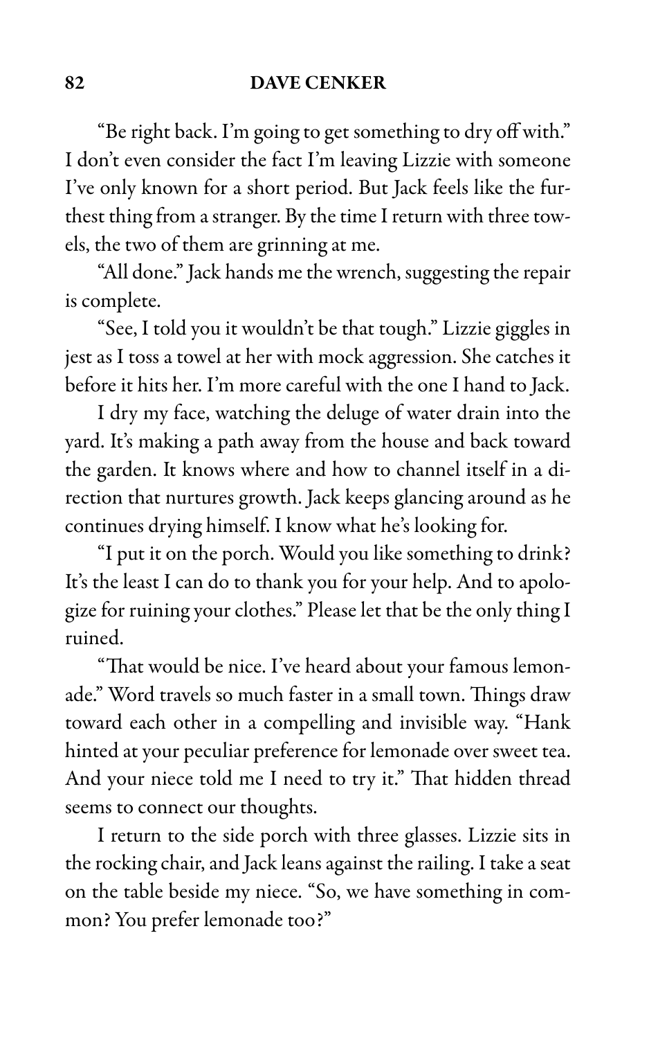"Be right back. I'm going to get something to dry off with." I don't even consider the fact I'm leaving Lizzie with someone I've only known for a short period. But Jack feels like the furthest thing from a stranger. By the time I return with three towels, the two of them are grinning at me.

"All done." Jack hands me the wrench, suggesting the repair is complete.

"See, I told you it wouldn't be that tough." Lizzie giggles in jest as I toss a towel at her with mock aggression. She catches it before it hits her. I'm more careful with the one I hand to Jack.

I dry my face, watching the deluge of water drain into the yard. It's making a path away from the house and back toward the garden. It knows where and how to channel itself in a direction that nurtures growth. Jack keeps glancing around as he continues drying himself. I know what he's looking for.

"I put it on the porch. Would you like something to drink? It's the least I can do to thank you for your help. And to apologize for ruining your clothes." Please let that be the only thing I ruined.

"That would be nice. I've heard about your famous lemonade." Word travels so much faster in a small town. Things draw toward each other in a compelling and invisible way. "Hank hinted at your peculiar preference for lemonade over sweet tea. And your niece told me I need to try it." That hidden thread seems to connect our thoughts.

I return to the side porch with three glasses. Lizzie sits in the rocking chair, and Jack leans against the railing. I take a seat on the table beside my niece. "So, we have something in common? You prefer lemonade too?"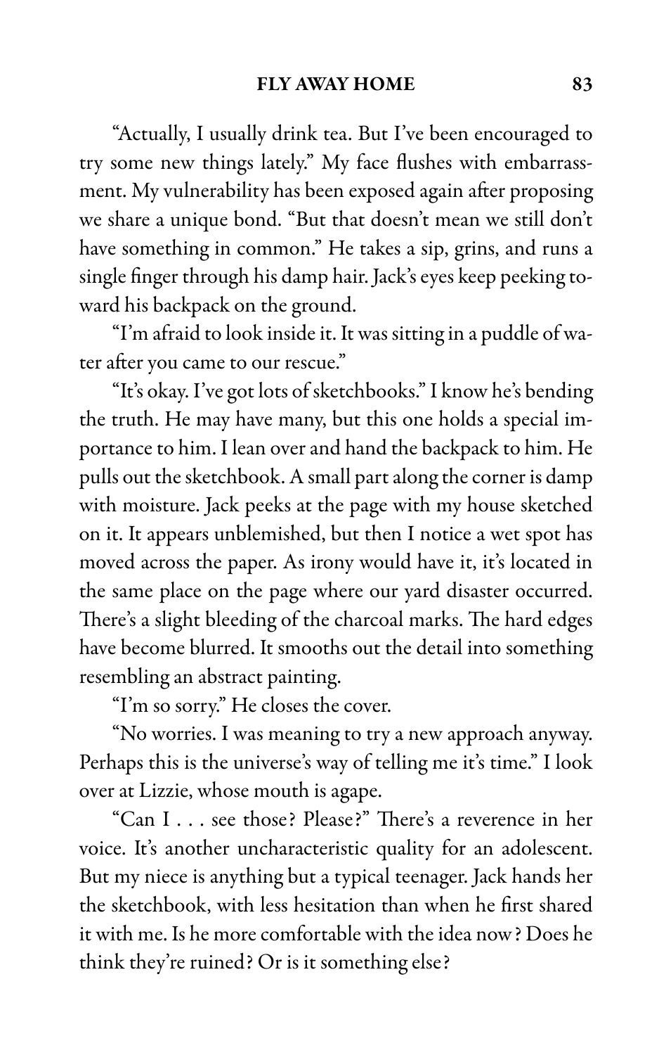"Actually, I usually drink tea. But I've been encouraged to try some new things lately." My face flushes with embarrassment. My vulnerability has been exposed again after proposing we share a unique bond. "But that doesn't mean we still don't have something in common." He takes a sip, grins, and runs a single finger through his damp hair. Jack's eyes keep peeking toward his backpack on the ground.

"I'm afraid to look inside it. It was sitting in a puddle of water after you came to our rescue."

"It's okay. I've got lots of sketchbooks." I know he's bending the truth. He may have many, but this one holds a special importance to him. I lean over and hand the backpack to him. He pulls out the sketchbook. A small part along the corner is damp with moisture. Jack peeks at the page with my house sketched on it. It appears unblemished, but then I notice a wet spot has moved across the paper. As irony would have it, it's located in the same place on the page where our yard disaster occurred. There's a slight bleeding of the charcoal marks. The hard edges have become blurred. It smooths out the detail into something resembling an abstract painting.

"I'm so sorry." He closes the cover.

"No worries. I was meaning to try a new approach anyway. Perhaps this is the universe's way of telling me it's time." I look over at Lizzie, whose mouth is agape.

"Can I . . . see those? Please?" There's a reverence in her voice. It's another uncharacteristic quality for an adolescent. But my niece is anything but a typical teenager. Jack hands her the sketchbook, with less hesitation than when he first shared it with me. Is he more comfortable with the idea now? Does he think they're ruined? Or is it something else?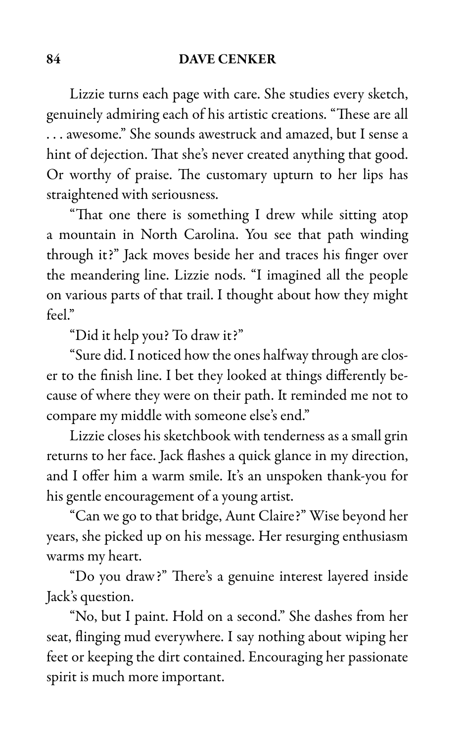Lizzie turns each page with care. She studies every sketch, genuinely admiring each of his artistic creations. "These are all . . . awesome." She sounds awestruck and amazed, but I sense a hint of dejection. That she's never created anything that good. Or worthy of praise. The customary upturn to her lips has straightened with seriousness.

"That one there is something I drew while sitting atop a mountain in North Carolina. You see that path winding through it?" Jack moves beside her and traces his finger over the meandering line. Lizzie nods. "I imagined all the people on various parts of that trail. I thought about how they might feel."

"Did it help you? To draw it?"

"Sure did. I noticed how the ones halfway through are closer to the finish line. I bet they looked at things differently because of where they were on their path. It reminded me not to compare my middle with someone else's end."

Lizzie closes his sketchbook with tenderness as a small grin returns to her face. Jack flashes a quick glance in my direction, and I offer him a warm smile. It's an unspoken thank-you for his gentle encouragement of a young artist.

"Can we go to that bridge, Aunt Claire?" Wise beyond her years, she picked up on his message. Her resurging enthusiasm warms my heart.

"Do you draw?" There's a genuine interest layered inside Jack's question.

"No, but I paint. Hold on a second." She dashes from her seat, flinging mud everywhere. I say nothing about wiping her feet or keeping the dirt contained. Encouraging her passionate spirit is much more important.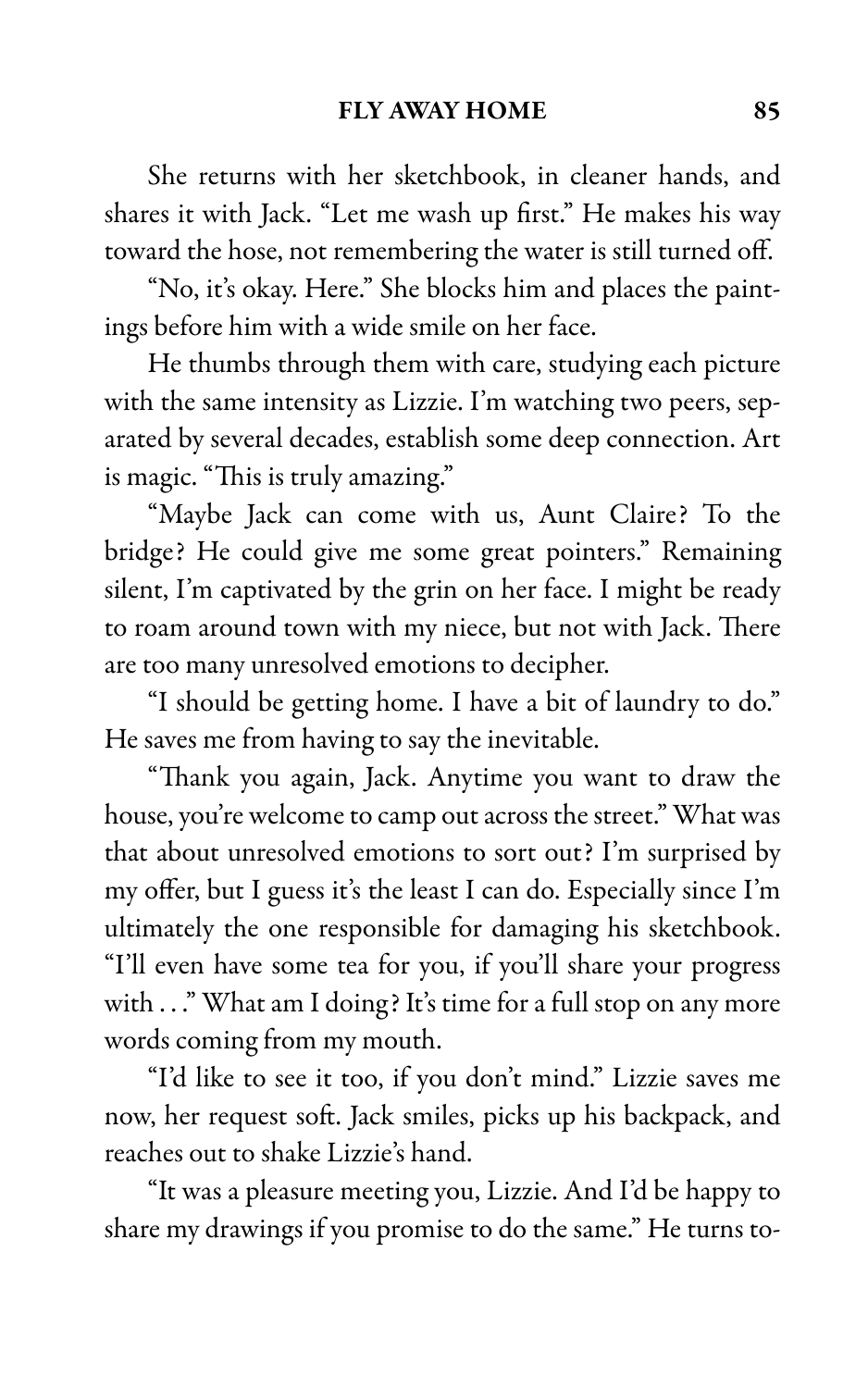She returns with her sketchbook, in cleaner hands, and shares it with Jack. "Let me wash up first." He makes his way toward the hose, not remembering the water is still turned off.

"No, it's okay. Here." She blocks him and places the paintings before him with a wide smile on her face.

He thumbs through them with care, studying each picture with the same intensity as Lizzie. I'm watching two peers, separated by several decades, establish some deep connection. Art is magic. "This is truly amazing."

"Maybe Jack can come with us, Aunt Claire? To the bridge? He could give me some great pointers." Remaining silent, I'm captivated by the grin on her face. I might be ready to roam around town with my niece, but not with Jack. There are too many unresolved emotions to decipher.

"I should be getting home. I have a bit of laundry to do." He saves me from having to say the inevitable.

"Thank you again, Jack. Anytime you want to draw the house, you're welcome to camp out across the street." What was that about unresolved emotions to sort out? I'm surprised by my offer, but I guess it's the least I can do. Especially since I'm ultimately the one responsible for damaging his sketchbook. "I'll even have some tea for you, if you'll share your progress with . . ." What am I doing? It's time for a full stop on any more words coming from my mouth.

"I'd like to see it too, if you don't mind." Lizzie saves me now, her request soft. Jack smiles, picks up his backpack, and reaches out to shake Lizzie's hand.

"It was a pleasure meeting you, Lizzie. And I'd be happy to share my drawings if you promise to do the same." He turns to-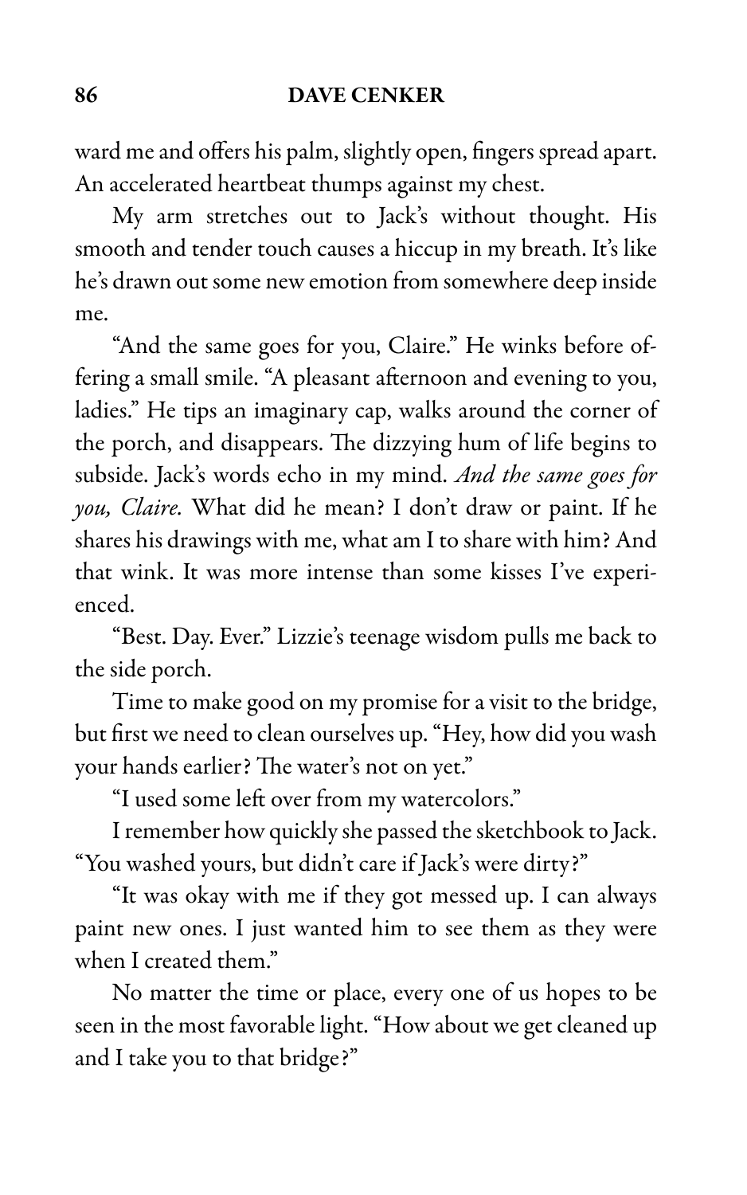ward me and offers his palm, slightly open, fingers spread apart. An accelerated heartbeat thumps against my chest.

My arm stretches out to Jack's without thought. His smooth and tender touch causes a hiccup in my breath. It's like he's drawn out some new emotion from somewhere deep inside me.

"And the same goes for you, Claire." He winks before offering a small smile. "A pleasant afternoon and evening to you, ladies." He tips an imaginary cap, walks around the corner of the porch, and disappears. The dizzying hum of life begins to subside. Jack's words echo in my mind. *And the same goes for you, Claire.* What did he mean? I don't draw or paint. If he shares his drawings with me, what am I to share with him? And that wink. It was more intense than some kisses I've experienced.

"Best. Day. Ever." Lizzie's teenage wisdom pulls me back to the side porch.

Time to make good on my promise for a visit to the bridge, but first we need to clean ourselves up. "Hey, how did you wash your hands earlier? The water's not on yet."

"I used some left over from my watercolors."

I remember how quickly she passed the sketchbook to Jack. "You washed yours, but didn't care if Jack's were dirty?"

"It was okay with me if they got messed up. I can always paint new ones. I just wanted him to see them as they were when I created them."

No matter the time or place, every one of us hopes to be seen in the most favorable light. "How about we get cleaned up and I take you to that bridge?"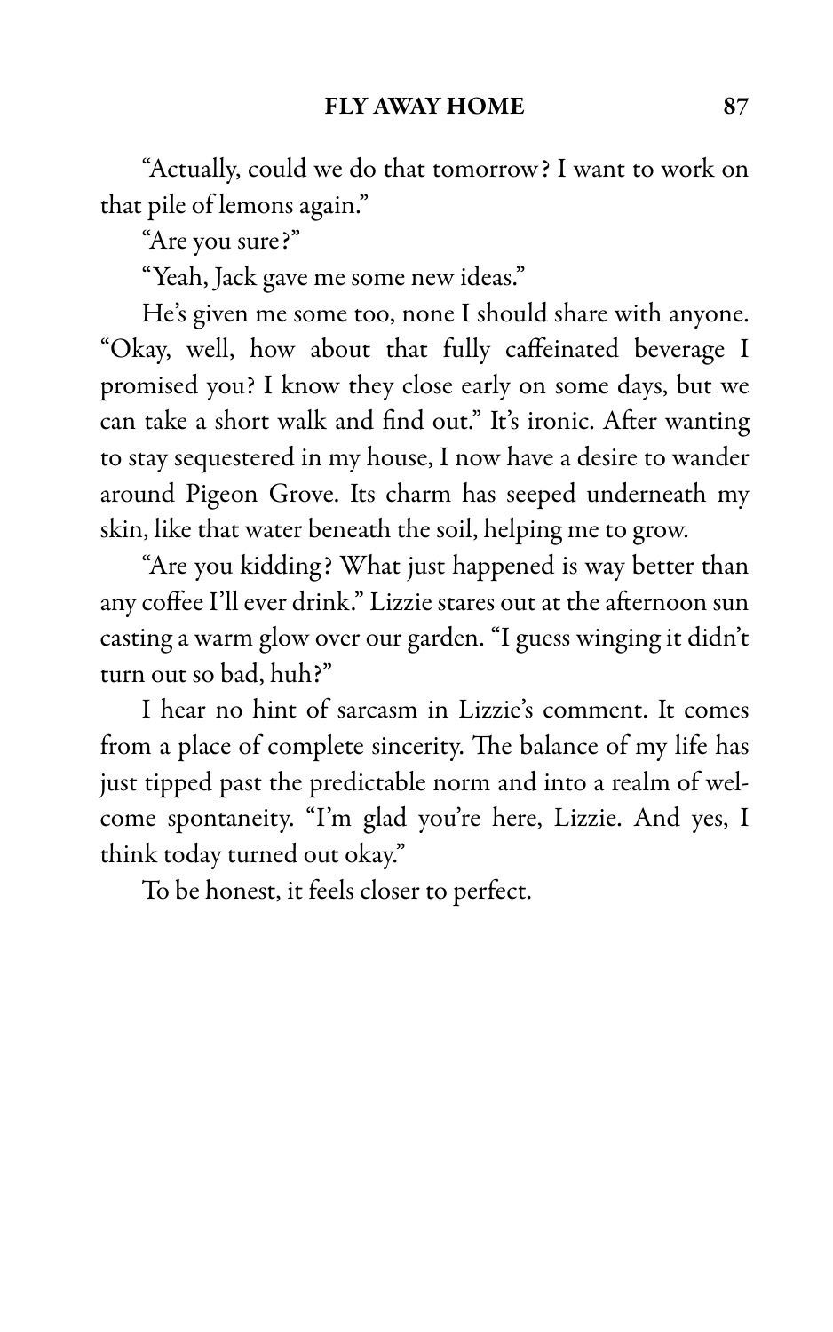"Actually, could we do that tomorrow? I want to work on that pile of lemons again."

"Are you sure?"

"Yeah, Jack gave me some new ideas."

He's given me some too, none I should share with anyone. "Okay, well, how about that fully caffeinated beverage I promised you? I know they close early on some days, but we can take a short walk and find out." It's ironic. After wanting to stay sequestered in my house, I now have a desire to wander around Pigeon Grove. Its charm has seeped underneath my skin, like that water beneath the soil, helping me to grow.

"Are you kidding? What just happened is way better than any coffee I'll ever drink." Lizzie stares out at the afternoon sun casting a warm glow over our garden. "I guess winging it didn't turn out so bad, huh?"

I hear no hint of sarcasm in Lizzie's comment. It comes from a place of complete sincerity. The balance of my life has just tipped past the predictable norm and into a realm of welcome spontaneity. "I'm glad you're here, Lizzie. And yes, I think today turned out okay."

To be honest, it feels closer to perfect.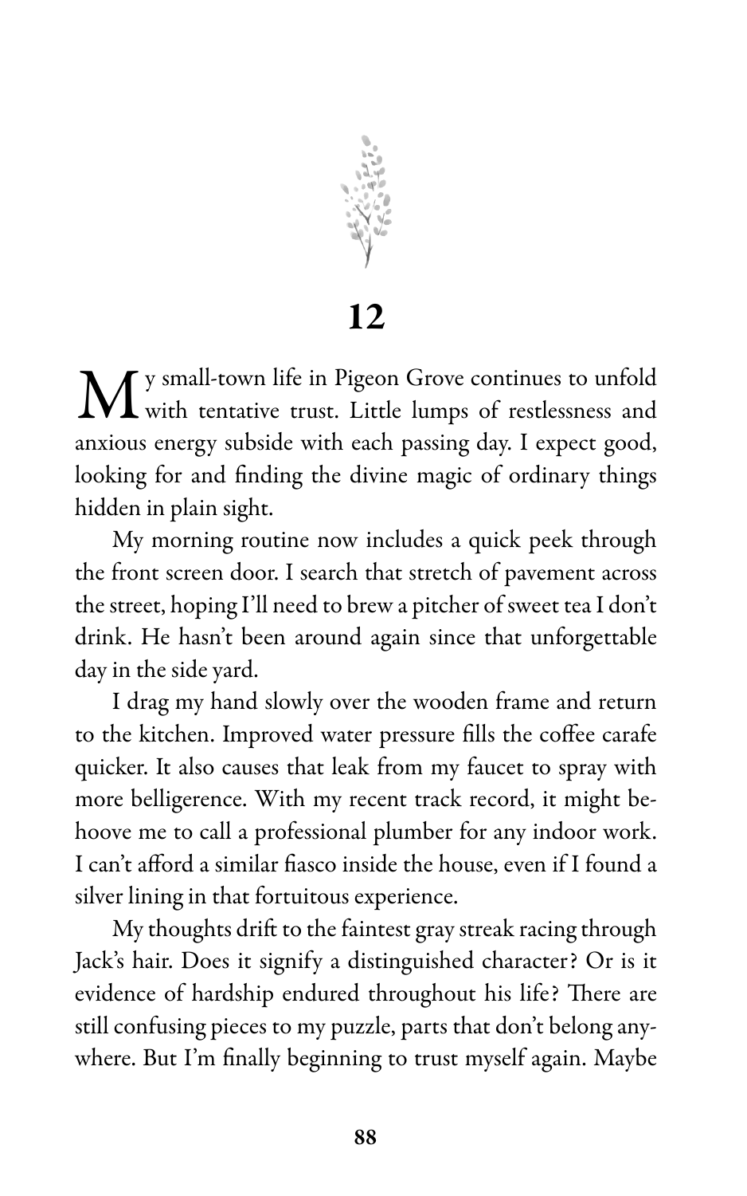# 12

My small-town life in Pigeon Grove continues to unfold with tentative trust. Little lumps of restlessness and anxious energy subside with each passing day. I expect good, looking for and finding the divine magic of ordinary things hidden in plain sight.

My morning routine now includes a quick peek through the front screen door. I search that stretch of pavement across the street, hoping I'll need to brew a pitcher of sweet tea I don't drink. He hasn't been around again since that unforgettable day in the side yard.

I drag my hand slowly over the wooden frame and return to the kitchen. Improved water pressure fills the coffee carafe quicker. It also causes that leak from my faucet to spray with more belligerence. With my recent track record, it might behoove me to call a professional plumber for any indoor work. I can't afford a similar fiasco inside the house, even if I found a silver lining in that fortuitous experience.

My thoughts drift to the faintest gray streak racing through Jack's hair. Does it signify a distinguished character? Or is it evidence of hardship endured throughout his life? There are still confusing pieces to my puzzle, parts that don't belong anywhere. But I'm finally beginning to trust myself again. Maybe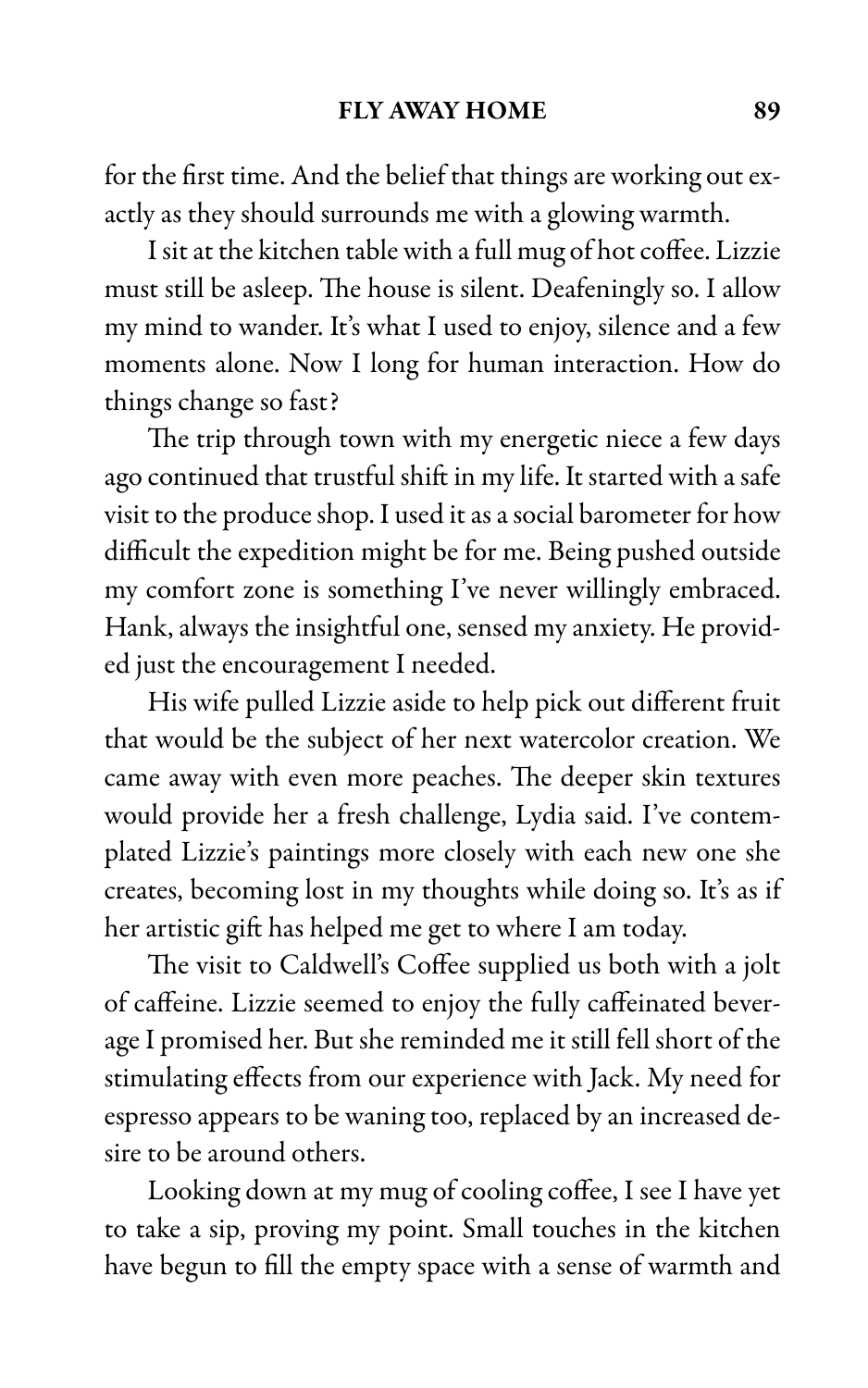for the first time. And the belief that things are working out exactly as they should surrounds me with a glowing warmth.

I sit at the kitchen table with a full mug of hot coffee. Lizzie must still be asleep. The house is silent. Deafeningly so. I allow my mind to wander. It's what I used to enjoy, silence and a few moments alone. Now I long for human interaction. How do things change so fast?

The trip through town with my energetic niece a few days ago continued that trustful shift in my life. It started with a safe visit to the produce shop. I used it as a social barometer for how difficult the expedition might be for me. Being pushed outside my comfort zone is something I've never willingly embraced. Hank, always the insightful one, sensed my anxiety. He provided just the encouragement I needed.

His wife pulled Lizzie aside to help pick out different fruit that would be the subject of her next watercolor creation. We came away with even more peaches. The deeper skin textures would provide her a fresh challenge, Lydia said. I've contemplated Lizzie's paintings more closely with each new one she creates, becoming lost in my thoughts while doing so. It's as if her artistic gift has helped me get to where I am today.

The visit to Caldwell's Coffee supplied us both with a jolt of caffeine. Lizzie seemed to enjoy the fully caffeinated beverage I promised her. But she reminded me it still fell short of the stimulating effects from our experience with Jack. My need for espresso appears to be waning too, replaced by an increased desire to be around others.

Looking down at my mug of cooling coffee, I see I have yet to take a sip, proving my point. Small touches in the kitchen have begun to fill the empty space with a sense of warmth and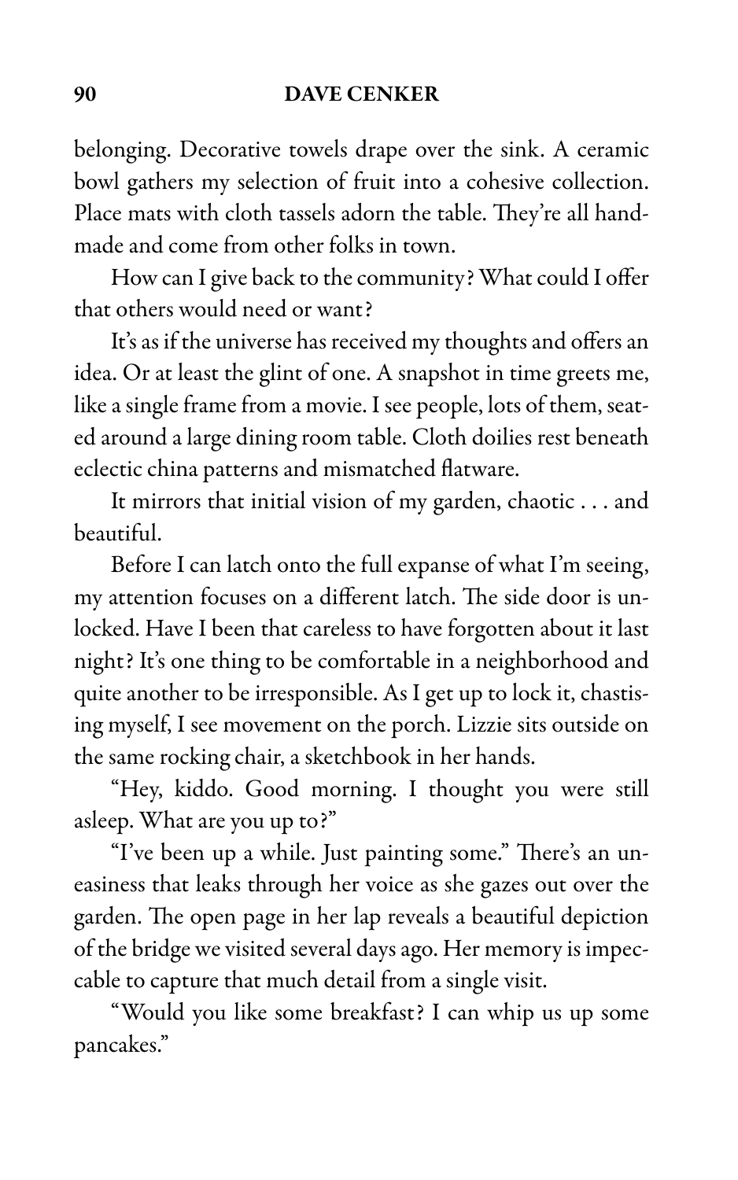belonging. Decorative towels drape over the sink. A ceramic bowl gathers my selection of fruit into a cohesive collection. Place mats with cloth tassels adorn the table. They're all handmade and come from other folks in town.

How can I give back to the community? What could I offer that others would need or want?

It's as if the universe has received my thoughts and offers an idea. Or at least the glint of one. A snapshot in time greets me, like a single frame from a movie. I see people, lots of them, seated around a large dining room table. Cloth doilies rest beneath eclectic china patterns and mismatched flatware.

It mirrors that initial vision of my garden, chaotic . . . and beautiful.

Before I can latch onto the full expanse of what I'm seeing, my attention focuses on a different latch. The side door is unlocked. Have I been that careless to have forgotten about it last night? It's one thing to be comfortable in a neighborhood and quite another to be irresponsible. As I get up to lock it, chastising myself, I see movement on the porch. Lizzie sits outside on the same rocking chair, a sketchbook in her hands.

"Hey, kiddo. Good morning. I thought you were still asleep. What are you up to?"

"I've been up a while. Just painting some." There's an uneasiness that leaks through her voice as she gazes out over the garden. The open page in her lap reveals a beautiful depiction of the bridge we visited several days ago. Her memory is impeccable to capture that much detail from a single visit.

"Would you like some breakfast? I can whip us up some pancakes."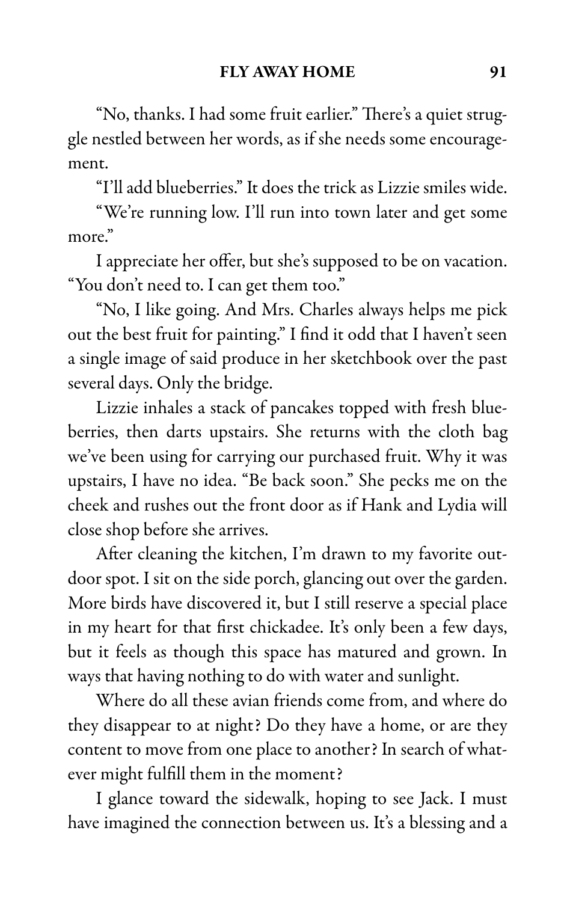"No, thanks. I had some fruit earlier." There's a quiet struggle nestled between her words, as if she needs some encouragement.

"I'll add blueberries." It does the trick as Lizzie smiles wide.

"We're running low. I'll run into town later and get some more."

I appreciate her offer, but she's supposed to be on vacation. "You don't need to. I can get them too."

"No, I like going. And Mrs. Charles always helps me pick out the best fruit for painting." I find it odd that I haven't seen a single image of said produce in her sketchbook over the past several days. Only the bridge.

Lizzie inhales a stack of pancakes topped with fresh blueberries, then darts upstairs. She returns with the cloth bag we've been using for carrying our purchased fruit. Why it was upstairs, I have no idea. "Be back soon." She pecks me on the cheek and rushes out the front door as if Hank and Lydia will close shop before she arrives.

After cleaning the kitchen, I'm drawn to my favorite outdoor spot. I sit on the side porch, glancing out over the garden. More birds have discovered it, but I still reserve a special place in my heart for that first chickadee. It's only been a few days, but it feels as though this space has matured and grown. In ways that having nothing to do with water and sunlight.

Where do all these avian friends come from, and where do they disappear to at night? Do they have a home, or are they content to move from one place to another? In search of whatever might fulfill them in the moment?

I glance toward the sidewalk, hoping to see Jack. I must have imagined the connection between us. It's a blessing and a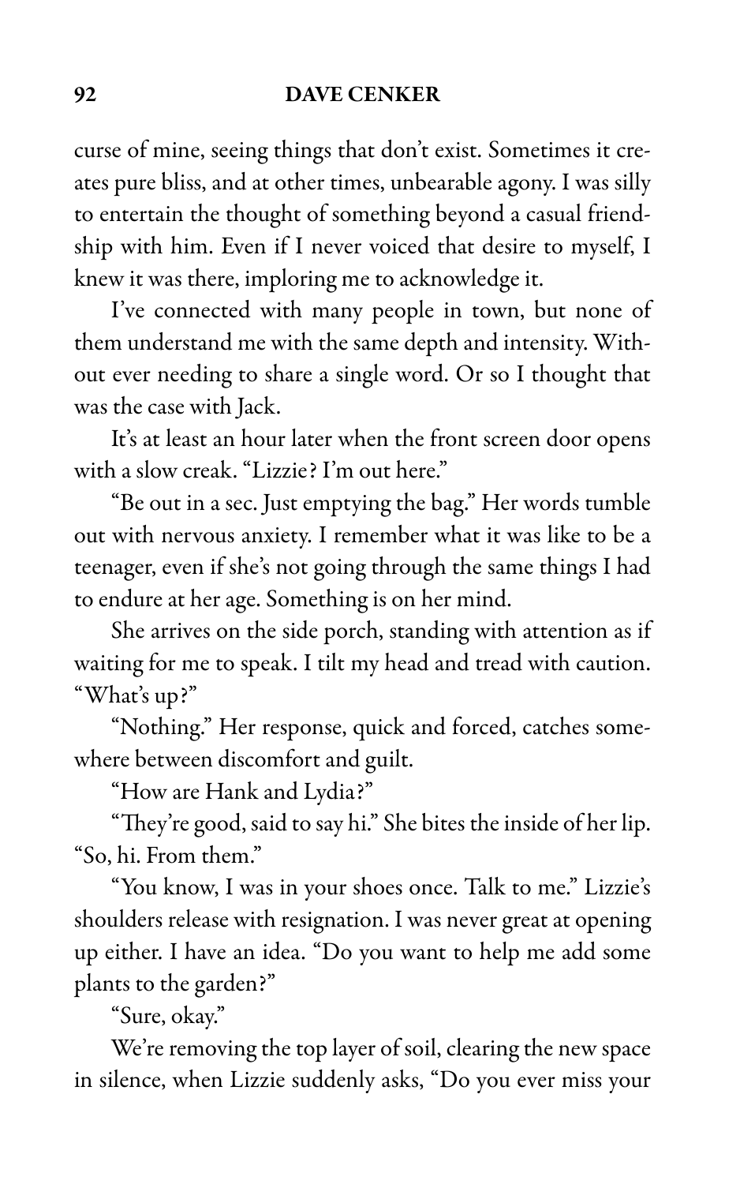curse of mine, seeing things that don't exist. Sometimes it creates pure bliss, and at other times, unbearable agony. I was silly to entertain the thought of something beyond a casual friendship with him. Even if I never voiced that desire to myself, I knew it was there, imploring me to acknowledge it.

I've connected with many people in town, but none of them understand me with the same depth and intensity. Without ever needing to share a single word. Or so I thought that was the case with Jack.

It's at least an hour later when the front screen door opens with a slow creak. "Lizzie? I'm out here."

"Be out in a sec. Just emptying the bag." Her words tumble out with nervous anxiety. I remember what it was like to be a teenager, even if she's not going through the same things I had to endure at her age. Something is on her mind.

She arrives on the side porch, standing with attention as if waiting for me to speak. I tilt my head and tread with caution. "What's up?"

"Nothing." Her response, quick and forced, catches somewhere between discomfort and guilt.

"How are Hank and Lydia?"

"They're good, said to say hi." She bites the inside of her lip. "So, hi. From them."

"You know, I was in your shoes once. Talk to me." Lizzie's shoulders release with resignation. I was never great at opening up either. I have an idea. "Do you want to help me add some plants to the garden?"

"Sure, okay."

We're removing the top layer of soil, clearing the new space in silence, when Lizzie suddenly asks, "Do you ever miss your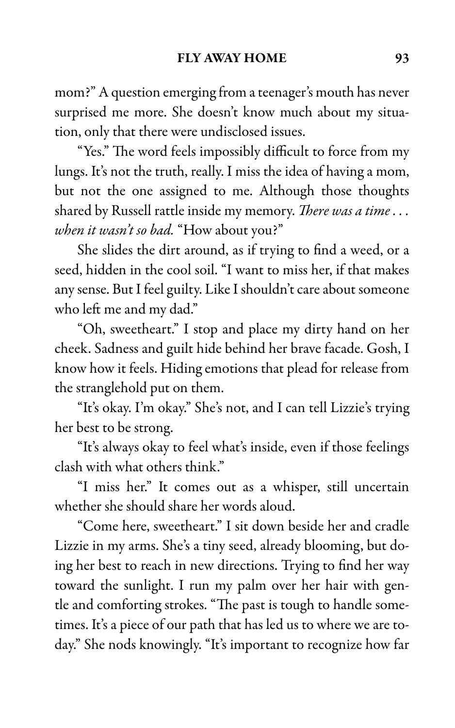mom?" A question emerging from a teenager's mouth has never surprised me more. She doesn't know much about my situation, only that there were undisclosed issues.

"Yes." The word feels impossibly difficult to force from my lungs. It's not the truth, really. I miss the idea of having a mom, but not the one assigned to me. Although those thoughts shared by Russell rattle inside my memory. *There was a time . . . when it wasn't so bad.* "How about you?"

She slides the dirt around, as if trying to find a weed, or a seed, hidden in the cool soil. "I want to miss her, if that makes any sense. But I feel guilty. Like I shouldn't care about someone who left me and my dad."

"Oh, sweetheart." I stop and place my dirty hand on her cheek. Sadness and guilt hide behind her brave facade. Gosh, I know how it feels. Hiding emotions that plead for release from the stranglehold put on them.

"It's okay. I'm okay." She's not, and I can tell Lizzie's trying her best to be strong.

"It's always okay to feel what's inside, even if those feelings clash with what others think."

"I miss her." It comes out as a whisper, still uncertain whether she should share her words aloud.

"Come here, sweetheart." I sit down beside her and cradle Lizzie in my arms. She's a tiny seed, already blooming, but doing her best to reach in new directions. Trying to find her way toward the sunlight. I run my palm over her hair with gentle and comforting strokes. "The past is tough to handle sometimes. It's a piece of our path that has led us to where we are today." She nods knowingly. "It's important to recognize how far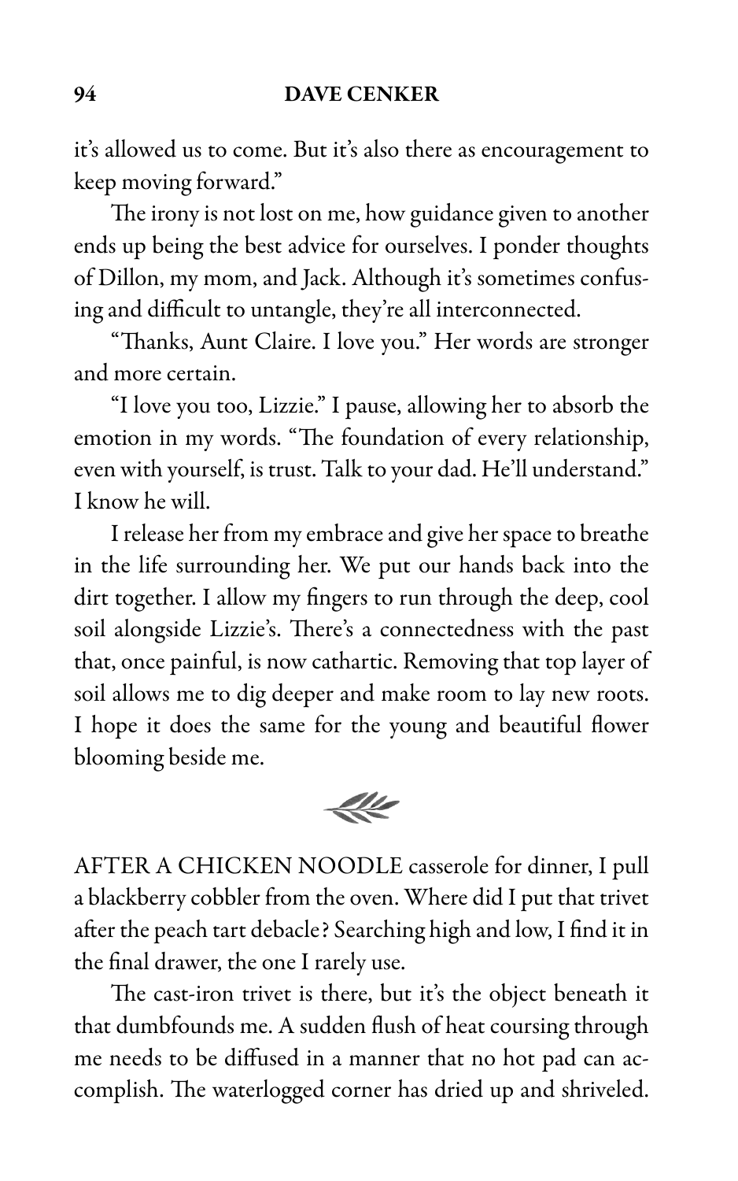it's allowed us to come. But it's also there as encouragement to keep moving forward."

The irony is not lost on me, how guidance given to another ends up being the best advice for ourselves. I ponder thoughts of Dillon, my mom, and Jack. Although it's sometimes confusing and difficult to untangle, they're all interconnected.

"Thanks, Aunt Claire. I love you." Her words are stronger and more certain.

"I love you too, Lizzie." I pause, allowing her to absorb the emotion in my words. "The foundation of every relationship, even with yourself, is trust. Talk to your dad. He'll understand." I know he will.

I release her from my embrace and give her space to breathe in the life surrounding her. We put our hands back into the dirt together. I allow my fingers to run through the deep, cool soil alongside Lizzie's. There's a connectedness with the past that, once painful, is now cathartic. Removing that top layer of soil allows me to dig deeper and make room to lay new roots. I hope it does the same for the young and beautiful flower blooming beside me.

AFTER A CHICKEN NOODLE casserole for dinner, I pull a blackberry cobbler from the oven. Where did I put that trivet after the peach tart debacle? Searching high and low, I find it in the final drawer, the one I rarely use.

The cast-iron trivet is there, but it's the object beneath it that dumbfounds me. A sudden flush of heat coursing through me needs to be diffused in a manner that no hot pad can accomplish. The waterlogged corner has dried up and shriveled.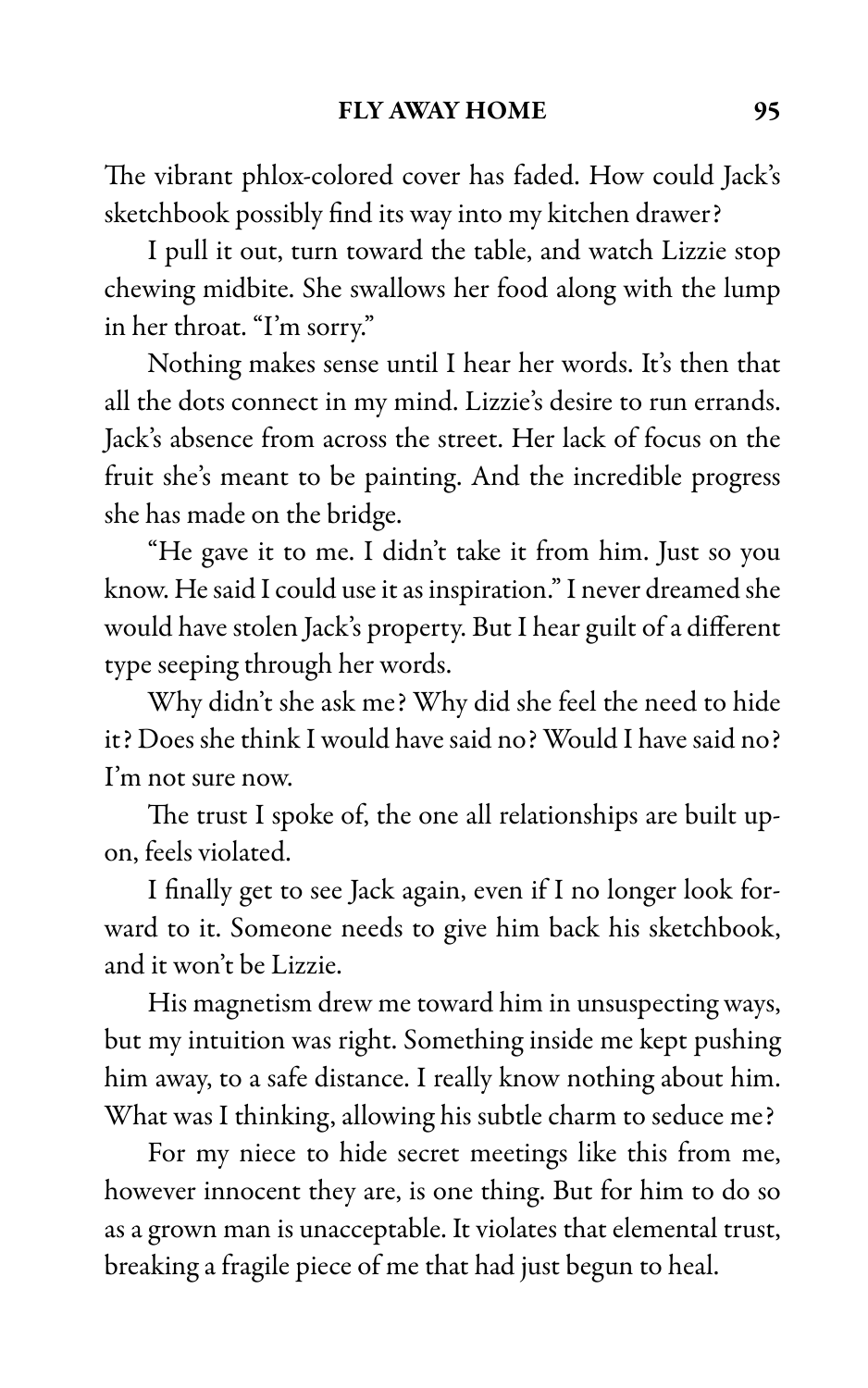The vibrant phlox-colored cover has faded. How could Jack's sketchbook possibly find its way into my kitchen drawer?

I pull it out, turn toward the table, and watch Lizzie stop chewing midbite. She swallows her food along with the lump in her throat. "I'm sorry."

Nothing makes sense until I hear her words. It's then that all the dots connect in my mind. Lizzie's desire to run errands. Jack's absence from across the street. Her lack of focus on the fruit she's meant to be painting. And the incredible progress she has made on the bridge.

"He gave it to me. I didn't take it from him. Just so you know. He said I could use it as inspiration." I never dreamed she would have stolen Jack's property. But I hear guilt of a different type seeping through her words.

Why didn't she ask me? Why did she feel the need to hide it? Does she think I would have said no? Would I have said no? I'm not sure now.

The trust I spoke of, the one all relationships are built upon, feels violated.

I finally get to see Jack again, even if I no longer look forward to it. Someone needs to give him back his sketchbook, and it won't be Lizzie.

His magnetism drew me toward him in unsuspecting ways, but my intuition was right. Something inside me kept pushing him away, to a safe distance. I really know nothing about him. What was I thinking, allowing his subtle charm to seduce me?

For my niece to hide secret meetings like this from me, however innocent they are, is one thing. But for him to do so as a grown man is unacceptable. It violates that elemental trust, breaking a fragile piece of me that had just begun to heal.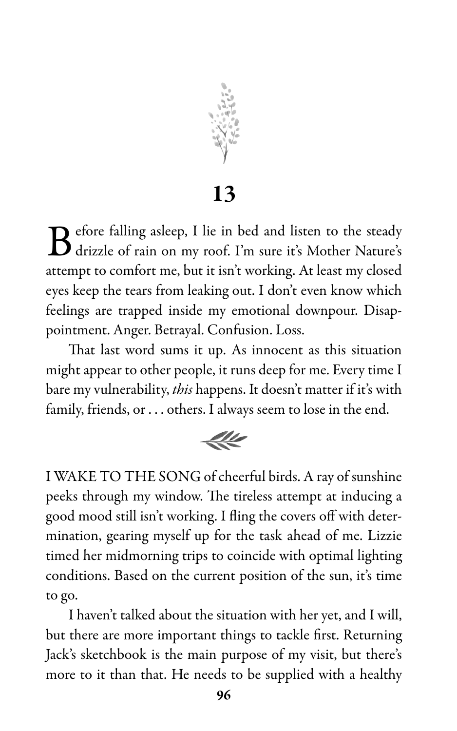# 13

Before falling asleep, I lie in bed and listen to the steady drizzle of rain on my roof. I'm sure it's Mother Nature's attempt to comfort me, but it isn't working. At least my closed eyes keep the tears from leaking out. I don't even know which feelings are trapped inside my emotional downpour. Disappointment. Anger. Betrayal. Confusion. Loss.

That last word sums it up. As innocent as this situation might appear to other people, it runs deep for me. Every time I bare my vulnerability, *this* happens. It doesn't matter if it's with family, friends, or . . . others. I always seem to lose in the end.

I WAKE TO THE SONG of cheerful birds. A ray of sunshine peeks through my window. The tireless attempt at inducing a good mood still isn't working. I fling the covers off with determination, gearing myself up for the task ahead of me. Lizzie timed her midmorning trips to coincide with optimal lighting conditions. Based on the current position of the sun, it's time to go.

I haven't talked about the situation with her yet, and I will, but there are more important things to tackle first. Returning Jack's sketchbook is the main purpose of my visit, but there's more to it than that. He needs to be supplied with a healthy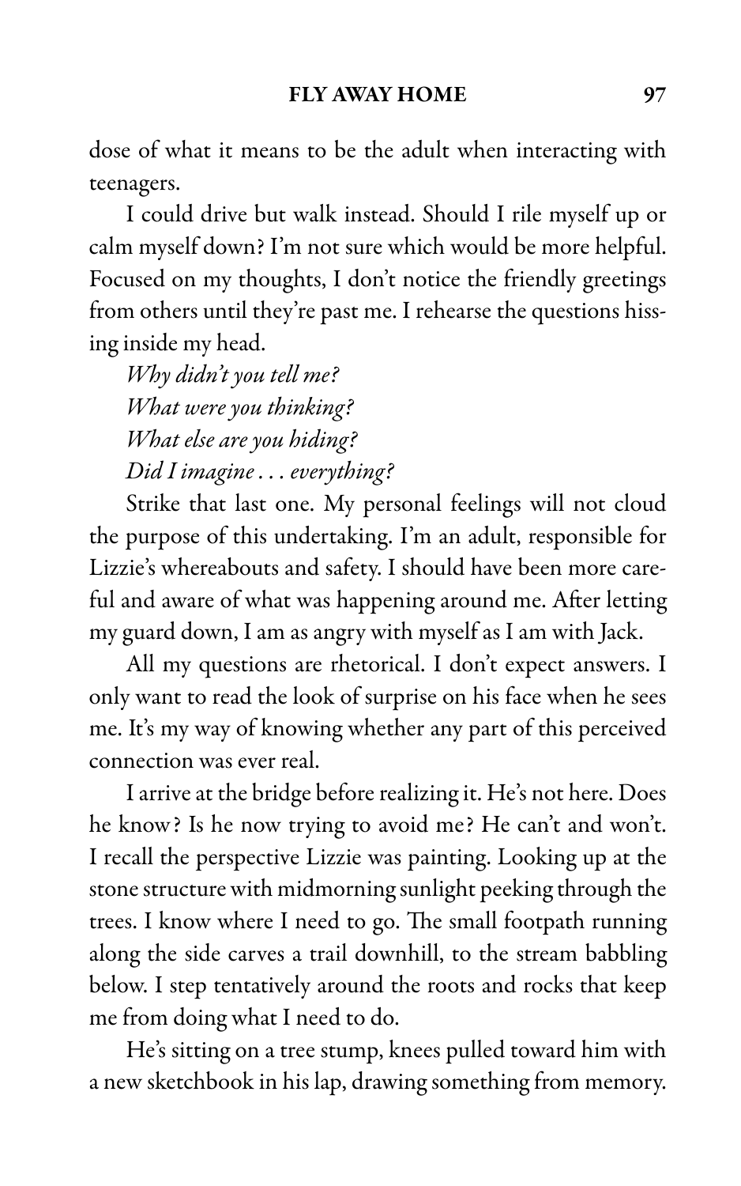dose of what it means to be the adult when interacting with teenagers.

I could drive but walk instead. Should I rile myself up or calm myself down? I'm not sure which would be more helpful. Focused on my thoughts, I don't notice the friendly greetings from others until they're past me. I rehearse the questions hissing inside my head.

*Why didn't you tell me?*
*What were you thinking?*
*What else are you hiding?*
*Did I imagine . . . everything?*

Strike that last one. My personal feelings will not cloud the purpose of this undertaking. I'm an adult, responsible for Lizzie's whereabouts and safety. I should have been more careful and aware of what was happening around me. After letting my guard down, I am as angry with myself as I am with Jack.

All my questions are rhetorical. I don't expect answers. I only want to read the look of surprise on his face when he sees me. It's my way of knowing whether any part of this perceived connection was ever real.

I arrive at the bridge before realizing it. He's not here. Does he know? Is he now trying to avoid me? He can't and won't. I recall the perspective Lizzie was painting. Looking up at the stone structure with midmorning sunlight peeking through the trees. I know where I need to go. The small footpath running along the side carves a trail downhill, to the stream babbling below. I step tentatively around the roots and rocks that keep me from doing what I need to do.

He's sitting on a tree stump, knees pulled toward him with a new sketchbook in his lap, drawing something from memory.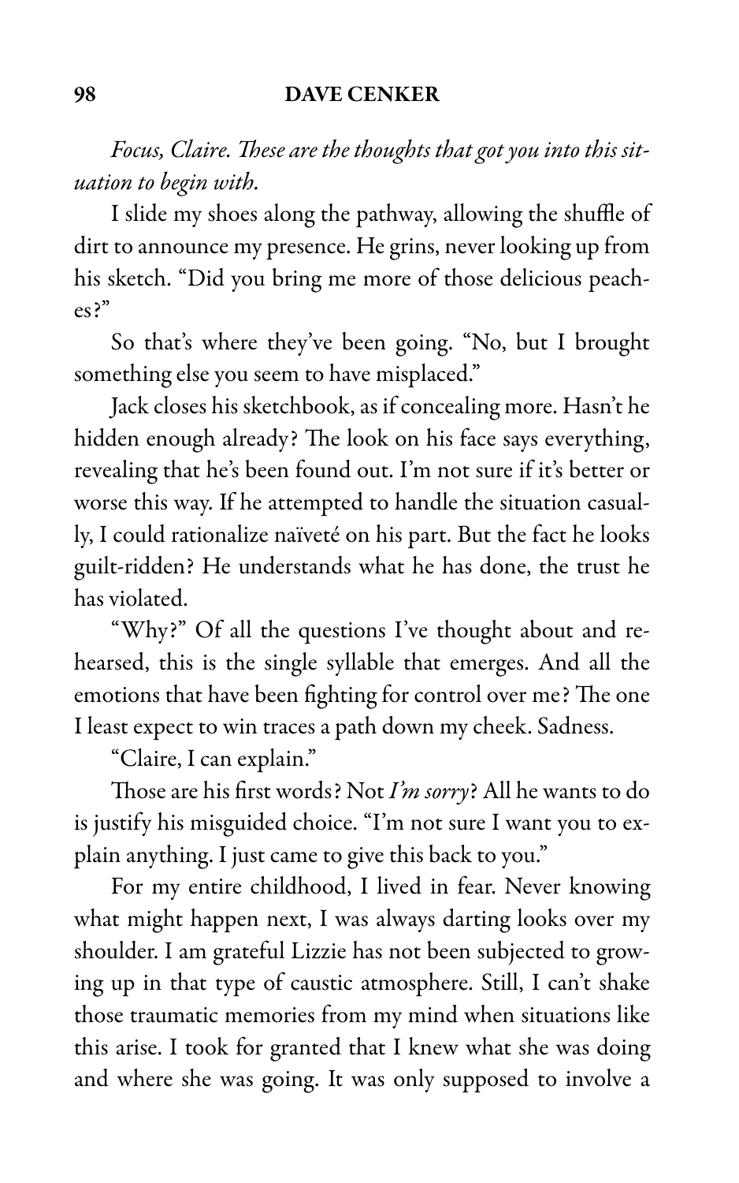*Focus, Claire. These are the thoughts that got you into this situation to begin with.*

I slide my shoes along the pathway, allowing the shuffle of dirt to announce my presence. He grins, never looking up from his sketch. "Did you bring me more of those delicious peaches?"

So that's where they've been going. "No, but I brought something else you seem to have misplaced."

Jack closes his sketchbook, as if concealing more. Hasn't he hidden enough already? The look on his face says everything, revealing that he's been found out. I'm not sure if it's better or worse this way. If he attempted to handle the situation casually, I could rationalize naïveté on his part. But the fact he looks guilt-ridden? He understands what he has done, the trust he has violated.

"Why?" Of all the questions I've thought about and rehearsed, this is the single syllable that emerges. And all the emotions that have been fighting for control over me? The one I least expect to win traces a path down my cheek. Sadness.

"Claire, I can explain."

Those are his first words? Not *I'm sorry*? All he wants to do is justify his misguided choice. "I'm not sure I want you to explain anything. I just came to give this back to you."

For my entire childhood, I lived in fear. Never knowing what might happen next, I was always darting looks over my shoulder. I am grateful Lizzie has not been subjected to growing up in that type of caustic atmosphere. Still, I can't shake those traumatic memories from my mind when situations like this arise. I took for granted that I knew what she was doing and where she was going. It was only supposed to involve a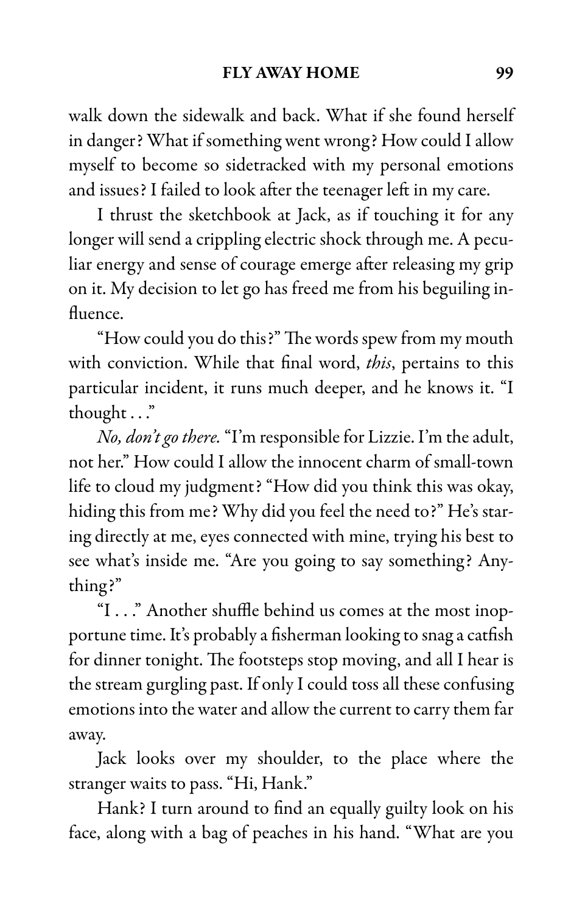walk down the sidewalk and back. What if she found herself in danger? What if something went wrong? How could I allow myself to become so sidetracked with my personal emotions and issues? I failed to look after the teenager left in my care.

I thrust the sketchbook at Jack, as if touching it for any longer will send a crippling electric shock through me. A peculiar energy and sense of courage emerge after releasing my grip on it. My decision to let go has freed me from his beguiling influence.

"How could you do this?" The words spew from my mouth with conviction. While that final word, *this*, pertains to this particular incident, it runs much deeper, and he knows it. "I thought . . ."

*No, don't go there.* "I'm responsible for Lizzie. I'm the adult, not her." How could I allow the innocent charm of small-town life to cloud my judgment? "How did you think this was okay, hiding this from me? Why did you feel the need to?" He's staring directly at me, eyes connected with mine, trying his best to see what's inside me. "Are you going to say something? Anything?"

"I . . ." Another shuffle behind us comes at the most inopportune time. It's probably a fisherman looking to snag a catfish for dinner tonight. The footsteps stop moving, and all I hear is the stream gurgling past. If only I could toss all these confusing emotions into the water and allow the current to carry them far away.

Jack looks over my shoulder, to the place where the stranger waits to pass. "Hi, Hank."

Hank? I turn around to find an equally guilty look on his face, along with a bag of peaches in his hand. "What are you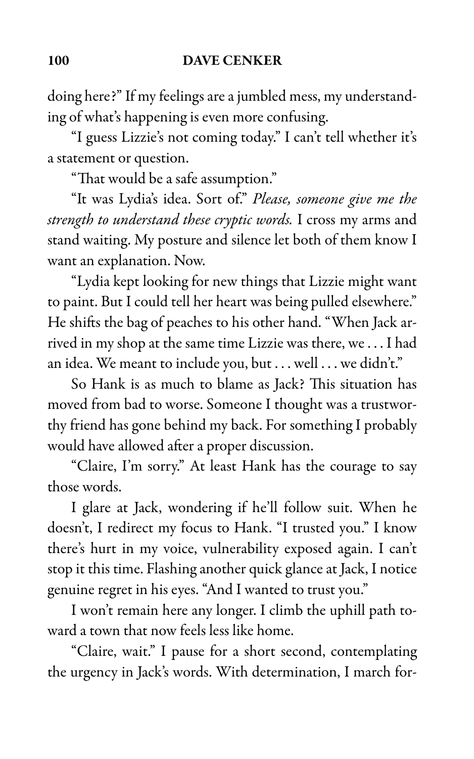doing here?" If my feelings are a jumbled mess, my understanding of what's happening is even more confusing.

"I guess Lizzie's not coming today." I can't tell whether it's a statement or question.

"That would be a safe assumption."

"It was Lydia's idea. Sort of." *Please, someone give me the strength to understand these cryptic words.* I cross my arms and stand waiting. My posture and silence let both of them know I want an explanation. Now.

"Lydia kept looking for new things that Lizzie might want to paint. But I could tell her heart was being pulled elsewhere." He shifts the bag of peaches to his other hand. "When Jack arrived in my shop at the same time Lizzie was there, we . . . I had an idea. We meant to include you, but . . . well . . . we didn't."

So Hank is as much to blame as Jack? This situation has moved from bad to worse. Someone I thought was a trustworthy friend has gone behind my back. For something I probably would have allowed after a proper discussion.

"Claire, I'm sorry." At least Hank has the courage to say those words.

I glare at Jack, wondering if he'll follow suit. When he doesn't, I redirect my focus to Hank. "I trusted you." I know there's hurt in my voice, vulnerability exposed again. I can't stop it this time. Flashing another quick glance at Jack, I notice genuine regret in his eyes. "And I wanted to trust you."

I won't remain here any longer. I climb the uphill path toward a town that now feels less like home.

"Claire, wait." I pause for a short second, contemplating the urgency in Jack's words. With determination, I march for-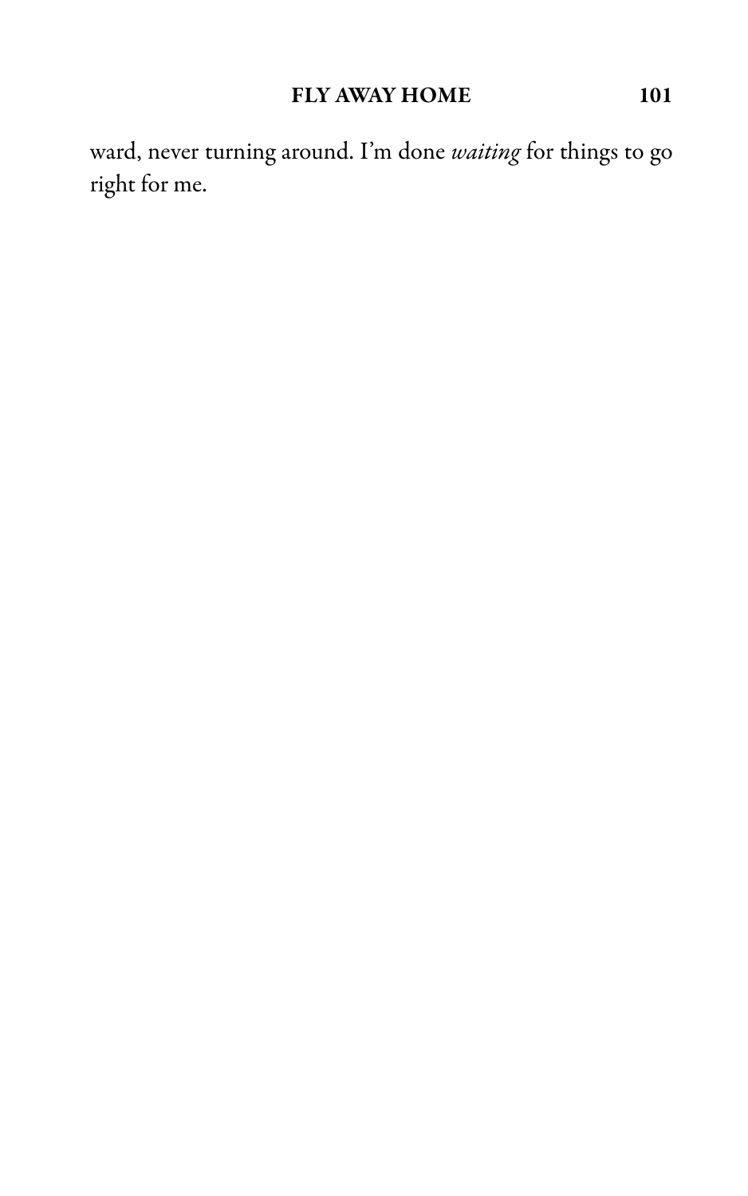ward, never turning around. I'm done *waiting* for things to go right for me.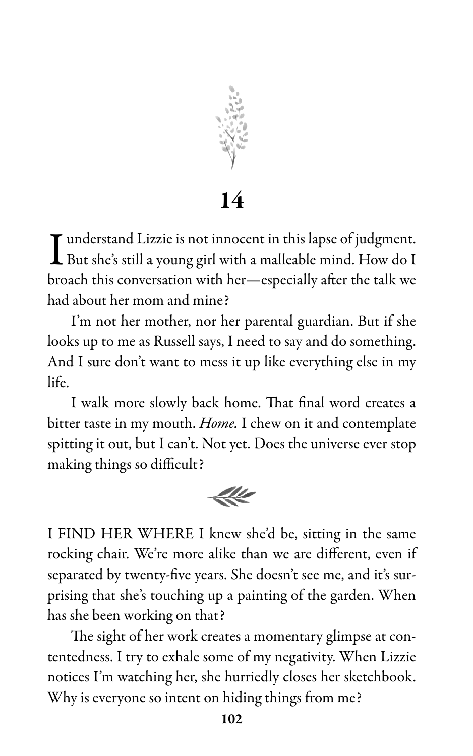# 14

I understand Lizzie is not innocent in this lapse of judgment. But she's still a young girl with a malleable mind. How do I broach this conversation with her—especially after the talk we had about her mom and mine?

I'm not her mother, nor her parental guardian. But if she looks up to me as Russell says, I need to say and do something. And I sure don't want to mess it up like everything else in my life.

I walk more slowly back home. That final word creates a bitter taste in my mouth. *Home.* I chew on it and contemplate spitting it out, but I can't. Not yet. Does the universe ever stop making things so difficult?

I FIND HER WHERE I knew she'd be, sitting in the same rocking chair. We're more alike than we are different, even if separated by twenty-five years. She doesn't see me, and it's surprising that she's touching up a painting of the garden. When has she been working on that?

The sight of her work creates a momentary glimpse at contentedness. I try to exhale some of my negativity. When Lizzie notices I'm watching her, she hurriedly closes her sketchbook. Why is everyone so intent on hiding things from me?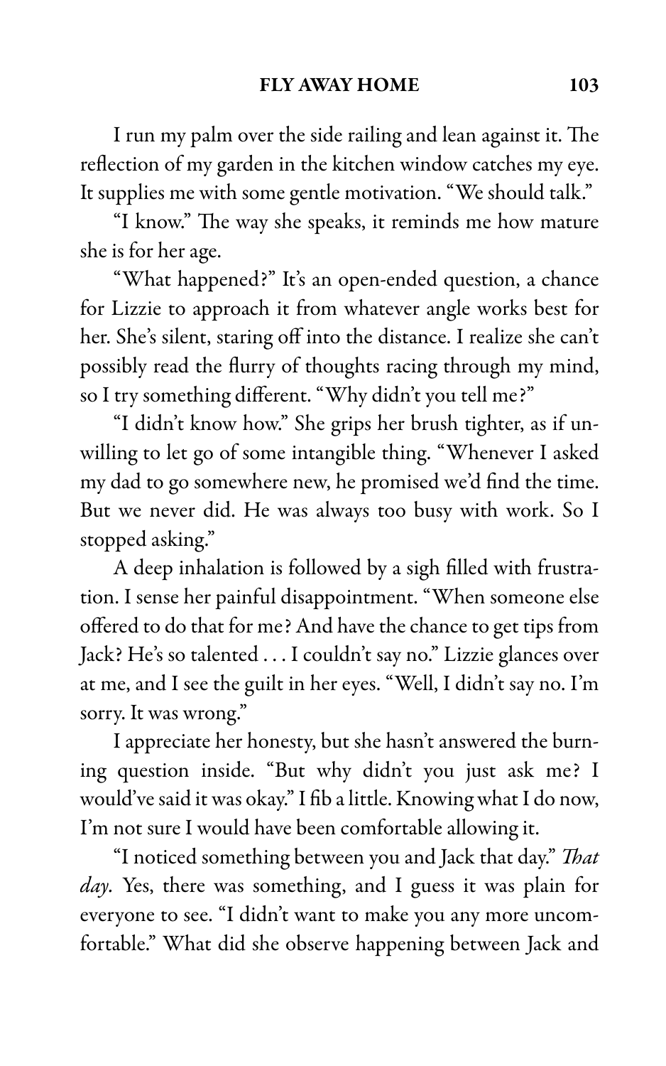I run my palm over the side railing and lean against it. The reflection of my garden in the kitchen window catches my eye. It supplies me with some gentle motivation. "We should talk."

"I know." The way she speaks, it reminds me how mature she is for her age.

"What happened?" It's an open-ended question, a chance for Lizzie to approach it from whatever angle works best for her. She's silent, staring off into the distance. I realize she can't possibly read the flurry of thoughts racing through my mind, so I try something different. "Why didn't you tell me?"

"I didn't know how." She grips her brush tighter, as if unwilling to let go of some intangible thing. "Whenever I asked my dad to go somewhere new, he promised we'd find the time. But we never did. He was always too busy with work. So I stopped asking."

A deep inhalation is followed by a sigh filled with frustration. I sense her painful disappointment. "When someone else offered to do that for me? And have the chance to get tips from Jack? He's so talented . . . I couldn't say no." Lizzie glances over at me, and I see the guilt in her eyes. "Well, I didn't say no. I'm sorry. It was wrong."

I appreciate her honesty, but she hasn't answered the burning question inside. "But why didn't you just ask me? I would've said it was okay." I fib a little. Knowing what I do now, I'm not sure I would have been comfortable allowing it.

"I noticed something between you and Jack that day." *That day*. Yes, there was something, and I guess it was plain for everyone to see. "I didn't want to make you any more uncomfortable." What did she observe happening between Jack and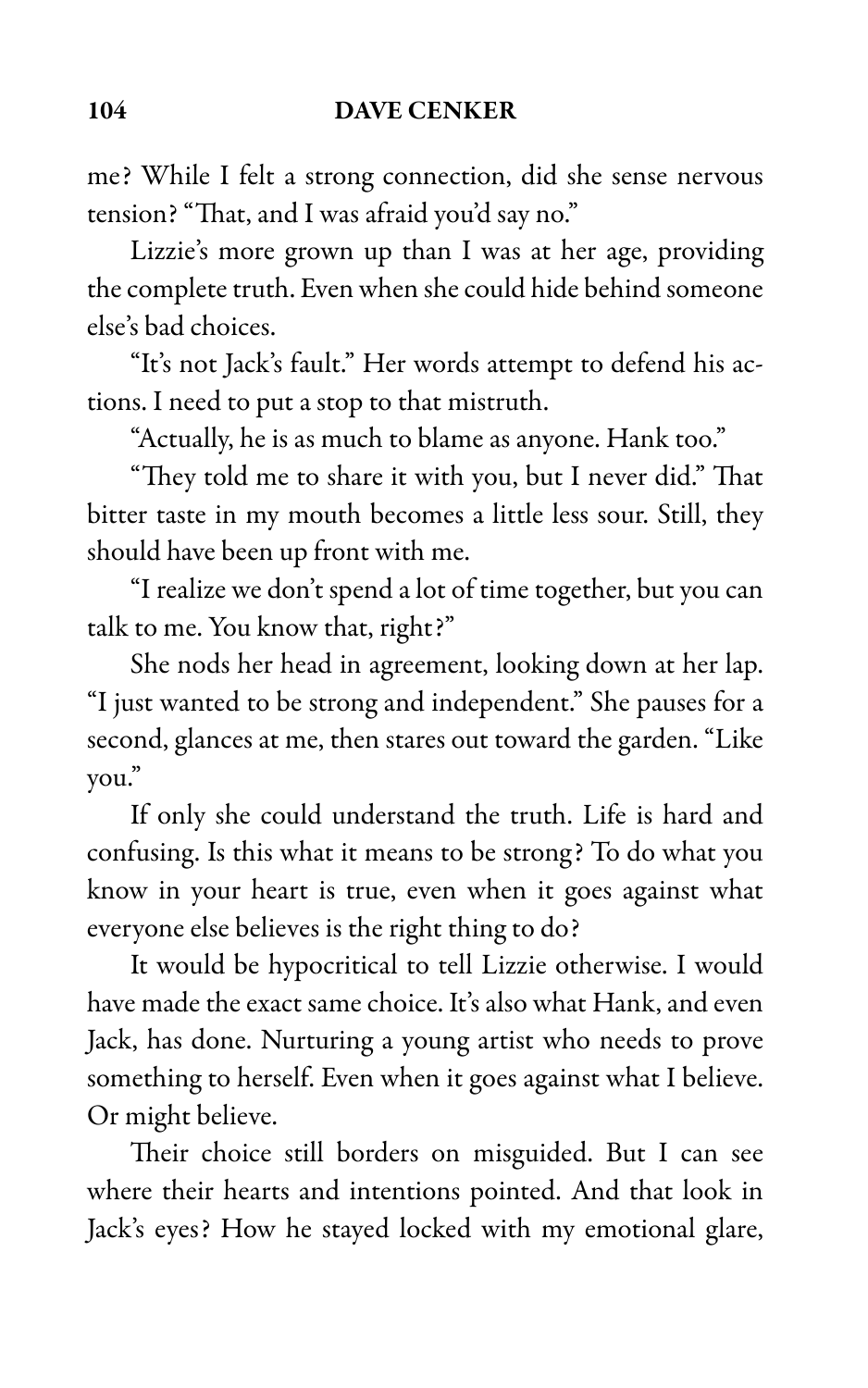me? While I felt a strong connection, did she sense nervous tension? "That, and I was afraid you'd say no."

Lizzie's more grown up than I was at her age, providing the complete truth. Even when she could hide behind someone else's bad choices.

"It's not Jack's fault." Her words attempt to defend his actions. I need to put a stop to that mistruth.

"Actually, he is as much to blame as anyone. Hank too."

"They told me to share it with you, but I never did." That bitter taste in my mouth becomes a little less sour. Still, they should have been up front with me.

"I realize we don't spend a lot of time together, but you can talk to me. You know that, right?"

She nods her head in agreement, looking down at her lap. "I just wanted to be strong and independent." She pauses for a second, glances at me, then stares out toward the garden. "Like you."

If only she could understand the truth. Life is hard and confusing. Is this what it means to be strong? To do what you know in your heart is true, even when it goes against what everyone else believes is the right thing to do?

It would be hypocritical to tell Lizzie otherwise. I would have made the exact same choice. It's also what Hank, and even Jack, has done. Nurturing a young artist who needs to prove something to herself. Even when it goes against what I believe. Or might believe.

Their choice still borders on misguided. But I can see where their hearts and intentions pointed. And that look in Jack's eyes? How he stayed locked with my emotional glare,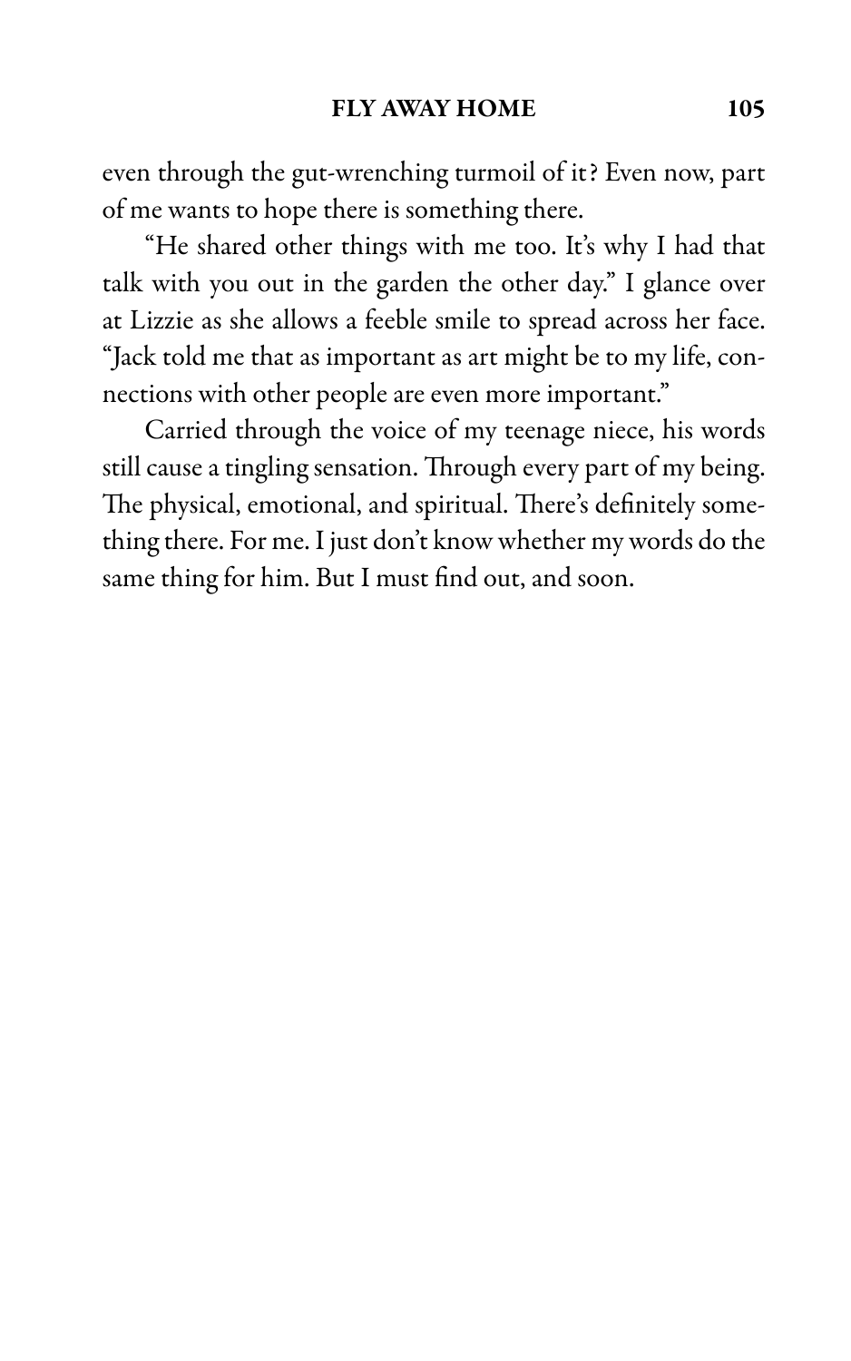even through the gut-wrenching turmoil of it? Even now, part of me wants to hope there is something there.

"He shared other things with me too. It's why I had that talk with you out in the garden the other day." I glance over at Lizzie as she allows a feeble smile to spread across her face. "Jack told me that as important as art might be to my life, connections with other people are even more important."

Carried through the voice of my teenage niece, his words still cause a tingling sensation. Through every part of my being. The physical, emotional, and spiritual. There's definitely something there. For me. I just don't know whether my words do the same thing for him. But I must find out, and soon.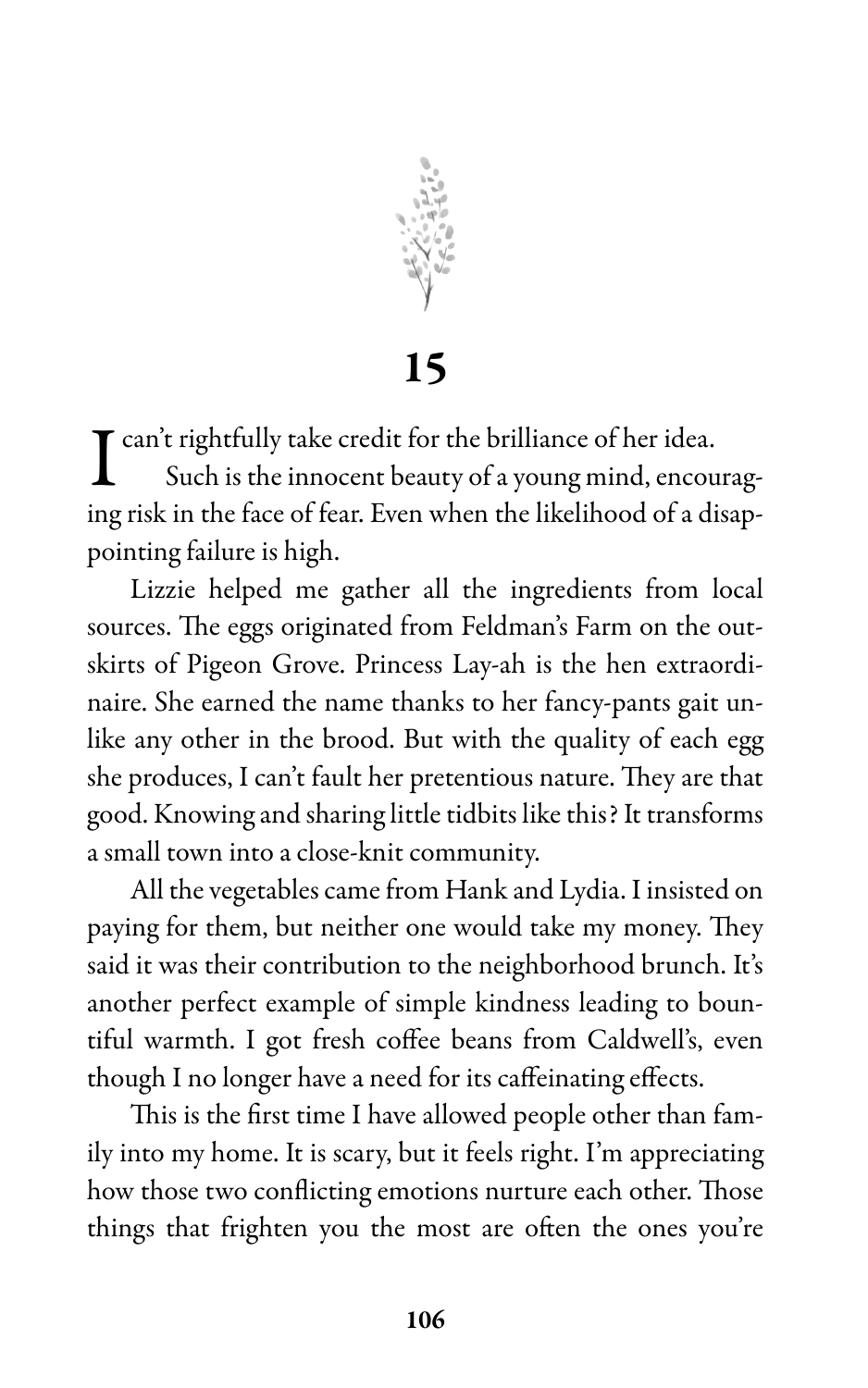# 15

I can't rightfully take credit for the brilliance of her idea.

Such is the innocent beauty of a young mind, encouraging risk in the face of fear. Even when the likelihood of a disappointing failure is high.

Lizzie helped me gather all the ingredients from local sources. The eggs originated from Feldman's Farm on the outskirts of Pigeon Grove. Princess Lay-ah is the hen extraordinaire. She earned the name thanks to her fancy-pants gait unlike any other in the brood. But with the quality of each egg she produces, I can't fault her pretentious nature. They are that good. Knowing and sharing little tidbits like this? It transforms a small town into a close-knit community.

All the vegetables came from Hank and Lydia. I insisted on paying for them, but neither one would take my money. They said it was their contribution to the neighborhood brunch. It's another perfect example of simple kindness leading to bountiful warmth. I got fresh coffee beans from Caldwell's, even though I no longer have a need for its caffeinating effects.

This is the first time I have allowed people other than family into my home. It is scary, but it feels right. I'm appreciating how those two conflicting emotions nurture each other. Those things that frighten you the most are often the ones you're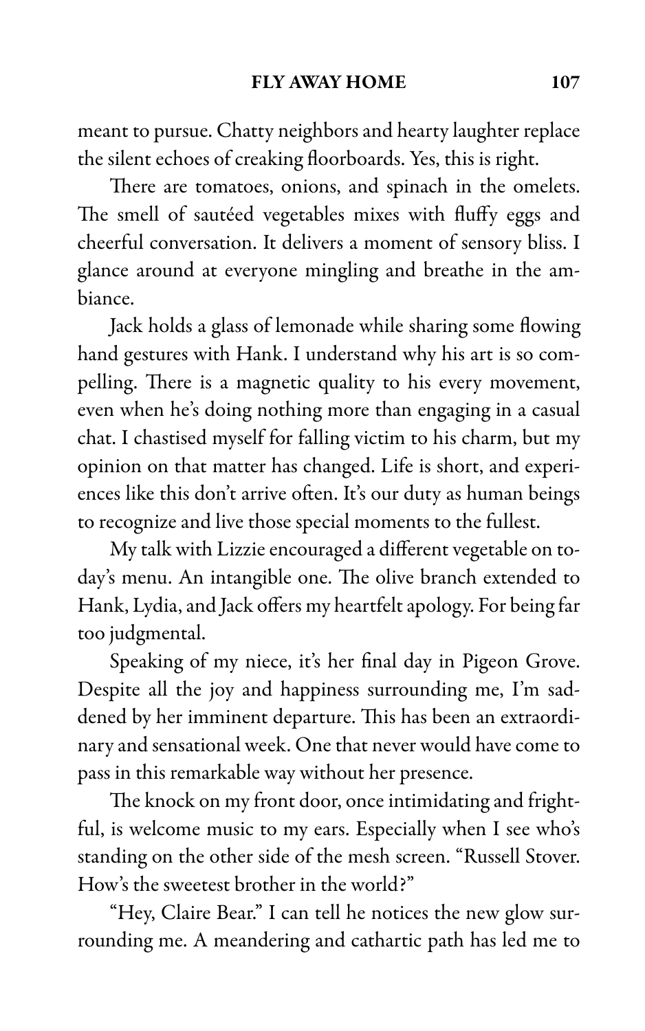meant to pursue. Chatty neighbors and hearty laughter replace the silent echoes of creaking floorboards. Yes, this is right.

There are tomatoes, onions, and spinach in the omelets. The smell of sautéed vegetables mixes with fluffy eggs and cheerful conversation. It delivers a moment of sensory bliss. I glance around at everyone mingling and breathe in the ambiance.

Jack holds a glass of lemonade while sharing some flowing hand gestures with Hank. I understand why his art is so compelling. There is a magnetic quality to his every movement, even when he's doing nothing more than engaging in a casual chat. I chastised myself for falling victim to his charm, but my opinion on that matter has changed. Life is short, and experiences like this don't arrive often. It's our duty as human beings to recognize and live those special moments to the fullest.

My talk with Lizzie encouraged a different vegetable on today's menu. An intangible one. The olive branch extended to Hank, Lydia, and Jack offers my heartfelt apology. For being far too judgmental.

Speaking of my niece, it's her final day in Pigeon Grove. Despite all the joy and happiness surrounding me, I'm saddened by her imminent departure. This has been an extraordinary and sensational week. One that never would have come to pass in this remarkable way without her presence.

The knock on my front door, once intimidating and frightful, is welcome music to my ears. Especially when I see who's standing on the other side of the mesh screen. "Russell Stover. How's the sweetest brother in the world?"

"Hey, Claire Bear." I can tell he notices the new glow surrounding me. A meandering and cathartic path has led me to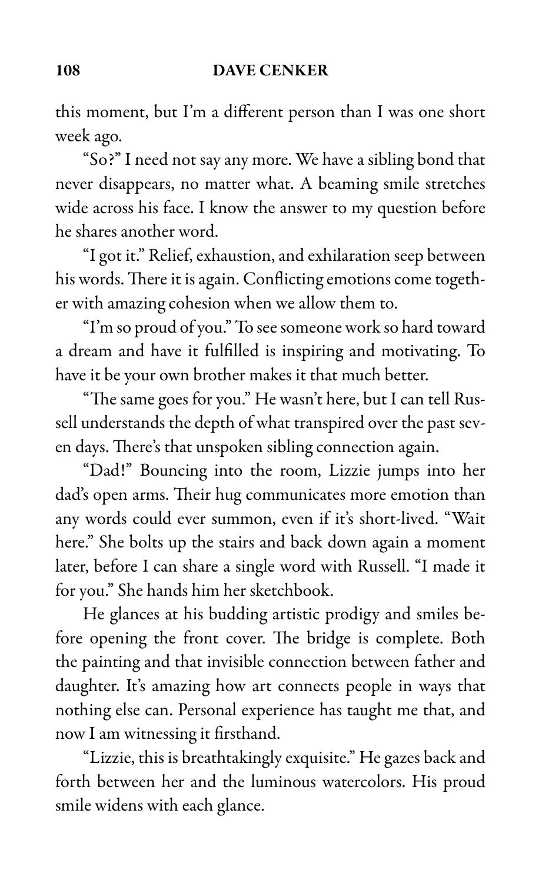this moment, but I'm a different person than I was one short week ago.

"So?" I need not say any more. We have a sibling bond that never disappears, no matter what. A beaming smile stretches wide across his face. I know the answer to my question before he shares another word.

"I got it." Relief, exhaustion, and exhilaration seep between his words. There it is again. Conflicting emotions come together with amazing cohesion when we allow them to.

"I'm so proud of you." To see someone work so hard toward a dream and have it fulfilled is inspiring and motivating. To have it be your own brother makes it that much better.

"The same goes for you." He wasn't here, but I can tell Russell understands the depth of what transpired over the past seven days. There's that unspoken sibling connection again.

"Dad!" Bouncing into the room, Lizzie jumps into her dad's open arms. Their hug communicates more emotion than any words could ever summon, even if it's short-lived. "Wait here." She bolts up the stairs and back down again a moment later, before I can share a single word with Russell. "I made it for you." She hands him her sketchbook.

He glances at his budding artistic prodigy and smiles before opening the front cover. The bridge is complete. Both the painting and that invisible connection between father and daughter. It's amazing how art connects people in ways that nothing else can. Personal experience has taught me that, and now I am witnessing it firsthand.

"Lizzie, this is breathtakingly exquisite." He gazes back and forth between her and the luminous watercolors. His proud smile widens with each glance.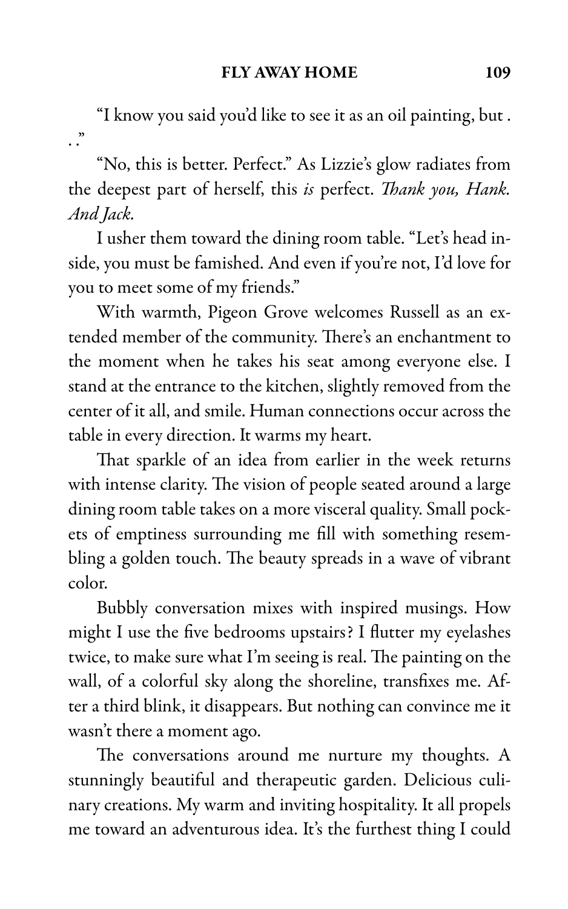"I know you said you'd like to see it as an oil painting, but . . ."

"No, this is better. Perfect." As Lizzie's glow radiates from the deepest part of herself, this *is* perfect. *Thank you, Hank. And Jack.*

I usher them toward the dining room table. "Let's head inside, you must be famished. And even if you're not, I'd love for you to meet some of my friends."

With warmth, Pigeon Grove welcomes Russell as an extended member of the community. There's an enchantment to the moment when he takes his seat among everyone else. I stand at the entrance to the kitchen, slightly removed from the center of it all, and smile. Human connections occur across the table in every direction. It warms my heart.

That sparkle of an idea from earlier in the week returns with intense clarity. The vision of people seated around a large dining room table takes on a more visceral quality. Small pockets of emptiness surrounding me fill with something resembling a golden touch. The beauty spreads in a wave of vibrant color.

Bubbly conversation mixes with inspired musings. How might I use the five bedrooms upstairs? I flutter my eyelashes twice, to make sure what I'm seeing is real. The painting on the wall, of a colorful sky along the shoreline, transfixes me. After a third blink, it disappears. But nothing can convince me it wasn't there a moment ago.

The conversations around me nurture my thoughts. A stunningly beautiful and therapeutic garden. Delicious culinary creations. My warm and inviting hospitality. It all propels me toward an adventurous idea. It's the furthest thing I could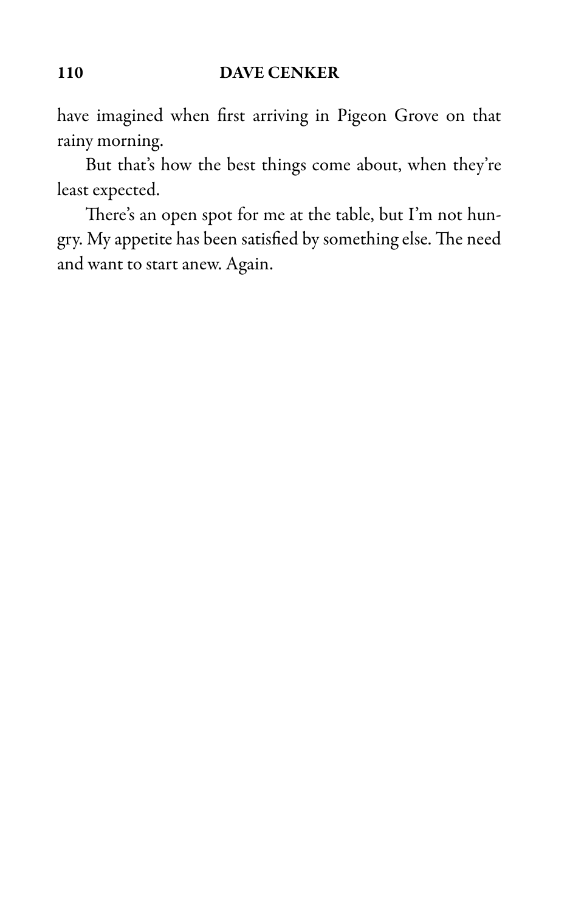have imagined when first arriving in Pigeon Grove on that rainy morning.

But that's how the best things come about, when they're least expected.

There's an open spot for me at the table, but I'm not hungry. My appetite has been satisfied by something else. The need and want to start anew. Again.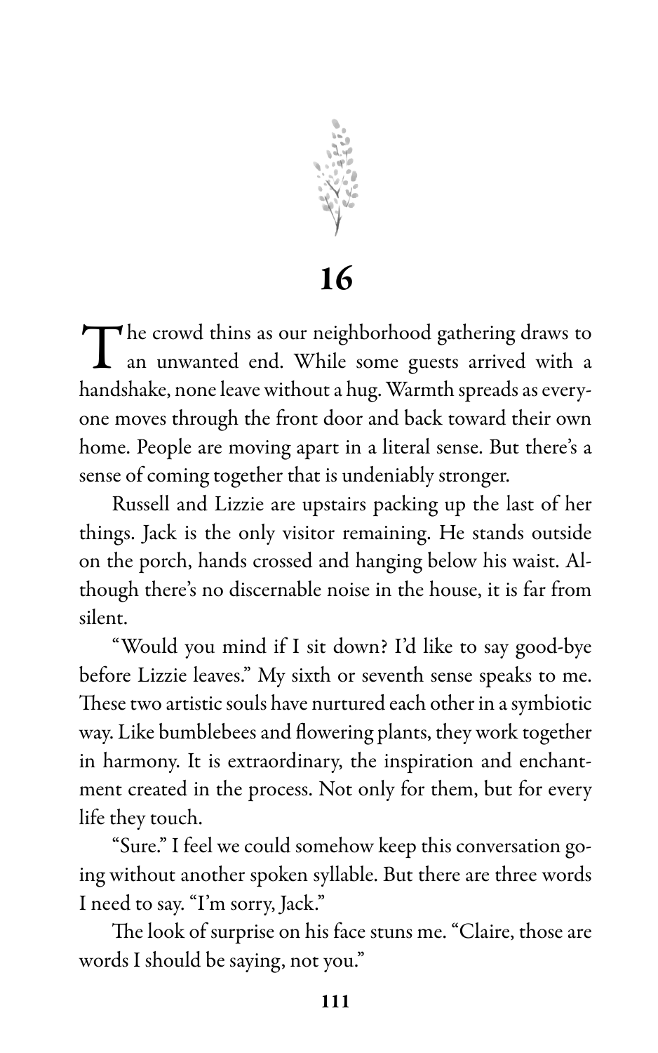# 16

The crowd thins as our neighborhood gathering draws to an unwanted end. While some guests arrived with a handshake, none leave without a hug. Warmth spreads as everyone moves through the front door and back toward their own home. People are moving apart in a literal sense. But there's a sense of coming together that is undeniably stronger.

Russell and Lizzie are upstairs packing up the last of her things. Jack is the only visitor remaining. He stands outside on the porch, hands crossed and hanging below his waist. Although there's no discernable noise in the house, it is far from silent.

"Would you mind if I sit down? I'd like to say good-bye before Lizzie leaves." My sixth or seventh sense speaks to me. These two artistic souls have nurtured each other in a symbiotic way. Like bumblebees and flowering plants, they work together in harmony. It is extraordinary, the inspiration and enchantment created in the process. Not only for them, but for every life they touch.

"Sure." I feel we could somehow keep this conversation going without another spoken syllable. But there are three words I need to say. "I'm sorry, Jack."

The look of surprise on his face stuns me. "Claire, those are words I should be saying, not you."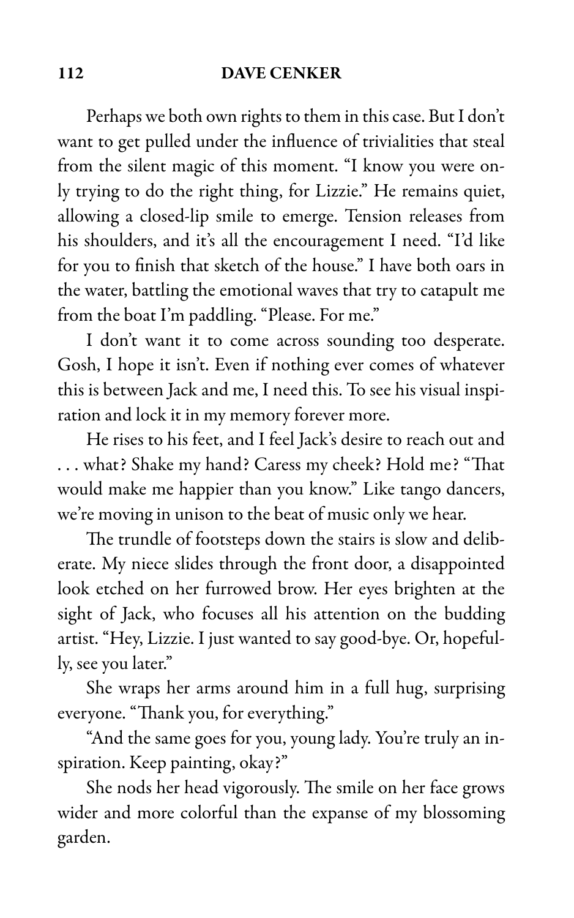Perhaps we both own rights to them in this case. But I don't want to get pulled under the influence of trivialities that steal from the silent magic of this moment. "I know you were only trying to do the right thing, for Lizzie." He remains quiet, allowing a closed-lip smile to emerge. Tension releases from his shoulders, and it's all the encouragement I need. "I'd like for you to finish that sketch of the house." I have both oars in the water, battling the emotional waves that try to catapult me from the boat I'm paddling. "Please. For me."

I don't want it to come across sounding too desperate. Gosh, I hope it isn't. Even if nothing ever comes of whatever this is between Jack and me, I need this. To see his visual inspiration and lock it in my memory forever more.

He rises to his feet, and I feel Jack's desire to reach out and . . . what? Shake my hand? Caress my cheek? Hold me? "That would make me happier than you know." Like tango dancers, we're moving in unison to the beat of music only we hear.

The trundle of footsteps down the stairs is slow and deliberate. My niece slides through the front door, a disappointed look etched on her furrowed brow. Her eyes brighten at the sight of Jack, who focuses all his attention on the budding artist. "Hey, Lizzie. I just wanted to say good-bye. Or, hopefully, see you later."

She wraps her arms around him in a full hug, surprising everyone. "Thank you, for everything."

"And the same goes for you, young lady. You're truly an inspiration. Keep painting, okay?"

She nods her head vigorously. The smile on her face grows wider and more colorful than the expanse of my blossoming garden.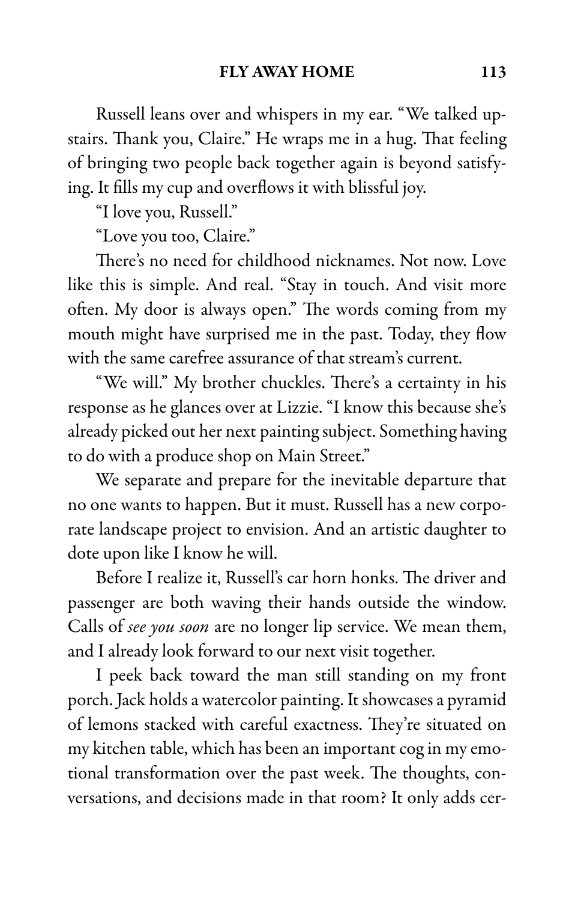Russell leans over and whispers in my ear. "We talked upstairs. Thank you, Claire." He wraps me in a hug. That feeling of bringing two people back together again is beyond satisfying. It fills my cup and overflows it with blissful joy.

"I love you, Russell."

"Love you too, Claire."

There's no need for childhood nicknames. Not now. Love like this is simple. And real. "Stay in touch. And visit more often. My door is always open." The words coming from my mouth might have surprised me in the past. Today, they flow with the same carefree assurance of that stream's current.

"We will." My brother chuckles. There's a certainty in his response as he glances over at Lizzie. "I know this because she's already picked out her next painting subject. Something having to do with a produce shop on Main Street."

We separate and prepare for the inevitable departure that no one wants to happen. But it must. Russell has a new corporate landscape project to envision. And an artistic daughter to dote upon like I know he will.

Before I realize it, Russell's car horn honks. The driver and passenger are both waving their hands outside the window. Calls of *see you soon* are no longer lip service. We mean them, and I already look forward to our next visit together.

I peek back toward the man still standing on my front porch. Jack holds a watercolor painting. It showcases a pyramid of lemons stacked with careful exactness. They're situated on my kitchen table, which has been an important cog in my emotional transformation over the past week. The thoughts, conversations, and decisions made in that room? It only adds cer-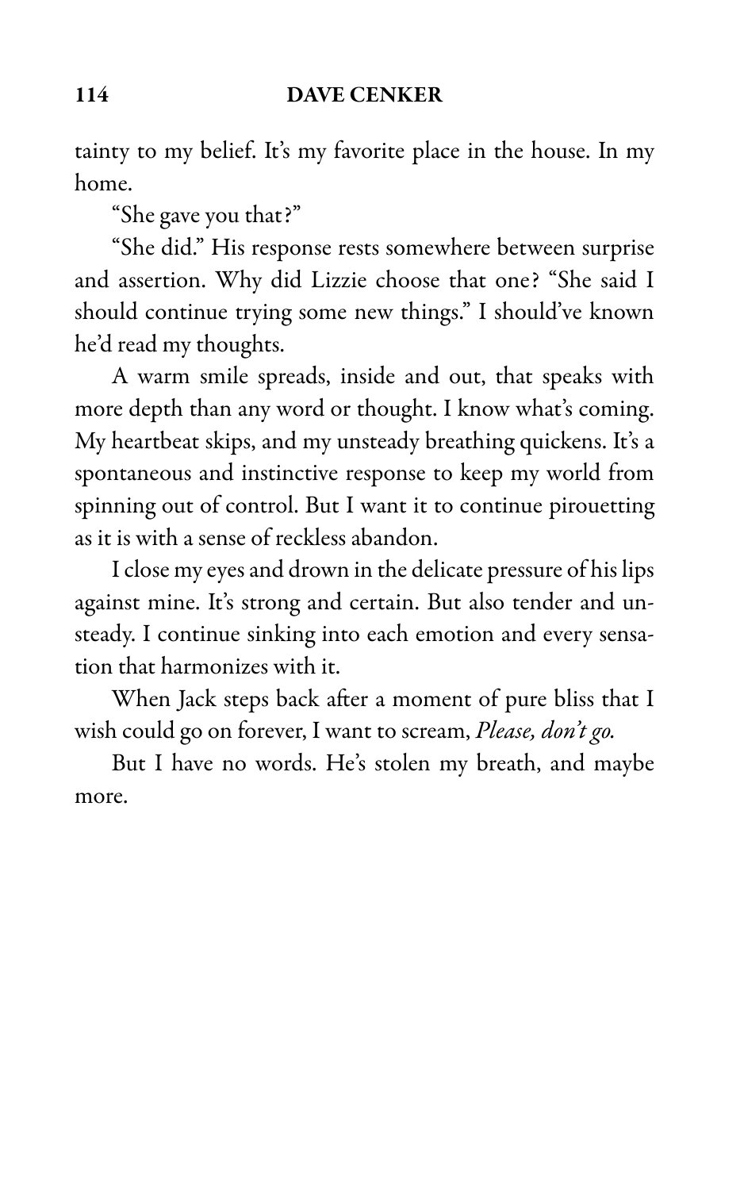tainty to my belief. It's my favorite place in the house. In my home.

"She gave you that?"

"She did." His response rests somewhere between surprise and assertion. Why did Lizzie choose that one? "She said I should continue trying some new things." I should've known he'd read my thoughts.

A warm smile spreads, inside and out, that speaks with more depth than any word or thought. I know what's coming. My heartbeat skips, and my unsteady breathing quickens. It's a spontaneous and instinctive response to keep my world from spinning out of control. But I want it to continue pirouetting as it is with a sense of reckless abandon.

I close my eyes and drown in the delicate pressure of his lips against mine. It's strong and certain. But also tender and unsteady. I continue sinking into each emotion and every sensation that harmonizes with it.

When Jack steps back after a moment of pure bliss that I wish could go on forever, I want to scream, *Please, don't go.*

But I have no words. He's stolen my breath, and maybe more.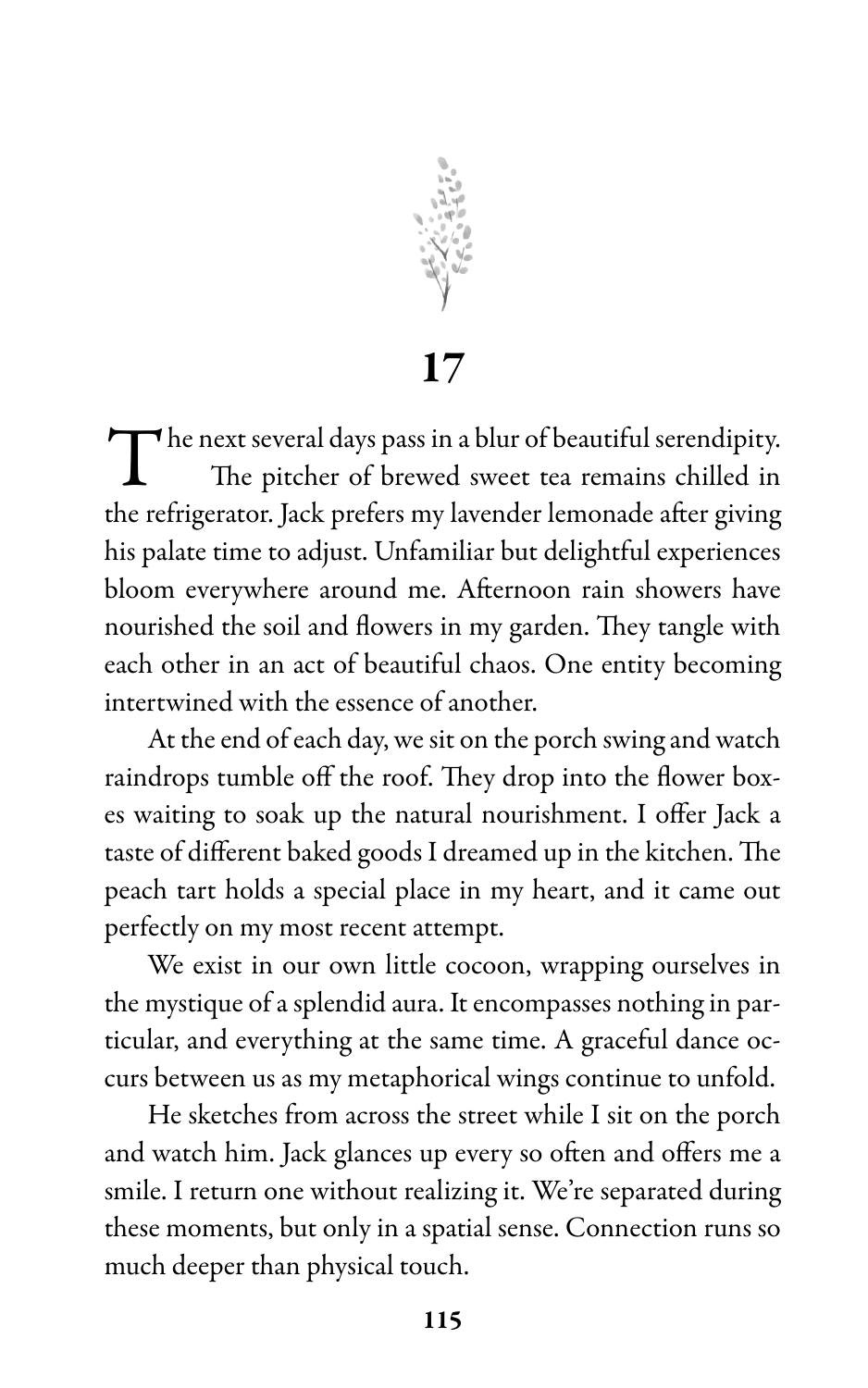# 17

The next several days pass in a blur of beautiful serendipity.

The pitcher of brewed sweet tea remains chilled in the refrigerator. Jack prefers my lavender lemonade after giving his palate time to adjust. Unfamiliar but delightful experiences bloom everywhere around me. Afternoon rain showers have nourished the soil and flowers in my garden. They tangle with each other in an act of beautiful chaos. One entity becoming intertwined with the essence of another.

At the end of each day, we sit on the porch swing and watch raindrops tumble off the roof. They drop into the flower boxes waiting to soak up the natural nourishment. I offer Jack a taste of different baked goods I dreamed up in the kitchen. The peach tart holds a special place in my heart, and it came out perfectly on my most recent attempt.

We exist in our own little cocoon, wrapping ourselves in the mystique of a splendid aura. It encompasses nothing in particular, and everything at the same time. A graceful dance occurs between us as my metaphorical wings continue to unfold.

He sketches from across the street while I sit on the porch and watch him. Jack glances up every so often and offers me a smile. I return one without realizing it. We're separated during these moments, but only in a spatial sense. Connection runs so much deeper than physical touch.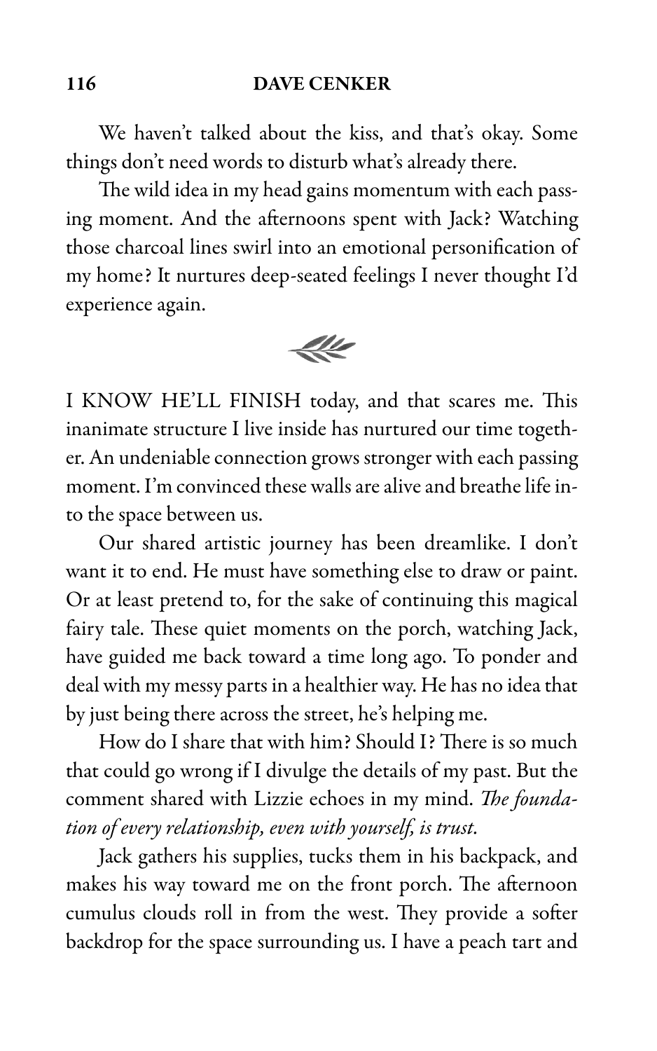We haven't talked about the kiss, and that's okay. Some things don't need words to disturb what's already there.

The wild idea in my head gains momentum with each passing moment. And the afternoons spent with Jack? Watching those charcoal lines swirl into an emotional personification of my home? It nurtures deep-seated feelings I never thought I'd experience again.

---

I KNOW HE'LL FINISH today, and that scares me. This inanimate structure I live inside has nurtured our time together. An undeniable connection grows stronger with each passing moment. I'm convinced these walls are alive and breathe life into the space between us.

Our shared artistic journey has been dreamlike. I don't want it to end. He must have something else to draw or paint. Or at least pretend to, for the sake of continuing this magical fairy tale. These quiet moments on the porch, watching Jack, have guided me back toward a time long ago. To ponder and deal with my messy parts in a healthier way. He has no idea that by just being there across the street, he's helping me.

How do I share that with him? Should I? There is so much that could go wrong if I divulge the details of my past. But the comment shared with Lizzie echoes in my mind. *The foundation of every relationship, even with yourself, is trust.*

Jack gathers his supplies, tucks them in his backpack, and makes his way toward me on the front porch. The afternoon cumulus clouds roll in from the west. They provide a softer backdrop for the space surrounding us. I have a peach tart and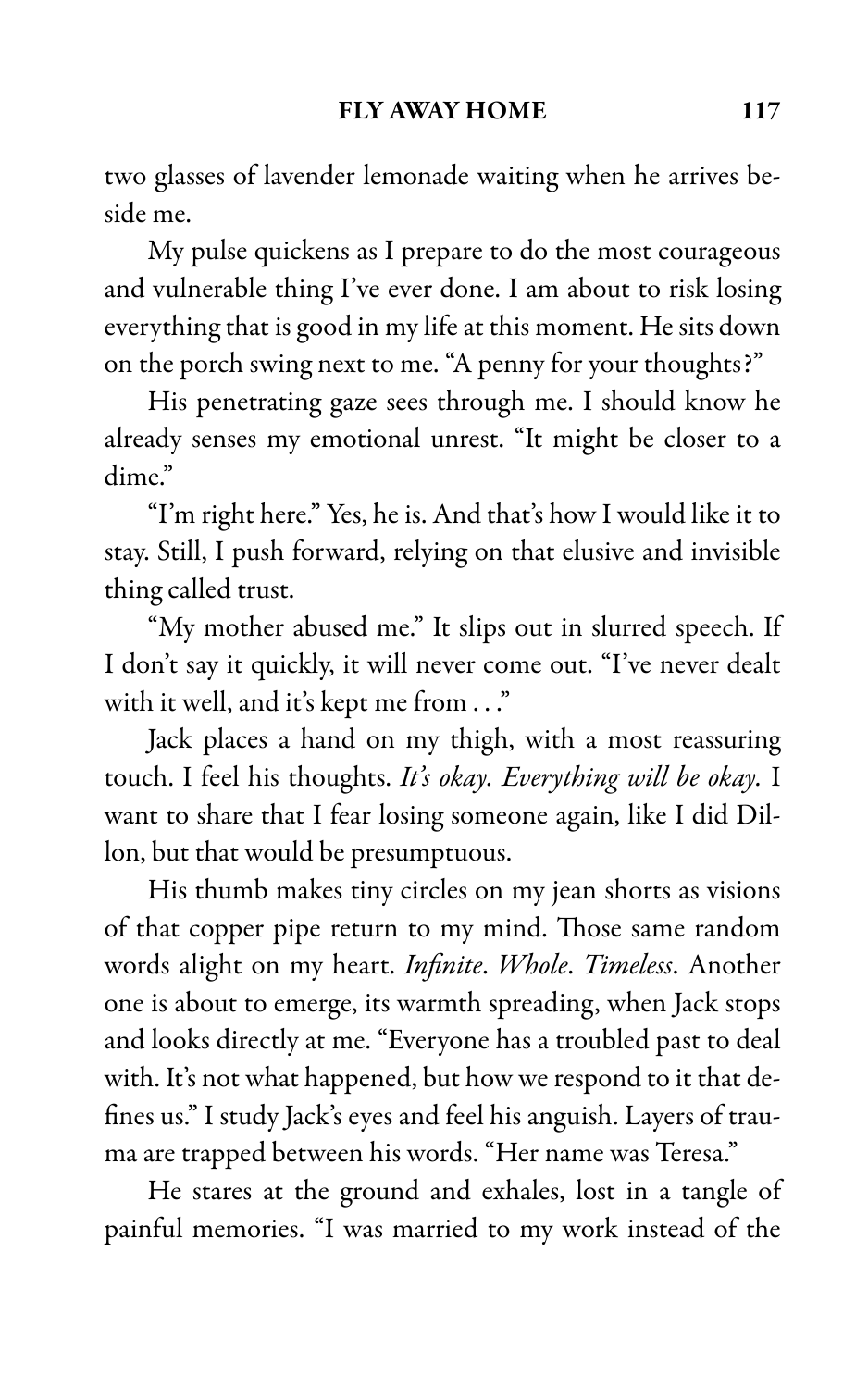two glasses of lavender lemonade waiting when he arrives beside me.

My pulse quickens as I prepare to do the most courageous and vulnerable thing I've ever done. I am about to risk losing everything that is good in my life at this moment. He sits down on the porch swing next to me. "A penny for your thoughts?"

His penetrating gaze sees through me. I should know he already senses my emotional unrest. "It might be closer to a dime."

"I'm right here." Yes, he is. And that's how I would like it to stay. Still, I push forward, relying on that elusive and invisible thing called trust.

"My mother abused me." It slips out in slurred speech. If I don't say it quickly, it will never come out. "I've never dealt with it well, and it's kept me from . . ."

Jack places a hand on my thigh, with a most reassuring touch. I feel his thoughts. *It's okay. Everything will be okay.* I want to share that I fear losing someone again, like I did Dillon, but that would be presumptuous.

His thumb makes tiny circles on my jean shorts as visions of that copper pipe return to my mind. Those same random words alight on my heart. *Infinite*. *Whole*. *Timeless*. Another one is about to emerge, its warmth spreading, when Jack stops and looks directly at me. "Everyone has a troubled past to deal with. It's not what happened, but how we respond to it that defines us." I study Jack's eyes and feel his anguish. Layers of trauma are trapped between his words. "Her name was Teresa."

He stares at the ground and exhales, lost in a tangle of painful memories. "I was married to my work instead of the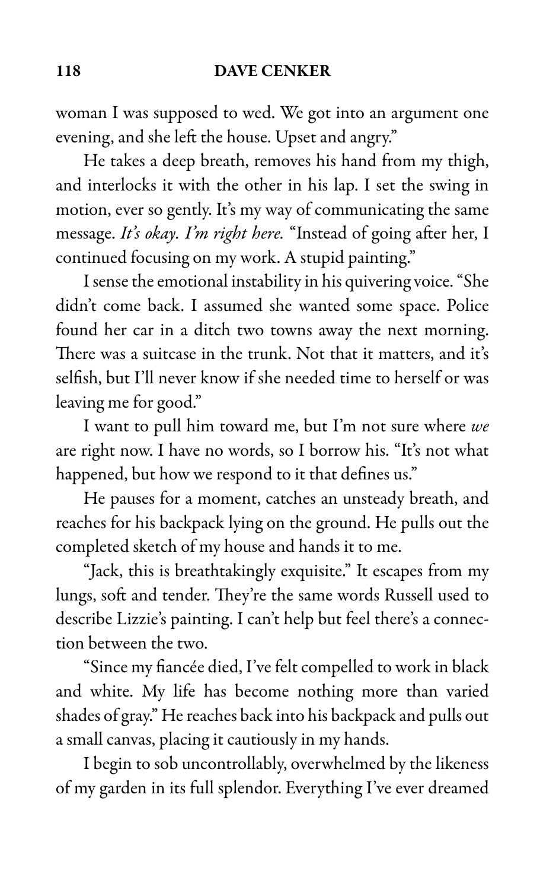woman I was supposed to wed. We got into an argument one evening, and she left the house. Upset and angry."

He takes a deep breath, removes his hand from my thigh, and interlocks it with the other in his lap. I set the swing in motion, ever so gently. It's my way of communicating the same message. *It's okay. I'm right here.* "Instead of going after her, I continued focusing on my work. A stupid painting."

I sense the emotional instability in his quivering voice. "She didn't come back. I assumed she wanted some space. Police found her car in a ditch two towns away the next morning. There was a suitcase in the trunk. Not that it matters, and it's selfish, but I'll never know if she needed time to herself or was leaving me for good."

I want to pull him toward me, but I'm not sure where *we* are right now. I have no words, so I borrow his. "It's not what happened, but how we respond to it that defines us."

He pauses for a moment, catches an unsteady breath, and reaches for his backpack lying on the ground. He pulls out the completed sketch of my house and hands it to me.

"Jack, this is breathtakingly exquisite." It escapes from my lungs, soft and tender. They're the same words Russell used to describe Lizzie's painting. I can't help but feel there's a connection between the two.

"Since my fiancée died, I've felt compelled to work in black and white. My life has become nothing more than varied shades of gray." He reaches back into his backpack and pulls out a small canvas, placing it cautiously in my hands.

I begin to sob uncontrollably, overwhelmed by the likeness of my garden in its full splendor. Everything I've ever dreamed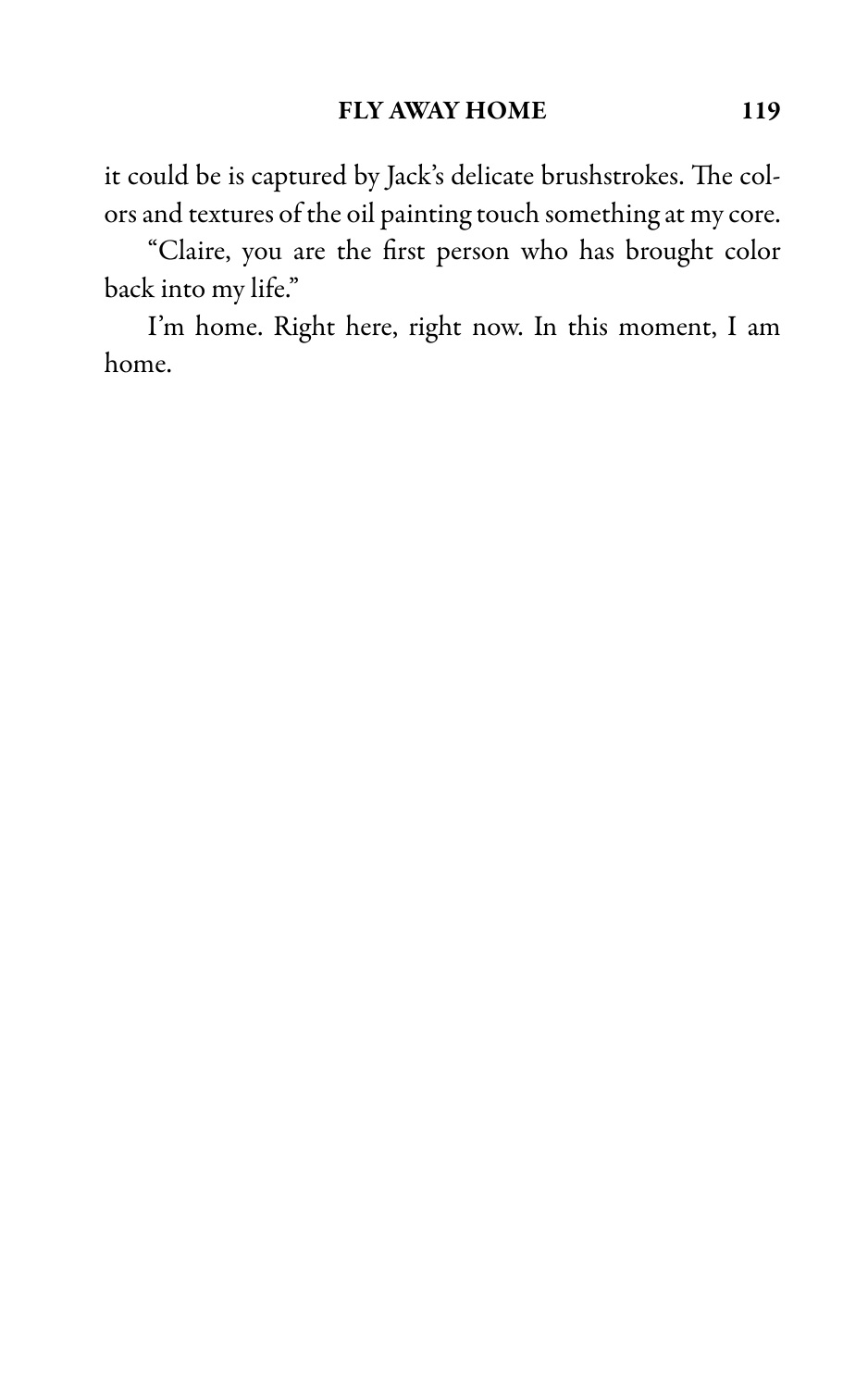it could be is captured by Jack's delicate brushstrokes. The colors and textures of the oil painting touch something at my core.

"Claire, you are the first person who has brought color back into my life."

I'm home. Right here, right now. In this moment, I am home.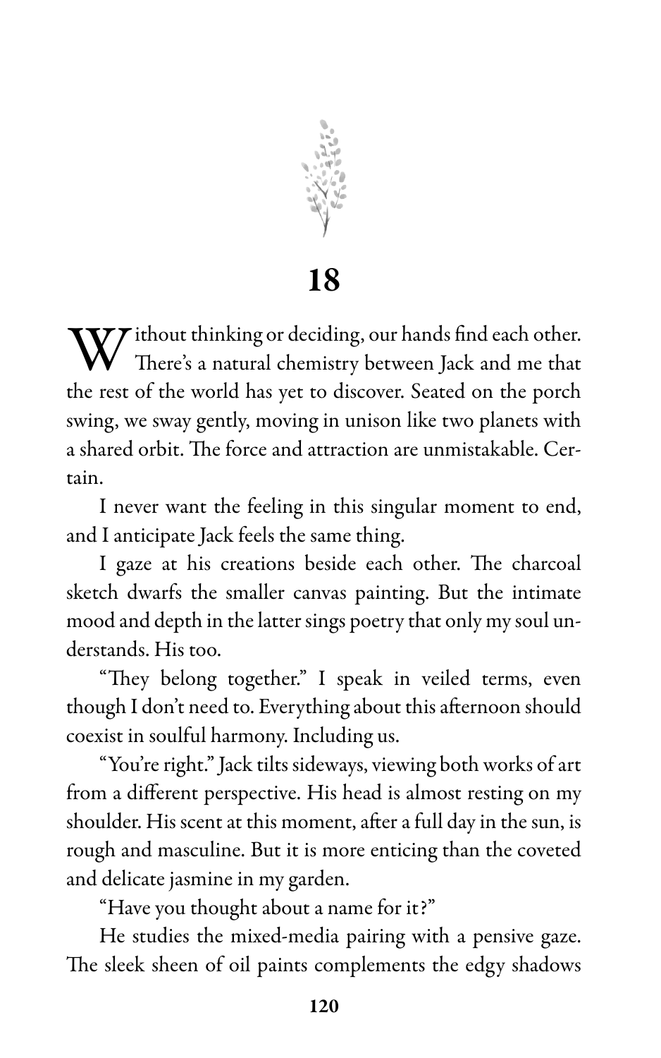# 18

Without thinking or deciding, our hands find each other. There's a natural chemistry between Jack and me that the rest of the world has yet to discover. Seated on the porch swing, we sway gently, moving in unison like two planets with a shared orbit. The force and attraction are unmistakable. Certain.

I never want the feeling in this singular moment to end, and I anticipate Jack feels the same thing.

I gaze at his creations beside each other. The charcoal sketch dwarfs the smaller canvas painting. But the intimate mood and depth in the latter sings poetry that only my soul understands. His too.

"They belong together." I speak in veiled terms, even though I don't need to. Everything about this afternoon should coexist in soulful harmony. Including us.

"You're right." Jack tilts sideways, viewing both works of art from a different perspective. His head is almost resting on my shoulder. His scent at this moment, after a full day in the sun, is rough and masculine. But it is more enticing than the coveted and delicate jasmine in my garden.

"Have you thought about a name for it?"

He studies the mixed-media pairing with a pensive gaze. The sleek sheen of oil paints complements the edgy shadows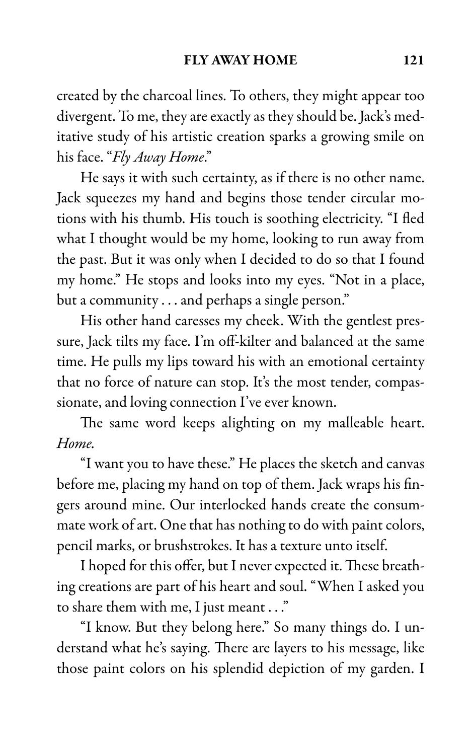created by the charcoal lines. To others, they might appear too divergent. To me, they are exactly as they should be. Jack's meditative study of his artistic creation sparks a growing smile on his face. "*Fly Away Home*."

He says it with such certainty, as if there is no other name. Jack squeezes my hand and begins those tender circular motions with his thumb. His touch is soothing electricity. "I fled what I thought would be my home, looking to run away from the past. But it was only when I decided to do so that I found my home." He stops and looks into my eyes. "Not in a place, but a community . . . and perhaps a single person."

His other hand caresses my cheek. With the gentlest pressure, Jack tilts my face. I'm off-kilter and balanced at the same time. He pulls my lips toward his with an emotional certainty that no force of nature can stop. It's the most tender, compassionate, and loving connection I've ever known.

The same word keeps alighting on my malleable heart. *Home.*

"I want you to have these." He places the sketch and canvas before me, placing my hand on top of them. Jack wraps his fingers around mine. Our interlocked hands create the consummate work of art. One that has nothing to do with paint colors, pencil marks, or brushstrokes. It has a texture unto itself.

I hoped for this offer, but I never expected it. These breathing creations are part of his heart and soul. "When I asked you to share them with me, I just meant . . ."

"I know. But they belong here." So many things do. I understand what he's saying. There are layers to his message, like those paint colors on his splendid depiction of my garden. I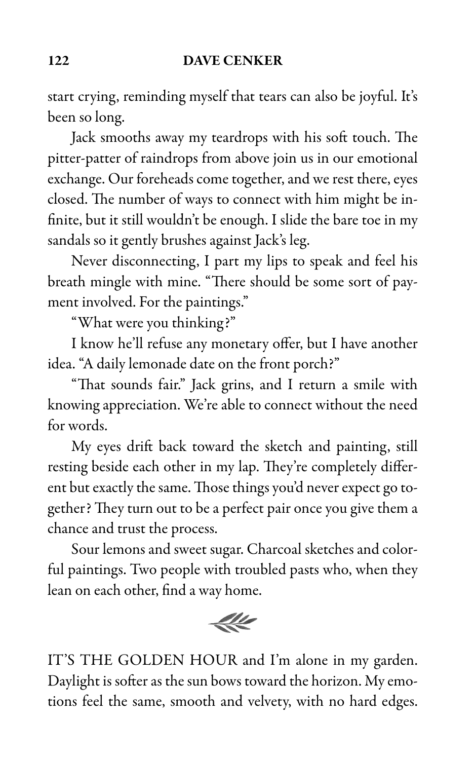start crying, reminding myself that tears can also be joyful. It's been so long.

Jack smooths away my teardrops with his soft touch. The pitter-patter of raindrops from above join us in our emotional exchange. Our foreheads come together, and we rest there, eyes closed. The number of ways to connect with him might be infinite, but it still wouldn't be enough. I slide the bare toe in my sandals so it gently brushes against Jack's leg.

Never disconnecting, I part my lips to speak and feel his breath mingle with mine. "There should be some sort of payment involved. For the paintings."

"What were you thinking?"

I know he'll refuse any monetary offer, but I have another idea. "A daily lemonade date on the front porch?"

"That sounds fair." Jack grins, and I return a smile with knowing appreciation. We're able to connect without the need for words.

My eyes drift back toward the sketch and painting, still resting beside each other in my lap. They're completely different but exactly the same. Those things you'd never expect go together? They turn out to be a perfect pair once you give them a chance and trust the process.

Sour lemons and sweet sugar. Charcoal sketches and colorful paintings. Two people with troubled pasts who, when they lean on each other, find a way home.

IT'S THE GOLDEN HOUR and I'm alone in my garden. Daylight is softer as the sun bows toward the horizon. My emotions feel the same, smooth and velvety, with no hard edges.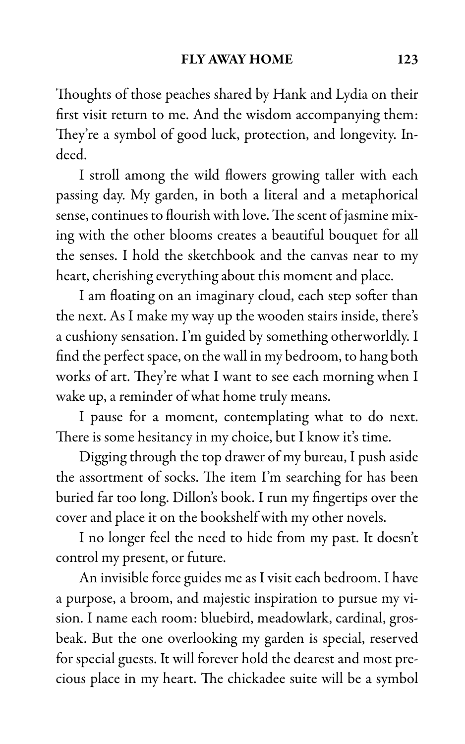Thoughts of those peaches shared by Hank and Lydia on their first visit return to me. And the wisdom accompanying them: They're a symbol of good luck, protection, and longevity. Indeed.

I stroll among the wild flowers growing taller with each passing day. My garden, in both a literal and a metaphorical sense, continues to flourish with love. The scent of jasmine mixing with the other blooms creates a beautiful bouquet for all the senses. I hold the sketchbook and the canvas near to my heart, cherishing everything about this moment and place.

I am floating on an imaginary cloud, each step softer than the next. As I make my way up the wooden stairs inside, there's a cushiony sensation. I'm guided by something otherworldly. I find the perfect space, on the wall in my bedroom, to hang both works of art. They're what I want to see each morning when I wake up, a reminder of what home truly means.

I pause for a moment, contemplating what to do next. There is some hesitancy in my choice, but I know it's time.

Digging through the top drawer of my bureau, I push aside the assortment of socks. The item I'm searching for has been buried far too long. Dillon's book. I run my fingertips over the cover and place it on the bookshelf with my other novels.

I no longer feel the need to hide from my past. It doesn't control my present, or future.

An invisible force guides me as I visit each bedroom. I have a purpose, a broom, and majestic inspiration to pursue my vision. I name each room: bluebird, meadowlark, cardinal, grosbeak. But the one overlooking my garden is special, reserved for special guests. It will forever hold the dearest and most precious place in my heart. The chickadee suite will be a symbol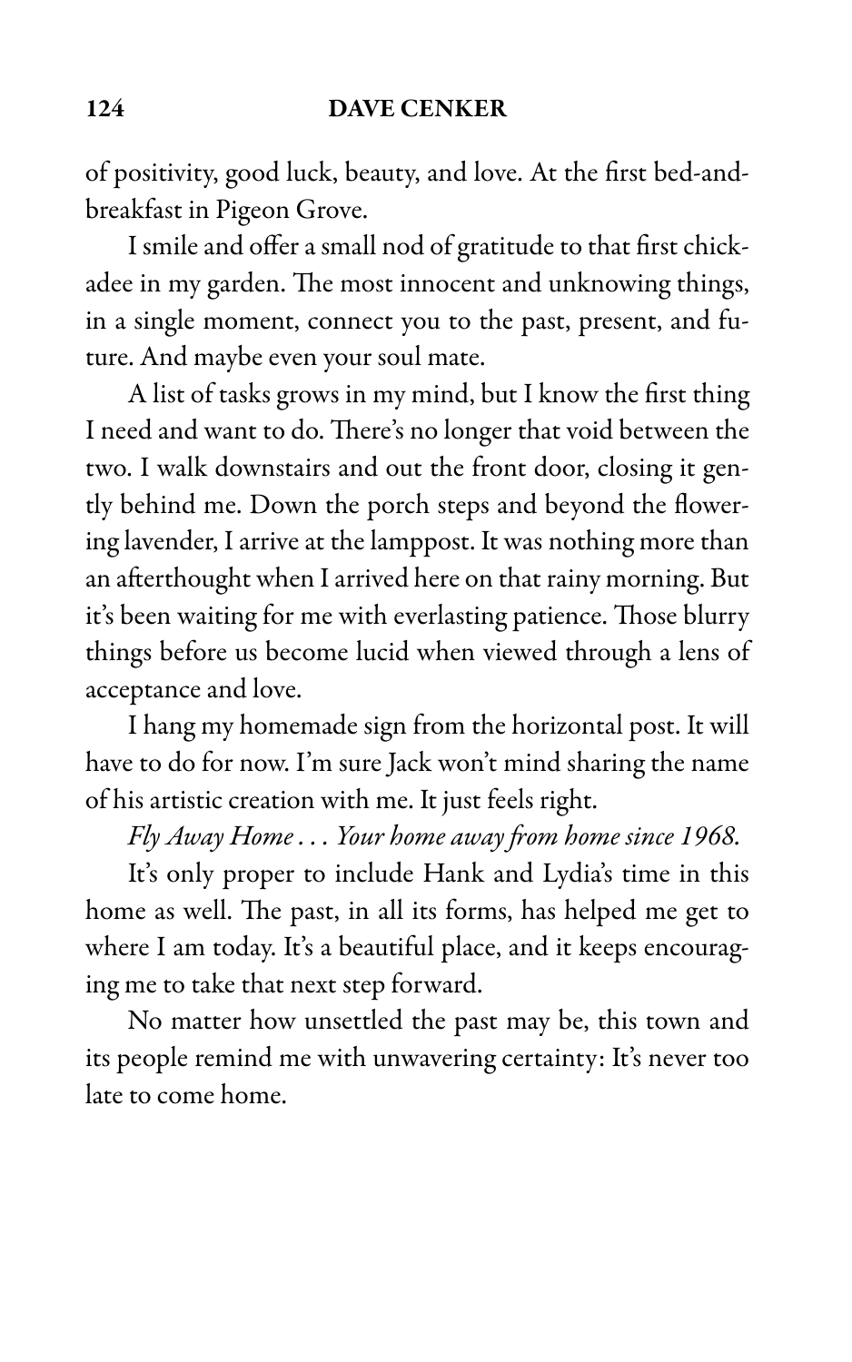of positivity, good luck, beauty, and love. At the first bed-and-breakfast in Pigeon Grove.

I smile and offer a small nod of gratitude to that first chickadee in my garden. The most innocent and unknowing things, in a single moment, connect you to the past, present, and future. And maybe even your soul mate.

A list of tasks grows in my mind, but I know the first thing I need and want to do. There's no longer that void between the two. I walk downstairs and out the front door, closing it gently behind me. Down the porch steps and beyond the flowering lavender, I arrive at the lamppost. It was nothing more than an afterthought when I arrived here on that rainy morning. But it's been waiting for me with everlasting patience. Those blurry things before us become lucid when viewed through a lens of acceptance and love.

I hang my homemade sign from the horizontal post. It will have to do for now. I'm sure Jack won't mind sharing the name of his artistic creation with me. It just feels right.

*Fly Away Home . . . Your home away from home since 1968.*

It's only proper to include Hank and Lydia's time in this home as well. The past, in all its forms, has helped me get to where I am today. It's a beautiful place, and it keeps encouraging me to take that next step forward.

No matter how unsettled the past may be, this town and its people remind me with unwavering certainty: It's never too late to come home.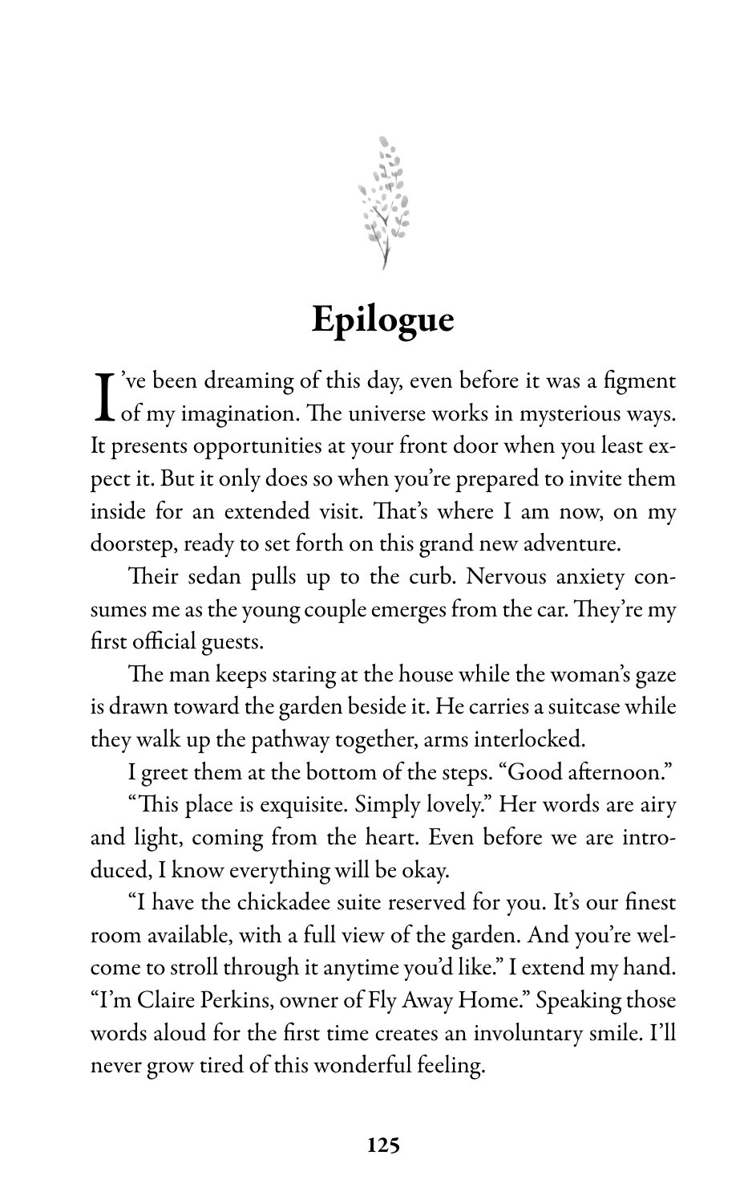# Epilogue

I've been dreaming of this day, even before it was a figment of my imagination. The universe works in mysterious ways. It presents opportunities at your front door when you least expect it. But it only does so when you're prepared to invite them inside for an extended visit. That's where I am now, on my doorstep, ready to set forth on this grand new adventure.

Their sedan pulls up to the curb. Nervous anxiety consumes me as the young couple emerges from the car. They're my first official guests.

The man keeps staring at the house while the woman's gaze is drawn toward the garden beside it. He carries a suitcase while they walk up the pathway together, arms interlocked.

I greet them at the bottom of the steps. "Good afternoon."

"This place is exquisite. Simply lovely." Her words are airy and light, coming from the heart. Even before we are introduced, I know everything will be okay.

"I have the chickadee suite reserved for you. It's our finest room available, with a full view of the garden. And you're welcome to stroll through it anytime you'd like." I extend my hand. "I'm Claire Perkins, owner of Fly Away Home." Speaking those words aloud for the first time creates an involuntary smile. I'll never grow tired of this wonderful feeling.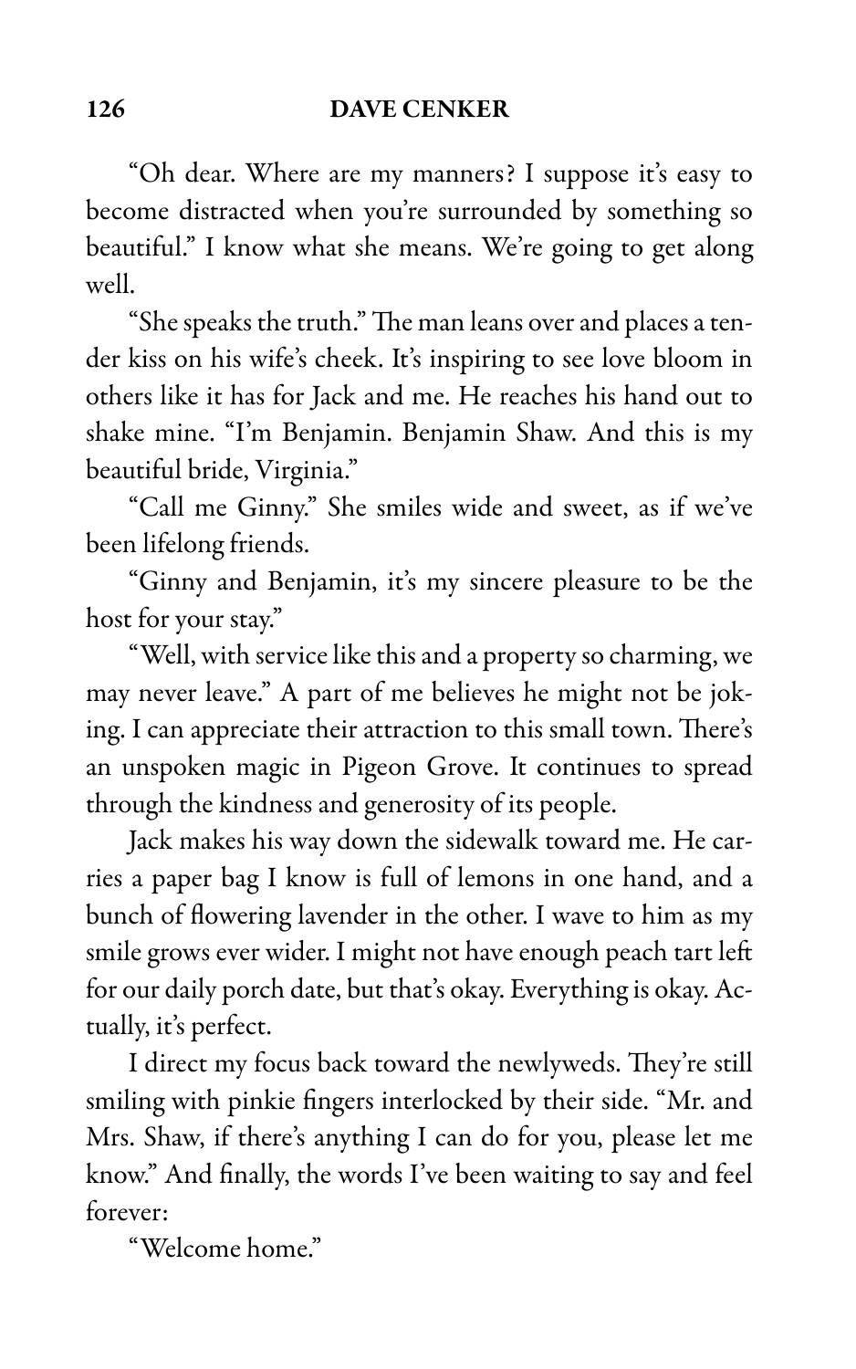"Oh dear. Where are my manners? I suppose it's easy to become distracted when you're surrounded by something so beautiful." I know what she means. We're going to get along well.

"She speaks the truth." The man leans over and places a tender kiss on his wife's cheek. It's inspiring to see love bloom in others like it has for Jack and me. He reaches his hand out to shake mine. "I'm Benjamin. Benjamin Shaw. And this is my beautiful bride, Virginia."

"Call me Ginny." She smiles wide and sweet, as if we've been lifelong friends.

"Ginny and Benjamin, it's my sincere pleasure to be the host for your stay."

"Well, with service like this and a property so charming, we may never leave." A part of me believes he might not be joking. I can appreciate their attraction to this small town. There's an unspoken magic in Pigeon Grove. It continues to spread through the kindness and generosity of its people.

Jack makes his way down the sidewalk toward me. He carries a paper bag I know is full of lemons in one hand, and a bunch of flowering lavender in the other. I wave to him as my smile grows ever wider. I might not have enough peach tart left for our daily porch date, but that's okay. Everything is okay. Actually, it's perfect.

I direct my focus back toward the newlyweds. They're still smiling with pinkie fingers interlocked by their side. "Mr. and Mrs. Shaw, if there's anything I can do for you, please let me know." And finally, the words I've been waiting to say and feel forever:

"Welcome home."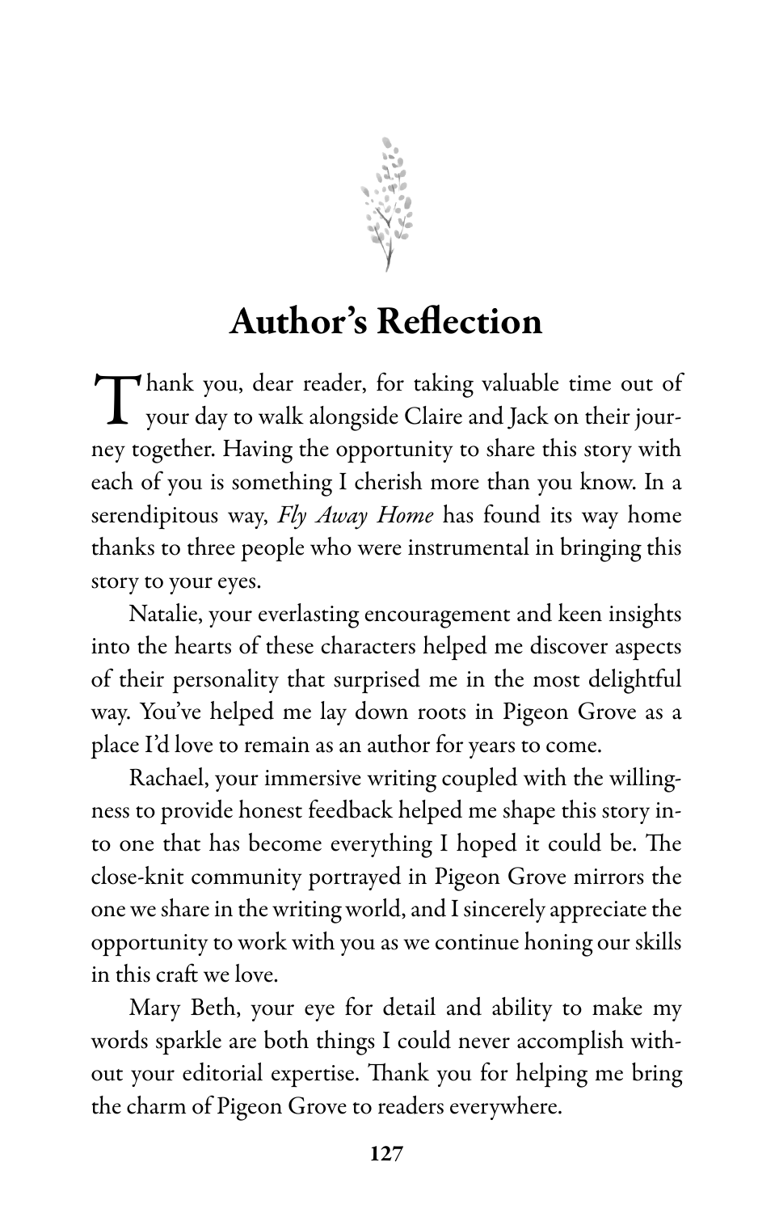# Author's Reflection

Thank you, dear reader, for taking valuable time out of your day to walk alongside Claire and Jack on their journey together. Having the opportunity to share this story with each of you is something I cherish more than you know. In a serendipitous way, *Fly Away Home* has found its way home thanks to three people who were instrumental in bringing this story to your eyes.

Natalie, your everlasting encouragement and keen insights into the hearts of these characters helped me discover aspects of their personality that surprised me in the most delightful way. You've helped me lay down roots in Pigeon Grove as a place I'd love to remain as an author for years to come.

Rachael, your immersive writing coupled with the willingness to provide honest feedback helped me shape this story into one that has become everything I hoped it could be. The close-knit community portrayed in Pigeon Grove mirrors the one we share in the writing world, and I sincerely appreciate the opportunity to work with you as we continue honing our skills in this craft we love.

Mary Beth, your eye for detail and ability to make my words sparkle are both things I could never accomplish without your editorial expertise. Thank you for helping me bring the charm of Pigeon Grove to readers everywhere.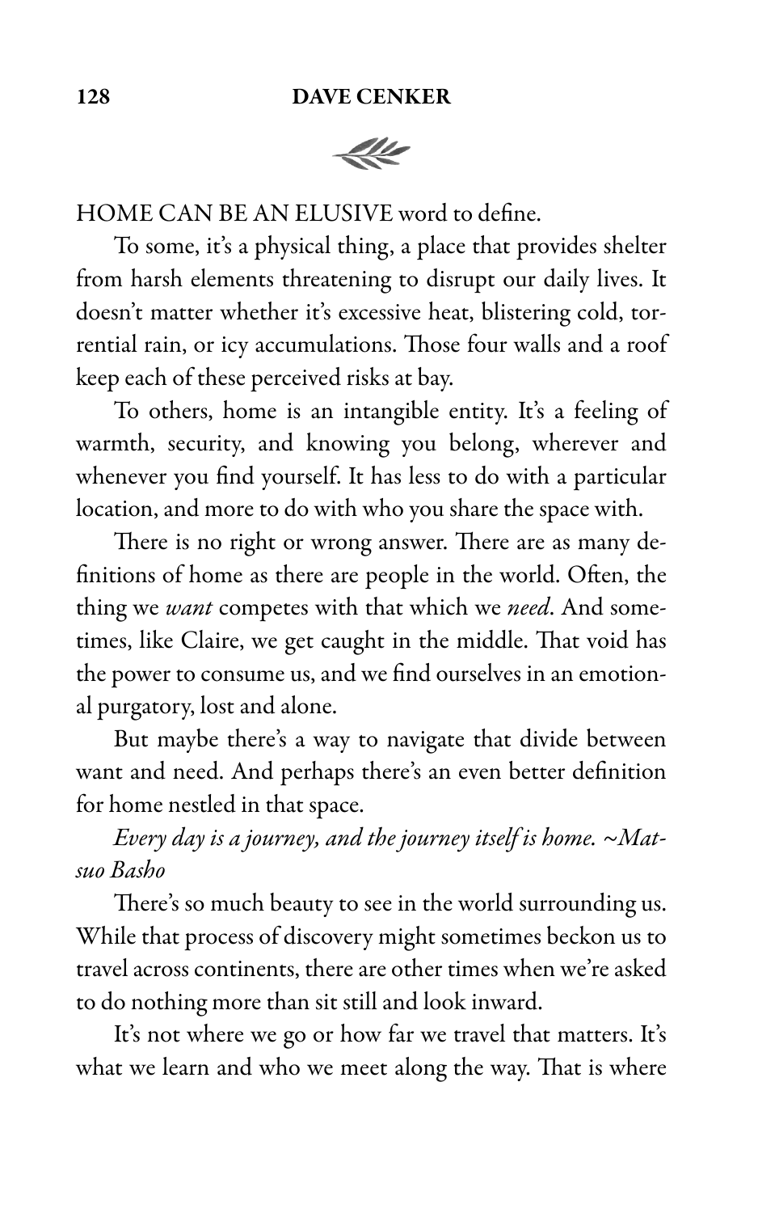HOME CAN BE AN ELUSIVE word to define.

To some, it's a physical thing, a place that provides shelter from harsh elements threatening to disrupt our daily lives. It doesn't matter whether it's excessive heat, blistering cold, torrential rain, or icy accumulations. Those four walls and a roof keep each of these perceived risks at bay.

To others, home is an intangible entity. It's a feeling of warmth, security, and knowing you belong, wherever and whenever you find yourself. It has less to do with a particular location, and more to do with who you share the space with.

There is no right or wrong answer. There are as many definitions of home as there are people in the world. Often, the thing we *want* competes with that which we *need*. And sometimes, like Claire, we get caught in the middle. That void has the power to consume us, and we find ourselves in an emotional purgatory, lost and alone.

But maybe there's a way to navigate that divide between want and need. And perhaps there's an even better definition for home nestled in that space.

*Every day is a journey, and the journey itself is home. ~Matsuo Basho*

There's so much beauty to see in the world surrounding us. While that process of discovery might sometimes beckon us to travel across continents, there are other times when we're asked to do nothing more than sit still and look inward.

It's not where we go or how far we travel that matters. It's what we learn and who we meet along the way. That is where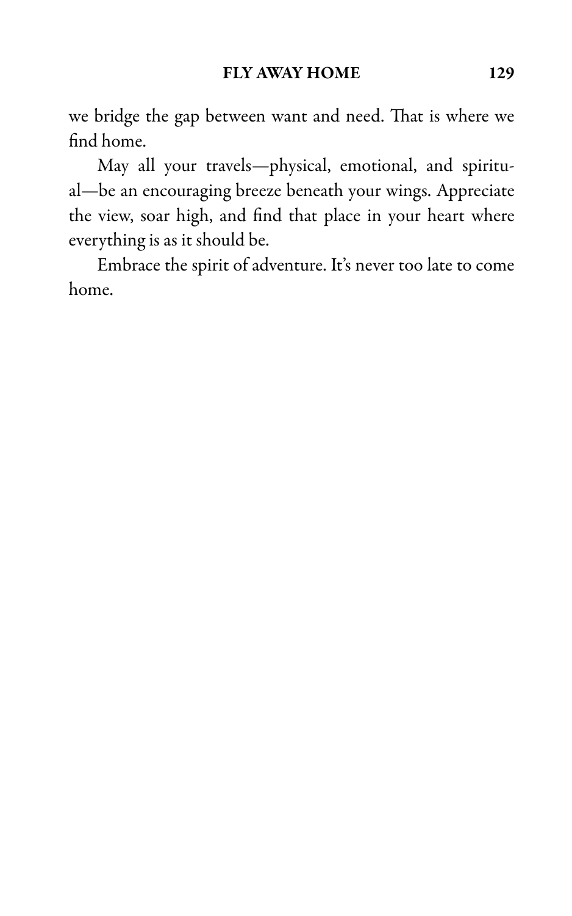we bridge the gap between want and need. That is where we find home.

May all your travels—physical, emotional, and spiritual—be an encouraging breeze beneath your wings. Appreciate the view, soar high, and find that place in your heart where everything is as it should be.

Embrace the spirit of adventure. It's never too late to come home.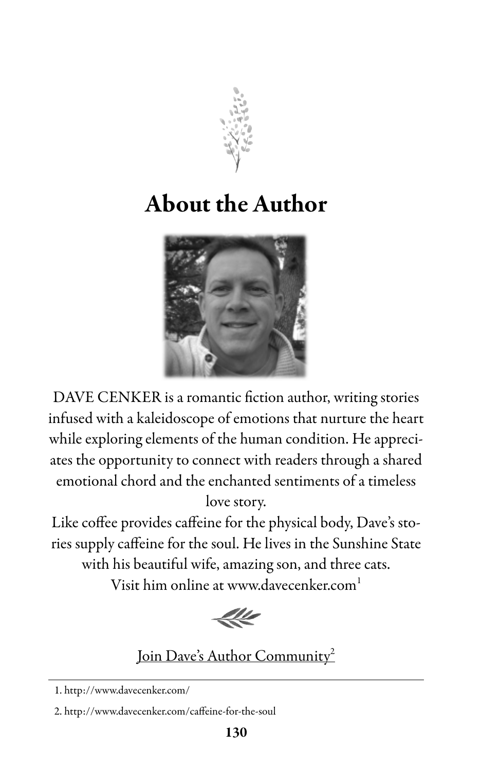# About the Author

DAVE CENKER is a romantic fiction author, writing stories infused with a kaleidoscope of emotions that nurture the heart while exploring elements of the human condition. He appreciates the opportunity to connect with readers through a shared emotional chord and the enchanted sentiments of a timeless love story.

Like coffee provides caffeine for the physical body, Dave's stories supply caffeine for the soul. He lives in the Sunshine State with his beautiful wife, amazing son, and three cats.

Visit him online at www.davecenker.com[1]

Join Dave's Author Community[2]

1. http://www.davecenker.com/
2. http://www.davecenker.com/caffeine-for-the-soul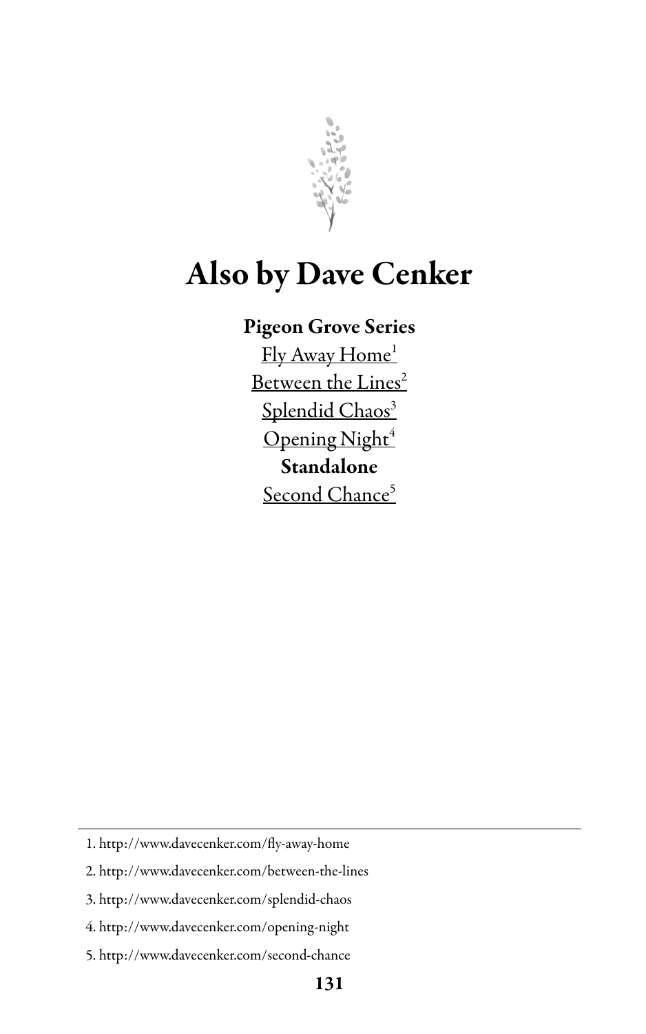# Also by Dave Cenker

**Pigeon Grove Series**

Fly Away Home[1]

Between the Lines[2]

Splendid Chaos[3]

Opening Night[4]

**Standalone**

Second Chance[5]

---

1. http://www.davecenker.com/fly-away-home
2. http://www.davecenker.com/between-the-lines
3. http://www.davecenker.com/splendid-chaos
4. http://www.davecenker.com/opening-night
5. http://www.davecenker.com/second-chance